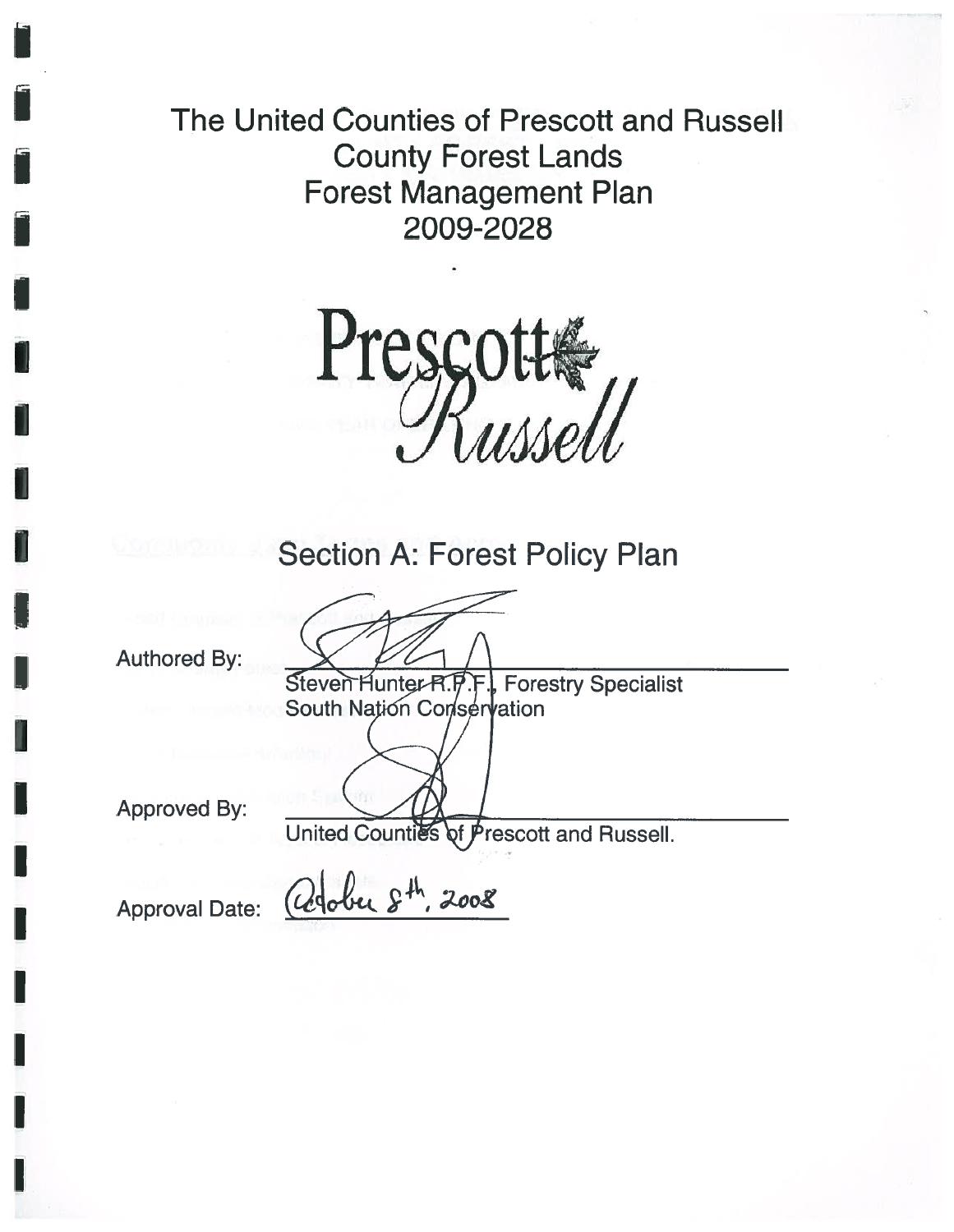# The United Counties of Prescott and Russell County Forest Lands Forest Management Plan 2009-2028

Prescott Russell

## Section A: Forest Policy Plan

Authored By: Steven Hunter R.P.F., Forestry Specialist
South Nation Conservation

Approved By: United Counties of Prescott and Russell.

Approval Date: October 8th, 2008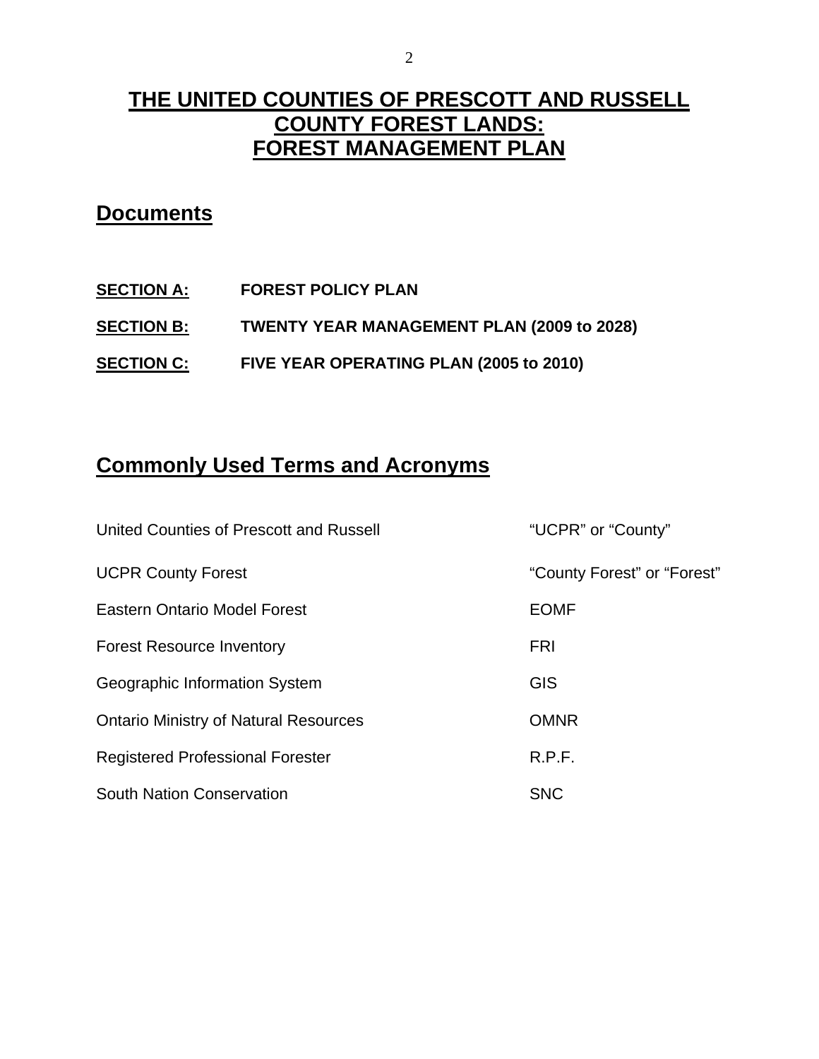# THE UNITED COUNTIES OF PRESCOTT AND RUSSELL COUNTY FOREST LANDS: FOREST MANAGEMENT PLAN

## Documents

**SECTION A:** **FOREST POLICY PLAN**

**SECTION B:** **TWENTY YEAR MANAGEMENT PLAN (2009 to 2028)**

**SECTION C:** **FIVE YEAR OPERATING PLAN (2005 to 2010)**

## Commonly Used Terms and Acronyms

| Term | Acronym |
|---|---|
| United Counties of Prescott and Russell | "UCPR" or "County" |
| UCPR County Forest | "County Forest" or "Forest" |
| Eastern Ontario Model Forest | EOMF |
| Forest Resource Inventory | FRI |
| Geographic Information System | GIS |
| Ontario Ministry of Natural Resources | OMNR |
| Registered Professional Forester | R.P.F. |
| South Nation Conservation | SNC |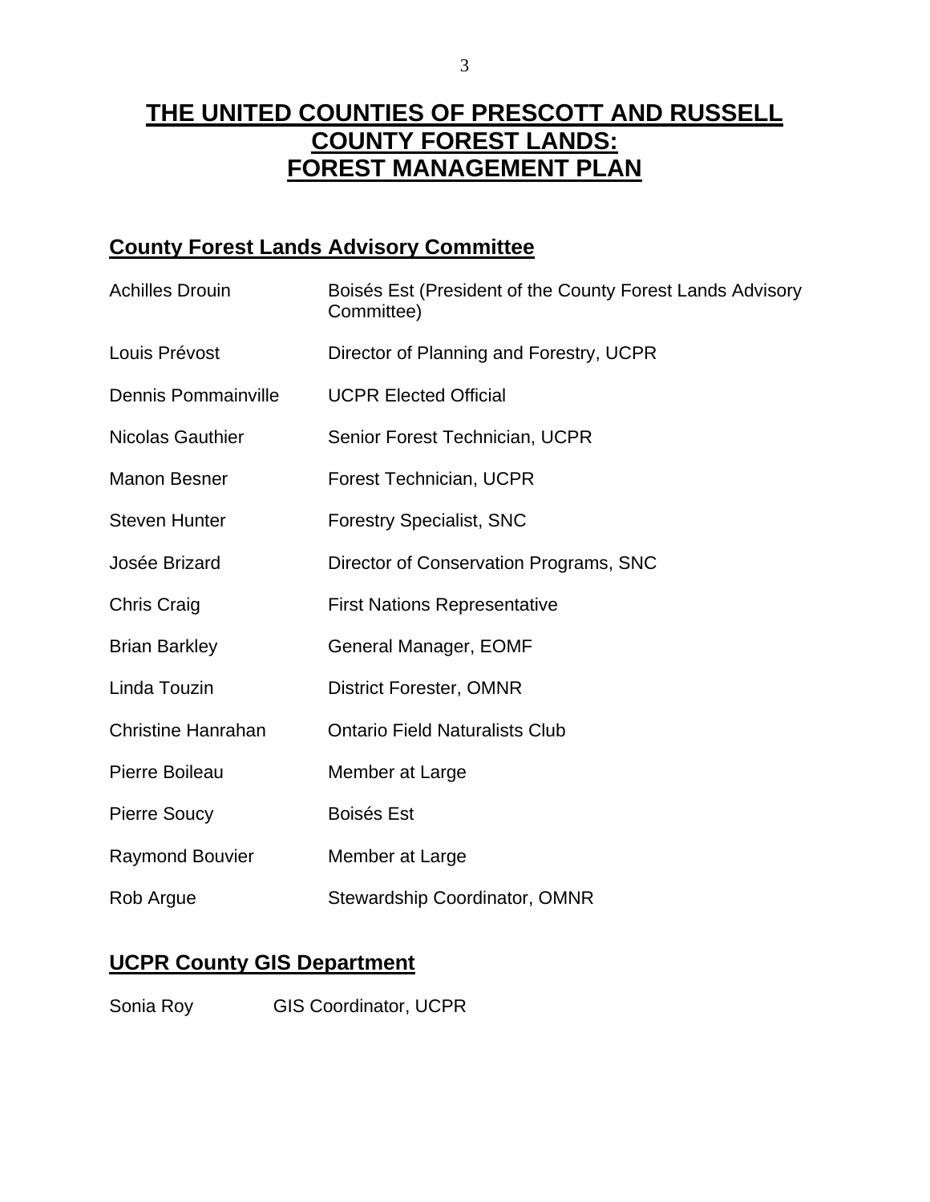# THE UNITED COUNTIES OF PRESCOTT AND RUSSELL COUNTY FOREST LANDS: FOREST MANAGEMENT PLAN

## County Forest Lands Advisory Committee

| | |
|---|---|
| Achilles Drouin | Boisés Est (President of the County Forest Lands Advisory Committee) |
| Louis Prévost | Director of Planning and Forestry, UCPR |
| Dennis Pommainville | UCPR Elected Official |
| Nicolas Gauthier | Senior Forest Technician, UCPR |
| Manon Besner | Forest Technician, UCPR |
| Steven Hunter | Forestry Specialist, SNC |
| Josée Brizard | Director of Conservation Programs, SNC |
| Chris Craig | First Nations Representative |
| Brian Barkley | General Manager, EOMF |
| Linda Touzin | District Forester, OMNR |
| Christine Hanrahan | Ontario Field Naturalists Club |
| Pierre Boileau | Member at Large |
| Pierre Soucy | Boisés Est |
| Raymond Bouvier | Member at Large |
| Rob Argue | Stewardship Coordinator, OMNR |

## UCPR County GIS Department

| | |
|---|---|
| Sonia Roy | GIS Coordinator, UCPR |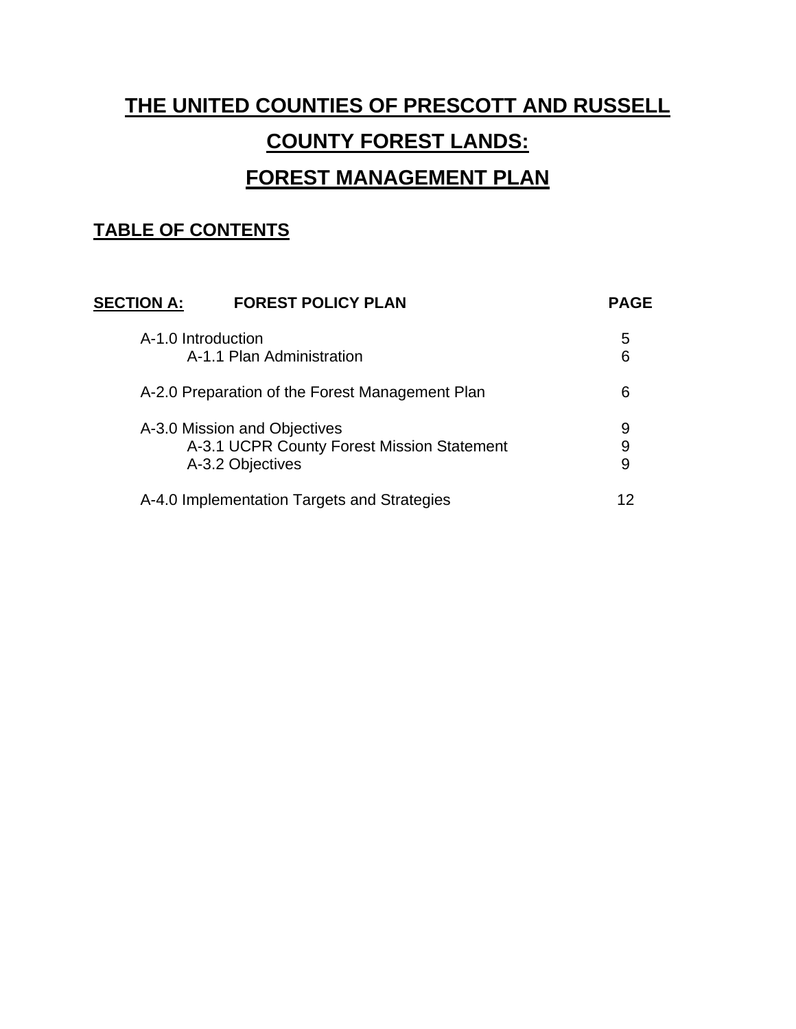# THE UNITED COUNTIES OF PRESCOTT AND RUSSELL

# COUNTY FOREST LANDS:

# FOREST MANAGEMENT PLAN

## TABLE OF CONTENTS

| SECTION A: FOREST POLICY PLAN | PAGE |
|---|---|
| A-1.0 Introduction | 5 |
| A-1.1 Plan Administration | 6 |
| A-2.0 Preparation of the Forest Management Plan | 6 |
| A-3.0 Mission and Objectives | 9 |
| A-3.1 UCPR County Forest Mission Statement | 9 |
| A-3.2 Objectives | 9 |
| A-4.0 Implementation Targets and Strategies | 12 |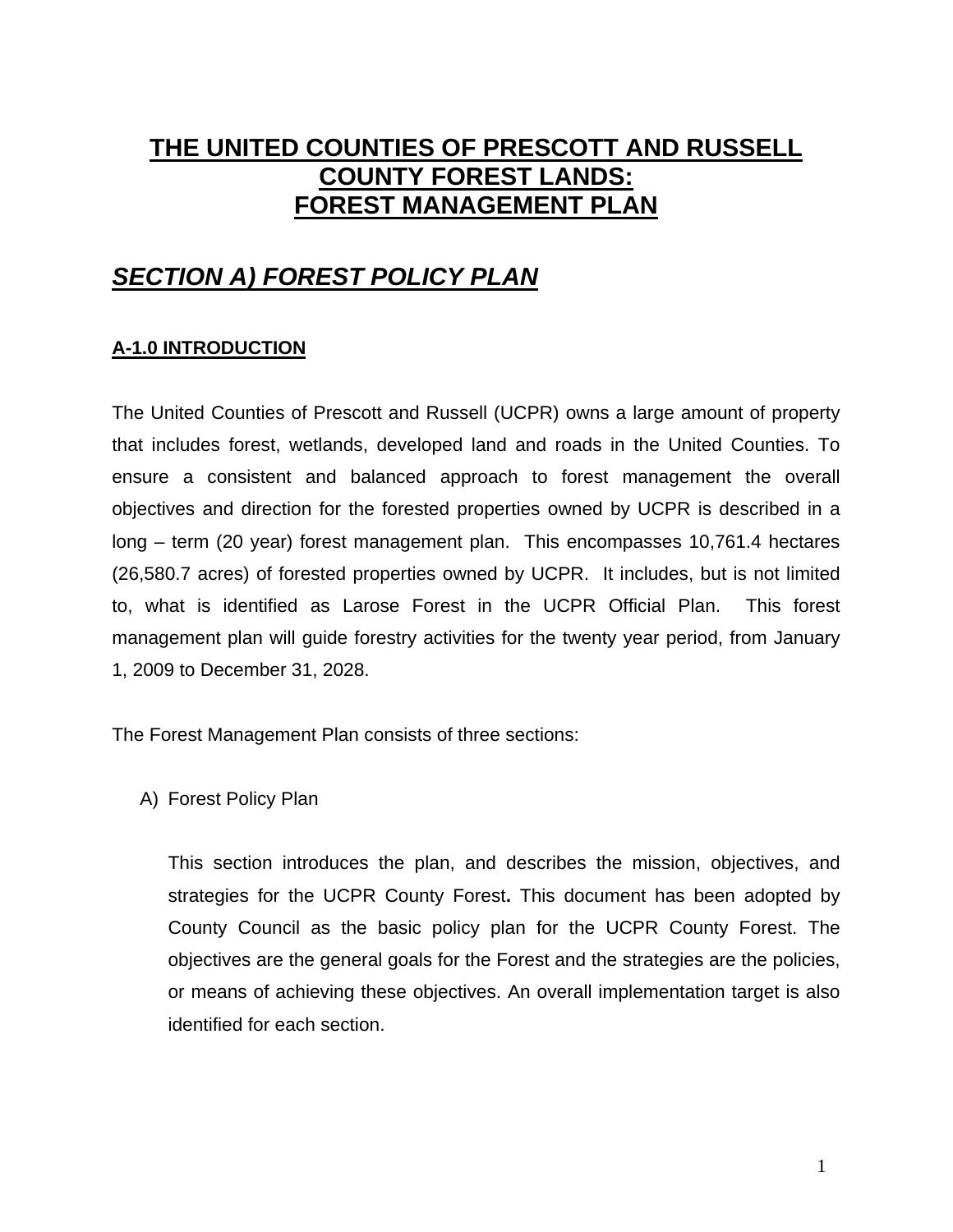# THE UNITED COUNTIES OF PRESCOTT AND RUSSELL COUNTY FOREST LANDS: FOREST MANAGEMENT PLAN

## *SECTION A) FOREST POLICY PLAN*

### A-1.0 INTRODUCTION

The United Counties of Prescott and Russell (UCPR) owns a large amount of property that includes forest, wetlands, developed land and roads in the United Counties. To ensure a consistent and balanced approach to forest management the overall objectives and direction for the forested properties owned by UCPR is described in a long – term (20 year) forest management plan. This encompasses 10,761.4 hectares (26,580.7 acres) of forested properties owned by UCPR. It includes, but is not limited to, what is identified as Larose Forest in the UCPR Official Plan. This forest management plan will guide forestry activities for the twenty year period, from January 1, 2009 to December 31, 2028.

The Forest Management Plan consists of three sections:

A) Forest Policy Plan

   This section introduces the plan, and describes the mission, objectives, and strategies for the UCPR County Forest**.** This document has been adopted by County Council as the basic policy plan for the UCPR County Forest. The objectives are the general goals for the Forest and the strategies are the policies, or means of achieving these objectives. An overall implementation target is also identified for each section.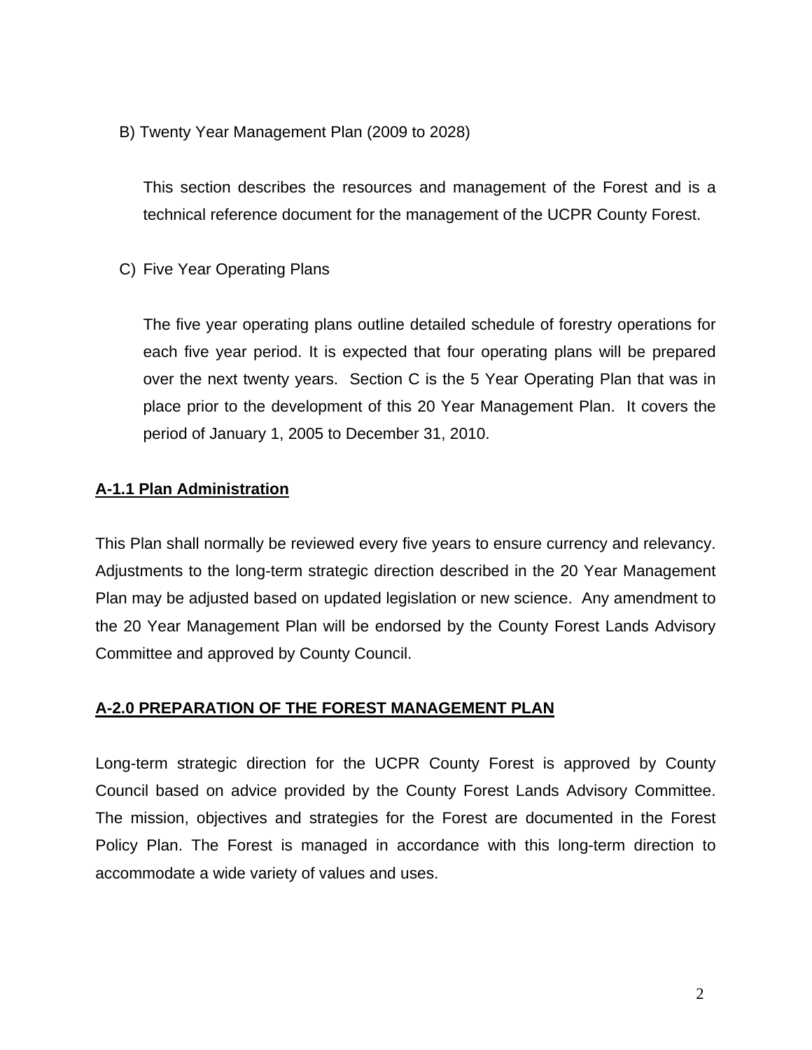B) Twenty Year Management Plan (2009 to 2028)

This section describes the resources and management of the Forest and is a technical reference document for the management of the UCPR County Forest.

C) Five Year Operating Plans

The five year operating plans outline detailed schedule of forestry operations for each five year period. It is expected that four operating plans will be prepared over the next twenty years. Section C is the 5 Year Operating Plan that was in place prior to the development of this 20 Year Management Plan. It covers the period of January 1, 2005 to December 31, 2010.

## A-1.1 Plan Administration

This Plan shall normally be reviewed every five years to ensure currency and relevancy. Adjustments to the long-term strategic direction described in the 20 Year Management Plan may be adjusted based on updated legislation or new science. Any amendment to the 20 Year Management Plan will be endorsed by the County Forest Lands Advisory Committee and approved by County Council.

## A-2.0 PREPARATION OF THE FOREST MANAGEMENT PLAN

Long-term strategic direction for the UCPR County Forest is approved by County Council based on advice provided by the County Forest Lands Advisory Committee. The mission, objectives and strategies for the Forest are documented in the Forest Policy Plan. The Forest is managed in accordance with this long-term direction to accommodate a wide variety of values and uses.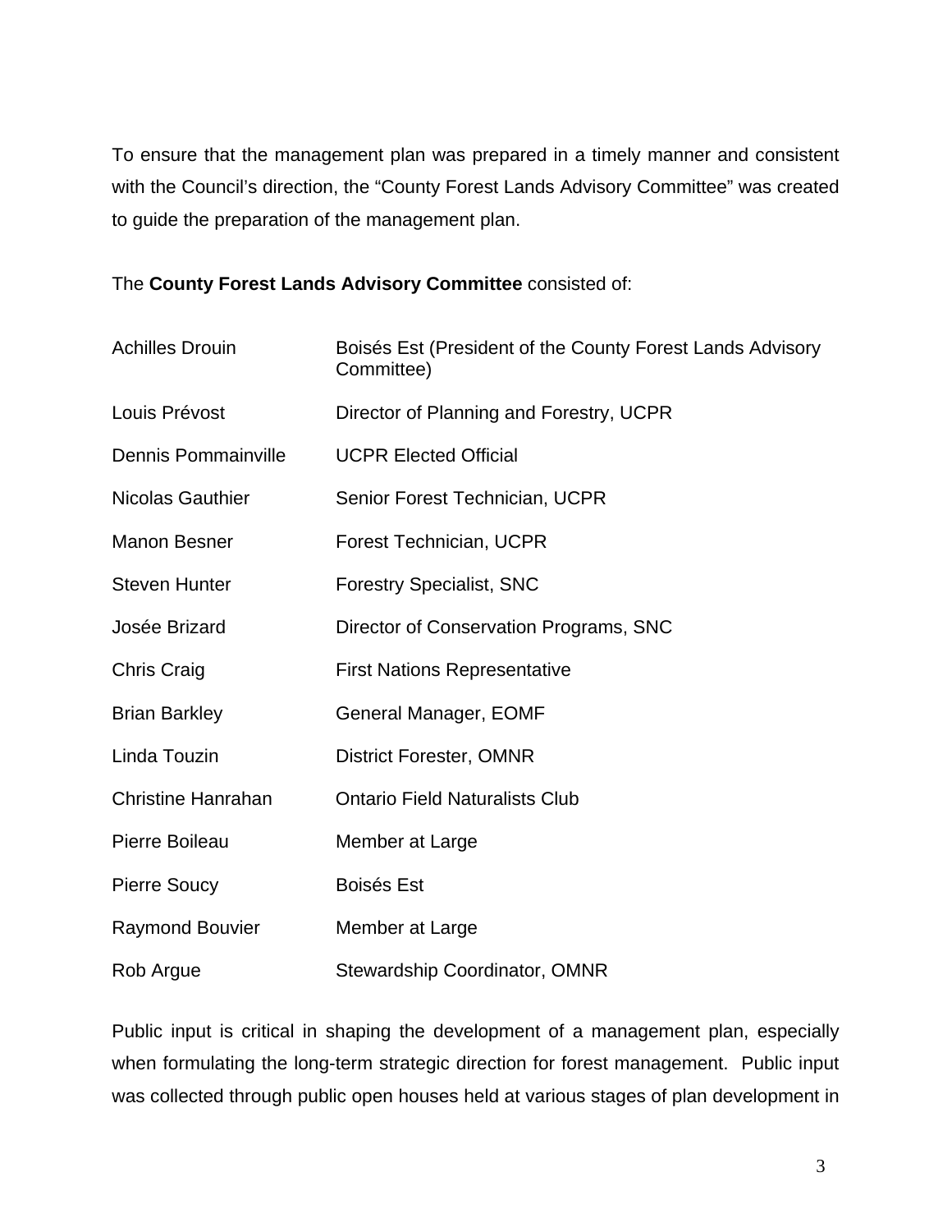To ensure that the management plan was prepared in a timely manner and consistent with the Council's direction, the "County Forest Lands Advisory Committee" was created to guide the preparation of the management plan.

The **County Forest Lands Advisory Committee** consisted of:

| | |
|---|---|
| Achilles Drouin | Boisés Est (President of the County Forest Lands Advisory Committee) |
| Louis Prévost | Director of Planning and Forestry, UCPR |
| Dennis Pommainville | UCPR Elected Official |
| Nicolas Gauthier | Senior Forest Technician, UCPR |
| Manon Besner | Forest Technician, UCPR |
| Steven Hunter | Forestry Specialist, SNC |
| Josée Brizard | Director of Conservation Programs, SNC |
| Chris Craig | First Nations Representative |
| Brian Barkley | General Manager, EOMF |
| Linda Touzin | District Forester, OMNR |
| Christine Hanrahan | Ontario Field Naturalists Club |
| Pierre Boileau | Member at Large |
| Pierre Soucy | Boisés Est |
| Raymond Bouvier | Member at Large |
| Rob Argue | Stewardship Coordinator, OMNR |

Public input is critical in shaping the development of a management plan, especially when formulating the long-term strategic direction for forest management. Public input was collected through public open houses held at various stages of plan development in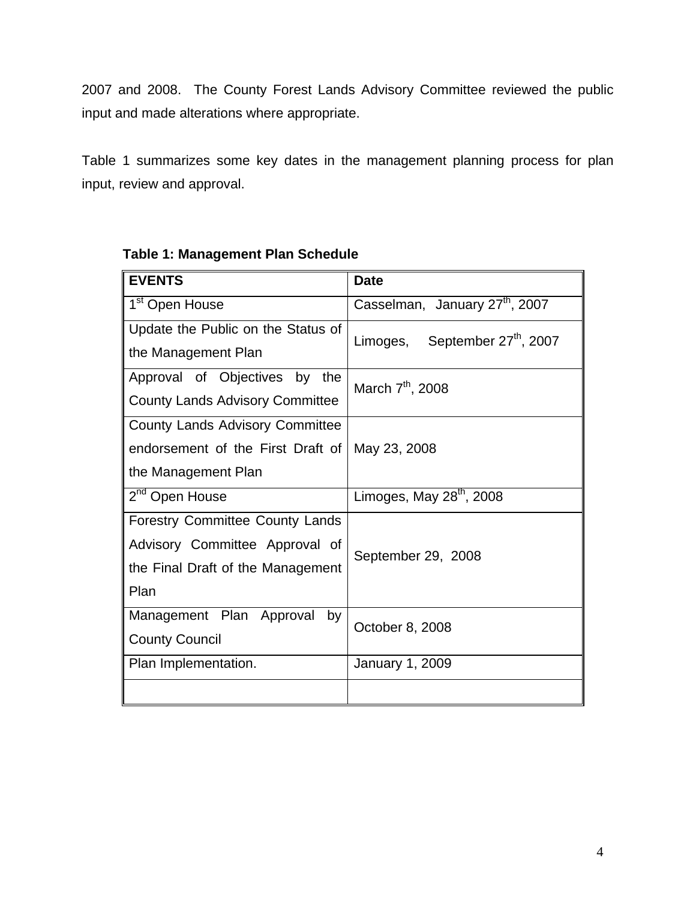2007 and 2008. The County Forest Lands Advisory Committee reviewed the public input and made alterations where appropriate.

Table 1 summarizes some key dates in the management planning process for plan input, review and approval.

**Table 1: Management Plan Schedule**

| EVENTS | Date |
|---|---|
| 1st Open House | Casselman, January 27th, 2007 |
| Update the Public on the Status of the Management Plan | Limoges, September 27th, 2007 |
| Approval of Objectives by the County Lands Advisory Committee | March 7th, 2008 |
| County Lands Advisory Committee endorsement of the First Draft of the Management Plan | May 23, 2008 |
| 2nd Open House | Limoges, May 28th, 2008 |
| Forestry Committee County Lands Advisory Committee Approval of the Final Draft of the Management Plan | September 29, 2008 |
| Management Plan Approval by County Council | October 8, 2008 |
| Plan Implementation. | January 1, 2009 |
| | |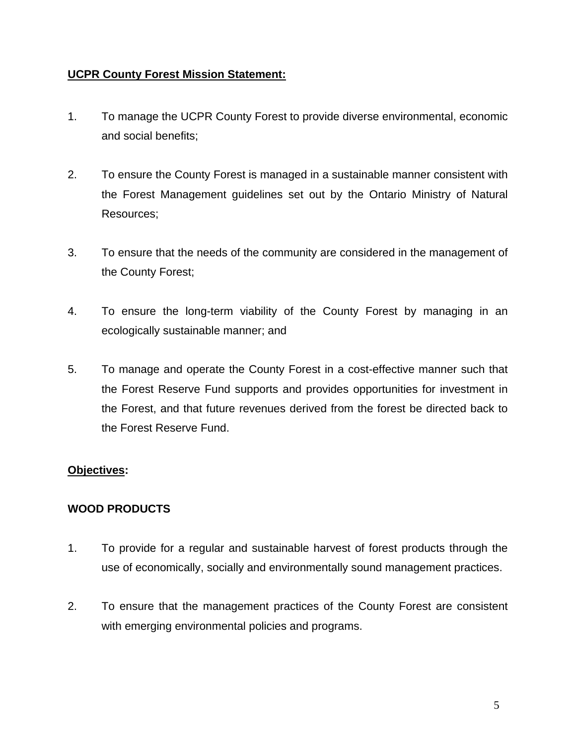**UCPR County Forest Mission Statement:**

1. To manage the UCPR County Forest to provide diverse environmental, economic and social benefits;

2. To ensure the County Forest is managed in a sustainable manner consistent with the Forest Management guidelines set out by the Ontario Ministry of Natural Resources;

3. To ensure that the needs of the community are considered in the management of the County Forest;

4. To ensure the long-term viability of the County Forest by managing in an ecologically sustainable manner; and

5. To manage and operate the County Forest in a cost-effective manner such that the Forest Reserve Fund supports and provides opportunities for investment in the Forest, and that future revenues derived from the forest be directed back to the Forest Reserve Fund.

**Objectives:**

**WOOD PRODUCTS**

1. To provide for a regular and sustainable harvest of forest products through the use of economically, socially and environmentally sound management practices.

2. To ensure that the management practices of the County Forest are consistent with emerging environmental policies and programs.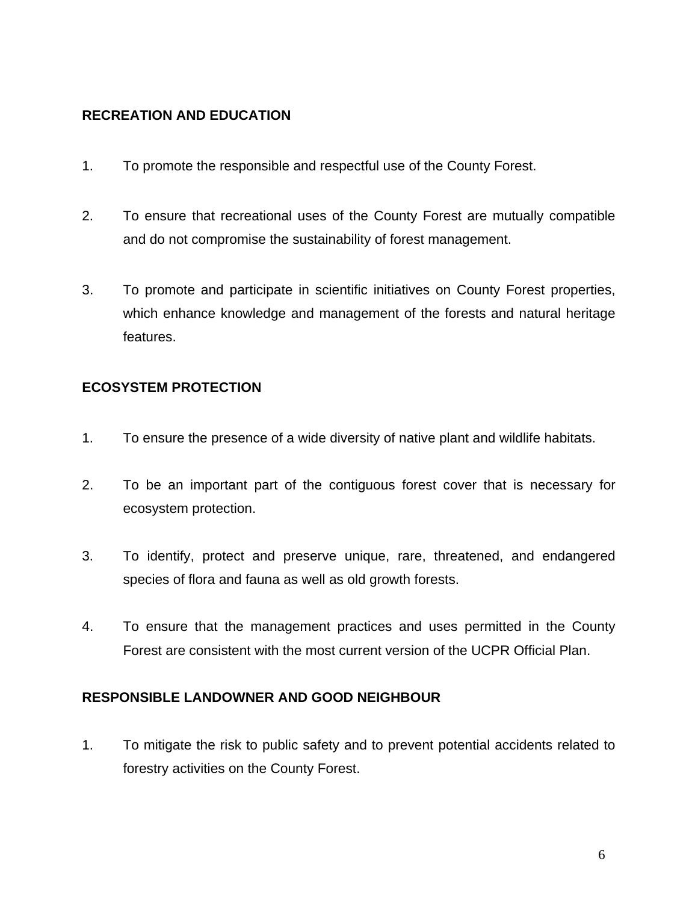**RECREATION AND EDUCATION**

1. To promote the responsible and respectful use of the County Forest.

2. To ensure that recreational uses of the County Forest are mutually compatible and do not compromise the sustainability of forest management.

3. To promote and participate in scientific initiatives on County Forest properties, which enhance knowledge and management of the forests and natural heritage features.

**ECOSYSTEM PROTECTION**

1. To ensure the presence of a wide diversity of native plant and wildlife habitats.

2. To be an important part of the contiguous forest cover that is necessary for ecosystem protection.

3. To identify, protect and preserve unique, rare, threatened, and endangered species of flora and fauna as well as old growth forests.

4. To ensure that the management practices and uses permitted in the County Forest are consistent with the most current version of the UCPR Official Plan.

**RESPONSIBLE LANDOWNER AND GOOD NEIGHBOUR**

1. To mitigate the risk to public safety and to prevent potential accidents related to forestry activities on the County Forest.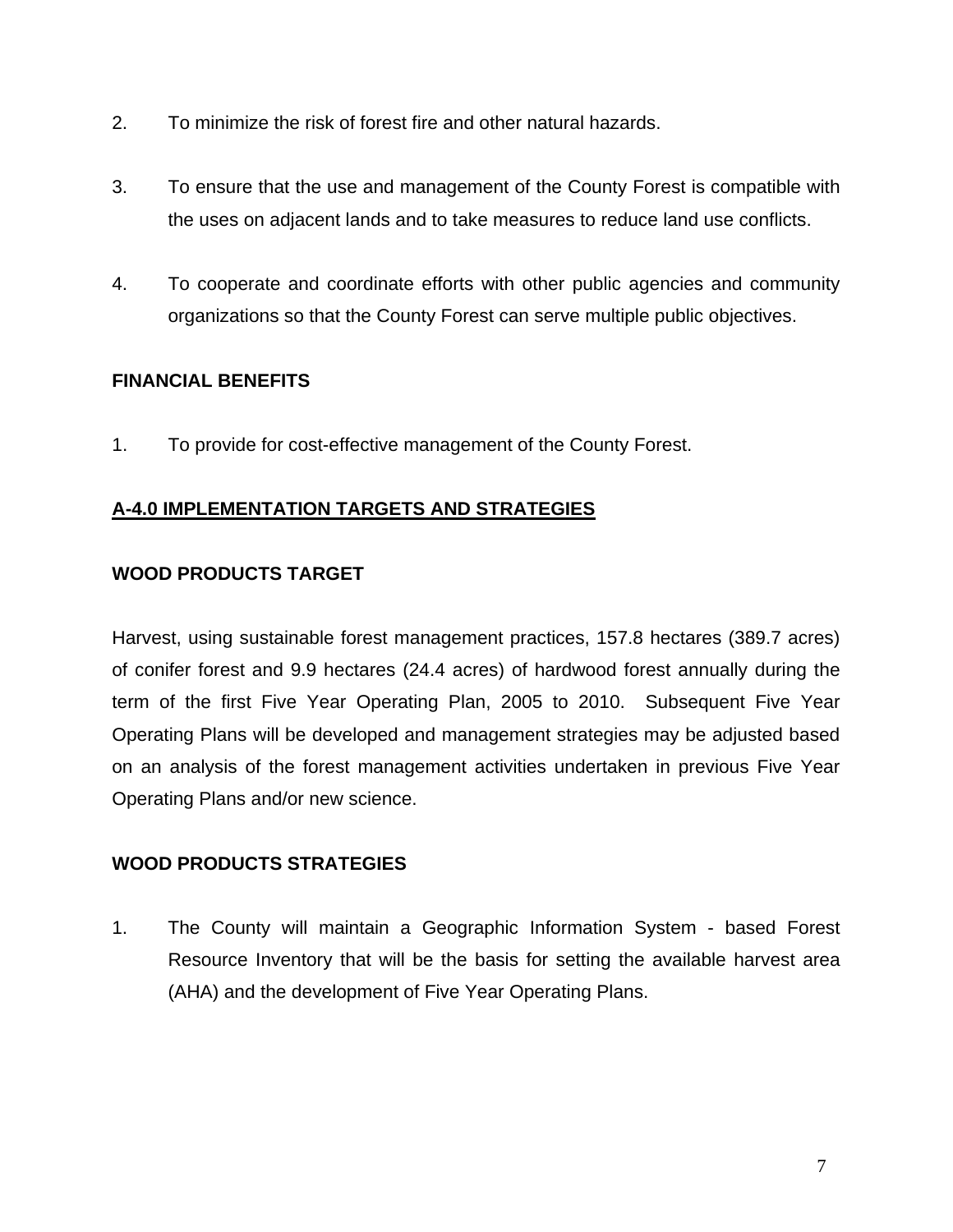2. To minimize the risk of forest fire and other natural hazards.

3. To ensure that the use and management of the County Forest is compatible with the uses on adjacent lands and to take measures to reduce land use conflicts.

4. To cooperate and coordinate efforts with other public agencies and community organizations so that the County Forest can serve multiple public objectives.

**FINANCIAL BENEFITS**

1. To provide for cost-effective management of the County Forest.

## A-4.0 IMPLEMENTATION TARGETS AND STRATEGIES

**WOOD PRODUCTS TARGET**

Harvest, using sustainable forest management practices, 157.8 hectares (389.7 acres) of conifer forest and 9.9 hectares (24.4 acres) of hardwood forest annually during the term of the first Five Year Operating Plan, 2005 to 2010. Subsequent Five Year Operating Plans will be developed and management strategies may be adjusted based on an analysis of the forest management activities undertaken in previous Five Year Operating Plans and/or new science.

**WOOD PRODUCTS STRATEGIES**

1. The County will maintain a Geographic Information System - based Forest Resource Inventory that will be the basis for setting the available harvest area (AHA) and the development of Five Year Operating Plans.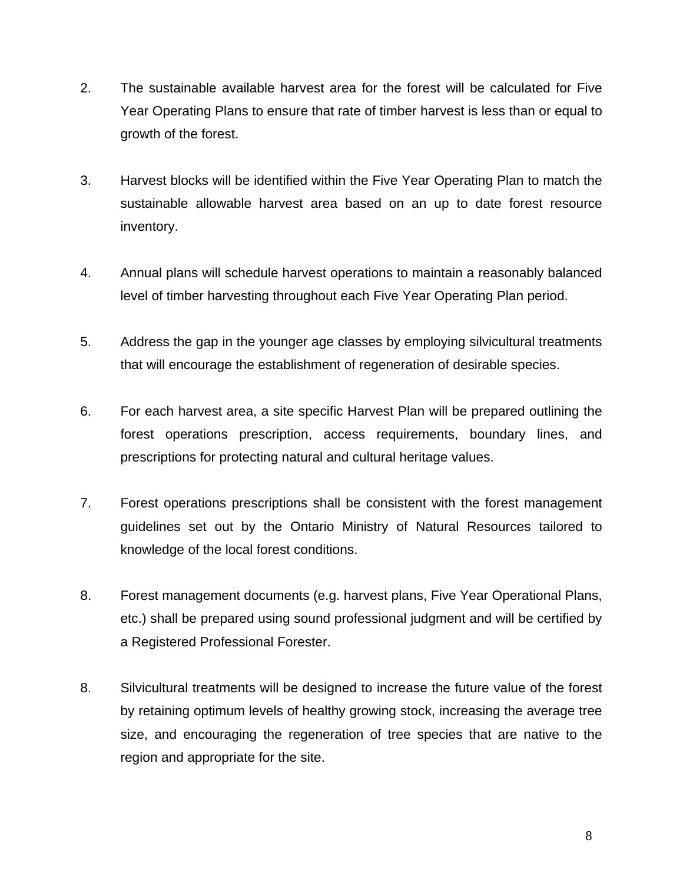2. The sustainable available harvest area for the forest will be calculated for Five Year Operating Plans to ensure that rate of timber harvest is less than or equal to growth of the forest.

3. Harvest blocks will be identified within the Five Year Operating Plan to match the sustainable allowable harvest area based on an up to date forest resource inventory.

4. Annual plans will schedule harvest operations to maintain a reasonably balanced level of timber harvesting throughout each Five Year Operating Plan period.

5. Address the gap in the younger age classes by employing silvicultural treatments that will encourage the establishment of regeneration of desirable species.

6. For each harvest area, a site specific Harvest Plan will be prepared outlining the forest operations prescription, access requirements, boundary lines, and prescriptions for protecting natural and cultural heritage values.

7. Forest operations prescriptions shall be consistent with the forest management guidelines set out by the Ontario Ministry of Natural Resources tailored to knowledge of the local forest conditions.

8. Forest management documents (e.g. harvest plans, Five Year Operational Plans, etc.) shall be prepared using sound professional judgment and will be certified by a Registered Professional Forester.

8. Silvicultural treatments will be designed to increase the future value of the forest by retaining optimum levels of healthy growing stock, increasing the average tree size, and encouraging the regeneration of tree species that are native to the region and appropriate for the site.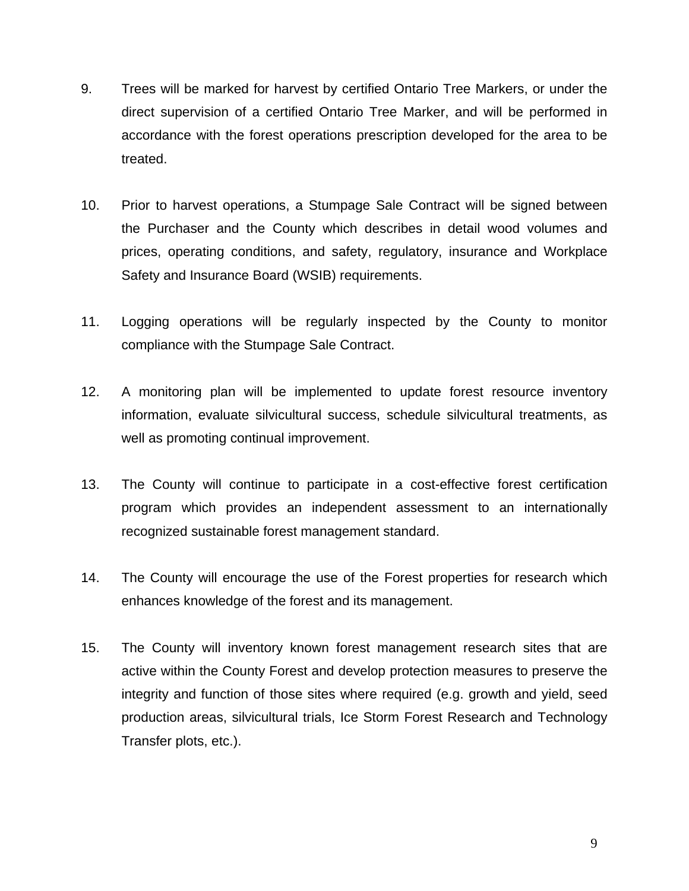9. Trees will be marked for harvest by certified Ontario Tree Markers, or under the direct supervision of a certified Ontario Tree Marker, and will be performed in accordance with the forest operations prescription developed for the area to be treated.

10. Prior to harvest operations, a Stumpage Sale Contract will be signed between the Purchaser and the County which describes in detail wood volumes and prices, operating conditions, and safety, regulatory, insurance and Workplace Safety and Insurance Board (WSIB) requirements.

11. Logging operations will be regularly inspected by the County to monitor compliance with the Stumpage Sale Contract.

12. A monitoring plan will be implemented to update forest resource inventory information, evaluate silvicultural success, schedule silvicultural treatments, as well as promoting continual improvement.

13. The County will continue to participate in a cost-effective forest certification program which provides an independent assessment to an internationally recognized sustainable forest management standard.

14. The County will encourage the use of the Forest properties for research which enhances knowledge of the forest and its management.

15. The County will inventory known forest management research sites that are active within the County Forest and develop protection measures to preserve the integrity and function of those sites where required (e.g. growth and yield, seed production areas, silvicultural trials, Ice Storm Forest Research and Technology Transfer plots, etc.).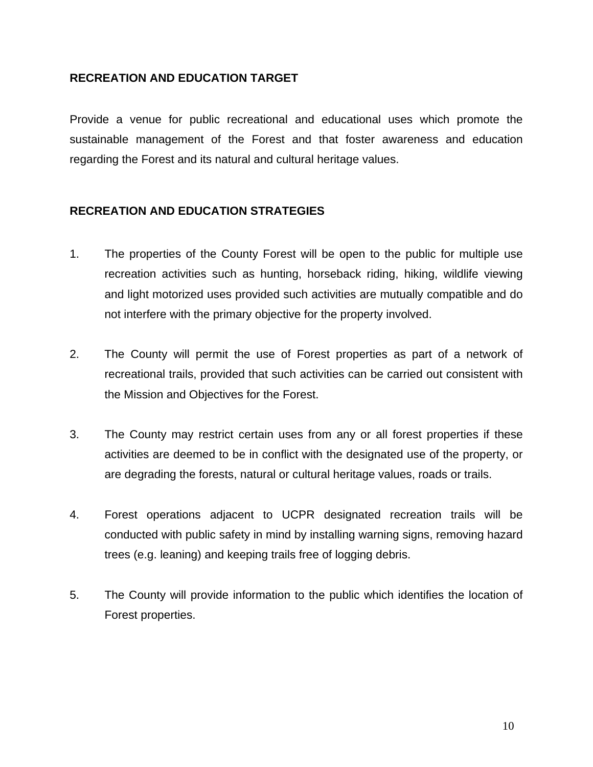## RECREATION AND EDUCATION TARGET

Provide a venue for public recreational and educational uses which promote the sustainable management of the Forest and that foster awareness and education regarding the Forest and its natural and cultural heritage values.

## RECREATION AND EDUCATION STRATEGIES

1. The properties of the County Forest will be open to the public for multiple use recreation activities such as hunting, horseback riding, hiking, wildlife viewing and light motorized uses provided such activities are mutually compatible and do not interfere with the primary objective for the property involved.

2. The County will permit the use of Forest properties as part of a network of recreational trails, provided that such activities can be carried out consistent with the Mission and Objectives for the Forest.

3. The County may restrict certain uses from any or all forest properties if these activities are deemed to be in conflict with the designated use of the property, or are degrading the forests, natural or cultural heritage values, roads or trails.

4. Forest operations adjacent to UCPR designated recreation trails will be conducted with public safety in mind by installing warning signs, removing hazard trees (e.g. leaning) and keeping trails free of logging debris.

5. The County will provide information to the public which identifies the location of Forest properties.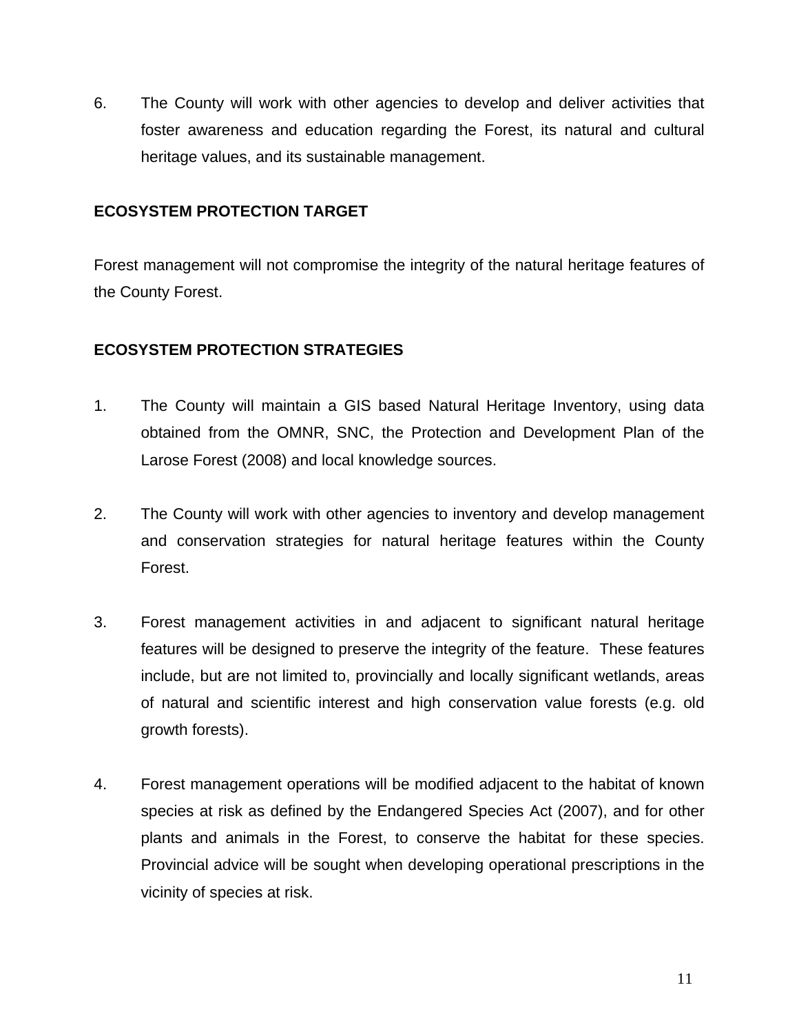6. The County will work with other agencies to develop and deliver activities that foster awareness and education regarding the Forest, its natural and cultural heritage values, and its sustainable management.

**ECOSYSTEM PROTECTION TARGET**

Forest management will not compromise the integrity of the natural heritage features of the County Forest.

**ECOSYSTEM PROTECTION STRATEGIES**

1. The County will maintain a GIS based Natural Heritage Inventory, using data obtained from the OMNR, SNC, the Protection and Development Plan of the Larose Forest (2008) and local knowledge sources.

2. The County will work with other agencies to inventory and develop management and conservation strategies for natural heritage features within the County Forest.

3. Forest management activities in and adjacent to significant natural heritage features will be designed to preserve the integrity of the feature. These features include, but are not limited to, provincially and locally significant wetlands, areas of natural and scientific interest and high conservation value forests (e.g. old growth forests).

4. Forest management operations will be modified adjacent to the habitat of known species at risk as defined by the Endangered Species Act (2007), and for other plants and animals in the Forest, to conserve the habitat for these species. Provincial advice will be sought when developing operational prescriptions in the vicinity of species at risk.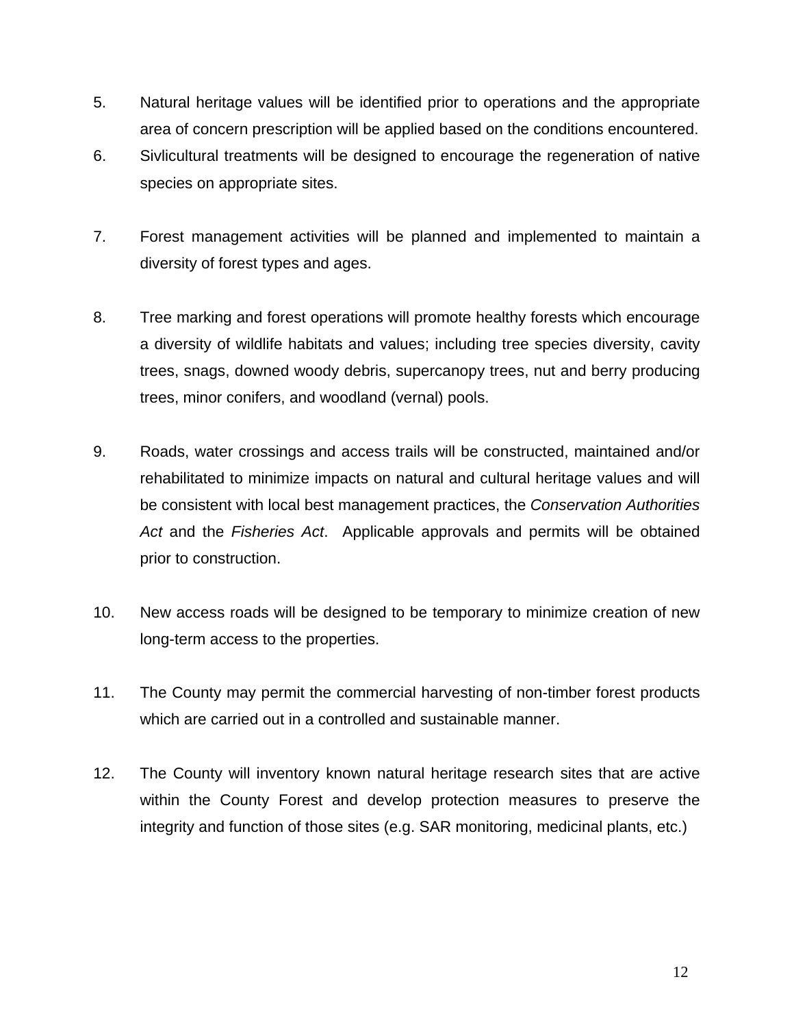5. Natural heritage values will be identified prior to operations and the appropriate area of concern prescription will be applied based on the conditions encountered.
6. Sivlicultural treatments will be designed to encourage the regeneration of native species on appropriate sites.
7. Forest management activities will be planned and implemented to maintain a diversity of forest types and ages.
8. Tree marking and forest operations will promote healthy forests which encourage a diversity of wildlife habitats and values; including tree species diversity, cavity trees, snags, downed woody debris, supercanopy trees, nut and berry producing trees, minor conifers, and woodland (vernal) pools.
9. Roads, water crossings and access trails will be constructed, maintained and/or rehabilitated to minimize impacts on natural and cultural heritage values and will be consistent with local best management practices, the *Conservation Authorities Act* and the *Fisheries Act*. Applicable approvals and permits will be obtained prior to construction.
10. New access roads will be designed to be temporary to minimize creation of new long-term access to the properties.
11. The County may permit the commercial harvesting of non-timber forest products which are carried out in a controlled and sustainable manner.
12. The County will inventory known natural heritage research sites that are active within the County Forest and develop protection measures to preserve the integrity and function of those sites (e.g. SAR monitoring, medicinal plants, etc.)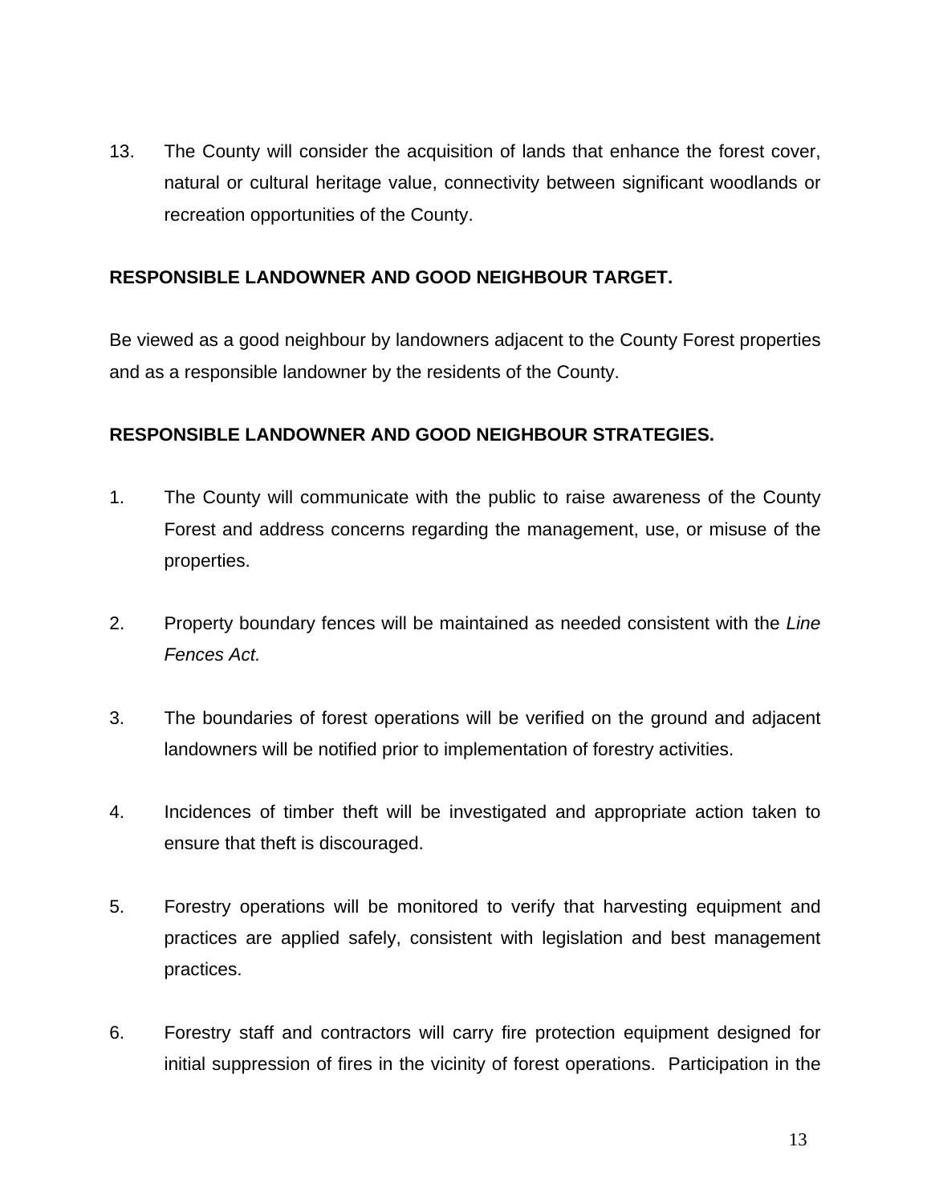13. The County will consider the acquisition of lands that enhance the forest cover, natural or cultural heritage value, connectivity between significant woodlands or recreation opportunities of the County.

**RESPONSIBLE LANDOWNER AND GOOD NEIGHBOUR TARGET.**

Be viewed as a good neighbour by landowners adjacent to the County Forest properties and as a responsible landowner by the residents of the County.

**RESPONSIBLE LANDOWNER AND GOOD NEIGHBOUR STRATEGIES.**

1. The County will communicate with the public to raise awareness of the County Forest and address concerns regarding the management, use, or misuse of the properties.

2. Property boundary fences will be maintained as needed consistent with the *Line Fences Act.*

3. The boundaries of forest operations will be verified on the ground and adjacent landowners will be notified prior to implementation of forestry activities.

4. Incidences of timber theft will be investigated and appropriate action taken to ensure that theft is discouraged.

5. Forestry operations will be monitored to verify that harvesting equipment and practices are applied safely, consistent with legislation and best management practices.

6. Forestry staff and contractors will carry fire protection equipment designed for initial suppression of fires in the vicinity of forest operations. Participation in the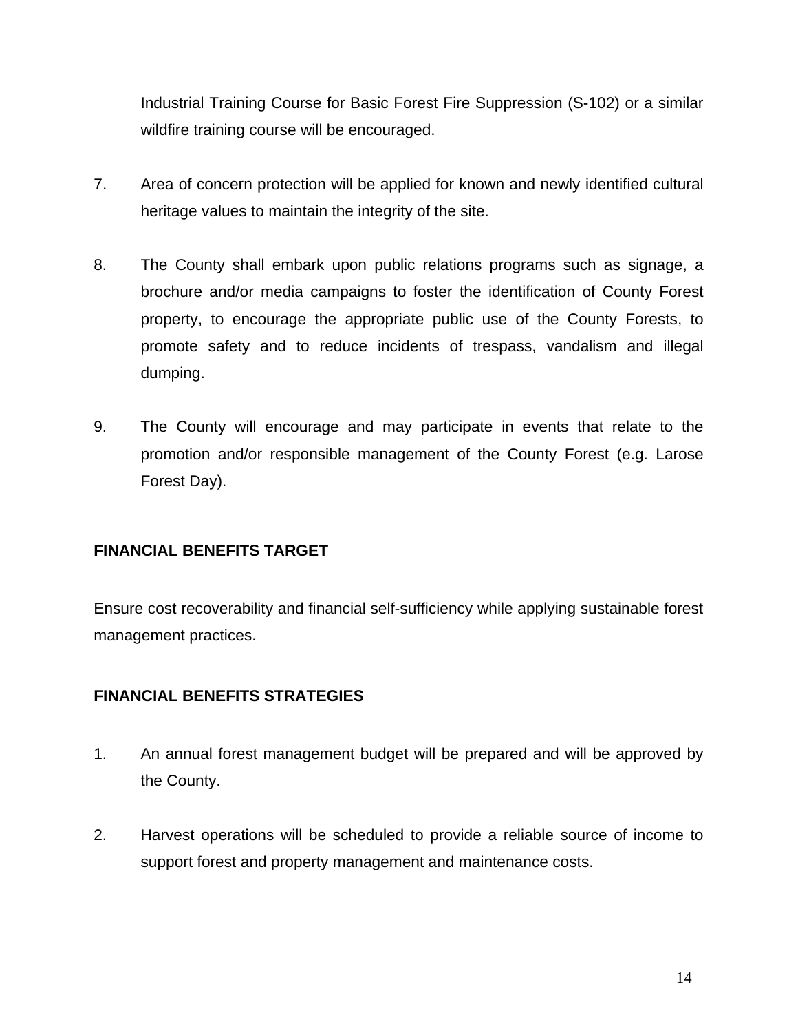Industrial Training Course for Basic Forest Fire Suppression (S-102) or a similar wildfire training course will be encouraged.

7. Area of concern protection will be applied for known and newly identified cultural heritage values to maintain the integrity of the site.

8. The County shall embark upon public relations programs such as signage, a brochure and/or media campaigns to foster the identification of County Forest property, to encourage the appropriate public use of the County Forests, to promote safety and to reduce incidents of trespass, vandalism and illegal dumping.

9. The County will encourage and may participate in events that relate to the promotion and/or responsible management of the County Forest (e.g. Larose Forest Day).

**FINANCIAL BENEFITS TARGET**

Ensure cost recoverability and financial self-sufficiency while applying sustainable forest management practices.

**FINANCIAL BENEFITS STRATEGIES**

1. An annual forest management budget will be prepared and will be approved by the County.

2. Harvest operations will be scheduled to provide a reliable source of income to support forest and property management and maintenance costs.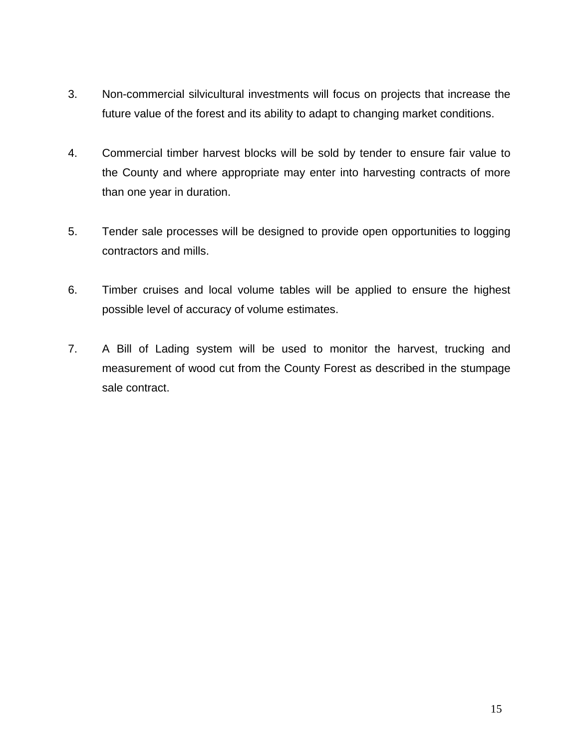3. Non-commercial silvicultural investments will focus on projects that increase the future value of the forest and its ability to adapt to changing market conditions.

4. Commercial timber harvest blocks will be sold by tender to ensure fair value to the County and where appropriate may enter into harvesting contracts of more than one year in duration.

5. Tender sale processes will be designed to provide open opportunities to logging contractors and mills.

6. Timber cruises and local volume tables will be applied to ensure the highest possible level of accuracy of volume estimates.

7. A Bill of Lading system will be used to monitor the harvest, trucking and measurement of wood cut from the County Forest as described in the stumpage sale contract.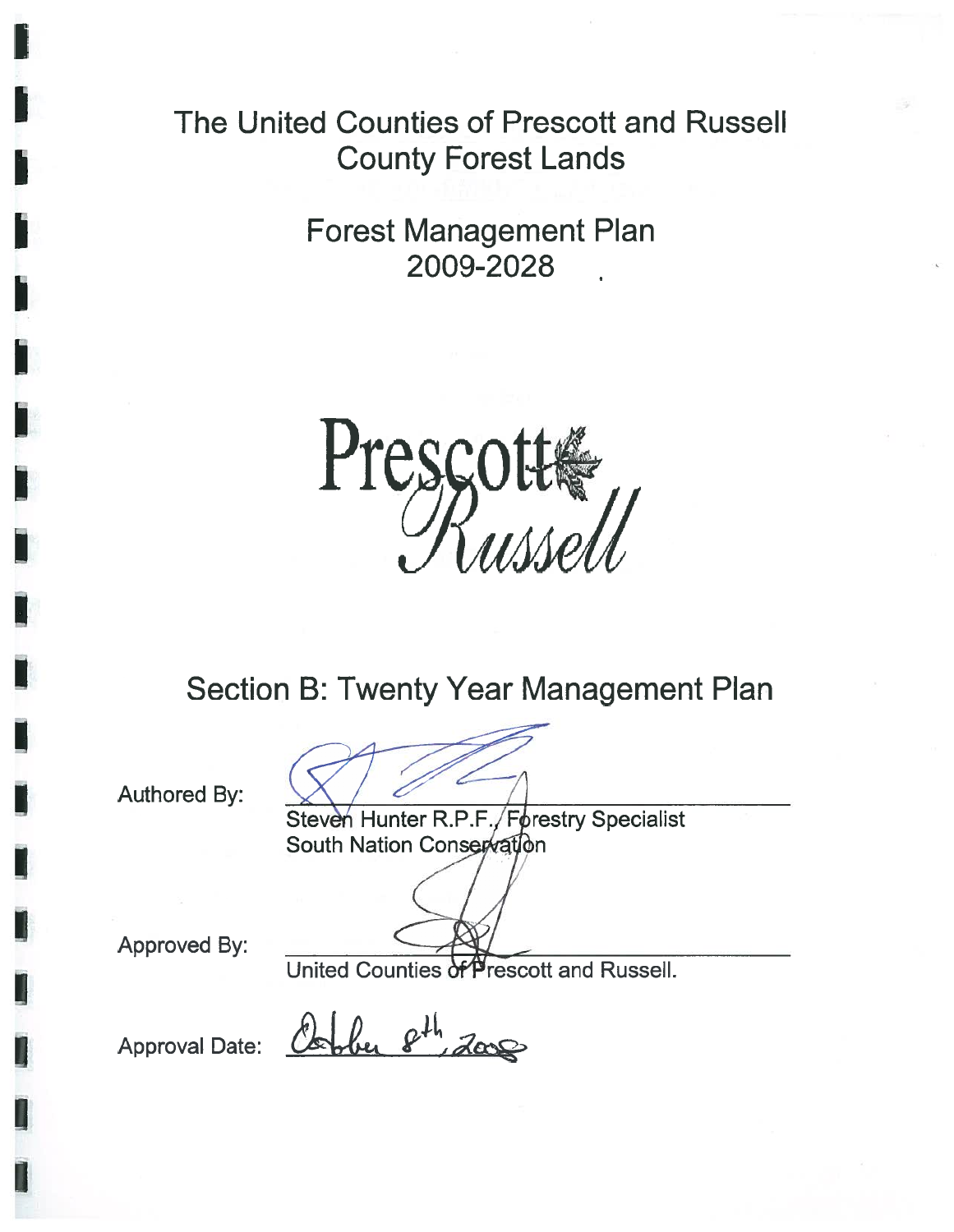# The United Counties of Prescott and Russell
# County Forest Lands

## Forest Management Plan
## 2009-2028

Prescott Russell

## Section B: Twenty Year Management Plan

Authored By: ______________________________
Steven Hunter R.P.F., Forestry Specialist
South Nation Conservation

Approved By: ______________________________
United Counties of Prescott and Russell.

Approval Date: October 8th, 2008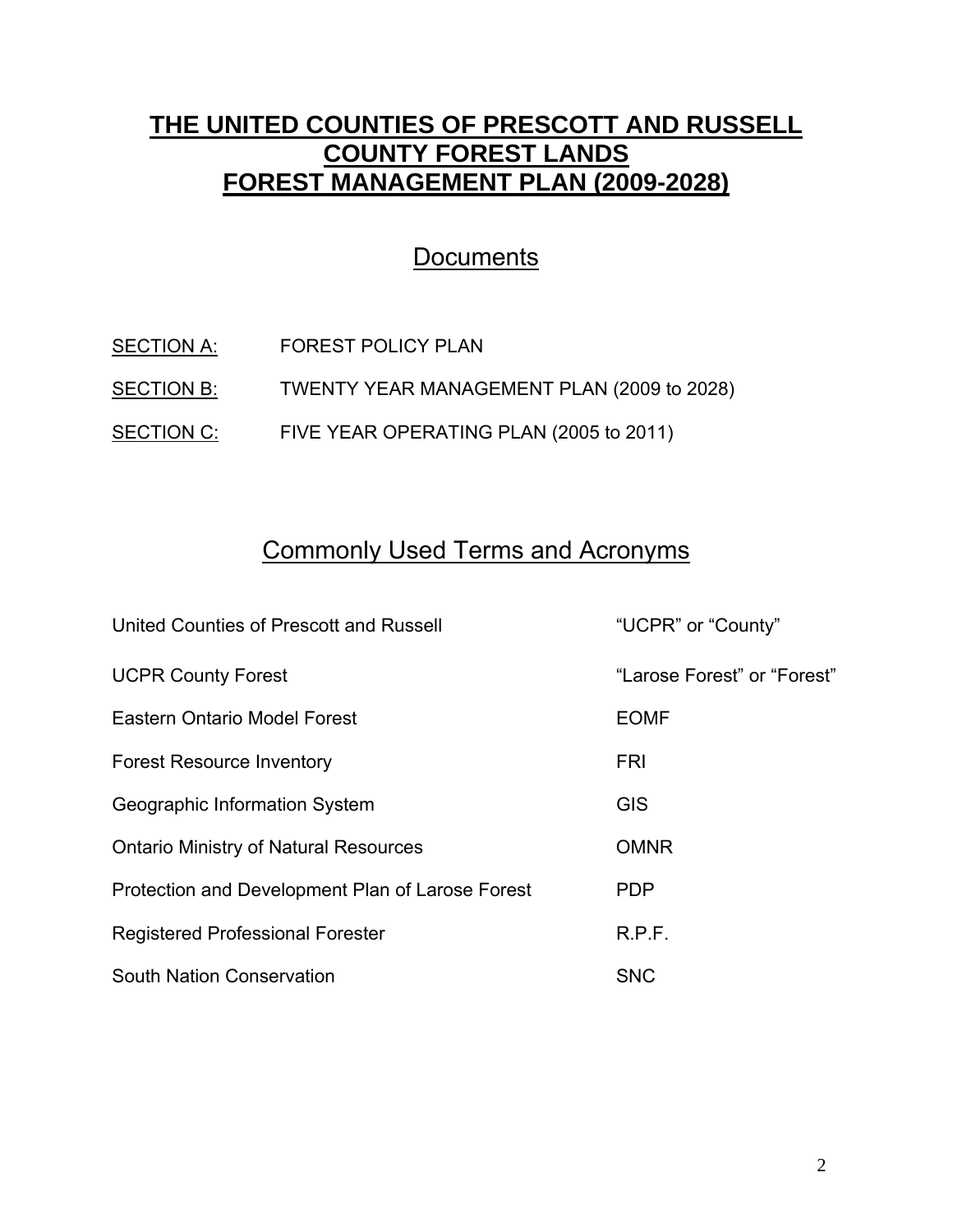# THE UNITED COUNTIES OF PRESCOTT AND RUSSELL COUNTY FOREST LANDS FOREST MANAGEMENT PLAN (2009-2028)

## Documents

| | |
|---|---|
| SECTION A: | FOREST POLICY PLAN |
| SECTION B: | TWENTY YEAR MANAGEMENT PLAN (2009 to 2028) |
| SECTION C: | FIVE YEAR OPERATING PLAN (2005 to 2011) |

## Commonly Used Terms and Acronyms

| | |
|---|---|
| United Counties of Prescott and Russell | "UCPR" or "County" |
| UCPR County Forest | "Larose Forest" or "Forest" |
| Eastern Ontario Model Forest | EOMF |
| Forest Resource Inventory | FRI |
| Geographic Information System | GIS |
| Ontario Ministry of Natural Resources | OMNR |
| Protection and Development Plan of Larose Forest | PDP |
| Registered Professional Forester | R.P.F. |
| South Nation Conservation | SNC |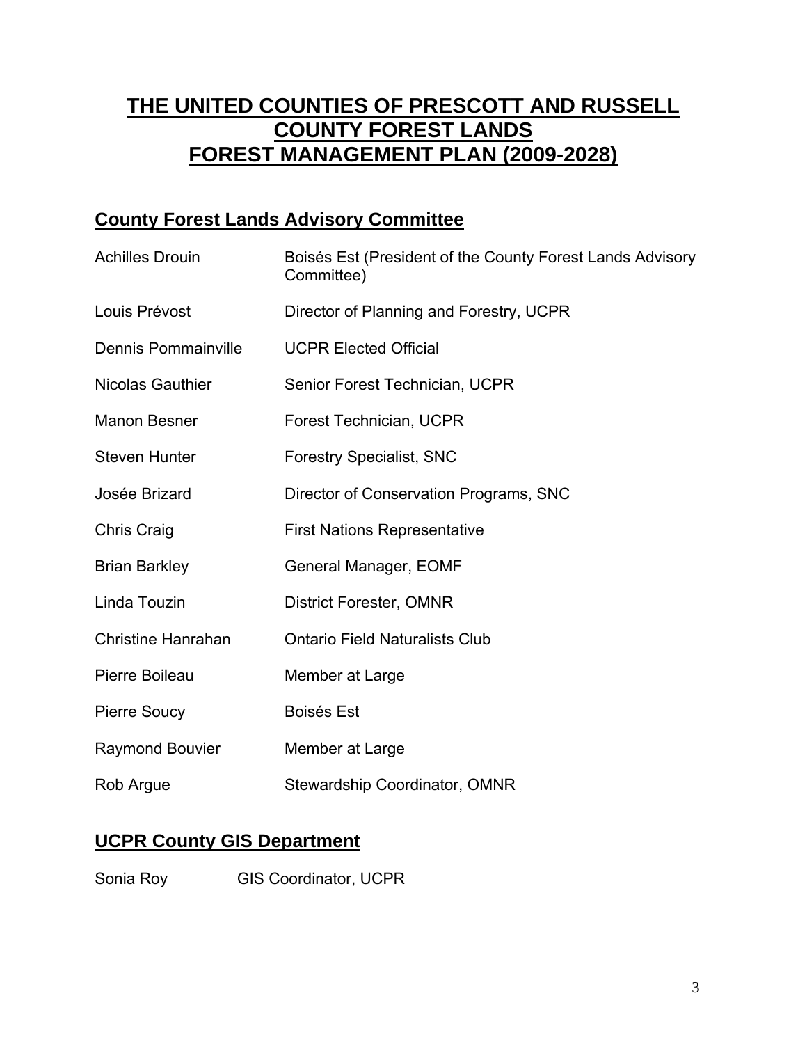# THE UNITED COUNTIES OF PRESCOTT AND RUSSELL COUNTY FOREST LANDS FOREST MANAGEMENT PLAN (2009-2028)

## County Forest Lands Advisory Committee

| | |
|---|---|
| Achilles Drouin | Boisés Est (President of the County Forest Lands Advisory Committee) |
| Louis Prévost | Director of Planning and Forestry, UCPR |
| Dennis Pommainville | UCPR Elected Official |
| Nicolas Gauthier | Senior Forest Technician, UCPR |
| Manon Besner | Forest Technician, UCPR |
| Steven Hunter | Forestry Specialist, SNC |
| Josée Brizard | Director of Conservation Programs, SNC |
| Chris Craig | First Nations Representative |
| Brian Barkley | General Manager, EOMF |
| Linda Touzin | District Forester, OMNR |
| Christine Hanrahan | Ontario Field Naturalists Club |
| Pierre Boileau | Member at Large |
| Pierre Soucy | Boisés Est |
| Raymond Bouvier | Member at Large |
| Rob Argue | Stewardship Coordinator, OMNR |

## UCPR County GIS Department

| | |
|---|---|
| Sonia Roy | GIS Coordinator, UCPR |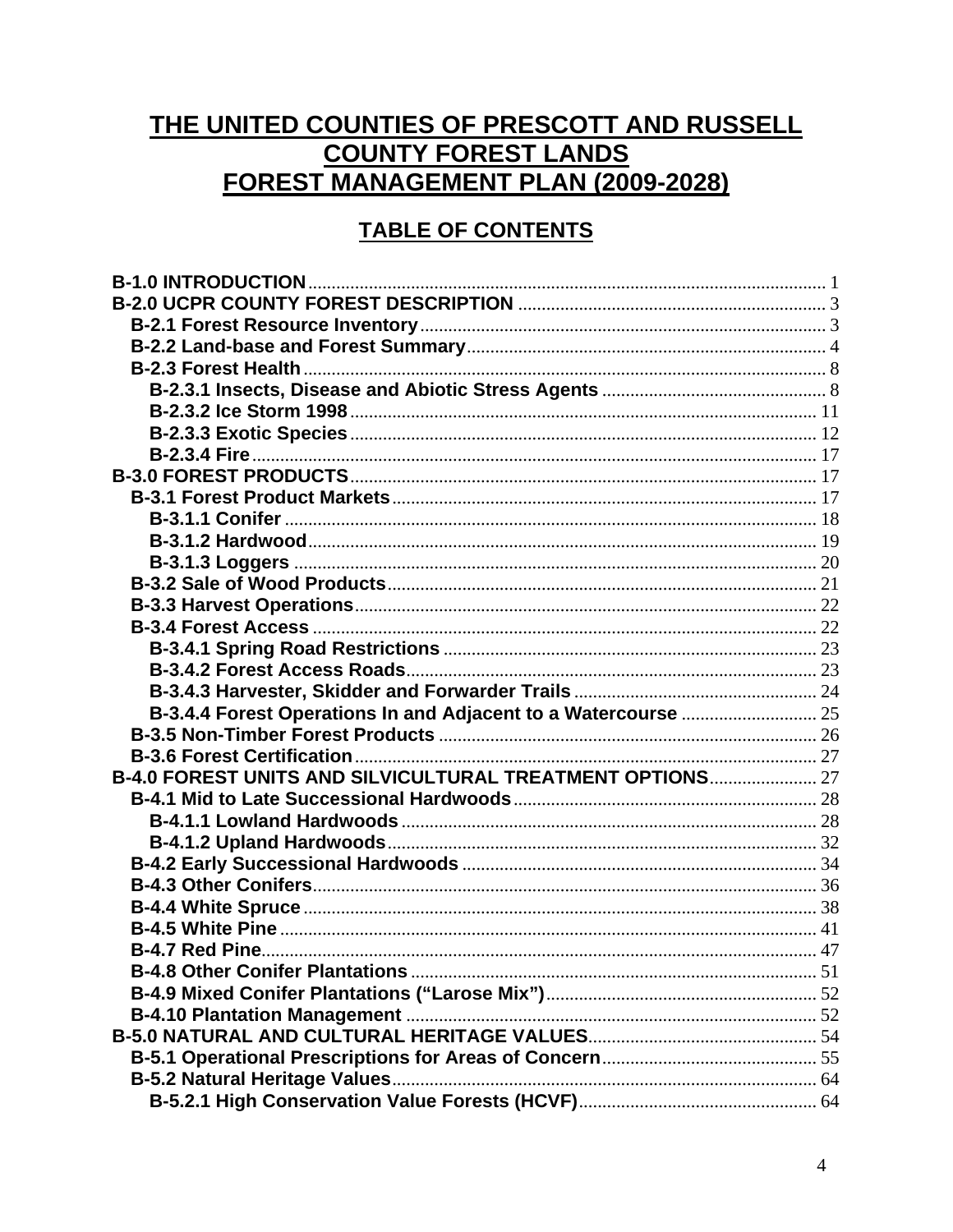# THE UNITED COUNTIES OF PRESCOTT AND RUSSELL COUNTY FOREST LANDS FOREST MANAGEMENT PLAN (2009-2028)

## TABLE OF CONTENTS

- **B-1.0 INTRODUCTION** ... 1
- **B-2.0 UCPR COUNTY FOREST DESCRIPTION** ... 3
  - **B-2.1 Forest Resource Inventory** ... 3
  - **B-2.2 Land-base and Forest Summary** ... 4
  - **B-2.3 Forest Health** ... 8
    - **B-2.3.1 Insects, Disease and Abiotic Stress Agents** ... 8
    - **B-2.3.2 Ice Storm 1998** ... 11
    - **B-2.3.3 Exotic Species** ... 12
    - **B-2.3.4 Fire** ... 17
- **B-3.0 FOREST PRODUCTS** ... 17
  - **B-3.1 Forest Product Markets** ... 17
    - **B-3.1.1 Conifer** ... 18
    - **B-3.1.2 Hardwood** ... 19
    - **B-3.1.3 Loggers** ... 20
  - **B-3.2 Sale of Wood Products** ... 21
  - **B-3.3 Harvest Operations** ... 22
  - **B-3.4 Forest Access** ... 22
    - **B-3.4.1 Spring Road Restrictions** ... 23
    - **B-3.4.2 Forest Access Roads** ... 23
    - **B-3.4.3 Harvester, Skidder and Forwarder Trails** ... 24
    - **B-3.4.4 Forest Operations In and Adjacent to a Watercourse** ... 25
  - **B-3.5 Non-Timber Forest Products** ... 26
  - **B-3.6 Forest Certification** ... 27
- **B-4.0 FOREST UNITS AND SILVICULTURAL TREATMENT OPTIONS** ... 27
  - **B-4.1 Mid to Late Successional Hardwoods** ... 28
    - **B-4.1.1 Lowland Hardwoods** ... 28
    - **B-4.1.2 Upland Hardwoods** ... 32
  - **B-4.2 Early Successional Hardwoods** ... 34
  - **B-4.3 Other Conifers** ... 36
  - **B-4.4 White Spruce** ... 38
  - **B-4.5 White Pine** ... 41
  - **B-4.7 Red Pine** ... 47
  - **B-4.8 Other Conifer Plantations** ... 51
  - **B-4.9 Mixed Conifer Plantations ("Larose Mix")** ... 52
  - **B-4.10 Plantation Management** ... 52
- **B-5.0 NATURAL AND CULTURAL HERITAGE VALUES** ... 54
  - **B-5.1 Operational Prescriptions for Areas of Concern** ... 55
  - **B-5.2 Natural Heritage Values** ... 64
    - **B-5.2.1 High Conservation Value Forests (HCVF)** ... 64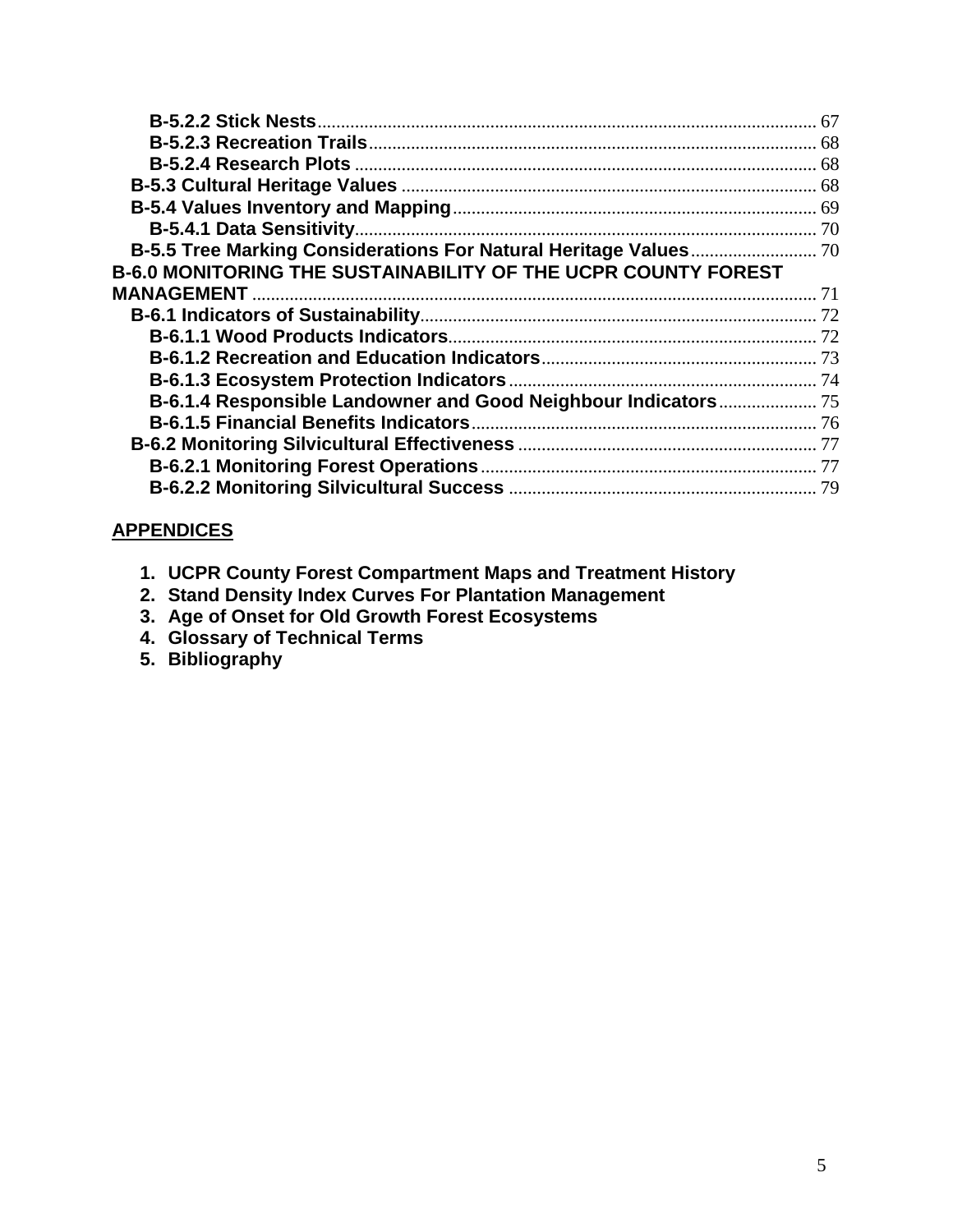**B-5.2.2 Stick Nests** .......... 67
**B-5.2.3 Recreation Trails** .......... 68
**B-5.2.4 Research Plots** .......... 68
**B-5.3 Cultural Heritage Values** .......... 68
**B-5.4 Values Inventory and Mapping** .......... 69
**B-5.4.1 Data Sensitivity** .......... 70
**B-5.5 Tree Marking Considerations For Natural Heritage Values** .......... 70
**B-6.0 MONITORING THE SUSTAINABILITY OF THE UCPR COUNTY FOREST MANAGEMENT** .......... 71
**B-6.1 Indicators of Sustainability** .......... 72
**B-6.1.1 Wood Products Indicators** .......... 72
**B-6.1.2 Recreation and Education Indicators** .......... 73
**B-6.1.3 Ecosystem Protection Indicators** .......... 74
**B-6.1.4 Responsible Landowner and Good Neighbour Indicators** .......... 75
**B-6.1.5 Financial Benefits Indicators** .......... 76
**B-6.2 Monitoring Silvicultural Effectiveness** .......... 77
**B-6.2.1 Monitoring Forest Operations** .......... 77
**B-6.2.2 Monitoring Silvicultural Success** .......... 79

**APPENDICES**

1. **UCPR County Forest Compartment Maps and Treatment History**
2. **Stand Density Index Curves For Plantation Management**
3. **Age of Onset for Old Growth Forest Ecosystems**
4. **Glossary of Technical Terms**
5. **Bibliography**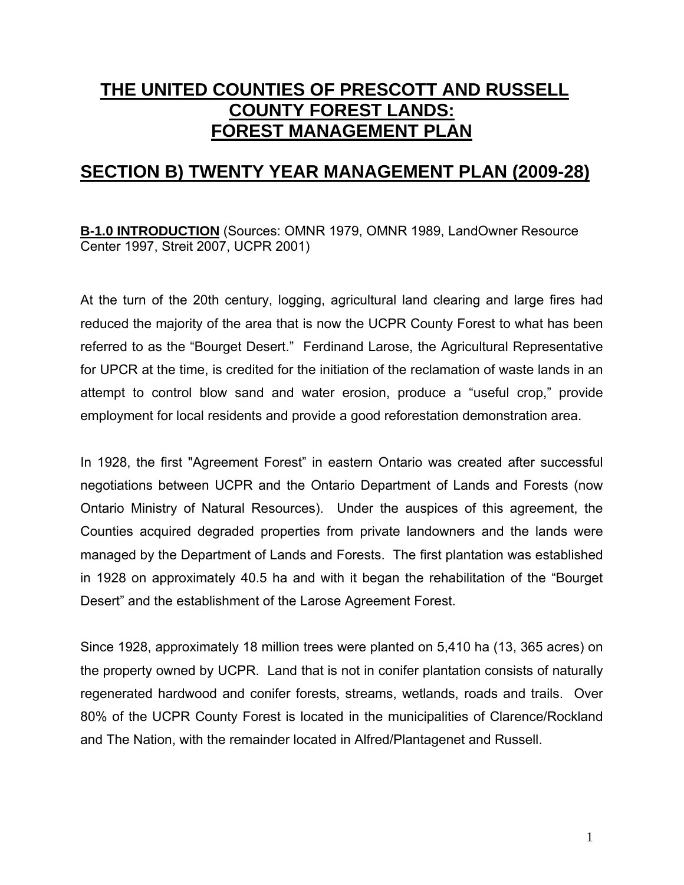# THE UNITED COUNTIES OF PRESCOTT AND RUSSELL COUNTY FOREST LANDS: FOREST MANAGEMENT PLAN

## SECTION B) TWENTY YEAR MANAGEMENT PLAN (2009-28)

**B-1.0 INTRODUCTION** (Sources: OMNR 1979, OMNR 1989, LandOwner Resource Center 1997, Streit 2007, UCPR 2001)

At the turn of the 20th century, logging, agricultural land clearing and large fires had reduced the majority of the area that is now the UCPR County Forest to what has been referred to as the "Bourget Desert." Ferdinand Larose, the Agricultural Representative for UPCR at the time, is credited for the initiation of the reclamation of waste lands in an attempt to control blow sand and water erosion, produce a "useful crop," provide employment for local residents and provide a good reforestation demonstration area.

In 1928, the first "Agreement Forest" in eastern Ontario was created after successful negotiations between UCPR and the Ontario Department of Lands and Forests (now Ontario Ministry of Natural Resources). Under the auspices of this agreement, the Counties acquired degraded properties from private landowners and the lands were managed by the Department of Lands and Forests. The first plantation was established in 1928 on approximately 40.5 ha and with it began the rehabilitation of the "Bourget Desert" and the establishment of the Larose Agreement Forest.

Since 1928, approximately 18 million trees were planted on 5,410 ha (13, 365 acres) on the property owned by UCPR. Land that is not in conifer plantation consists of naturally regenerated hardwood and conifer forests, streams, wetlands, roads and trails. Over 80% of the UCPR County Forest is located in the municipalities of Clarence/Rockland and The Nation, with the remainder located in Alfred/Plantagenet and Russell.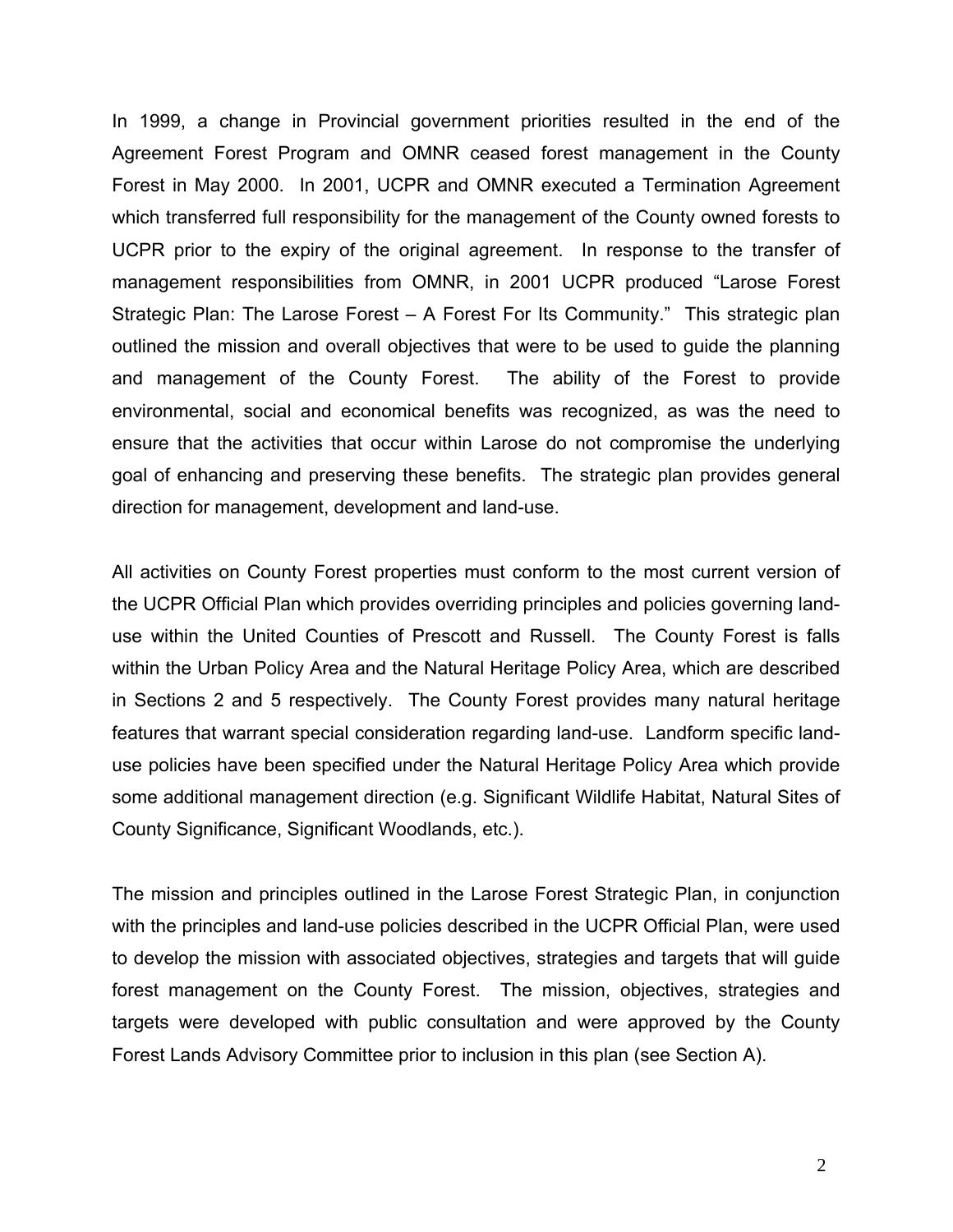In 1999, a change in Provincial government priorities resulted in the end of the Agreement Forest Program and OMNR ceased forest management in the County Forest in May 2000. In 2001, UCPR and OMNR executed a Termination Agreement which transferred full responsibility for the management of the County owned forests to UCPR prior to the expiry of the original agreement. In response to the transfer of management responsibilities from OMNR, in 2001 UCPR produced "Larose Forest Strategic Plan: The Larose Forest – A Forest For Its Community." This strategic plan outlined the mission and overall objectives that were to be used to guide the planning and management of the County Forest. The ability of the Forest to provide environmental, social and economical benefits was recognized, as was the need to ensure that the activities that occur within Larose do not compromise the underlying goal of enhancing and preserving these benefits. The strategic plan provides general direction for management, development and land-use.

All activities on County Forest properties must conform to the most current version of the UCPR Official Plan which provides overriding principles and policies governing land-use within the United Counties of Prescott and Russell. The County Forest is falls within the Urban Policy Area and the Natural Heritage Policy Area, which are described in Sections 2 and 5 respectively. The County Forest provides many natural heritage features that warrant special consideration regarding land-use. Landform specific land-use policies have been specified under the Natural Heritage Policy Area which provide some additional management direction (e.g. Significant Wildlife Habitat, Natural Sites of County Significance, Significant Woodlands, etc.).

The mission and principles outlined in the Larose Forest Strategic Plan, in conjunction with the principles and land-use policies described in the UCPR Official Plan, were used to develop the mission with associated objectives, strategies and targets that will guide forest management on the County Forest. The mission, objectives, strategies and targets were developed with public consultation and were approved by the County Forest Lands Advisory Committee prior to inclusion in this plan (see Section A).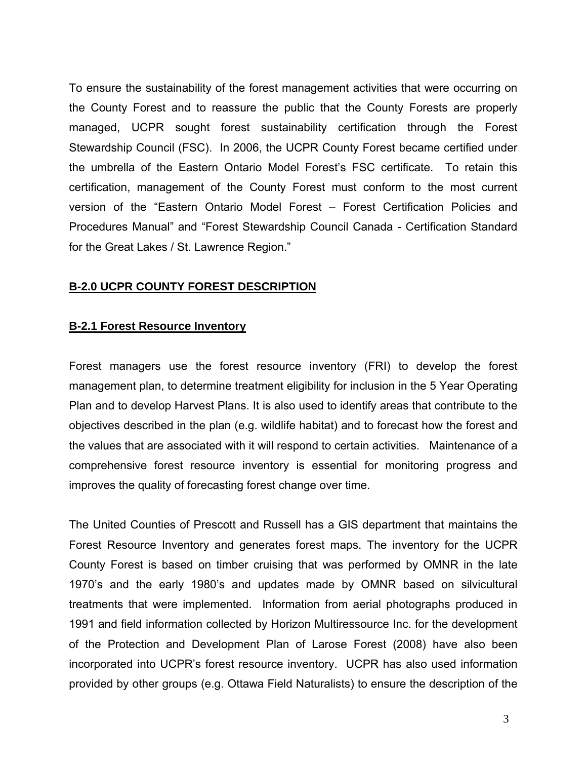To ensure the sustainability of the forest management activities that were occurring on the County Forest and to reassure the public that the County Forests are properly managed, UCPR sought forest sustainability certification through the Forest Stewardship Council (FSC). In 2006, the UCPR County Forest became certified under the umbrella of the Eastern Ontario Model Forest's FSC certificate. To retain this certification, management of the County Forest must conform to the most current version of the "Eastern Ontario Model Forest – Forest Certification Policies and Procedures Manual" and "Forest Stewardship Council Canada - Certification Standard for the Great Lakes / St. Lawrence Region."

## B-2.0 UCPR COUNTY FOREST DESCRIPTION

### B-2.1 Forest Resource Inventory

Forest managers use the forest resource inventory (FRI) to develop the forest management plan, to determine treatment eligibility for inclusion in the 5 Year Operating Plan and to develop Harvest Plans. It is also used to identify areas that contribute to the objectives described in the plan (e.g. wildlife habitat) and to forecast how the forest and the values that are associated with it will respond to certain activities. Maintenance of a comprehensive forest resource inventory is essential for monitoring progress and improves the quality of forecasting forest change over time.

The United Counties of Prescott and Russell has a GIS department that maintains the Forest Resource Inventory and generates forest maps. The inventory for the UCPR County Forest is based on timber cruising that was performed by OMNR in the late 1970's and the early 1980's and updates made by OMNR based on silvicultural treatments that were implemented. Information from aerial photographs produced in 1991 and field information collected by Horizon Multiressource Inc. for the development of the Protection and Development Plan of Larose Forest (2008) have also been incorporated into UCPR's forest resource inventory. UCPR has also used information provided by other groups (e.g. Ottawa Field Naturalists) to ensure the description of the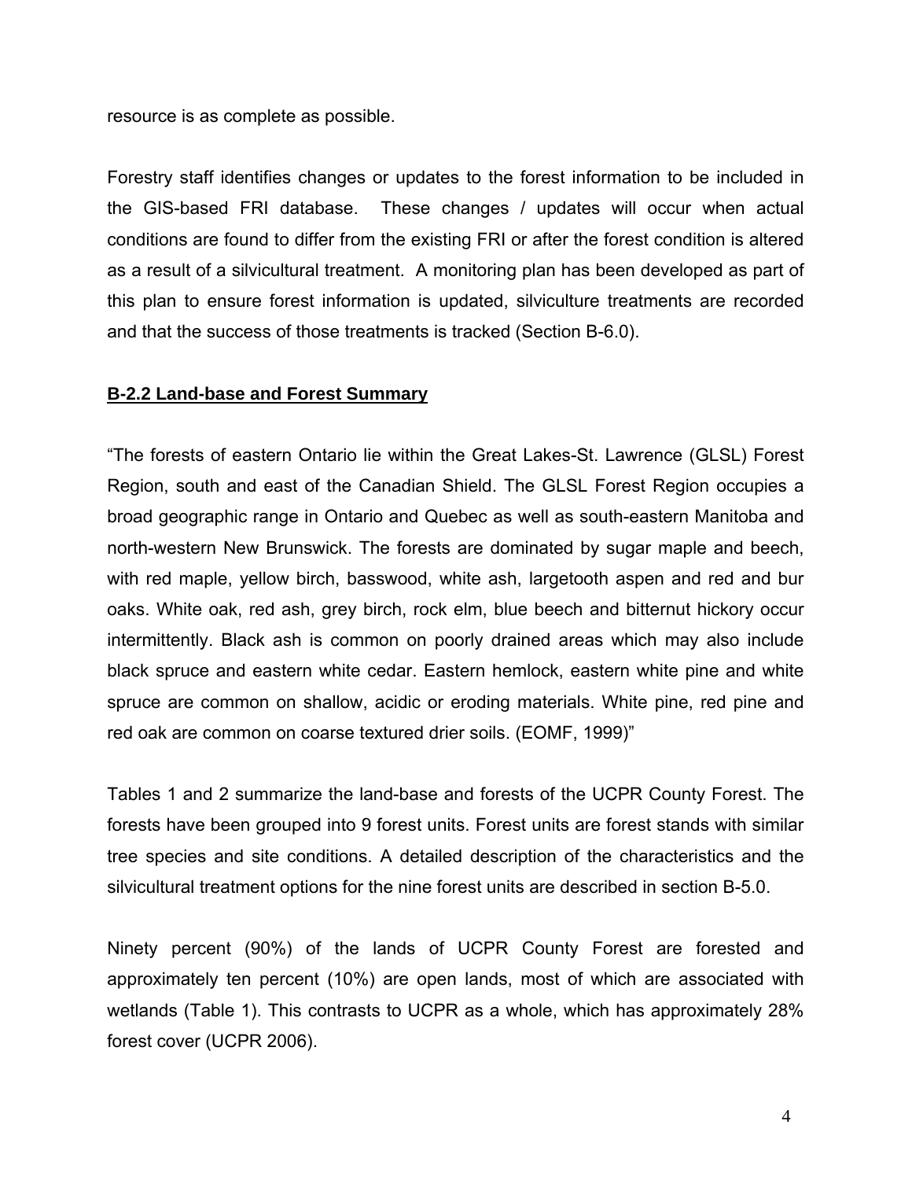resource is as complete as possible.

Forestry staff identifies changes or updates to the forest information to be included in the GIS-based FRI database. These changes / updates will occur when actual conditions are found to differ from the existing FRI or after the forest condition is altered as a result of a silvicultural treatment. A monitoring plan has been developed as part of this plan to ensure forest information is updated, silviculture treatments are recorded and that the success of those treatments is tracked (Section B-6.0).

### B-2.2 Land-base and Forest Summary

"The forests of eastern Ontario lie within the Great Lakes-St. Lawrence (GLSL) Forest Region, south and east of the Canadian Shield. The GLSL Forest Region occupies a broad geographic range in Ontario and Quebec as well as south-eastern Manitoba and north-western New Brunswick. The forests are dominated by sugar maple and beech, with red maple, yellow birch, basswood, white ash, largetooth aspen and red and bur oaks. White oak, red ash, grey birch, rock elm, blue beech and bitternut hickory occur intermittently. Black ash is common on poorly drained areas which may also include black spruce and eastern white cedar. Eastern hemlock, eastern white pine and white spruce are common on shallow, acidic or eroding materials. White pine, red pine and red oak are common on coarse textured drier soils. (EOMF, 1999)"

Tables 1 and 2 summarize the land-base and forests of the UCPR County Forest. The forests have been grouped into 9 forest units. Forest units are forest stands with similar tree species and site conditions. A detailed description of the characteristics and the silvicultural treatment options for the nine forest units are described in section B-5.0.

Ninety percent (90%) of the lands of UCPR County Forest are forested and approximately ten percent (10%) are open lands, most of which are associated with wetlands (Table 1). This contrasts to UCPR as a whole, which has approximately 28% forest cover (UCPR 2006).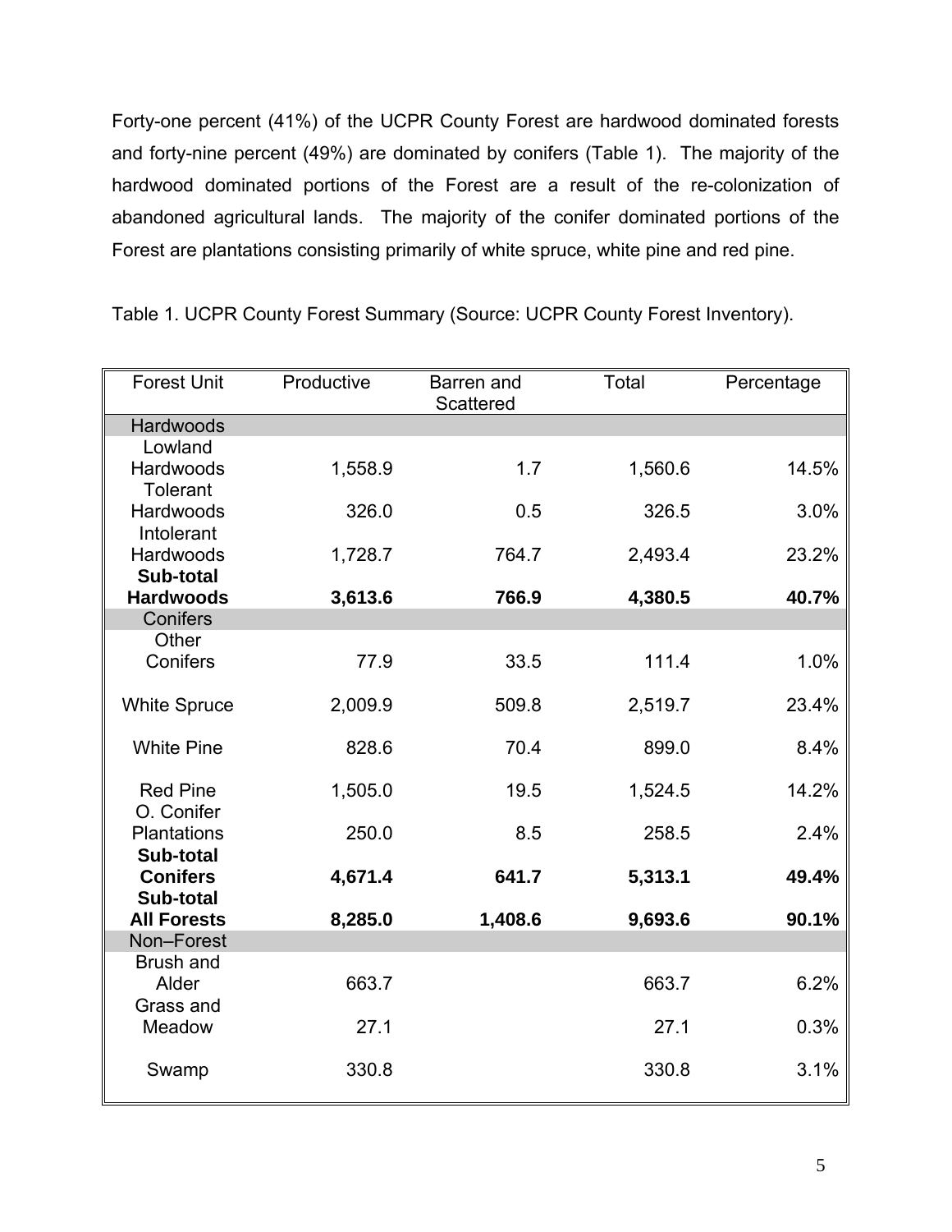Forty-one percent (41%) of the UCPR County Forest are hardwood dominated forests and forty-nine percent (49%) are dominated by conifers (Table 1). The majority of the hardwood dominated portions of the Forest are a result of the re-colonization of abandoned agricultural lands. The majority of the conifer dominated portions of the Forest are plantations consisting primarily of white spruce, white pine and red pine.

Table 1. UCPR County Forest Summary (Source: UCPR County Forest Inventory).

| Forest Unit | Productive | Barren and Scattered | Total | Percentage |
|---|---|---|---|---|
| Hardwoods | | | | |
| Lowland Hardwoods | 1,558.9 | 1.7 | 1,560.6 | 14.5% |
| Tolerant Hardwoods | 326.0 | 0.5 | 326.5 | 3.0% |
| Intolerant Hardwoods | 1,728.7 | 764.7 | 2,493.4 | 23.2% |
| **Sub-total Hardwoods** | **3,613.6** | **766.9** | **4,380.5** | **40.7%** |
| Conifers | | | | |
| Other Conifers | 77.9 | 33.5 | 111.4 | 1.0% |
| White Spruce | 2,009.9 | 509.8 | 2,519.7 | 23.4% |
| White Pine | 828.6 | 70.4 | 899.0 | 8.4% |
| Red Pine | 1,505.0 | 19.5 | 1,524.5 | 14.2% |
| O. Conifer Plantations | 250.0 | 8.5 | 258.5 | 2.4% |
| **Sub-total Conifers** | **4,671.4** | **641.7** | **5,313.1** | **49.4%** |
| **Sub-total All Forests** | **8,285.0** | **1,408.6** | **9,693.6** | **90.1%** |
| Non–Forest | | | | |
| Brush and Alder | 663.7 | | 663.7 | 6.2% |
| Grass and Meadow | 27.1 | | 27.1 | 0.3% |
| Swamp | 330.8 | | 330.8 | 3.1% |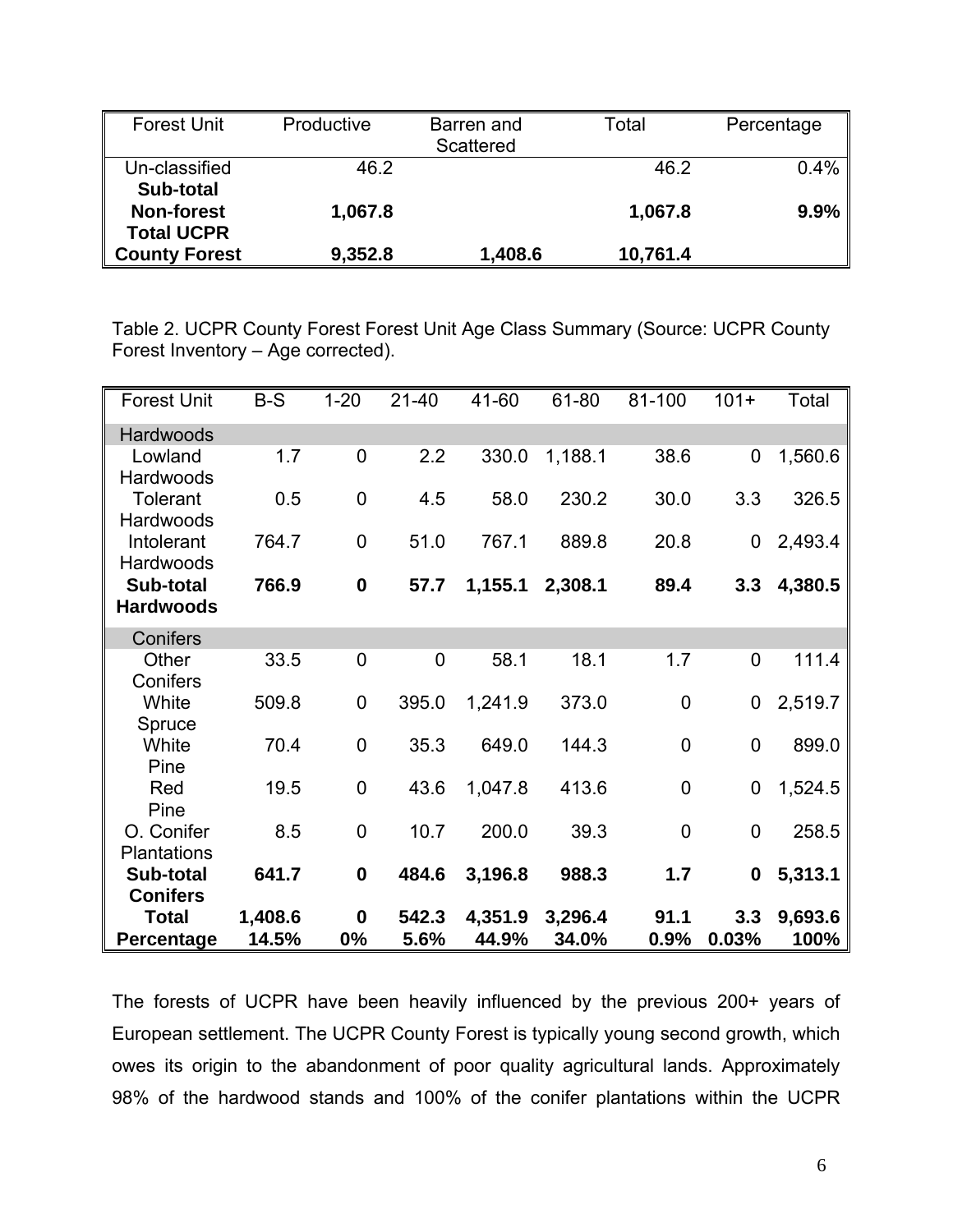| Forest Unit | Productive | Barren and Scattered | Total | Percentage |
|---|---|---|---|---|
| Un-classified | 46.2 | | 46.2 | 0.4% |
| **Sub-total Non-forest** | **1,067.8** | | **1,067.8** | **9.9%** |
| **Total UCPR County Forest** | **9,352.8** | **1,408.6** | **10,761.4** | |

Table 2. UCPR County Forest Forest Unit Age Class Summary (Source: UCPR County Forest Inventory – Age corrected).

| Forest Unit | B-S | 1-20 | 21-40 | 41-60 | 61-80 | 81-100 | 101+ | Total |
|---|---|---|---|---|---|---|---|---|
| Hardwoods | | | | | | | | |
| Lowland Hardwoods | 1.7 | 0 | 2.2 | 330.0 | 1,188.1 | 38.6 | 0 | 1,560.6 |
| Tolerant Hardwoods | 0.5 | 0 | 4.5 | 58.0 | 230.2 | 30.0 | 3.3 | 326.5 |
| Intolerant Hardwoods | 764.7 | 0 | 51.0 | 767.1 | 889.8 | 20.8 | 0 | 2,493.4 |
| **Sub-total Hardwoods** | **766.9** | **0** | **57.7** | **1,155.1** | **2,308.1** | **89.4** | **3.3** | **4,380.5** |
| Conifers | | | | | | | | |
| Other Conifers | 33.5 | 0 | 0 | 58.1 | 18.1 | 1.7 | 0 | 111.4 |
| White Spruce | 509.8 | 0 | 395.0 | 1,241.9 | 373.0 | 0 | 0 | 2,519.7 |
| White Pine | 70.4 | 0 | 35.3 | 649.0 | 144.3 | 0 | 0 | 899.0 |
| Red Pine | 19.5 | 0 | 43.6 | 1,047.8 | 413.6 | 0 | 0 | 1,524.5 |
| O. Conifer Plantations | 8.5 | 0 | 10.7 | 200.0 | 39.3 | 0 | 0 | 258.5 |
| **Sub-total Conifers** | **641.7** | **0** | **484.6** | **3,196.8** | **988.3** | **1.7** | **0** | **5,313.1** |
| **Total** | **1,408.6** | **0** | **542.3** | **4,351.9** | **3,296.4** | **91.1** | **3.3** | **9,693.6** |
| **Percentage** | **14.5%** | **0%** | **5.6%** | **44.9%** | **34.0%** | **0.9%** | **0.03%** | **100%** |

The forests of UCPR have been heavily influenced by the previous 200+ years of European settlement. The UCPR County Forest is typically young second growth, which owes its origin to the abandonment of poor quality agricultural lands. Approximately 98% of the hardwood stands and 100% of the conifer plantations within the UCPR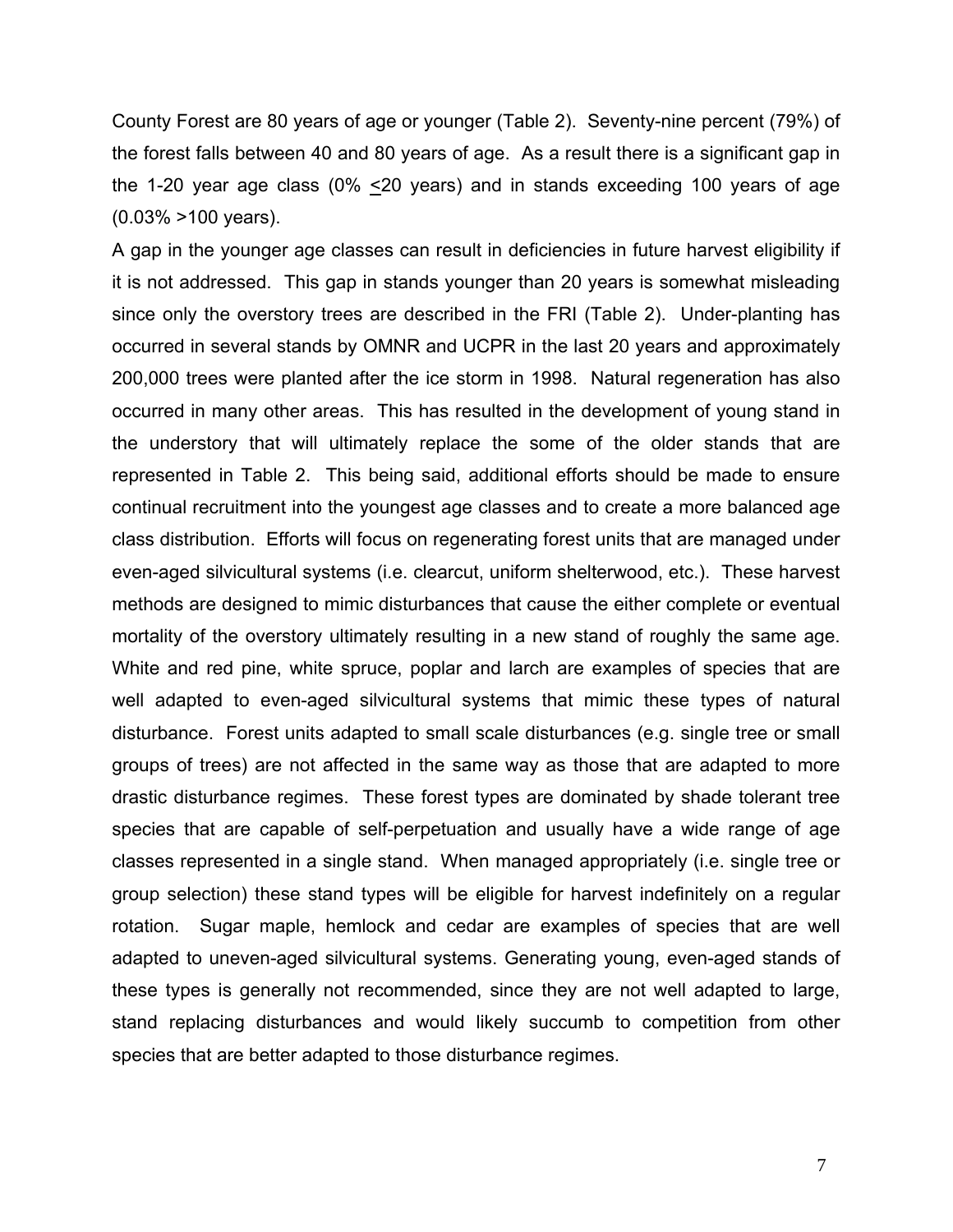County Forest are 80 years of age or younger (Table 2). Seventy-nine percent (79%) of the forest falls between 40 and 80 years of age. As a result there is a significant gap in the 1-20 year age class (0% $\leq$20 years) and in stands exceeding 100 years of age (0.03% >100 years).

A gap in the younger age classes can result in deficiencies in future harvest eligibility if it is not addressed. This gap in stands younger than 20 years is somewhat misleading since only the overstory trees are described in the FRI (Table 2). Under-planting has occurred in several stands by OMNR and UCPR in the last 20 years and approximately 200,000 trees were planted after the ice storm in 1998. Natural regeneration has also occurred in many other areas. This has resulted in the development of young stand in the understory that will ultimately replace the some of the older stands that are represented in Table 2. This being said, additional efforts should be made to ensure continual recruitment into the youngest age classes and to create a more balanced age class distribution. Efforts will focus on regenerating forest units that are managed under even-aged silvicultural systems (i.e. clearcut, uniform shelterwood, etc.). These harvest methods are designed to mimic disturbances that cause the either complete or eventual mortality of the overstory ultimately resulting in a new stand of roughly the same age. White and red pine, white spruce, poplar and larch are examples of species that are well adapted to even-aged silvicultural systems that mimic these types of natural disturbance. Forest units adapted to small scale disturbances (e.g. single tree or small groups of trees) are not affected in the same way as those that are adapted to more drastic disturbance regimes. These forest types are dominated by shade tolerant tree species that are capable of self-perpetuation and usually have a wide range of age classes represented in a single stand. When managed appropriately (i.e. single tree or group selection) these stand types will be eligible for harvest indefinitely on a regular rotation. Sugar maple, hemlock and cedar are examples of species that are well adapted to uneven-aged silvicultural systems. Generating young, even-aged stands of these types is generally not recommended, since they are not well adapted to large, stand replacing disturbances and would likely succumb to competition from other species that are better adapted to those disturbance regimes.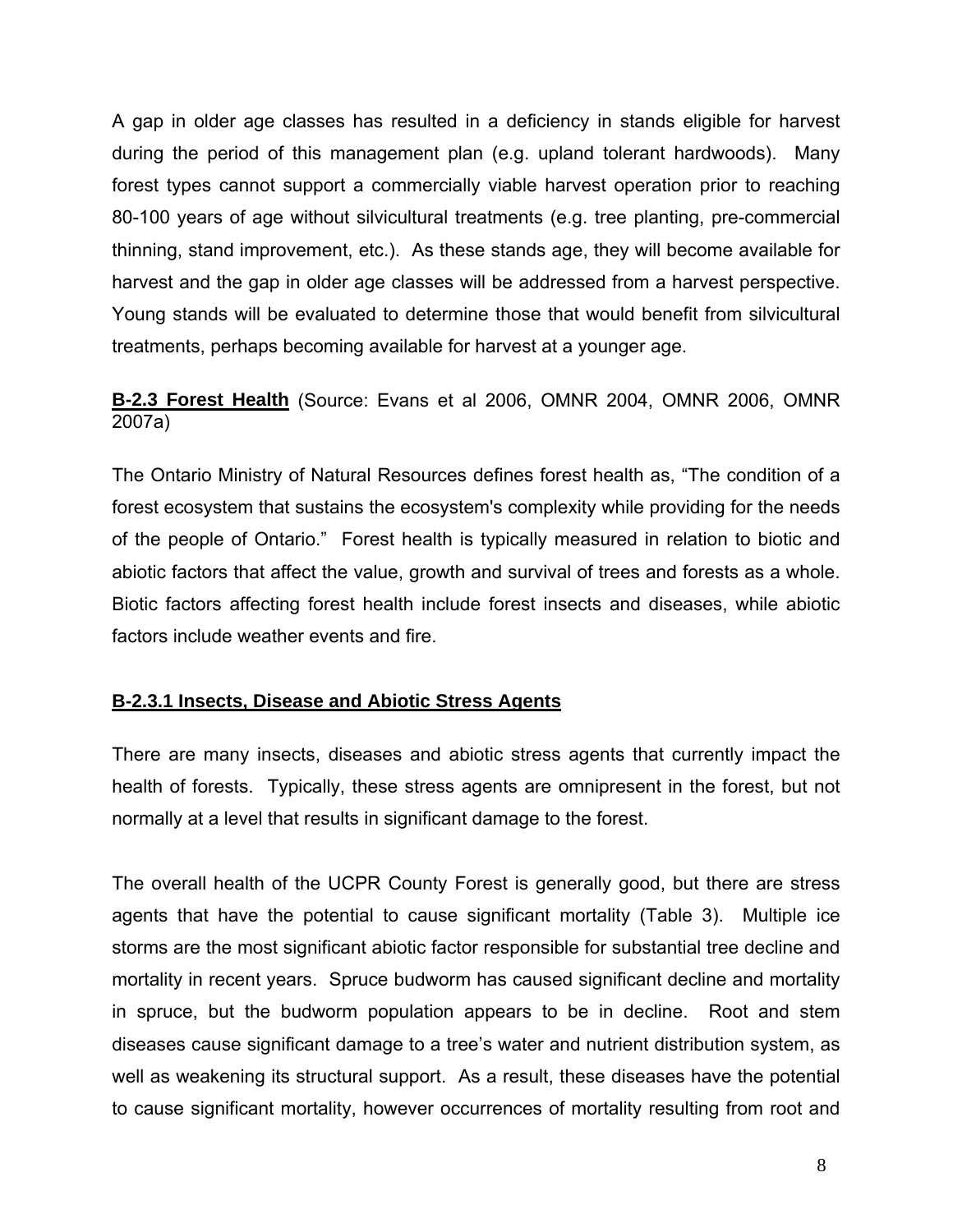A gap in older age classes has resulted in a deficiency in stands eligible for harvest during the period of this management plan (e.g. upland tolerant hardwoods). Many forest types cannot support a commercially viable harvest operation prior to reaching 80-100 years of age without silvicultural treatments (e.g. tree planting, pre-commercial thinning, stand improvement, etc.). As these stands age, they will become available for harvest and the gap in older age classes will be addressed from a harvest perspective. Young stands will be evaluated to determine those that would benefit from silvicultural treatments, perhaps becoming available for harvest at a younger age.

## B-2.3 Forest Health (Source: Evans et al 2006, OMNR 2004, OMNR 2006, OMNR 2007a)

The Ontario Ministry of Natural Resources defines forest health as, "The condition of a forest ecosystem that sustains the ecosystem's complexity while providing for the needs of the people of Ontario." Forest health is typically measured in relation to biotic and abiotic factors that affect the value, growth and survival of trees and forests as a whole. Biotic factors affecting forest health include forest insects and diseases, while abiotic factors include weather events and fire.

### B-2.3.1 Insects, Disease and Abiotic Stress Agents

There are many insects, diseases and abiotic stress agents that currently impact the health of forests. Typically, these stress agents are omnipresent in the forest, but not normally at a level that results in significant damage to the forest.

The overall health of the UCPR County Forest is generally good, but there are stress agents that have the potential to cause significant mortality (Table 3). Multiple ice storms are the most significant abiotic factor responsible for substantial tree decline and mortality in recent years. Spruce budworm has caused significant decline and mortality in spruce, but the budworm population appears to be in decline. Root and stem diseases cause significant damage to a tree's water and nutrient distribution system, as well as weakening its structural support. As a result, these diseases have the potential to cause significant mortality, however occurrences of mortality resulting from root and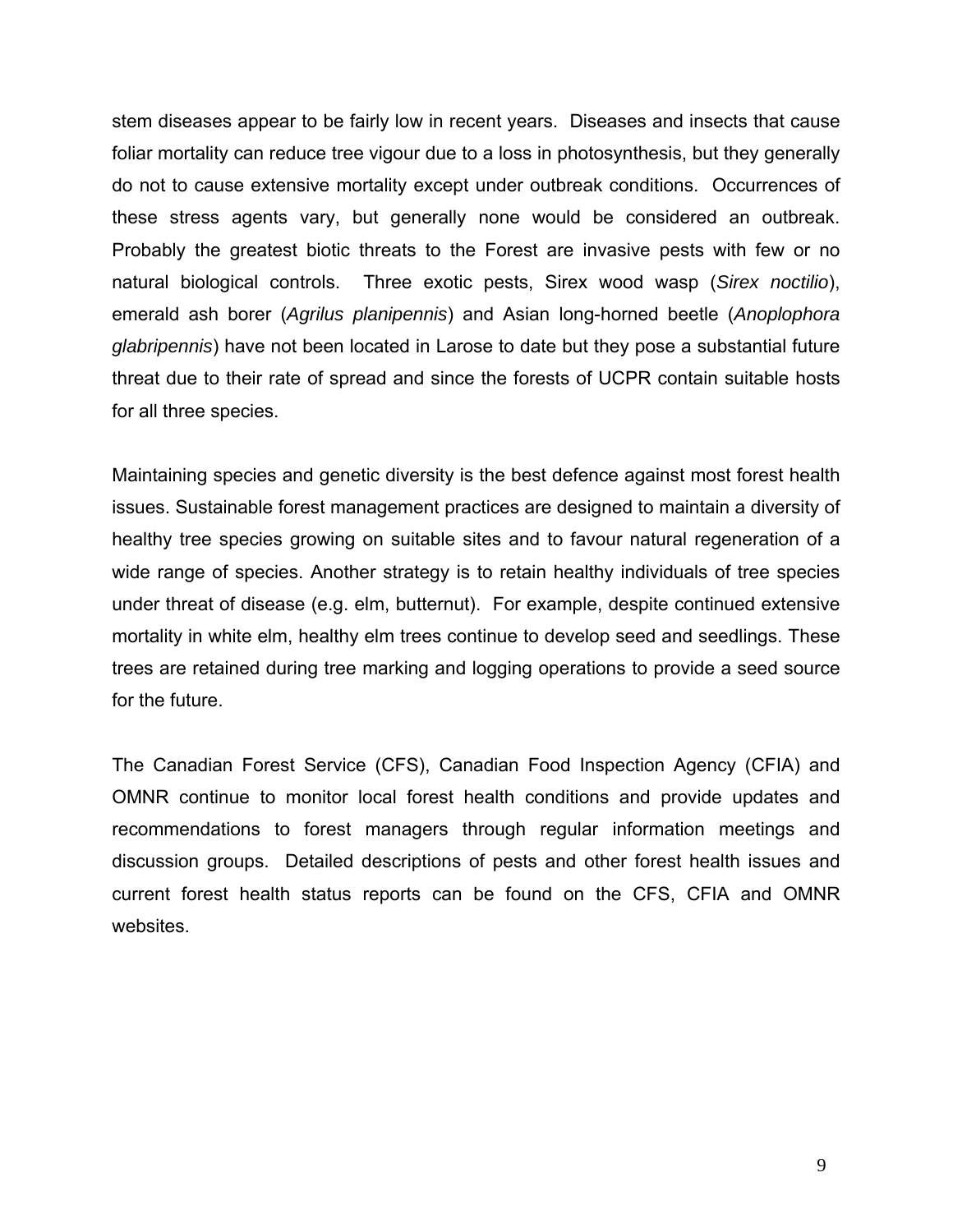stem diseases appear to be fairly low in recent years. Diseases and insects that cause foliar mortality can reduce tree vigour due to a loss in photosynthesis, but they generally do not to cause extensive mortality except under outbreak conditions. Occurrences of these stress agents vary, but generally none would be considered an outbreak. Probably the greatest biotic threats to the Forest are invasive pests with few or no natural biological controls. Three exotic pests, Sirex wood wasp (*Sirex noctilio*), emerald ash borer (*Agrilus planipennis*) and Asian long-horned beetle (*Anoplophora glabripennis*) have not been located in Larose to date but they pose a substantial future threat due to their rate of spread and since the forests of UCPR contain suitable hosts for all three species.

Maintaining species and genetic diversity is the best defence against most forest health issues. Sustainable forest management practices are designed to maintain a diversity of healthy tree species growing on suitable sites and to favour natural regeneration of a wide range of species. Another strategy is to retain healthy individuals of tree species under threat of disease (e.g. elm, butternut). For example, despite continued extensive mortality in white elm, healthy elm trees continue to develop seed and seedlings. These trees are retained during tree marking and logging operations to provide a seed source for the future.

The Canadian Forest Service (CFS), Canadian Food Inspection Agency (CFIA) and OMNR continue to monitor local forest health conditions and provide updates and recommendations to forest managers through regular information meetings and discussion groups. Detailed descriptions of pests and other forest health issues and current forest health status reports can be found on the CFS, CFIA and OMNR websites.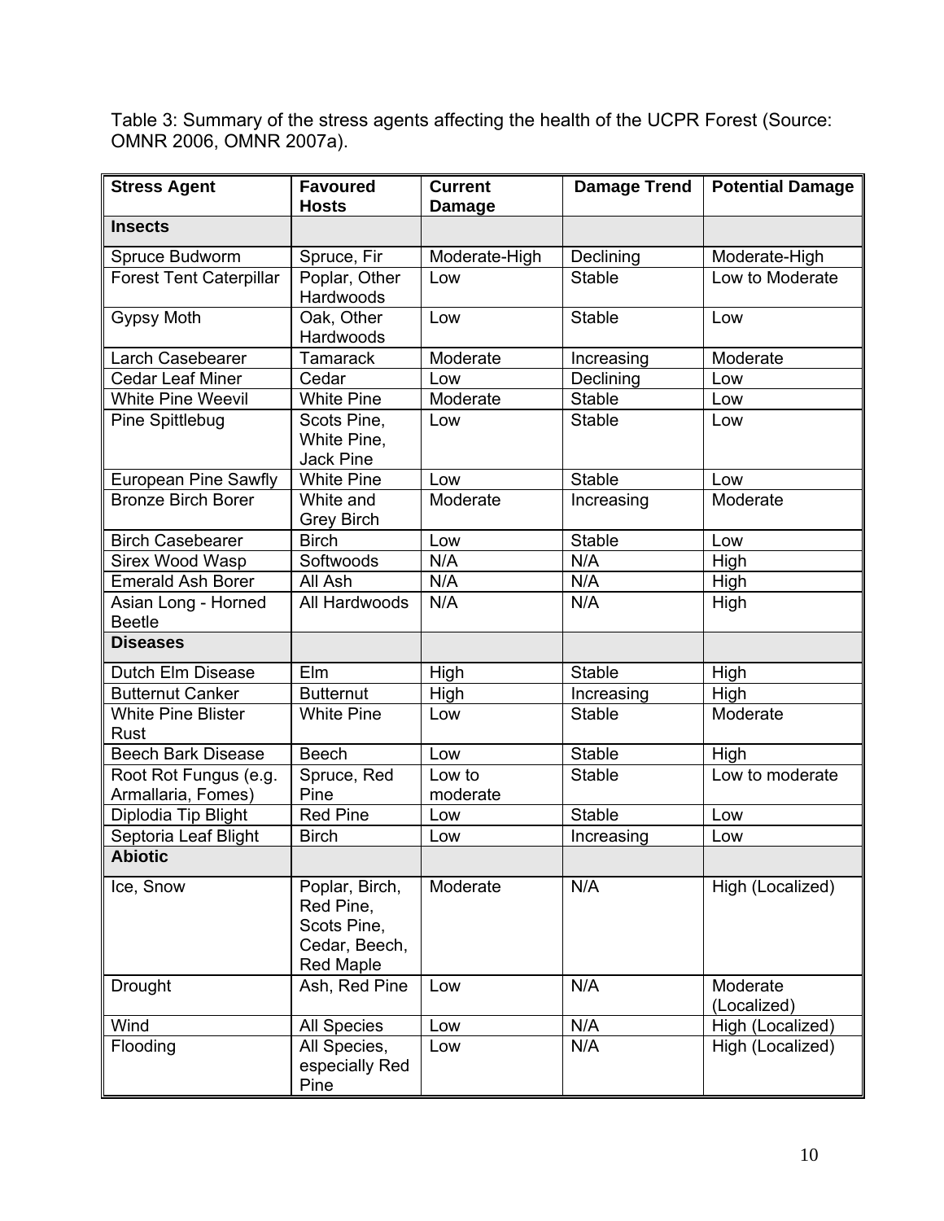Table 3: Summary of the stress agents affecting the health of the UCPR Forest (Source: OMNR 2006, OMNR 2007a).

| Stress Agent | Favoured Hosts | Current Damage | Damage Trend | Potential Damage |
|---|---|---|---|---|
| **Insects** | | | | |
| Spruce Budworm | Spruce, Fir | Moderate-High | Declining | Moderate-High |
| Forest Tent Caterpillar | Poplar, Other Hardwoods | Low | Stable | Low to Moderate |
| Gypsy Moth | Oak, Other Hardwoods | Low | Stable | Low |
| Larch Casebearer | Tamarack | Moderate | Increasing | Moderate |
| Cedar Leaf Miner | Cedar | Low | Declining | Low |
| White Pine Weevil | White Pine | Moderate | Stable | Low |
| Pine Spittlebug | Scots Pine, White Pine, Jack Pine | Low | Stable | Low |
| European Pine Sawfly | White Pine | Low | Stable | Low |
| Bronze Birch Borer | White and Grey Birch | Moderate | Increasing | Moderate |
| Birch Casebearer | Birch | Low | Stable | Low |
| Sirex Wood Wasp | Softwoods | N/A | N/A | High |
| Emerald Ash Borer | All Ash | N/A | N/A | High |
| Asian Long - Horned Beetle | All Hardwoods | N/A | N/A | High |
| **Diseases** | | | | |
| Dutch Elm Disease | Elm | High | Stable | High |
| Butternut Canker | Butternut | High | Increasing | High |
| White Pine Blister Rust | White Pine | Low | Stable | Moderate |
| Beech Bark Disease | Beech | Low | Stable | High |
| Root Rot Fungus (e.g. Armallaria, Fomes) | Spruce, Red Pine | Low to moderate | Stable | Low to moderate |
| Diplodia Tip Blight | Red Pine | Low | Stable | Low |
| Septoria Leaf Blight | Birch | Low | Increasing | Low |
| **Abiotic** | | | | |
| Ice, Snow | Poplar, Birch, Red Pine, Scots Pine, Cedar, Beech, Red Maple | Moderate | N/A | High (Localized) |
| Drought | Ash, Red Pine | Low | N/A | Moderate (Localized) |
| Wind | All Species | Low | N/A | High (Localized) |
| Flooding | All Species, especially Red Pine | Low | N/A | High (Localized) |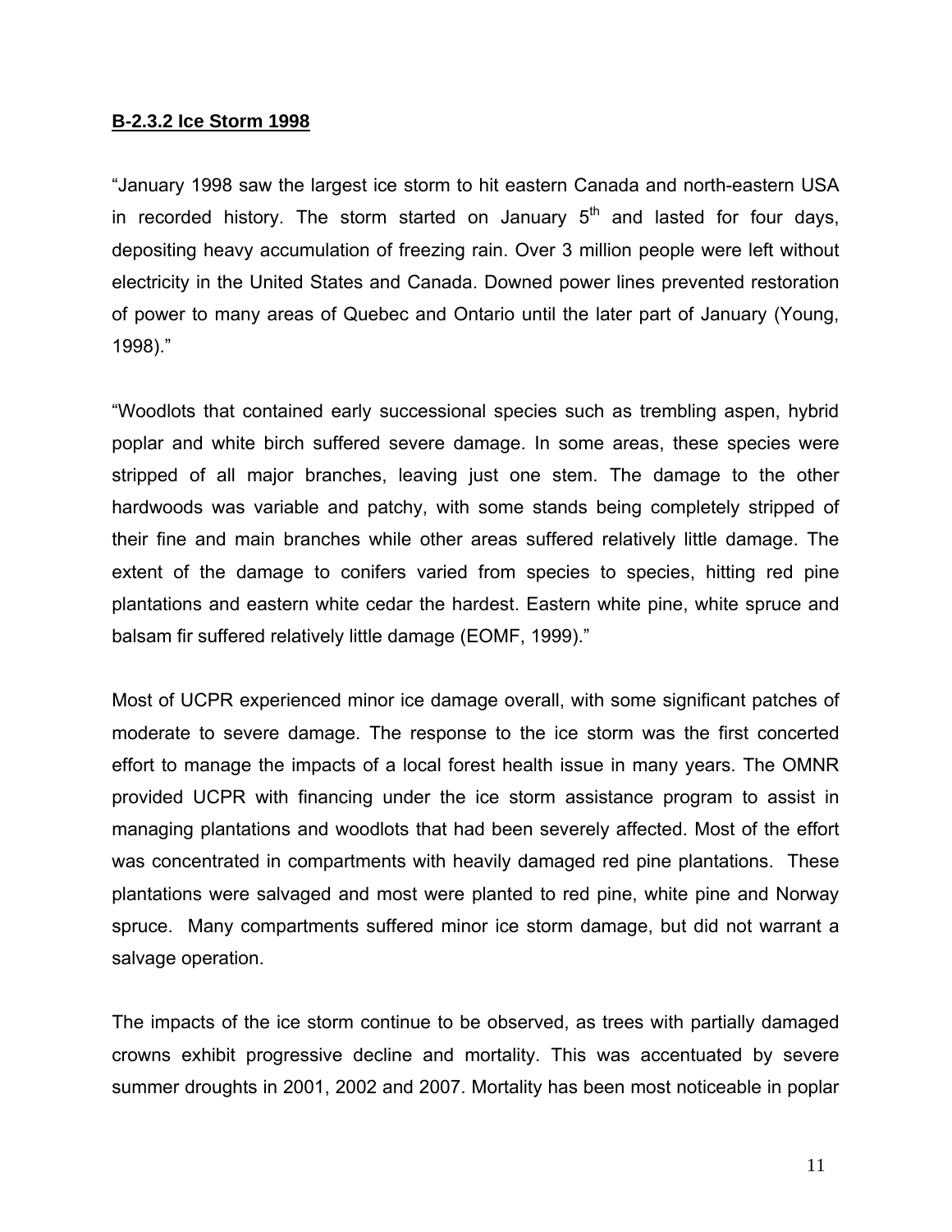### B-2.3.2 Ice Storm 1998

"January 1998 saw the largest ice storm to hit eastern Canada and north-eastern USA in recorded history. The storm started on January 5th and lasted for four days, depositing heavy accumulation of freezing rain. Over 3 million people were left without electricity in the United States and Canada. Downed power lines prevented restoration of power to many areas of Quebec and Ontario until the later part of January (Young, 1998)."

"Woodlots that contained early successional species such as trembling aspen, hybrid poplar and white birch suffered severe damage. In some areas, these species were stripped of all major branches, leaving just one stem. The damage to the other hardwoods was variable and patchy, with some stands being completely stripped of their fine and main branches while other areas suffered relatively little damage. The extent of the damage to conifers varied from species to species, hitting red pine plantations and eastern white cedar the hardest. Eastern white pine, white spruce and balsam fir suffered relatively little damage (EOMF, 1999)."

Most of UCPR experienced minor ice damage overall, with some significant patches of moderate to severe damage. The response to the ice storm was the first concerted effort to manage the impacts of a local forest health issue in many years. The OMNR provided UCPR with financing under the ice storm assistance program to assist in managing plantations and woodlots that had been severely affected. Most of the effort was concentrated in compartments with heavily damaged red pine plantations. These plantations were salvaged and most were planted to red pine, white pine and Norway spruce. Many compartments suffered minor ice storm damage, but did not warrant a salvage operation.

The impacts of the ice storm continue to be observed, as trees with partially damaged crowns exhibit progressive decline and mortality. This was accentuated by severe summer droughts in 2001, 2002 and 2007. Mortality has been most noticeable in poplar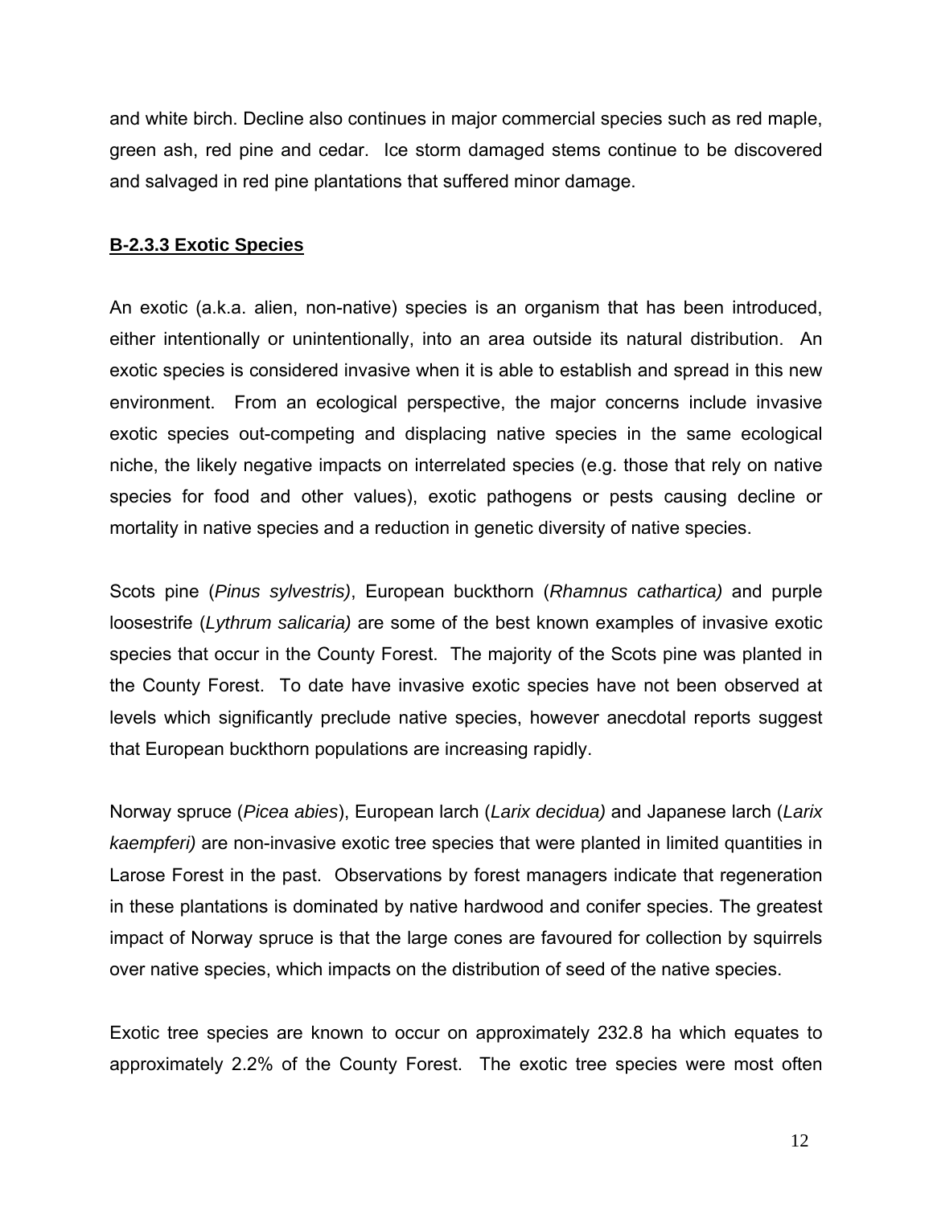and white birch. Decline also continues in major commercial species such as red maple, green ash, red pine and cedar. Ice storm damaged stems continue to be discovered and salvaged in red pine plantations that suffered minor damage.

### B-2.3.3 Exotic Species

An exotic (a.k.a. alien, non-native) species is an organism that has been introduced, either intentionally or unintentionally, into an area outside its natural distribution. An exotic species is considered invasive when it is able to establish and spread in this new environment. From an ecological perspective, the major concerns include invasive exotic species out-competing and displacing native species in the same ecological niche, the likely negative impacts on interrelated species (e.g. those that rely on native species for food and other values), exotic pathogens or pests causing decline or mortality in native species and a reduction in genetic diversity of native species.

Scots pine (*Pinus sylvestris)*, European buckthorn (*Rhamnus cathartica)* and purple loosestrife (*Lythrum salicaria)* are some of the best known examples of invasive exotic species that occur in the County Forest. The majority of the Scots pine was planted in the County Forest. To date have invasive exotic species have not been observed at levels which significantly preclude native species, however anecdotal reports suggest that European buckthorn populations are increasing rapidly.

Norway spruce (*Picea abies*), European larch (*Larix decidua)* and Japanese larch (*Larix kaempferi)* are non-invasive exotic tree species that were planted in limited quantities in Larose Forest in the past. Observations by forest managers indicate that regeneration in these plantations is dominated by native hardwood and conifer species. The greatest impact of Norway spruce is that the large cones are favoured for collection by squirrels over native species, which impacts on the distribution of seed of the native species.

Exotic tree species are known to occur on approximately 232.8 ha which equates to approximately 2.2% of the County Forest. The exotic tree species were most often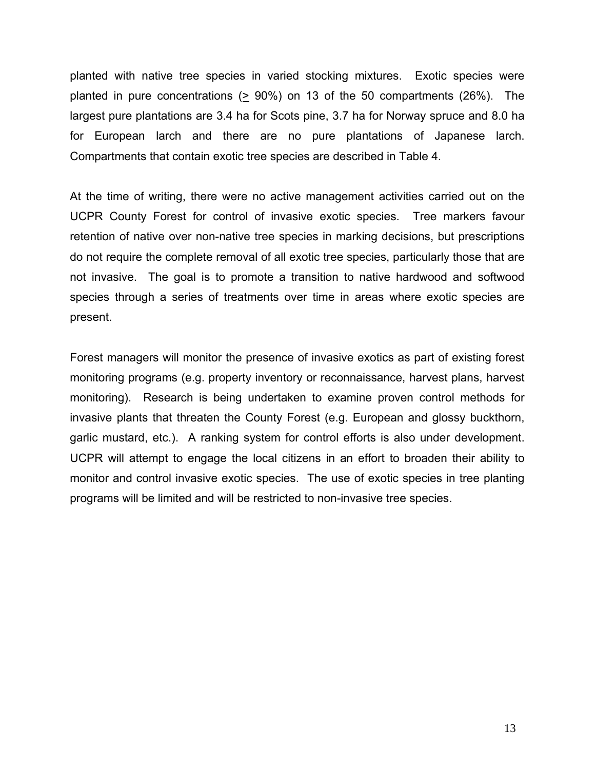planted with native tree species in varied stocking mixtures. Exotic species were planted in pure concentrations ($\geq$ 90%) on 13 of the 50 compartments (26%). The largest pure plantations are 3.4 ha for Scots pine, 3.7 ha for Norway spruce and 8.0 ha for European larch and there are no pure plantations of Japanese larch. Compartments that contain exotic tree species are described in Table 4.

At the time of writing, there were no active management activities carried out on the UCPR County Forest for control of invasive exotic species. Tree markers favour retention of native over non-native tree species in marking decisions, but prescriptions do not require the complete removal of all exotic tree species, particularly those that are not invasive. The goal is to promote a transition to native hardwood and softwood species through a series of treatments over time in areas where exotic species are present.

Forest managers will monitor the presence of invasive exotics as part of existing forest monitoring programs (e.g. property inventory or reconnaissance, harvest plans, harvest monitoring). Research is being undertaken to examine proven control methods for invasive plants that threaten the County Forest (e.g. European and glossy buckthorn, garlic mustard, etc.). A ranking system for control efforts is also under development. UCPR will attempt to engage the local citizens in an effort to broaden their ability to monitor and control invasive exotic species. The use of exotic species in tree planting programs will be limited and will be restricted to non-invasive tree species.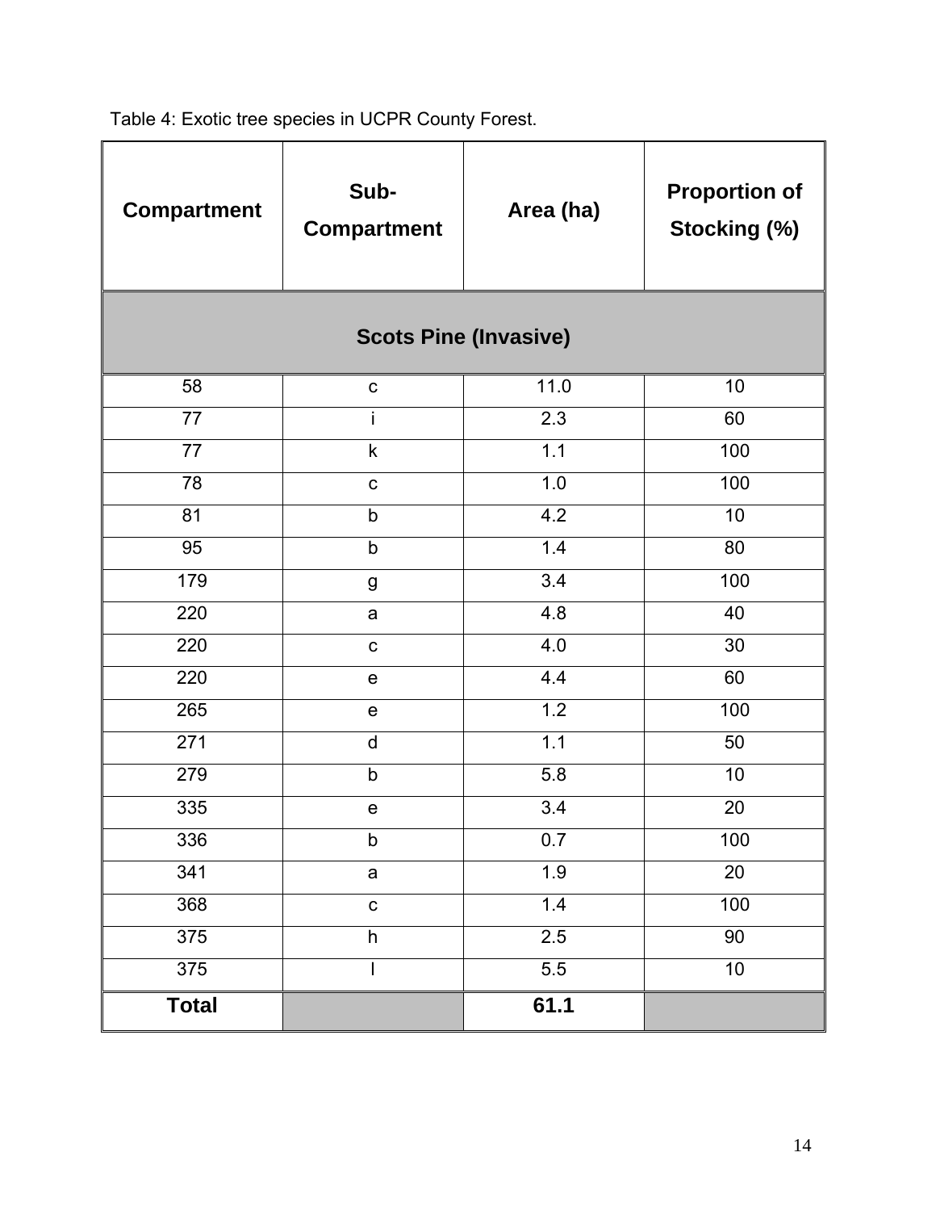Table 4: Exotic tree species in UCPR County Forest.

| Compartment | Sub-Compartment | Area (ha) | Proportion of Stocking (%) |
|---|---|---|---|
| **Scots Pine (Invasive)** | | | |
| 58 | c | 11.0 | 10 |
| 77 | i | 2.3 | 60 |
| 77 | k | 1.1 | 100 |
| 78 | c | 1.0 | 100 |
| 81 | b | 4.2 | 10 |
| 95 | b | 1.4 | 80 |
| 179 | g | 3.4 | 100 |
| 220 | a | 4.8 | 40 |
| 220 | c | 4.0 | 30 |
| 220 | e | 4.4 | 60 |
| 265 | e | 1.2 | 100 |
| 271 | d | 1.1 | 50 |
| 279 | b | 5.8 | 10 |
| 335 | e | 3.4 | 20 |
| 336 | b | 0.7 | 100 |
| 341 | a | 1.9 | 20 |
| 368 | c | 1.4 | 100 |
| 375 | h | 2.5 | 90 |
| 375 | l | 5.5 | 10 |
| **Total** | | **61.1** | |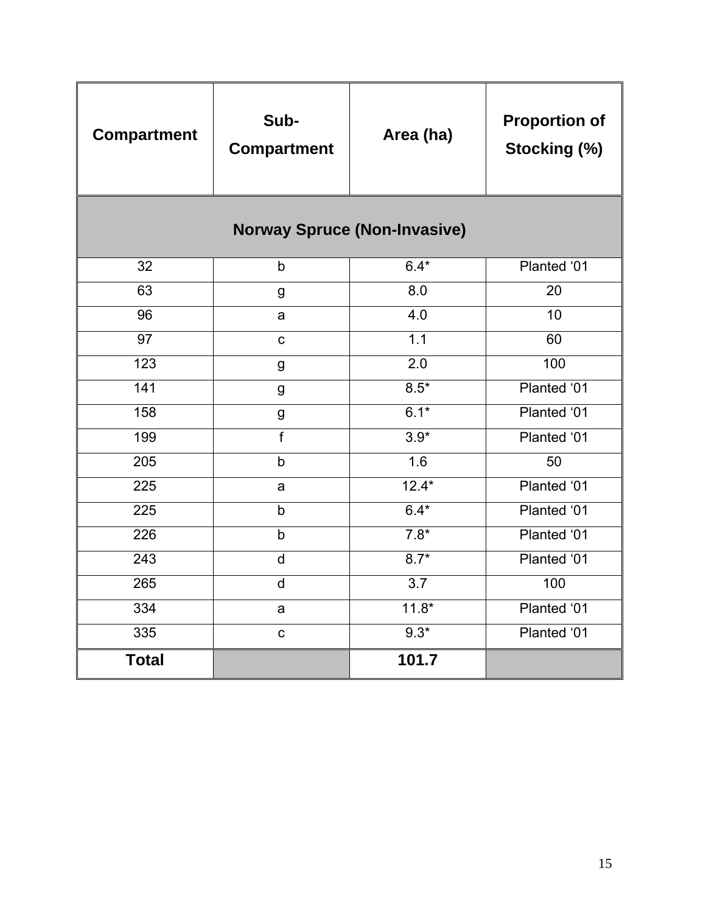| Compartment | Sub-Compartment | Area (ha) | Proportion of Stocking (%) |
|---|---|---|---|
| **Norway Spruce (Non-Invasive)** | | | |
| 32 | b | 6.4* | Planted ‘01 |
| 63 | g | 8.0 | 20 |
| 96 | a | 4.0 | 10 |
| 97 | c | 1.1 | 60 |
| 123 | g | 2.0 | 100 |
| 141 | g | 8.5* | Planted ‘01 |
| 158 | g | 6.1* | Planted ‘01 |
| 199 | f | 3.9* | Planted ‘01 |
| 205 | b | 1.6 | 50 |
| 225 | a | 12.4* | Planted ‘01 |
| 225 | b | 6.4* | Planted ‘01 |
| 226 | b | 7.8* | Planted ‘01 |
| 243 | d | 8.7* | Planted ‘01 |
| 265 | d | 3.7 | 100 |
| 334 | a | 11.8* | Planted ‘01 |
| 335 | c | 9.3* | Planted ‘01 |
| **Total** | | **101.7** | |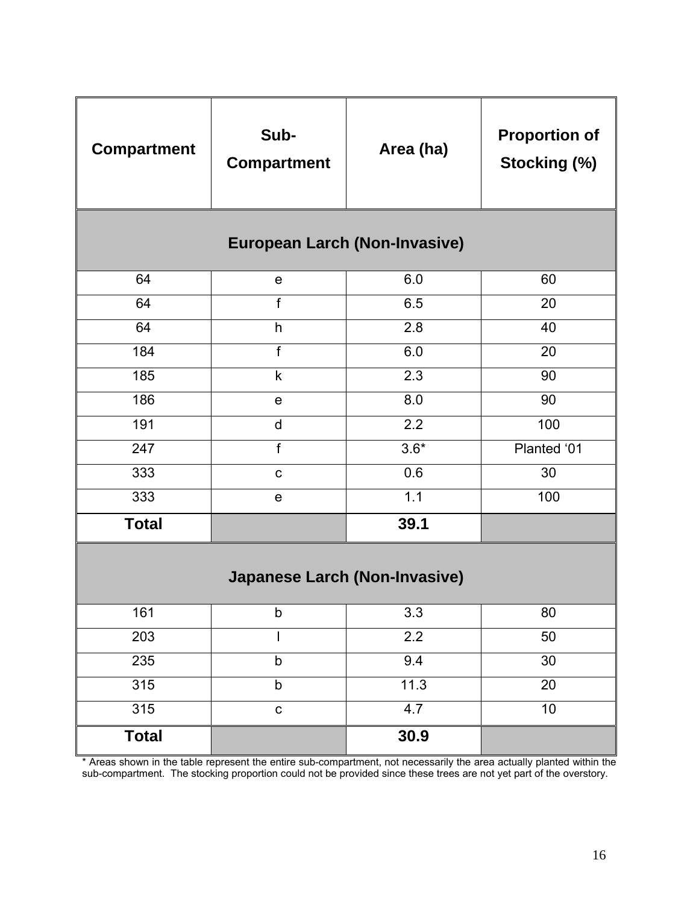| Compartment | Sub-Compartment | Area (ha) | Proportion of Stocking (%) |
|---|---|---|---|
| **European Larch (Non-Invasive)** | | | |
| 64 | e | 6.0 | 60 |
| 64 | f | 6.5 | 20 |
| 64 | h | 2.8 | 40 |
| 184 | f | 6.0 | 20 |
| 185 | k | 2.3 | 90 |
| 186 | e | 8.0 | 90 |
| 191 | d | 2.2 | 100 |
| 247 | f | 3.6* | Planted '01 |
| 333 | c | 0.6 | 30 |
| 333 | e | 1.1 | 100 |
| **Total** | | **39.1** | |
| **Japanese Larch (Non-Invasive)** | | | |
| 161 | b | 3.3 | 80 |
| 203 | l | 2.2 | 50 |
| 235 | b | 9.4 | 30 |
| 315 | b | 11.3 | 20 |
| 315 | c | 4.7 | 10 |
| **Total** | | **30.9** | |

* Areas shown in the table represent the entire sub-compartment, not necessarily the area actually planted within the sub-compartment. The stocking proportion could not be provided since these trees are not yet part of the overstory.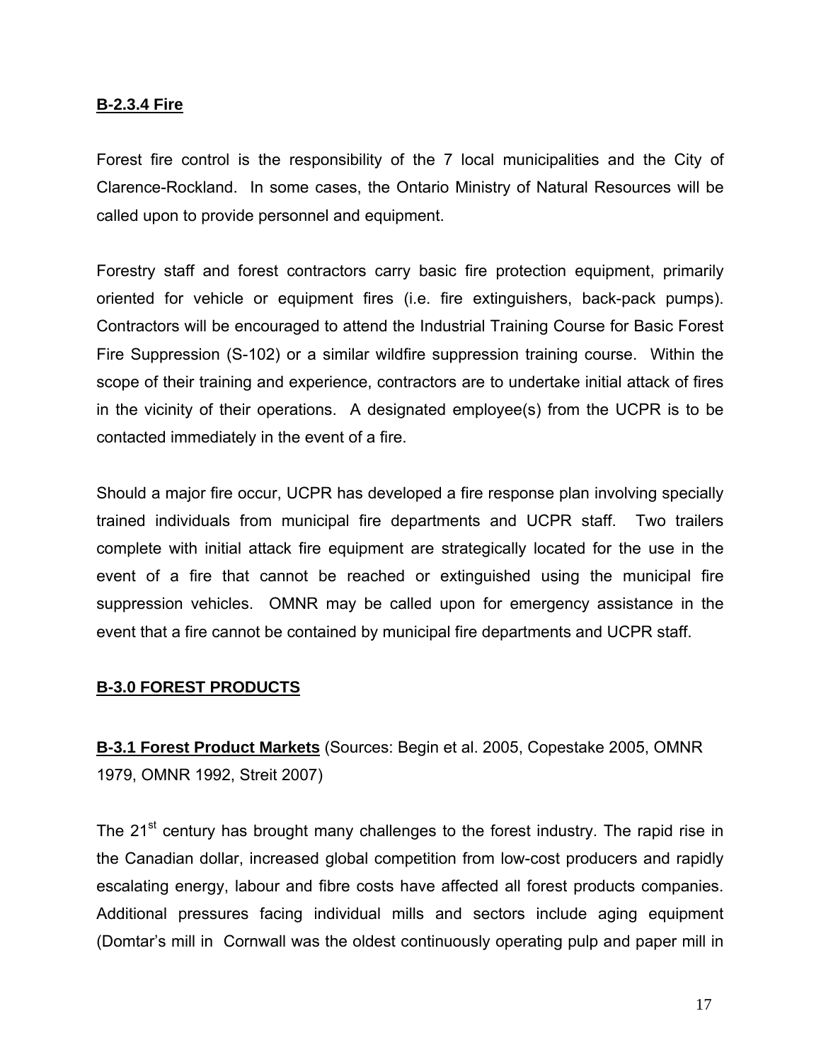### B-2.3.4 Fire

Forest fire control is the responsibility of the 7 local municipalities and the City of Clarence-Rockland. In some cases, the Ontario Ministry of Natural Resources will be called upon to provide personnel and equipment.

Forestry staff and forest contractors carry basic fire protection equipment, primarily oriented for vehicle or equipment fires (i.e. fire extinguishers, back-pack pumps). Contractors will be encouraged to attend the Industrial Training Course for Basic Forest Fire Suppression (S-102) or a similar wildfire suppression training course. Within the scope of their training and experience, contractors are to undertake initial attack of fires in the vicinity of their operations. A designated employee(s) from the UCPR is to be contacted immediately in the event of a fire.

Should a major fire occur, UCPR has developed a fire response plan involving specially trained individuals from municipal fire departments and UCPR staff. Two trailers complete with initial attack fire equipment are strategically located for the use in the event of a fire that cannot be reached or extinguished using the municipal fire suppression vehicles. OMNR may be called upon for emergency assistance in the event that a fire cannot be contained by municipal fire departments and UCPR staff.

## B-3.0 FOREST PRODUCTS

### B-3.1 Forest Product Markets (Sources: Begin et al. 2005, Copestake 2005, OMNR 1979, OMNR 1992, Streit 2007)

The 21st century has brought many challenges to the forest industry. The rapid rise in the Canadian dollar, increased global competition from low-cost producers and rapidly escalating energy, labour and fibre costs have affected all forest products companies. Additional pressures facing individual mills and sectors include aging equipment (Domtar's mill in Cornwall was the oldest continuously operating pulp and paper mill in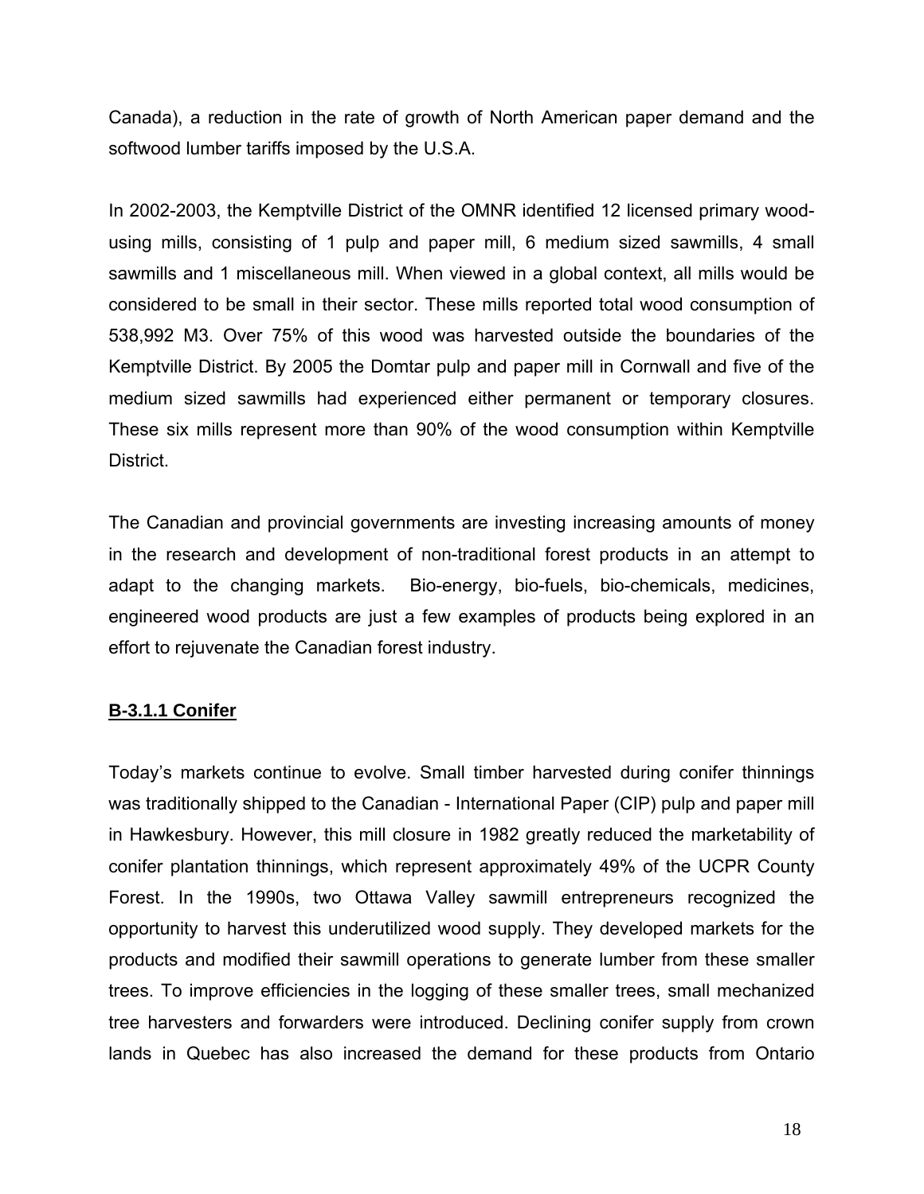Canada), a reduction in the rate of growth of North American paper demand and the softwood lumber tariffs imposed by the U.S.A.

In 2002-2003, the Kemptville District of the OMNR identified 12 licensed primary wood-using mills, consisting of 1 pulp and paper mill, 6 medium sized sawmills, 4 small sawmills and 1 miscellaneous mill. When viewed in a global context, all mills would be considered to be small in their sector. These mills reported total wood consumption of 538,992 M3. Over 75% of this wood was harvested outside the boundaries of the Kemptville District. By 2005 the Domtar pulp and paper mill in Cornwall and five of the medium sized sawmills had experienced either permanent or temporary closures. These six mills represent more than 90% of the wood consumption within Kemptville District.

The Canadian and provincial governments are investing increasing amounts of money in the research and development of non-traditional forest products in an attempt to adapt to the changing markets. Bio-energy, bio-fuels, bio-chemicals, medicines, engineered wood products are just a few examples of products being explored in an effort to rejuvenate the Canadian forest industry.

## B-3.1.1 Conifer

Today's markets continue to evolve. Small timber harvested during conifer thinnings was traditionally shipped to the Canadian - International Paper (CIP) pulp and paper mill in Hawkesbury. However, this mill closure in 1982 greatly reduced the marketability of conifer plantation thinnings, which represent approximately 49% of the UCPR County Forest. In the 1990s, two Ottawa Valley sawmill entrepreneurs recognized the opportunity to harvest this underutilized wood supply. They developed markets for the products and modified their sawmill operations to generate lumber from these smaller trees. To improve efficiencies in the logging of these smaller trees, small mechanized tree harvesters and forwarders were introduced. Declining conifer supply from crown lands in Quebec has also increased the demand for these products from Ontario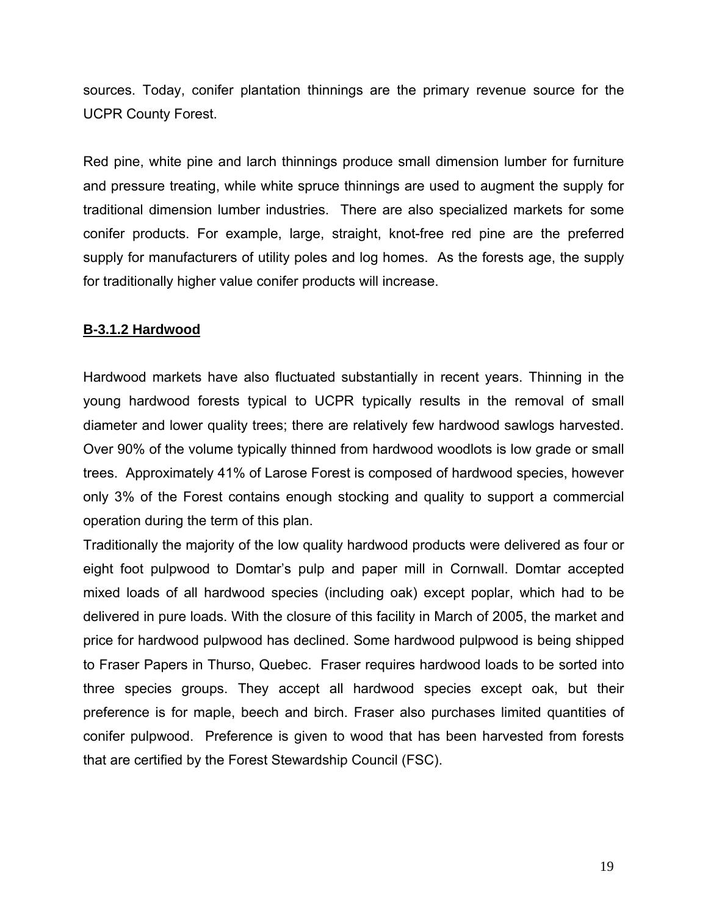sources. Today, conifer plantation thinnings are the primary revenue source for the UCPR County Forest.

Red pine, white pine and larch thinnings produce small dimension lumber for furniture and pressure treating, while white spruce thinnings are used to augment the supply for traditional dimension lumber industries. There are also specialized markets for some conifer products. For example, large, straight, knot-free red pine are the preferred supply for manufacturers of utility poles and log homes. As the forests age, the supply for traditionally higher value conifer products will increase.

### B-3.1.2 Hardwood

Hardwood markets have also fluctuated substantially in recent years. Thinning in the young hardwood forests typical to UCPR typically results in the removal of small diameter and lower quality trees; there are relatively few hardwood sawlogs harvested. Over 90% of the volume typically thinned from hardwood woodlots is low grade or small trees. Approximately 41% of Larose Forest is composed of hardwood species, however only 3% of the Forest contains enough stocking and quality to support a commercial operation during the term of this plan.

Traditionally the majority of the low quality hardwood products were delivered as four or eight foot pulpwood to Domtar's pulp and paper mill in Cornwall. Domtar accepted mixed loads of all hardwood species (including oak) except poplar, which had to be delivered in pure loads. With the closure of this facility in March of 2005, the market and price for hardwood pulpwood has declined. Some hardwood pulpwood is being shipped to Fraser Papers in Thurso, Quebec. Fraser requires hardwood loads to be sorted into three species groups. They accept all hardwood species except oak, but their preference is for maple, beech and birch. Fraser also purchases limited quantities of conifer pulpwood. Preference is given to wood that has been harvested from forests that are certified by the Forest Stewardship Council (FSC).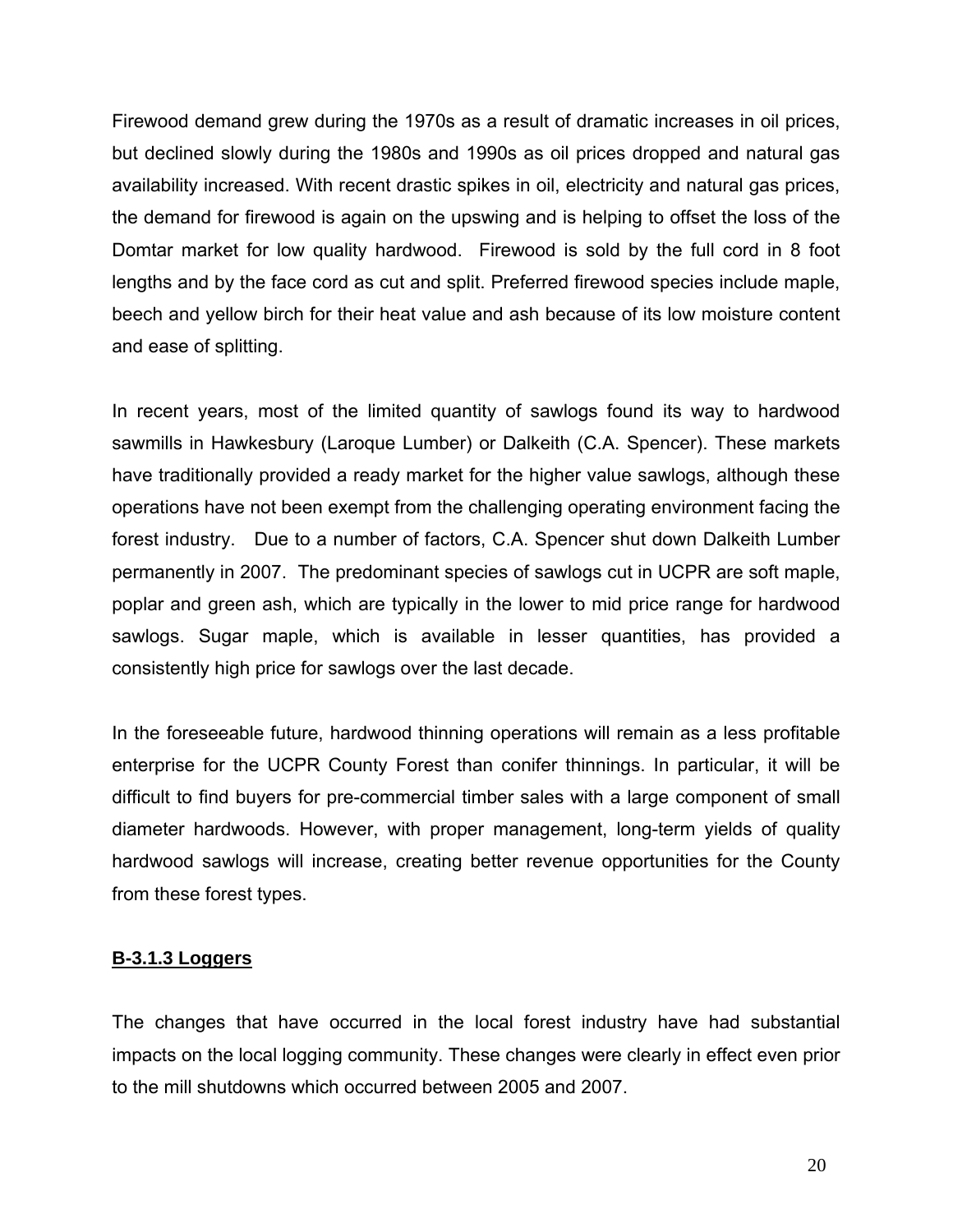Firewood demand grew during the 1970s as a result of dramatic increases in oil prices, but declined slowly during the 1980s and 1990s as oil prices dropped and natural gas availability increased. With recent drastic spikes in oil, electricity and natural gas prices, the demand for firewood is again on the upswing and is helping to offset the loss of the Domtar market for low quality hardwood. Firewood is sold by the full cord in 8 foot lengths and by the face cord as cut and split. Preferred firewood species include maple, beech and yellow birch for their heat value and ash because of its low moisture content and ease of splitting.

In recent years, most of the limited quantity of sawlogs found its way to hardwood sawmills in Hawkesbury (Laroque Lumber) or Dalkeith (C.A. Spencer). These markets have traditionally provided a ready market for the higher value sawlogs, although these operations have not been exempt from the challenging operating environment facing the forest industry. Due to a number of factors, C.A. Spencer shut down Dalkeith Lumber permanently in 2007. The predominant species of sawlogs cut in UCPR are soft maple, poplar and green ash, which are typically in the lower to mid price range for hardwood sawlogs. Sugar maple, which is available in lesser quantities, has provided a consistently high price for sawlogs over the last decade.

In the foreseeable future, hardwood thinning operations will remain as a less profitable enterprise for the UCPR County Forest than conifer thinnings. In particular, it will be difficult to find buyers for pre-commercial timber sales with a large component of small diameter hardwoods. However, with proper management, long-term yields of quality hardwood sawlogs will increase, creating better revenue opportunities for the County from these forest types.

#### B-3.1.3 Loggers

The changes that have occurred in the local forest industry have had substantial impacts on the local logging community. These changes were clearly in effect even prior to the mill shutdowns which occurred between 2005 and 2007.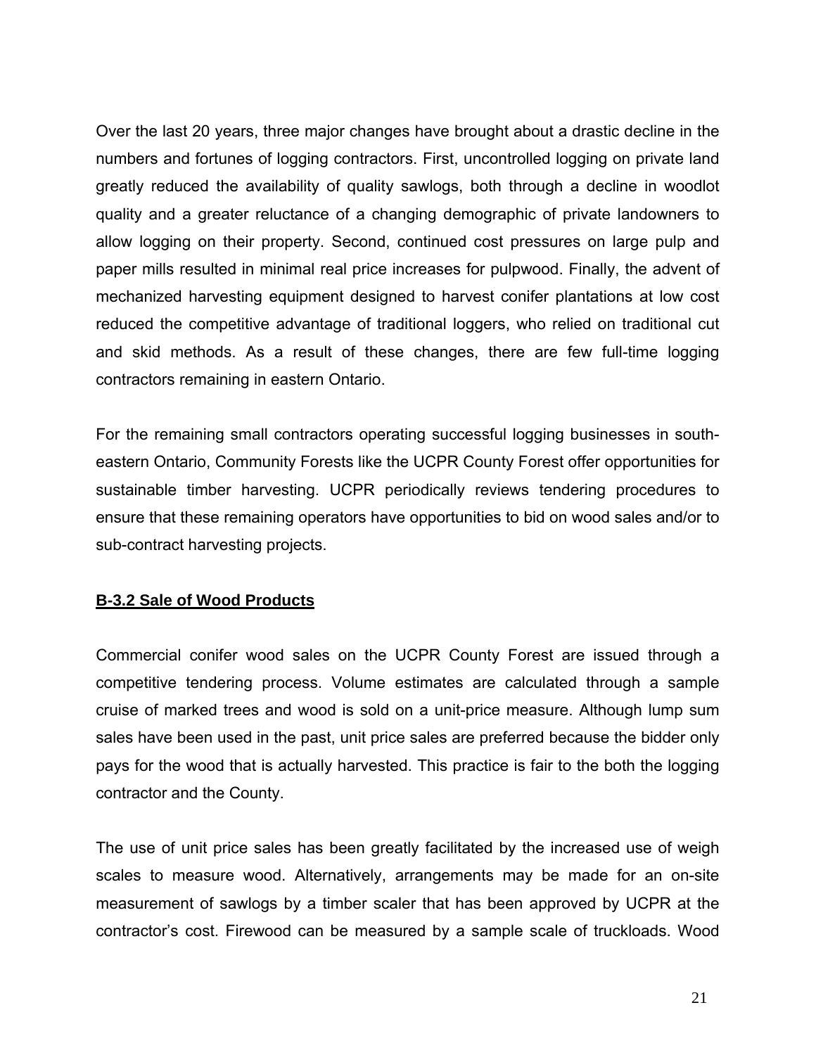Over the last 20 years, three major changes have brought about a drastic decline in the numbers and fortunes of logging contractors. First, uncontrolled logging on private land greatly reduced the availability of quality sawlogs, both through a decline in woodlot quality and a greater reluctance of a changing demographic of private landowners to allow logging on their property. Second, continued cost pressures on large pulp and paper mills resulted in minimal real price increases for pulpwood. Finally, the advent of mechanized harvesting equipment designed to harvest conifer plantations at low cost reduced the competitive advantage of traditional loggers, who relied on traditional cut and skid methods. As a result of these changes, there are few full-time logging contractors remaining in eastern Ontario.

For the remaining small contractors operating successful logging businesses in south-eastern Ontario, Community Forests like the UCPR County Forest offer opportunities for sustainable timber harvesting. UCPR periodically reviews tendering procedures to ensure that these remaining operators have opportunities to bid on wood sales and/or to sub-contract harvesting projects.

### B-3.2 Sale of Wood Products

Commercial conifer wood sales on the UCPR County Forest are issued through a competitive tendering process. Volume estimates are calculated through a sample cruise of marked trees and wood is sold on a unit-price measure. Although lump sum sales have been used in the past, unit price sales are preferred because the bidder only pays for the wood that is actually harvested. This practice is fair to the both the logging contractor and the County.

The use of unit price sales has been greatly facilitated by the increased use of weigh scales to measure wood. Alternatively, arrangements may be made for an on-site measurement of sawlogs by a timber scaler that has been approved by UCPR at the contractor's cost. Firewood can be measured by a sample scale of truckloads. Wood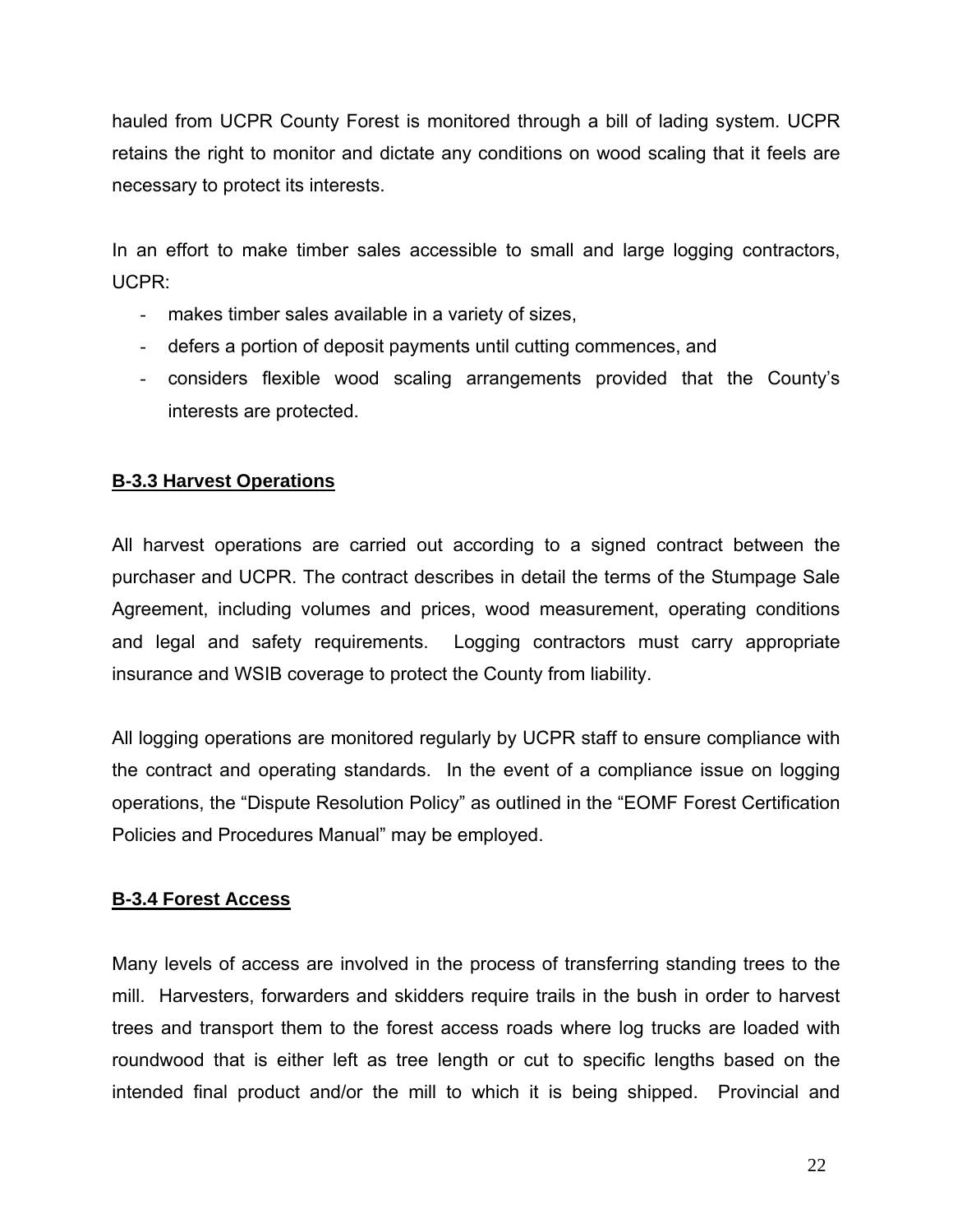hauled from UCPR County Forest is monitored through a bill of lading system. UCPR retains the right to monitor and dictate any conditions on wood scaling that it feels are necessary to protect its interests.

In an effort to make timber sales accessible to small and large logging contractors, UCPR:

- makes timber sales available in a variety of sizes,
- defers a portion of deposit payments until cutting commences, and
- considers flexible wood scaling arrangements provided that the County's interests are protected.

### B-3.3 Harvest Operations

All harvest operations are carried out according to a signed contract between the purchaser and UCPR. The contract describes in detail the terms of the Stumpage Sale Agreement, including volumes and prices, wood measurement, operating conditions and legal and safety requirements. Logging contractors must carry appropriate insurance and WSIB coverage to protect the County from liability.

All logging operations are monitored regularly by UCPR staff to ensure compliance with the contract and operating standards. In the event of a compliance issue on logging operations, the "Dispute Resolution Policy" as outlined in the "EOMF Forest Certification Policies and Procedures Manual" may be employed.

### B-3.4 Forest Access

Many levels of access are involved in the process of transferring standing trees to the mill. Harvesters, forwarders and skidders require trails in the bush in order to harvest trees and transport them to the forest access roads where log trucks are loaded with roundwood that is either left as tree length or cut to specific lengths based on the intended final product and/or the mill to which it is being shipped. Provincial and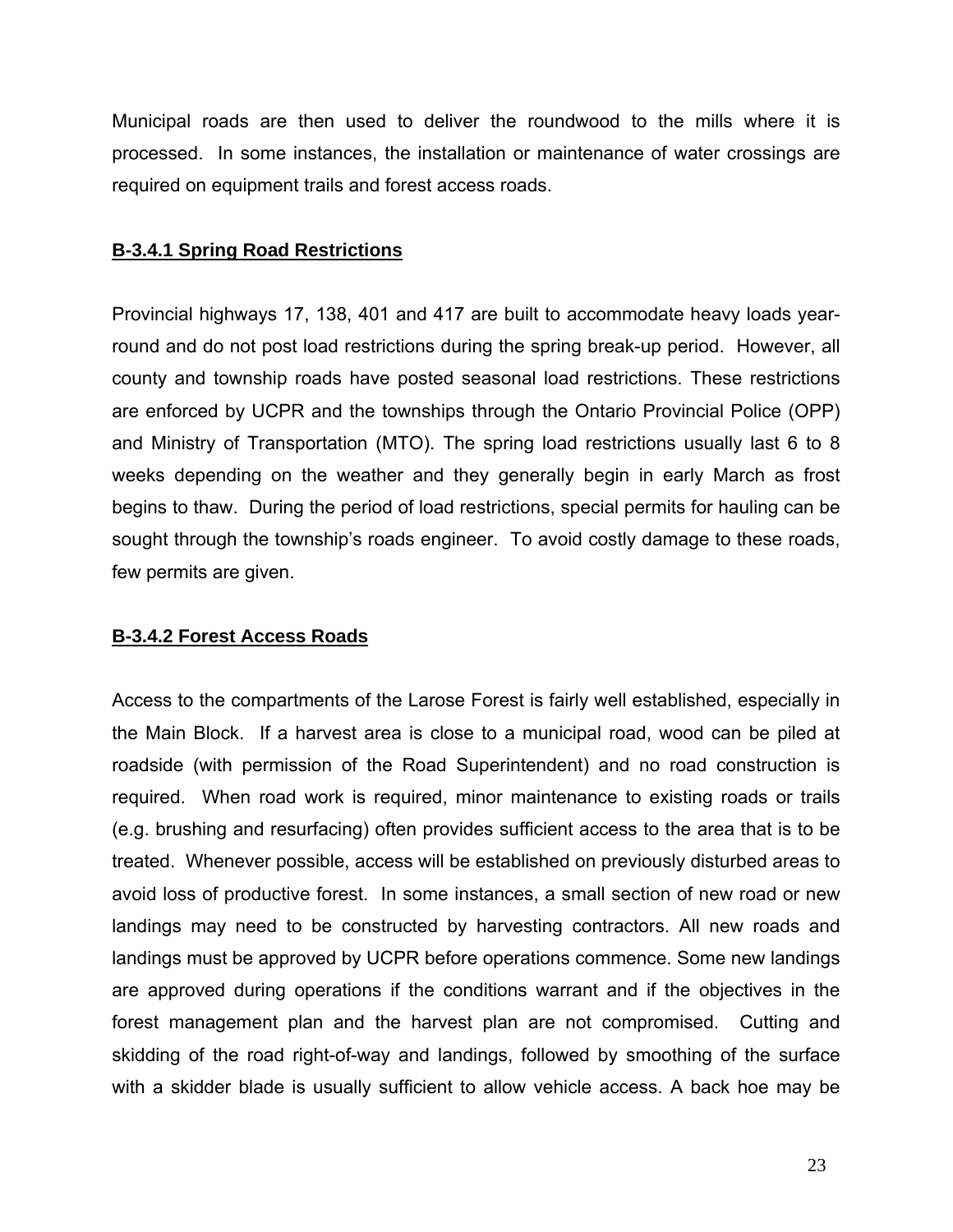Municipal roads are then used to deliver the roundwood to the mills where it is processed. In some instances, the installation or maintenance of water crossings are required on equipment trails and forest access roads.

### B-3.4.1 Spring Road Restrictions

Provincial highways 17, 138, 401 and 417 are built to accommodate heavy loads year-round and do not post load restrictions during the spring break-up period. However, all county and township roads have posted seasonal load restrictions. These restrictions are enforced by UCPR and the townships through the Ontario Provincial Police (OPP) and Ministry of Transportation (MTO). The spring load restrictions usually last 6 to 8 weeks depending on the weather and they generally begin in early March as frost begins to thaw. During the period of load restrictions, special permits for hauling can be sought through the township's roads engineer. To avoid costly damage to these roads, few permits are given.

### B-3.4.2 Forest Access Roads

Access to the compartments of the Larose Forest is fairly well established, especially in the Main Block. If a harvest area is close to a municipal road, wood can be piled at roadside (with permission of the Road Superintendent) and no road construction is required. When road work is required, minor maintenance to existing roads or trails (e.g. brushing and resurfacing) often provides sufficient access to the area that is to be treated. Whenever possible, access will be established on previously disturbed areas to avoid loss of productive forest. In some instances, a small section of new road or new landings may need to be constructed by harvesting contractors. All new roads and landings must be approved by UCPR before operations commence. Some new landings are approved during operations if the conditions warrant and if the objectives in the forest management plan and the harvest plan are not compromised. Cutting and skidding of the road right-of-way and landings, followed by smoothing of the surface with a skidder blade is usually sufficient to allow vehicle access. A back hoe may be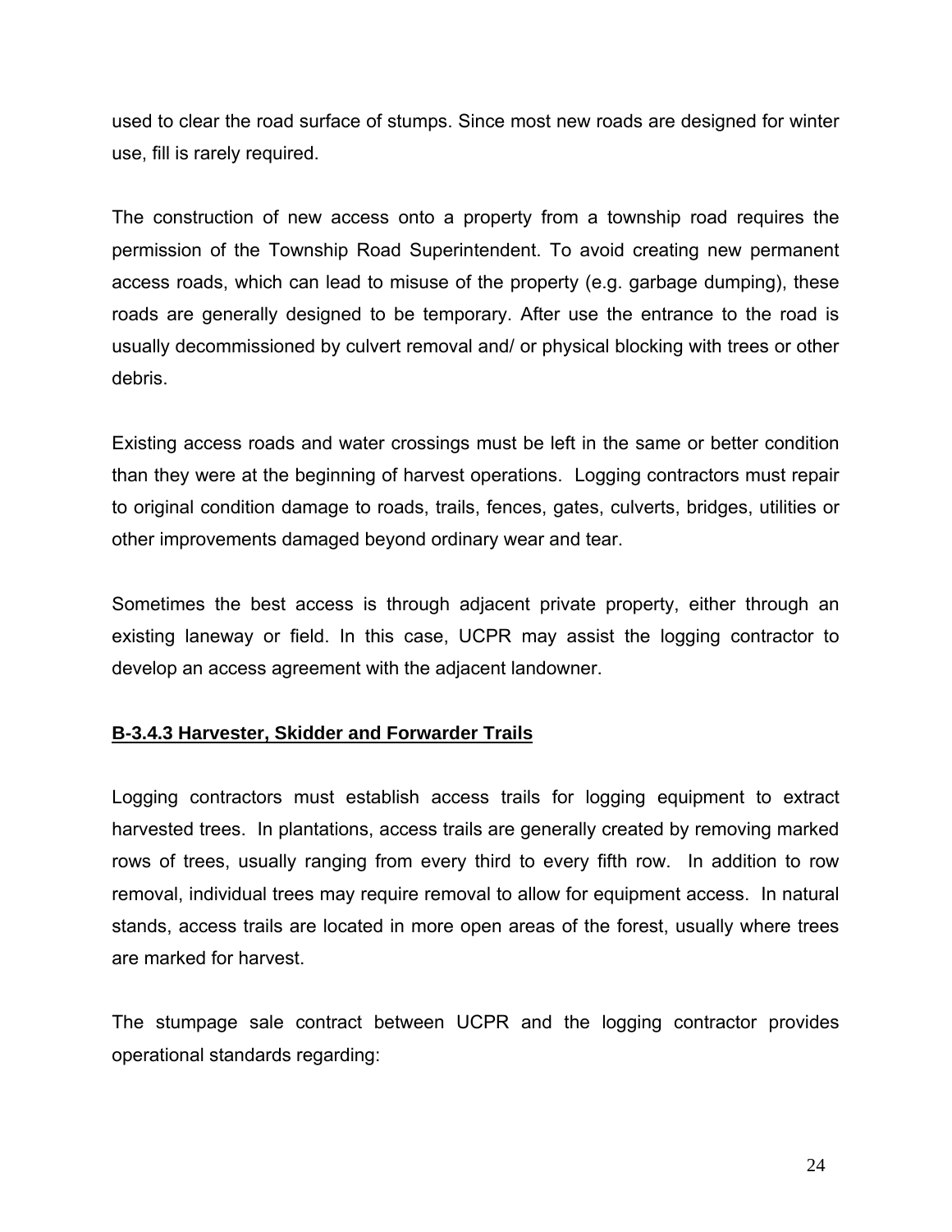used to clear the road surface of stumps. Since most new roads are designed for winter use, fill is rarely required.

The construction of new access onto a property from a township road requires the permission of the Township Road Superintendent. To avoid creating new permanent access roads, which can lead to misuse of the property (e.g. garbage dumping), these roads are generally designed to be temporary. After use the entrance to the road is usually decommissioned by culvert removal and/ or physical blocking with trees or other debris.

Existing access roads and water crossings must be left in the same or better condition than they were at the beginning of harvest operations. Logging contractors must repair to original condition damage to roads, trails, fences, gates, culverts, bridges, utilities or other improvements damaged beyond ordinary wear and tear.

Sometimes the best access is through adjacent private property, either through an existing laneway or field. In this case, UCPR may assist the logging contractor to develop an access agreement with the adjacent landowner.

### B-3.4.3 Harvester, Skidder and Forwarder Trails

Logging contractors must establish access trails for logging equipment to extract harvested trees. In plantations, access trails are generally created by removing marked rows of trees, usually ranging from every third to every fifth row. In addition to row removal, individual trees may require removal to allow for equipment access. In natural stands, access trails are located in more open areas of the forest, usually where trees are marked for harvest.

The stumpage sale contract between UCPR and the logging contractor provides operational standards regarding: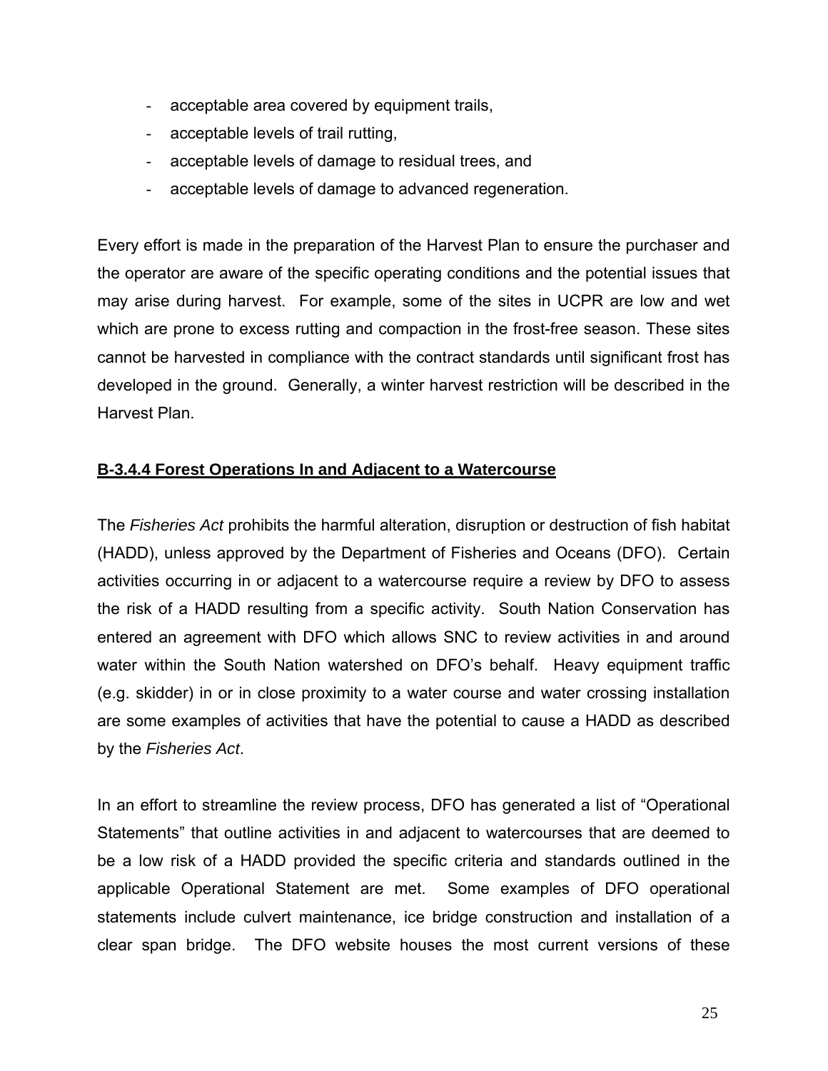- acceptable area covered by equipment trails,
- acceptable levels of trail rutting,
- acceptable levels of damage to residual trees, and
- acceptable levels of damage to advanced regeneration.

Every effort is made in the preparation of the Harvest Plan to ensure the purchaser and the operator are aware of the specific operating conditions and the potential issues that may arise during harvest. For example, some of the sites in UCPR are low and wet which are prone to excess rutting and compaction in the frost-free season. These sites cannot be harvested in compliance with the contract standards until significant frost has developed in the ground. Generally, a winter harvest restriction will be described in the Harvest Plan.

### B-3.4.4 Forest Operations In and Adjacent to a Watercourse

The *Fisheries Act* prohibits the harmful alteration, disruption or destruction of fish habitat (HADD), unless approved by the Department of Fisheries and Oceans (DFO). Certain activities occurring in or adjacent to a watercourse require a review by DFO to assess the risk of a HADD resulting from a specific activity. South Nation Conservation has entered an agreement with DFO which allows SNC to review activities in and around water within the South Nation watershed on DFO's behalf. Heavy equipment traffic (e.g. skidder) in or in close proximity to a water course and water crossing installation are some examples of activities that have the potential to cause a HADD as described by the *Fisheries Act*.

In an effort to streamline the review process, DFO has generated a list of "Operational Statements" that outline activities in and adjacent to watercourses that are deemed to be a low risk of a HADD provided the specific criteria and standards outlined in the applicable Operational Statement are met. Some examples of DFO operational statements include culvert maintenance, ice bridge construction and installation of a clear span bridge. The DFO website houses the most current versions of these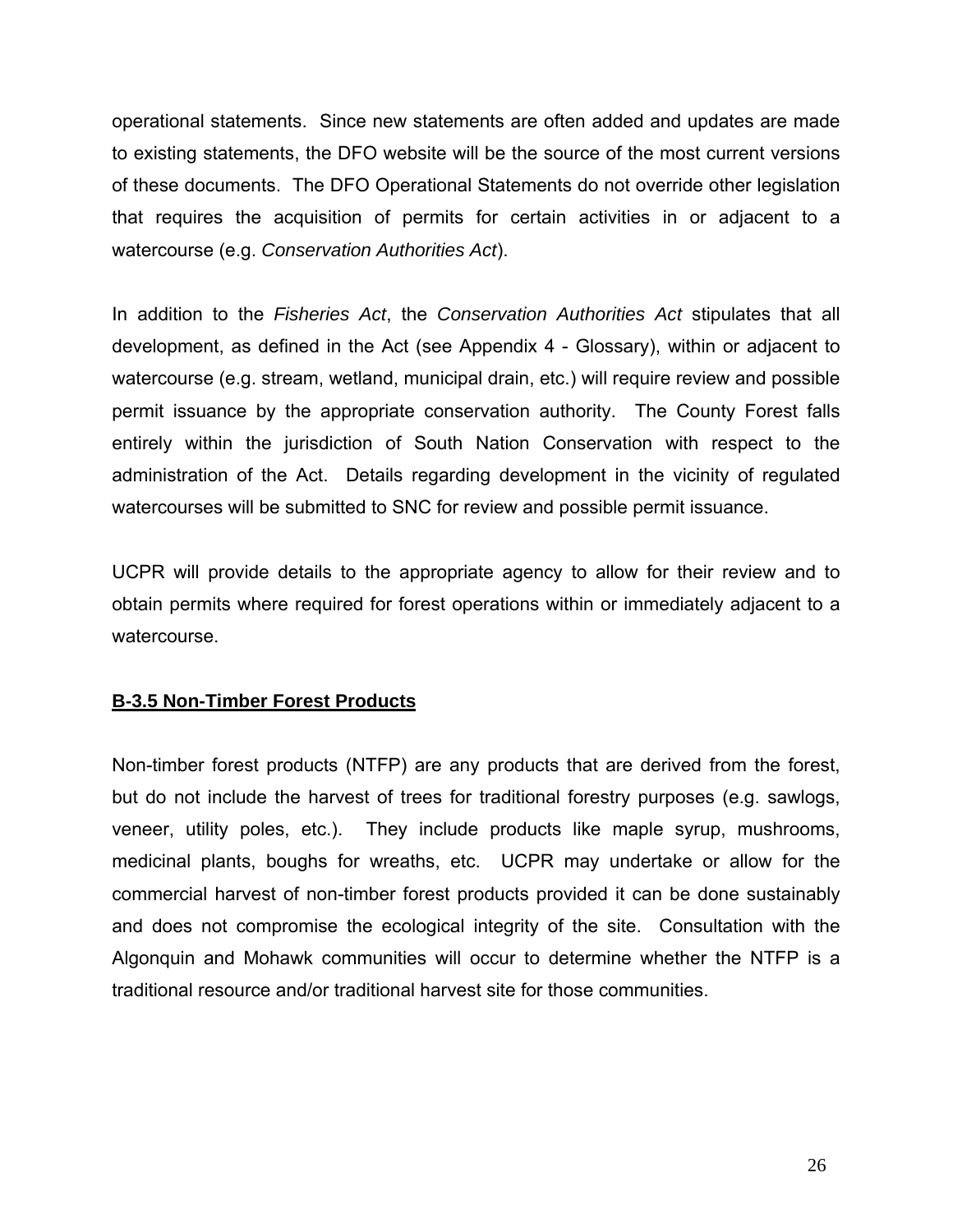operational statements. Since new statements are often added and updates are made to existing statements, the DFO website will be the source of the most current versions of these documents. The DFO Operational Statements do not override other legislation that requires the acquisition of permits for certain activities in or adjacent to a watercourse (e.g. *Conservation Authorities Act*).

In addition to the *Fisheries Act*, the *Conservation Authorities Act* stipulates that all development, as defined in the Act (see Appendix 4 - Glossary), within or adjacent to watercourse (e.g. stream, wetland, municipal drain, etc.) will require review and possible permit issuance by the appropriate conservation authority. The County Forest falls entirely within the jurisdiction of South Nation Conservation with respect to the administration of the Act. Details regarding development in the vicinity of regulated watercourses will be submitted to SNC for review and possible permit issuance.

UCPR will provide details to the appropriate agency to allow for their review and to obtain permits where required for forest operations within or immediately adjacent to a watercourse.

### B-3.5 Non-Timber Forest Products

Non-timber forest products (NTFP) are any products that are derived from the forest, but do not include the harvest of trees for traditional forestry purposes (e.g. sawlogs, veneer, utility poles, etc.). They include products like maple syrup, mushrooms, medicinal plants, boughs for wreaths, etc. UCPR may undertake or allow for the commercial harvest of non-timber forest products provided it can be done sustainably and does not compromise the ecological integrity of the site. Consultation with the Algonquin and Mohawk communities will occur to determine whether the NTFP is a traditional resource and/or traditional harvest site for those communities.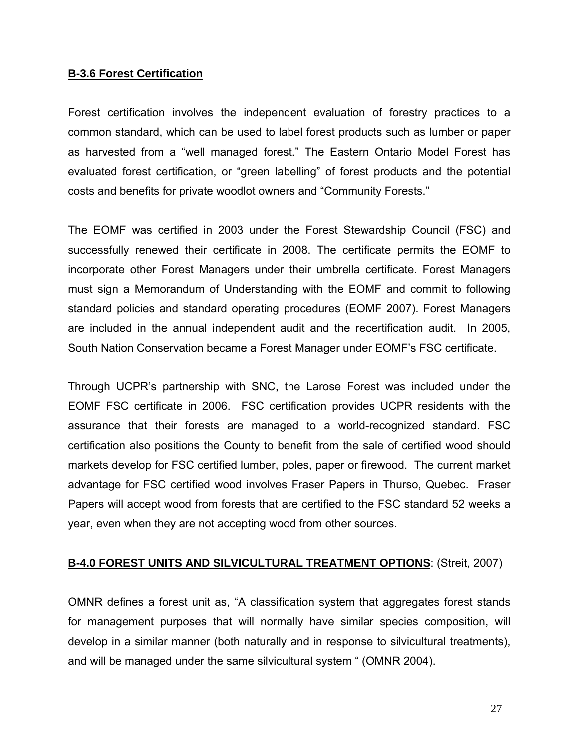### B-3.6 Forest Certification

Forest certification involves the independent evaluation of forestry practices to a common standard, which can be used to label forest products such as lumber or paper as harvested from a "well managed forest." The Eastern Ontario Model Forest has evaluated forest certification, or "green labelling" of forest products and the potential costs and benefits for private woodlot owners and "Community Forests."

The EOMF was certified in 2003 under the Forest Stewardship Council (FSC) and successfully renewed their certificate in 2008. The certificate permits the EOMF to incorporate other Forest Managers under their umbrella certificate. Forest Managers must sign a Memorandum of Understanding with the EOMF and commit to following standard policies and standard operating procedures (EOMF 2007). Forest Managers are included in the annual independent audit and the recertification audit. In 2005, South Nation Conservation became a Forest Manager under EOMF's FSC certificate.

Through UCPR's partnership with SNC, the Larose Forest was included under the EOMF FSC certificate in 2006. FSC certification provides UCPR residents with the assurance that their forests are managed to a world-recognized standard. FSC certification also positions the County to benefit from the sale of certified wood should markets develop for FSC certified lumber, poles, paper or firewood. The current market advantage for FSC certified wood involves Fraser Papers in Thurso, Quebec. Fraser Papers will accept wood from forests that are certified to the FSC standard 52 weeks a year, even when they are not accepting wood from other sources.

## B-4.0 FOREST UNITS AND SILVICULTURAL TREATMENT OPTIONS: (Streit, 2007)

OMNR defines a forest unit as, "A classification system that aggregates forest stands for management purposes that will normally have similar species composition, will develop in a similar manner (both naturally and in response to silvicultural treatments), and will be managed under the same silvicultural system " (OMNR 2004).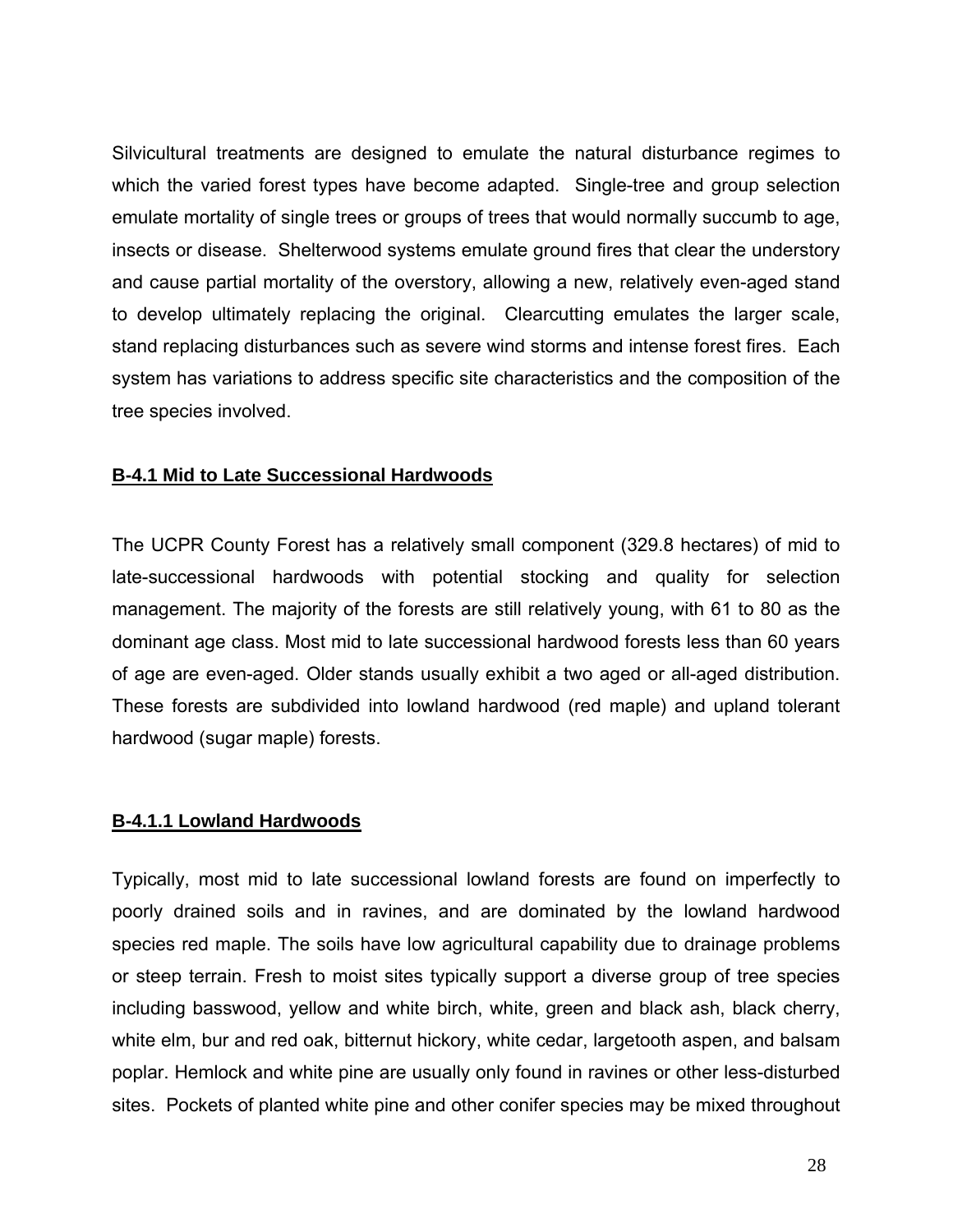Silvicultural treatments are designed to emulate the natural disturbance regimes to which the varied forest types have become adapted. Single-tree and group selection emulate mortality of single trees or groups of trees that would normally succumb to age, insects or disease. Shelterwood systems emulate ground fires that clear the understory and cause partial mortality of the overstory, allowing a new, relatively even-aged stand to develop ultimately replacing the original. Clearcutting emulates the larger scale, stand replacing disturbances such as severe wind storms and intense forest fires. Each system has variations to address specific site characteristics and the composition of the tree species involved.

### B-4.1 Mid to Late Successional Hardwoods

The UCPR County Forest has a relatively small component (329.8 hectares) of mid to late-successional hardwoods with potential stocking and quality for selection management. The majority of the forests are still relatively young, with 61 to 80 as the dominant age class. Most mid to late successional hardwood forests less than 60 years of age are even-aged. Older stands usually exhibit a two aged or all-aged distribution. These forests are subdivided into lowland hardwood (red maple) and upland tolerant hardwood (sugar maple) forests.

#### B-4.1.1 Lowland Hardwoods

Typically, most mid to late successional lowland forests are found on imperfectly to poorly drained soils and in ravines, and are dominated by the lowland hardwood species red maple. The soils have low agricultural capability due to drainage problems or steep terrain. Fresh to moist sites typically support a diverse group of tree species including basswood, yellow and white birch, white, green and black ash, black cherry, white elm, bur and red oak, bitternut hickory, white cedar, largetooth aspen, and balsam poplar. Hemlock and white pine are usually only found in ravines or other less-disturbed sites. Pockets of planted white pine and other conifer species may be mixed throughout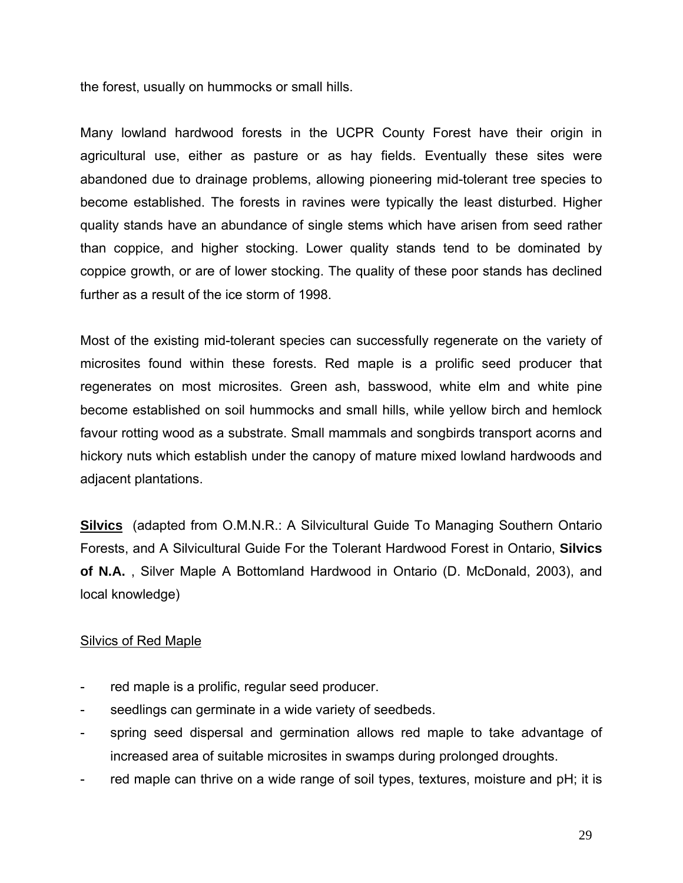the forest, usually on hummocks or small hills.

Many lowland hardwood forests in the UCPR County Forest have their origin in agricultural use, either as pasture or as hay fields. Eventually these sites were abandoned due to drainage problems, allowing pioneering mid-tolerant tree species to become established. The forests in ravines were typically the least disturbed. Higher quality stands have an abundance of single stems which have arisen from seed rather than coppice, and higher stocking. Lower quality stands tend to be dominated by coppice growth, or are of lower stocking. The quality of these poor stands has declined further as a result of the ice storm of 1998.

Most of the existing mid-tolerant species can successfully regenerate on the variety of microsites found within these forests. Red maple is a prolific seed producer that regenerates on most microsites. Green ash, basswood, white elm and white pine become established on soil hummocks and small hills, while yellow birch and hemlock favour rotting wood as a substrate. Small mammals and songbirds transport acorns and hickory nuts which establish under the canopy of mature mixed lowland hardwoods and adjacent plantations.

**Silvics** (adapted from O.M.N.R.: A Silvicultural Guide To Managing Southern Ontario Forests, and A Silvicultural Guide For the Tolerant Hardwood Forest in Ontario, **Silvics of N.A.** , Silver Maple A Bottomland Hardwood in Ontario (D. McDonald, 2003), and local knowledge)

Silvics of Red Maple

- red maple is a prolific, regular seed producer.
- seedlings can germinate in a wide variety of seedbeds.
- spring seed dispersal and germination allows red maple to take advantage of increased area of suitable microsites in swamps during prolonged droughts.
- red maple can thrive on a wide range of soil types, textures, moisture and pH; it is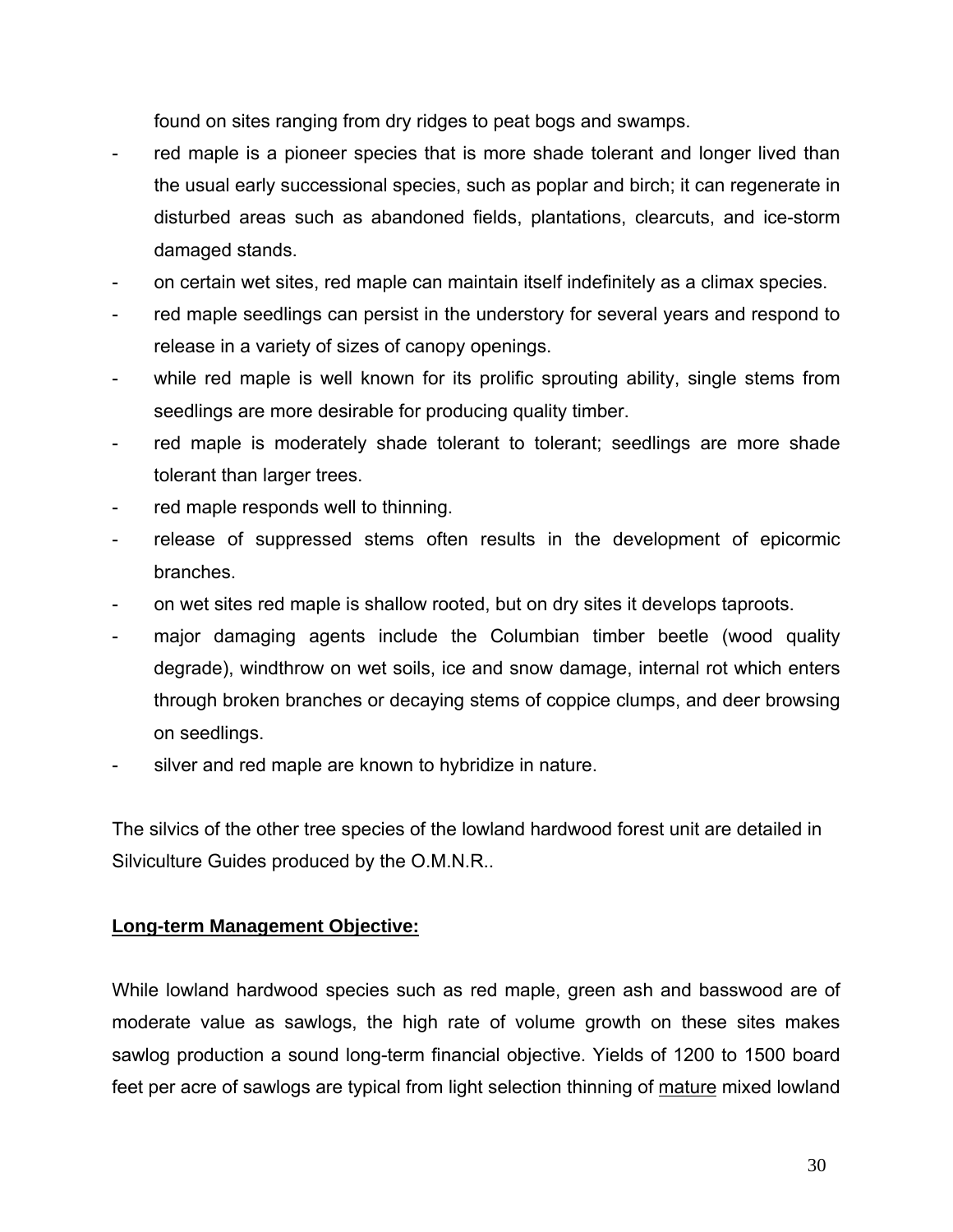found on sites ranging from dry ridges to peat bogs and swamps.

- red maple is a pioneer species that is more shade tolerant and longer lived than the usual early successional species, such as poplar and birch; it can regenerate in disturbed areas such as abandoned fields, plantations, clearcuts, and ice-storm damaged stands.
- on certain wet sites, red maple can maintain itself indefinitely as a climax species.
- red maple seedlings can persist in the understory for several years and respond to release in a variety of sizes of canopy openings.
- while red maple is well known for its prolific sprouting ability, single stems from seedlings are more desirable for producing quality timber.
- red maple is moderately shade tolerant to tolerant; seedlings are more shade tolerant than larger trees.
- red maple responds well to thinning.
- release of suppressed stems often results in the development of epicormic branches.
- on wet sites red maple is shallow rooted, but on dry sites it develops taproots.
- major damaging agents include the Columbian timber beetle (wood quality degrade), windthrow on wet soils, ice and snow damage, internal rot which enters through broken branches or decaying stems of coppice clumps, and deer browsing on seedlings.
- silver and red maple are known to hybridize in nature.

The silvics of the other tree species of the lowland hardwood forest unit are detailed in Silviculture Guides produced by the O.M.N.R..

**Long-term Management Objective:**

While lowland hardwood species such as red maple, green ash and basswood are of moderate value as sawlogs, the high rate of volume growth on these sites makes sawlog production a sound long-term financial objective. Yields of 1200 to 1500 board feet per acre of sawlogs are typical from light selection thinning of mature mixed lowland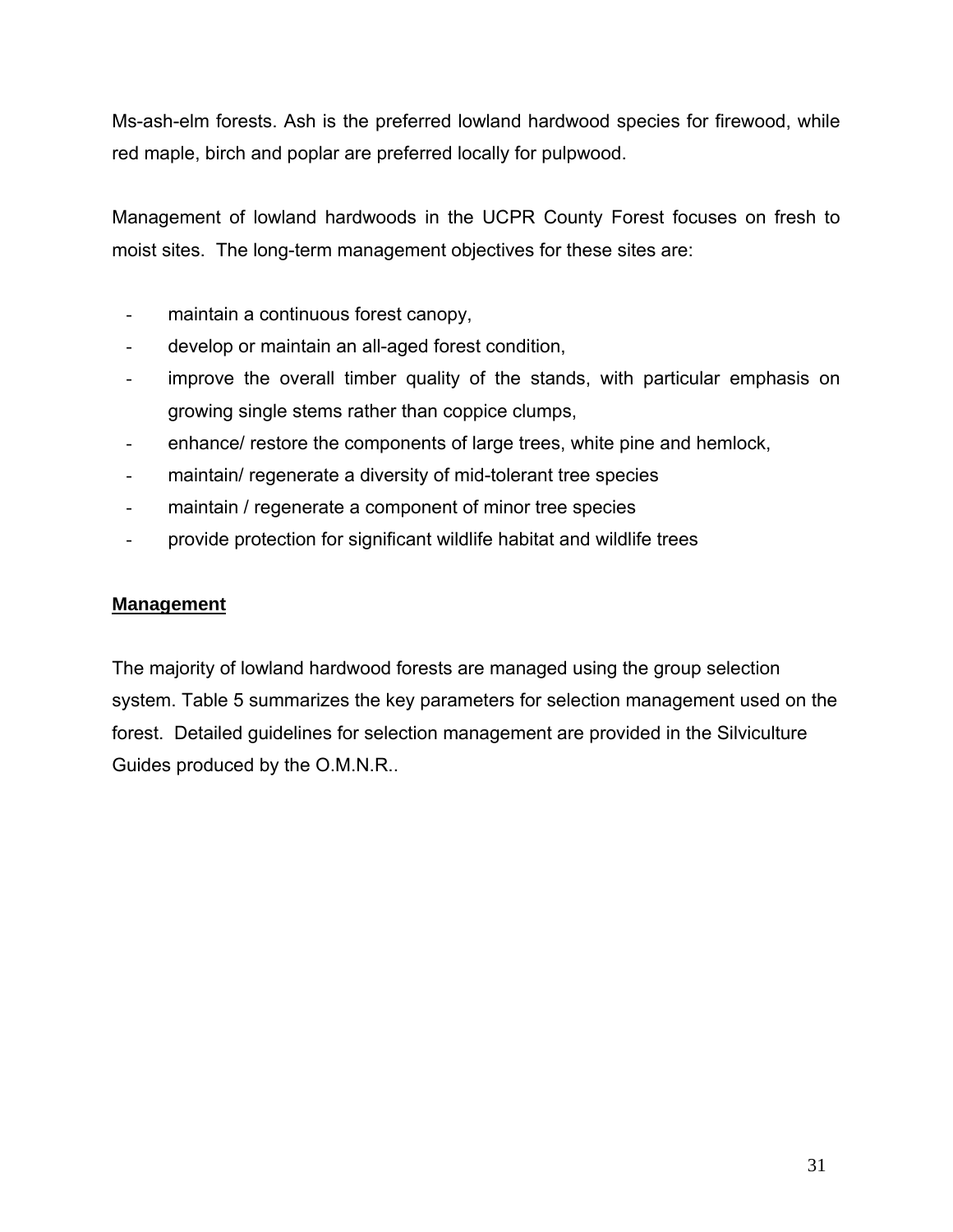Ms-ash-elm forests. Ash is the preferred lowland hardwood species for firewood, while red maple, birch and poplar are preferred locally for pulpwood.

Management of lowland hardwoods in the UCPR County Forest focuses on fresh to moist sites. The long-term management objectives for these sites are:

- maintain a continuous forest canopy,
- develop or maintain an all-aged forest condition,
- improve the overall timber quality of the stands, with particular emphasis on growing single stems rather than coppice clumps,
- enhance/ restore the components of large trees, white pine and hemlock,
- maintain/ regenerate a diversity of mid-tolerant tree species
- maintain / regenerate a component of minor tree species
- provide protection for significant wildlife habitat and wildlife trees

**Management**

The majority of lowland hardwood forests are managed using the group selection system. Table 5 summarizes the key parameters for selection management used on the forest. Detailed guidelines for selection management are provided in the Silviculture Guides produced by the O.M.N.R..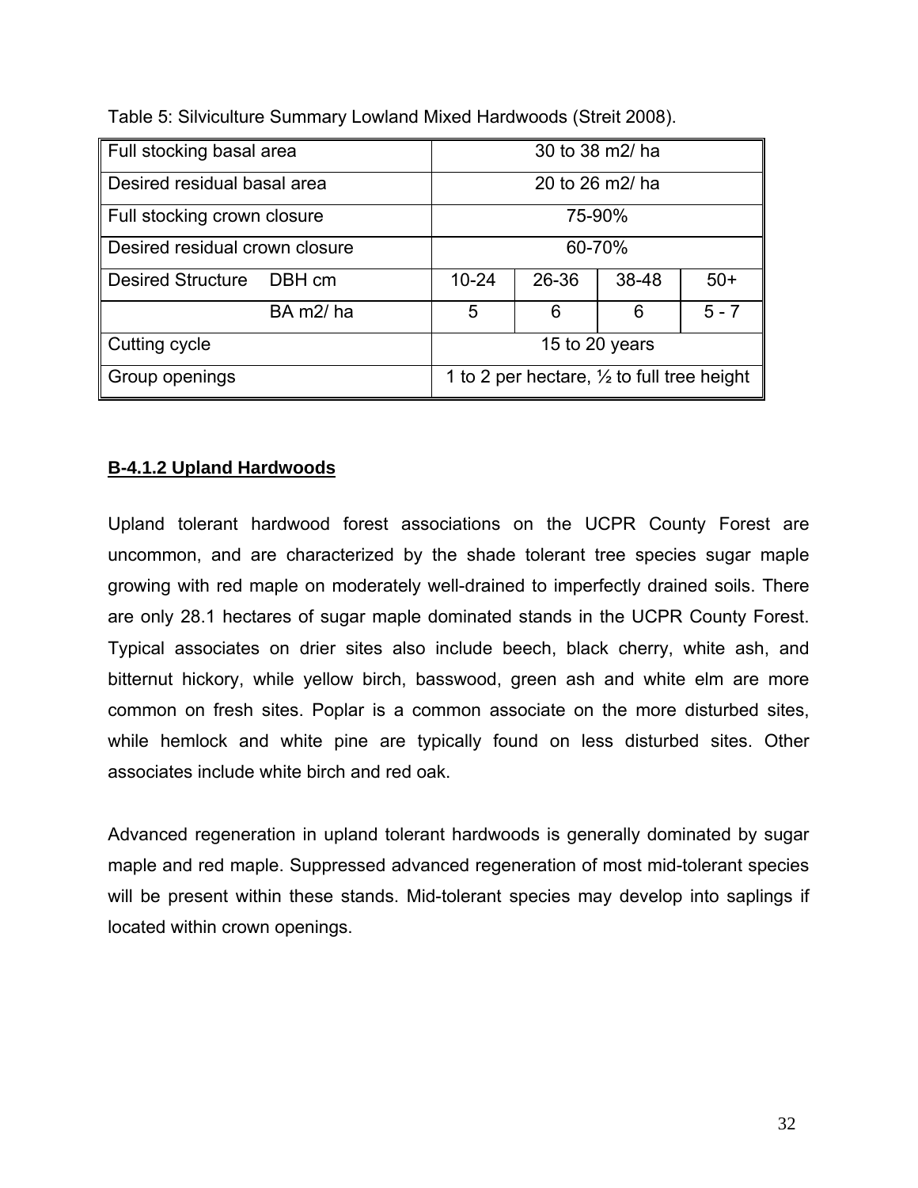Table 5: Silviculture Summary Lowland Mixed Hardwoods (Streit 2008).

| Full stocking basal area | 30 to 38 m2/ ha | | | |
|---|---|---|---|---|
| Desired residual basal area | 20 to 26 m2/ ha | | | |
| Full stocking crown closure | 75-90% | | | |
| Desired residual crown closure | 60-70% | | | |
| Desired Structure DBH cm | 10-24 | 26-36 | 38-48 | 50+ |
| BA m2/ ha | 5 | 6 | 6 | 5 - 7 |
| Cutting cycle | 15 to 20 years | | | |
| Group openings | 1 to 2 per hectare, ½ to full tree height | | | |

**B-4.1.2 Upland Hardwoods**

Upland tolerant hardwood forest associations on the UCPR County Forest are uncommon, and are characterized by the shade tolerant tree species sugar maple growing with red maple on moderately well-drained to imperfectly drained soils. There are only 28.1 hectares of sugar maple dominated stands in the UCPR County Forest. Typical associates on drier sites also include beech, black cherry, white ash, and bitternut hickory, while yellow birch, basswood, green ash and white elm are more common on fresh sites. Poplar is a common associate on the more disturbed sites, while hemlock and white pine are typically found on less disturbed sites. Other associates include white birch and red oak.

Advanced regeneration in upland tolerant hardwoods is generally dominated by sugar maple and red maple. Suppressed advanced regeneration of most mid-tolerant species will be present within these stands. Mid-tolerant species may develop into saplings if located within crown openings.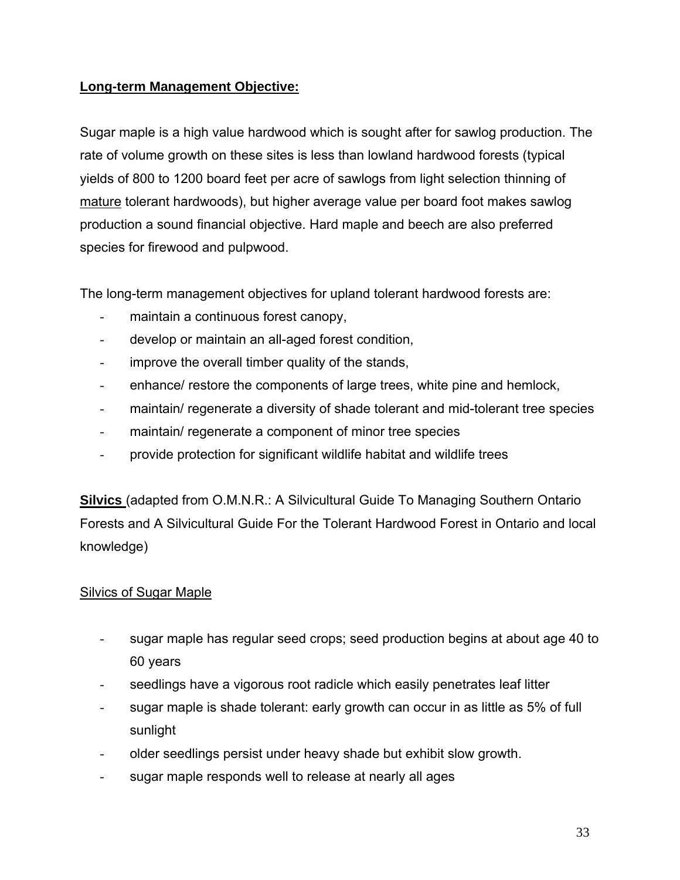## **Long-term Management Objective:**

Sugar maple is a high value hardwood which is sought after for sawlog production. The rate of volume growth on these sites is less than lowland hardwood forests (typical yields of 800 to 1200 board feet per acre of sawlogs from light selection thinning of mature tolerant hardwoods), but higher average value per board foot makes sawlog production a sound financial objective. Hard maple and beech are also preferred species for firewood and pulpwood.

The long-term management objectives for upland tolerant hardwood forests are:

- maintain a continuous forest canopy,
- develop or maintain an all-aged forest condition,
- improve the overall timber quality of the stands,
- enhance/ restore the components of large trees, white pine and hemlock,
- maintain/ regenerate a diversity of shade tolerant and mid-tolerant tree species
- maintain/ regenerate a component of minor tree species
- provide protection for significant wildlife habitat and wildlife trees

**Silvics** (adapted from O.M.N.R.: A Silvicultural Guide To Managing Southern Ontario Forests and A Silvicultural Guide For the Tolerant Hardwood Forest in Ontario and local knowledge)

### Silvics of Sugar Maple

- sugar maple has regular seed crops; seed production begins at about age 40 to 60 years
- seedlings have a vigorous root radicle which easily penetrates leaf litter
- sugar maple is shade tolerant: early growth can occur in as little as 5% of full sunlight
- older seedlings persist under heavy shade but exhibit slow growth.
- sugar maple responds well to release at nearly all ages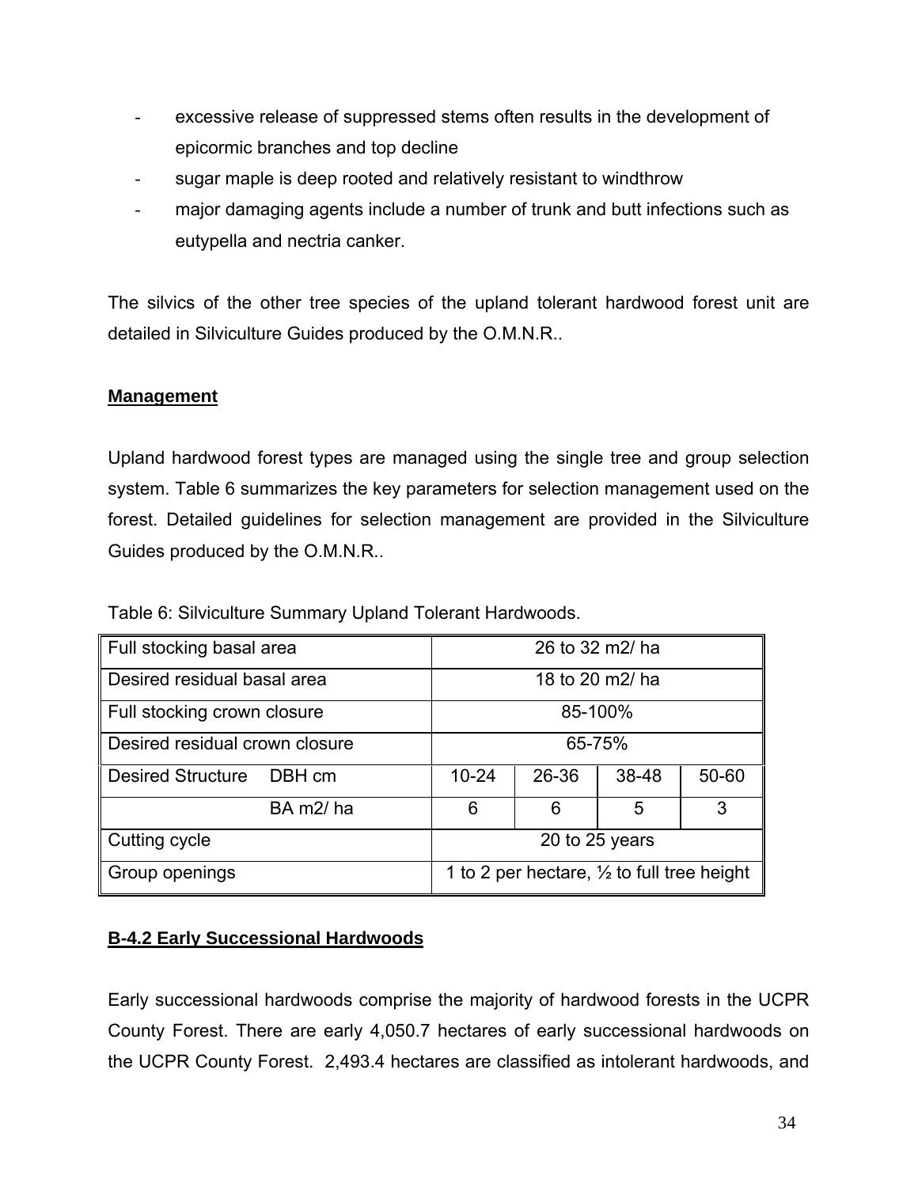- excessive release of suppressed stems often results in the development of epicormic branches and top decline
- sugar maple is deep rooted and relatively resistant to windthrow
- major damaging agents include a number of trunk and butt infections such as eutypella and nectria canker.

The silvics of the other tree species of the upland tolerant hardwood forest unit are detailed in Silviculture Guides produced by the O.M.N.R..

**Management**

Upland hardwood forest types are managed using the single tree and group selection system. Table 6 summarizes the key parameters for selection management used on the forest. Detailed guidelines for selection management are provided in the Silviculture Guides produced by the O.M.N.R..

Table 6: Silviculture Summary Upland Tolerant Hardwoods.

| | | | | | |
|---|---|---|---|---|---|
| Full stocking basal area | | 26 to 32 m2/ ha | | | |
| Desired residual basal area | | 18 to 20 m2/ ha | | | |
| Full stocking crown closure | | 85-100% | | | |
| Desired residual crown closure | | 65-75% | | | |
| Desired Structure | DBH cm | 10-24 | 26-36 | 38-48 | 50-60 |
| | BA m2/ ha | 6 | 6 | 5 | 3 |
| Cutting cycle | | 20 to 25 years | | | |
| Group openings | | 1 to 2 per hectare, ½ to full tree height | | | |

## B-4.2 Early Successional Hardwoods

Early successional hardwoods comprise the majority of hardwood forests in the UCPR County Forest. There are early 4,050.7 hectares of early successional hardwoods on the UCPR County Forest. 2,493.4 hectares are classified as intolerant hardwoods, and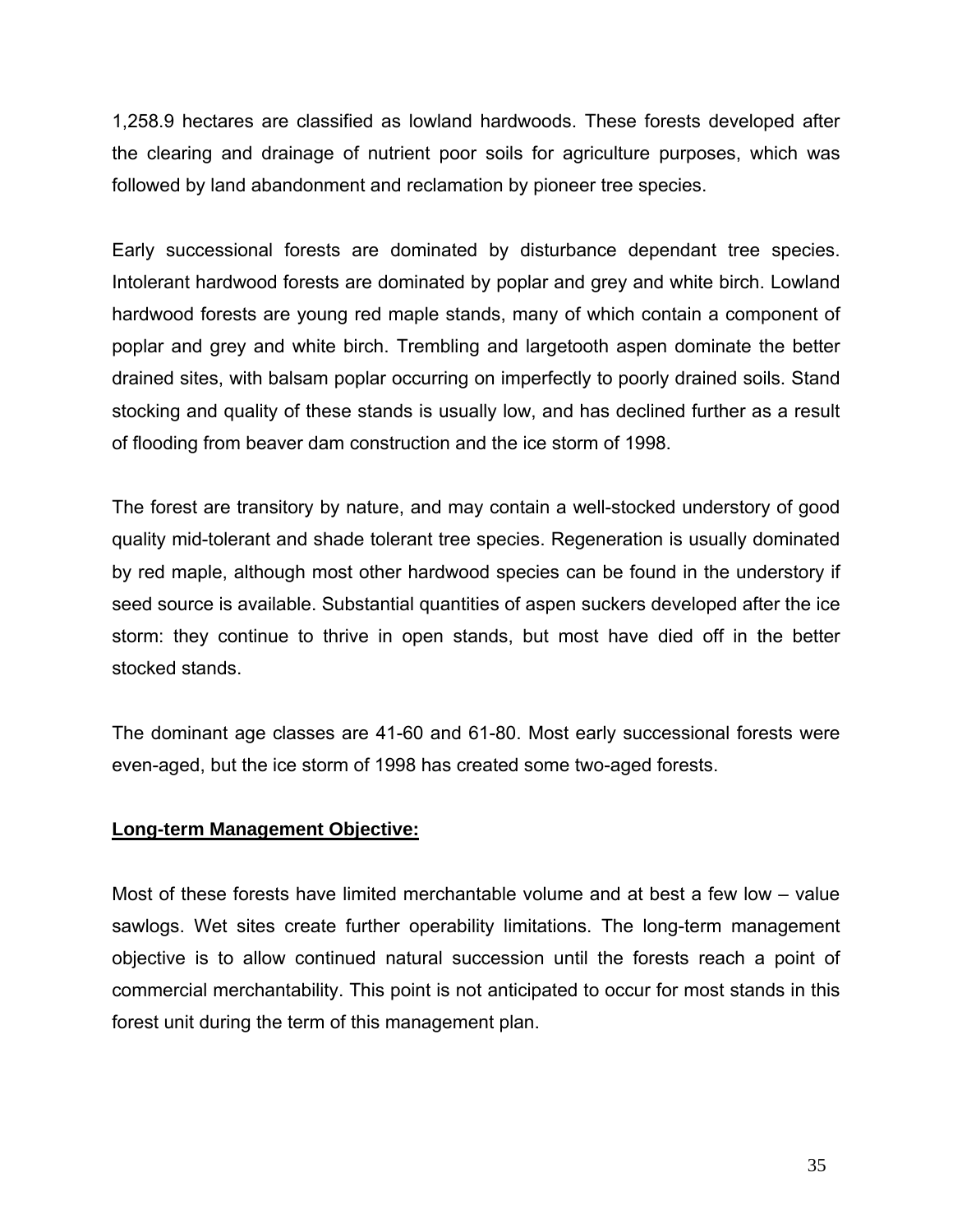1,258.9 hectares are classified as lowland hardwoods. These forests developed after the clearing and drainage of nutrient poor soils for agriculture purposes, which was followed by land abandonment and reclamation by pioneer tree species.

Early successional forests are dominated by disturbance dependant tree species. Intolerant hardwood forests are dominated by poplar and grey and white birch. Lowland hardwood forests are young red maple stands, many of which contain a component of poplar and grey and white birch. Trembling and largetooth aspen dominate the better drained sites, with balsam poplar occurring on imperfectly to poorly drained soils. Stand stocking and quality of these stands is usually low, and has declined further as a result of flooding from beaver dam construction and the ice storm of 1998.

The forest are transitory by nature, and may contain a well-stocked understory of good quality mid-tolerant and shade tolerant tree species. Regeneration is usually dominated by red maple, although most other hardwood species can be found in the understory if seed source is available. Substantial quantities of aspen suckers developed after the ice storm: they continue to thrive in open stands, but most have died off in the better stocked stands.

The dominant age classes are 41-60 and 61-80. Most early successional forests were even-aged, but the ice storm of 1998 has created some two-aged forests.

**Long-term Management Objective:**

Most of these forests have limited merchantable volume and at best a few low – value sawlogs. Wet sites create further operability limitations. The long-term management objective is to allow continued natural succession until the forests reach a point of commercial merchantability. This point is not anticipated to occur for most stands in this forest unit during the term of this management plan.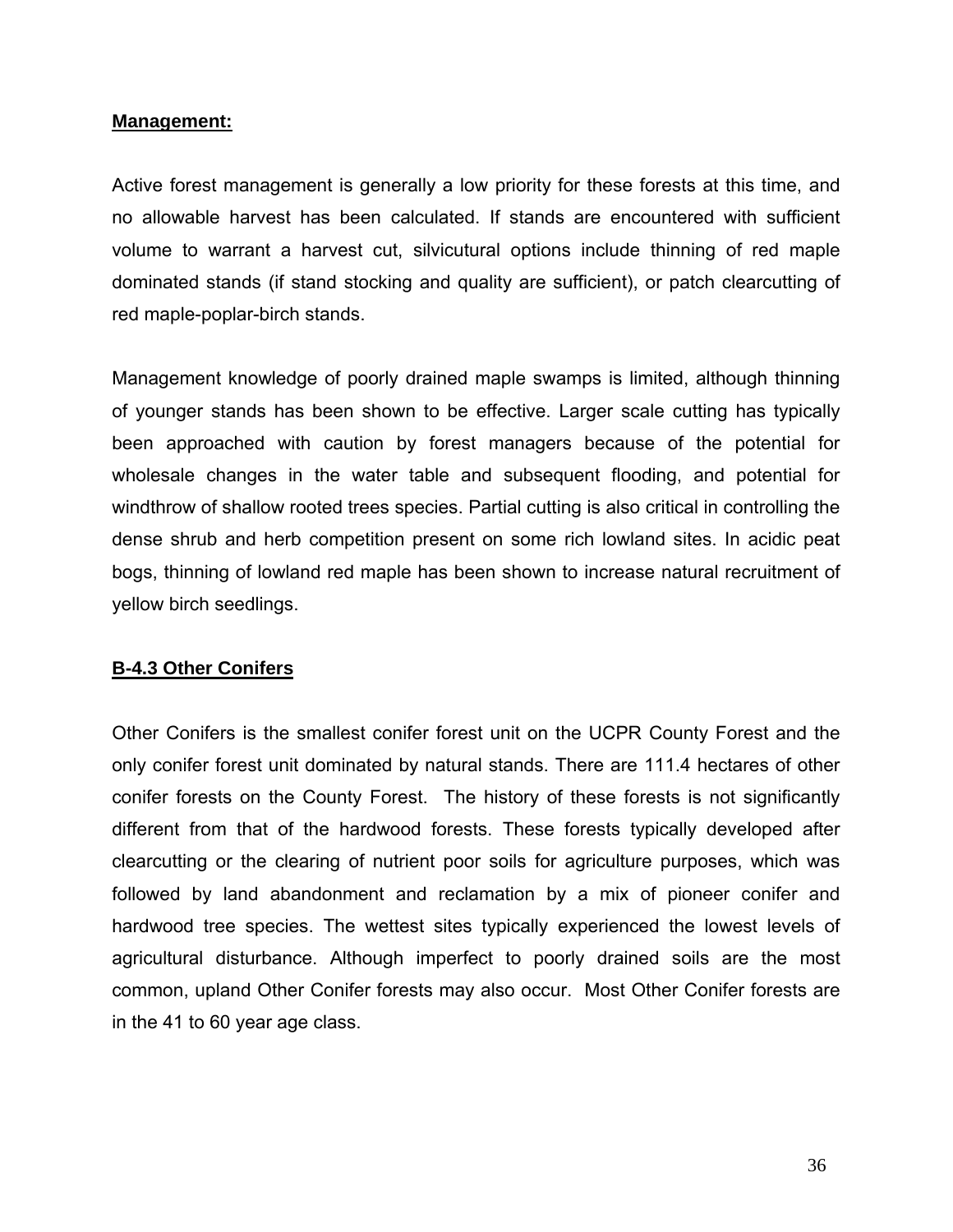**Management:**

Active forest management is generally a low priority for these forests at this time, and no allowable harvest has been calculated. If stands are encountered with sufficient volume to warrant a harvest cut, silvicutural options include thinning of red maple dominated stands (if stand stocking and quality are sufficient), or patch clearcutting of red maple-poplar-birch stands.

Management knowledge of poorly drained maple swamps is limited, although thinning of younger stands has been shown to be effective. Larger scale cutting has typically been approached with caution by forest managers because of the potential for wholesale changes in the water table and subsequent flooding, and potential for windthrow of shallow rooted trees species. Partial cutting is also critical in controlling the dense shrub and herb competition present on some rich lowland sites. In acidic peat bogs, thinning of lowland red maple has been shown to increase natural recruitment of yellow birch seedlings.

## B-4.3 Other Conifers

Other Conifers is the smallest conifer forest unit on the UCPR County Forest and the only conifer forest unit dominated by natural stands. There are 111.4 hectares of other conifer forests on the County Forest. The history of these forests is not significantly different from that of the hardwood forests. These forests typically developed after clearcutting or the clearing of nutrient poor soils for agriculture purposes, which was followed by land abandonment and reclamation by a mix of pioneer conifer and hardwood tree species. The wettest sites typically experienced the lowest levels of agricultural disturbance. Although imperfect to poorly drained soils are the most common, upland Other Conifer forests may also occur. Most Other Conifer forests are in the 41 to 60 year age class.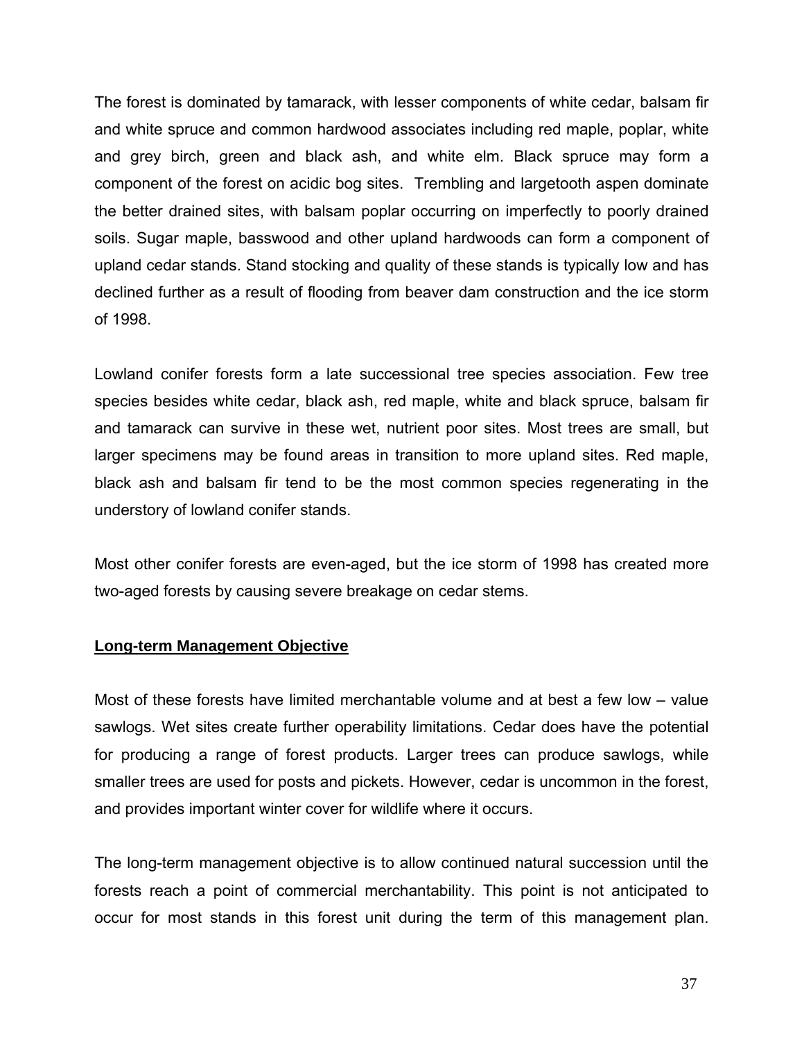The forest is dominated by tamarack, with lesser components of white cedar, balsam fir and white spruce and common hardwood associates including red maple, poplar, white and grey birch, green and black ash, and white elm. Black spruce may form a component of the forest on acidic bog sites.  Trembling and largetooth aspen dominate the better drained sites, with balsam poplar occurring on imperfectly to poorly drained soils. Sugar maple, basswood and other upland hardwoods can form a component of upland cedar stands. Stand stocking and quality of these stands is typically low and has declined further as a result of flooding from beaver dam construction and the ice storm of 1998.

Lowland conifer forests form a late successional tree species association. Few tree species besides white cedar, black ash, red maple, white and black spruce, balsam fir and tamarack can survive in these wet, nutrient poor sites. Most trees are small, but larger specimens may be found areas in transition to more upland sites. Red maple, black ash and balsam fir tend to be the most common species regenerating in the understory of lowland conifer stands.

Most other conifer forests are even-aged, but the ice storm of 1998 has created more two-aged forests by causing severe breakage on cedar stems.

**Long-term Management Objective**

Most of these forests have limited merchantable volume and at best a few low – value sawlogs. Wet sites create further operability limitations. Cedar does have the potential for producing a range of forest products. Larger trees can produce sawlogs, while smaller trees are used for posts and pickets. However, cedar is uncommon in the forest, and provides important winter cover for wildlife where it occurs.

The long-term management objective is to allow continued natural succession until the forests reach a point of commercial merchantability. This point is not anticipated to occur for most stands in this forest unit during the term of this management plan.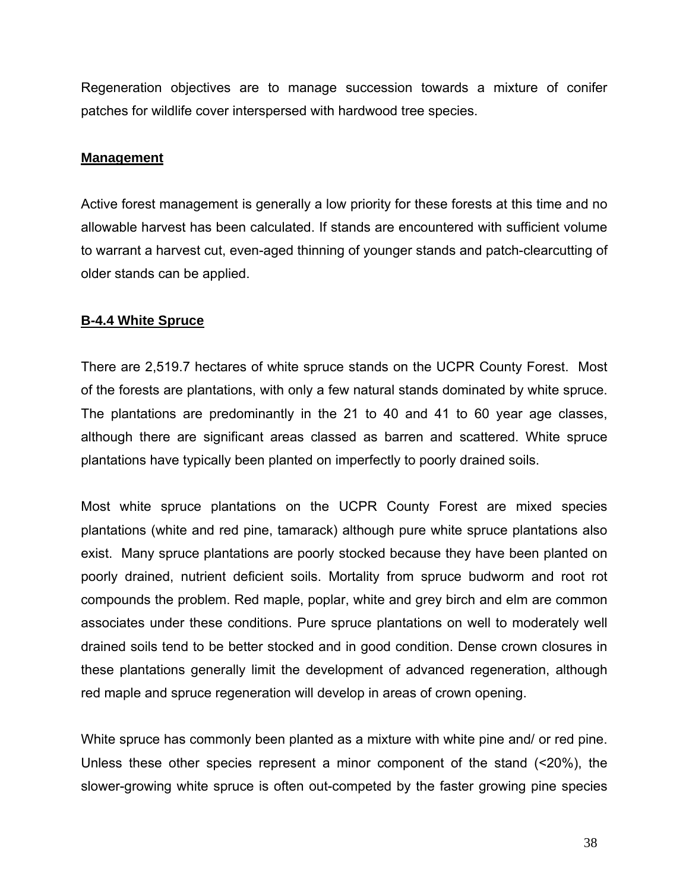Regeneration objectives are to manage succession towards a mixture of conifer patches for wildlife cover interspersed with hardwood tree species.

**Management**

Active forest management is generally a low priority for these forests at this time and no allowable harvest has been calculated. If stands are encountered with sufficient volume to warrant a harvest cut, even-aged thinning of younger stands and patch-clearcutting of older stands can be applied.

## B-4.4 White Spruce

There are 2,519.7 hectares of white spruce stands on the UCPR County Forest. Most of the forests are plantations, with only a few natural stands dominated by white spruce. The plantations are predominantly in the 21 to 40 and 41 to 60 year age classes, although there are significant areas classed as barren and scattered. White spruce plantations have typically been planted on imperfectly to poorly drained soils.

Most white spruce plantations on the UCPR County Forest are mixed species plantations (white and red pine, tamarack) although pure white spruce plantations also exist. Many spruce plantations are poorly stocked because they have been planted on poorly drained, nutrient deficient soils. Mortality from spruce budworm and root rot compounds the problem. Red maple, poplar, white and grey birch and elm are common associates under these conditions. Pure spruce plantations on well to moderately well drained soils tend to be better stocked and in good condition. Dense crown closures in these plantations generally limit the development of advanced regeneration, although red maple and spruce regeneration will develop in areas of crown opening.

White spruce has commonly been planted as a mixture with white pine and/ or red pine. Unless these other species represent a minor component of the stand (<20%), the slower-growing white spruce is often out-competed by the faster growing pine species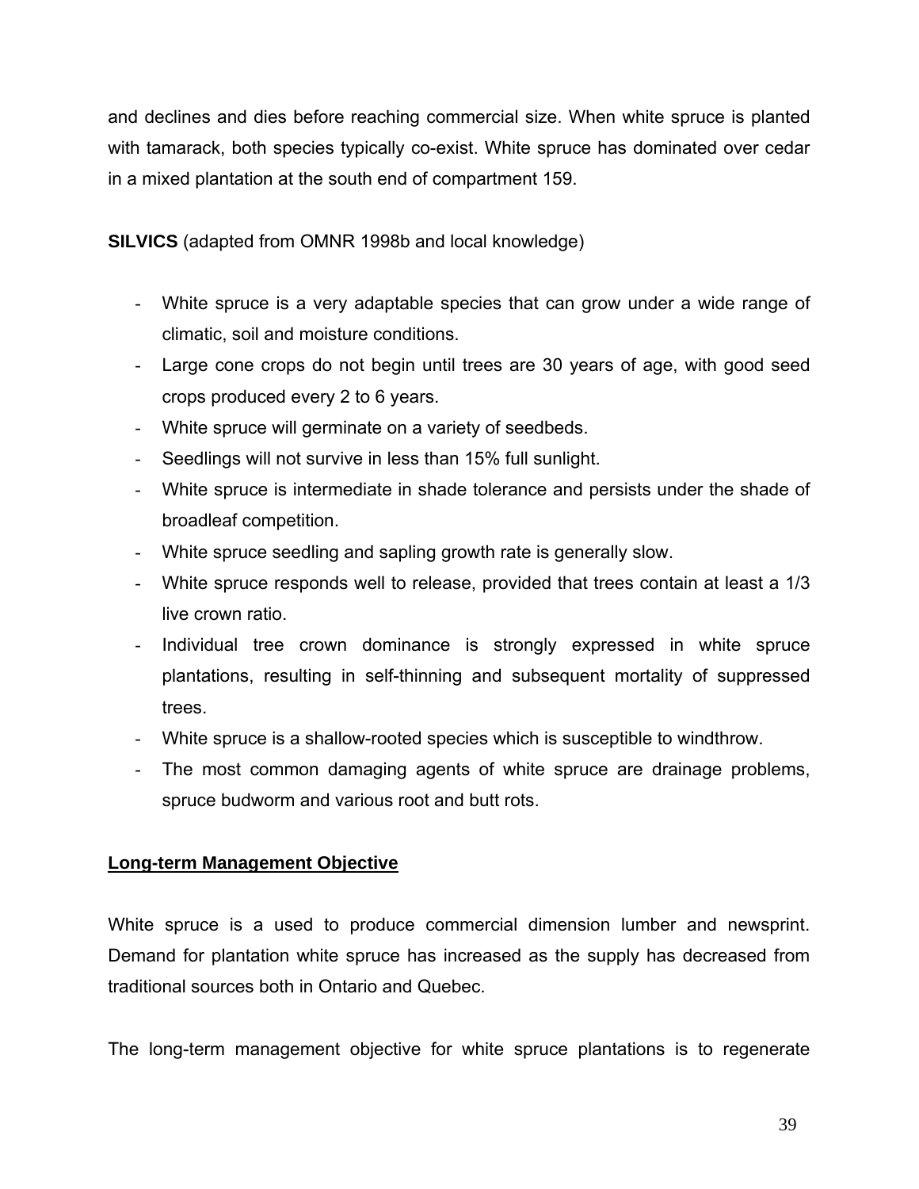and declines and dies before reaching commercial size. When white spruce is planted with tamarack, both species typically co-exist. White spruce has dominated over cedar in a mixed plantation at the south end of compartment 159.

**SILVICS** (adapted from OMNR 1998b and local knowledge)

- White spruce is a very adaptable species that can grow under a wide range of climatic, soil and moisture conditions.
- Large cone crops do not begin until trees are 30 years of age, with good seed crops produced every 2 to 6 years.
- White spruce will germinate on a variety of seedbeds.
- Seedlings will not survive in less than 15% full sunlight.
- White spruce is intermediate in shade tolerance and persists under the shade of broadleaf competition.
- White spruce seedling and sapling growth rate is generally slow.
- White spruce responds well to release, provided that trees contain at least a 1/3 live crown ratio.
- Individual tree crown dominance is strongly expressed in white spruce plantations, resulting in self-thinning and subsequent mortality of suppressed trees.
- White spruce is a shallow-rooted species which is susceptible to windthrow.
- The most common damaging agents of white spruce are drainage problems, spruce budworm and various root and butt rots.

## Long-term Management Objective

White spruce is a used to produce commercial dimension lumber and newsprint. Demand for plantation white spruce has increased as the supply has decreased from traditional sources both in Ontario and Quebec.

The long-term management objective for white spruce plantations is to regenerate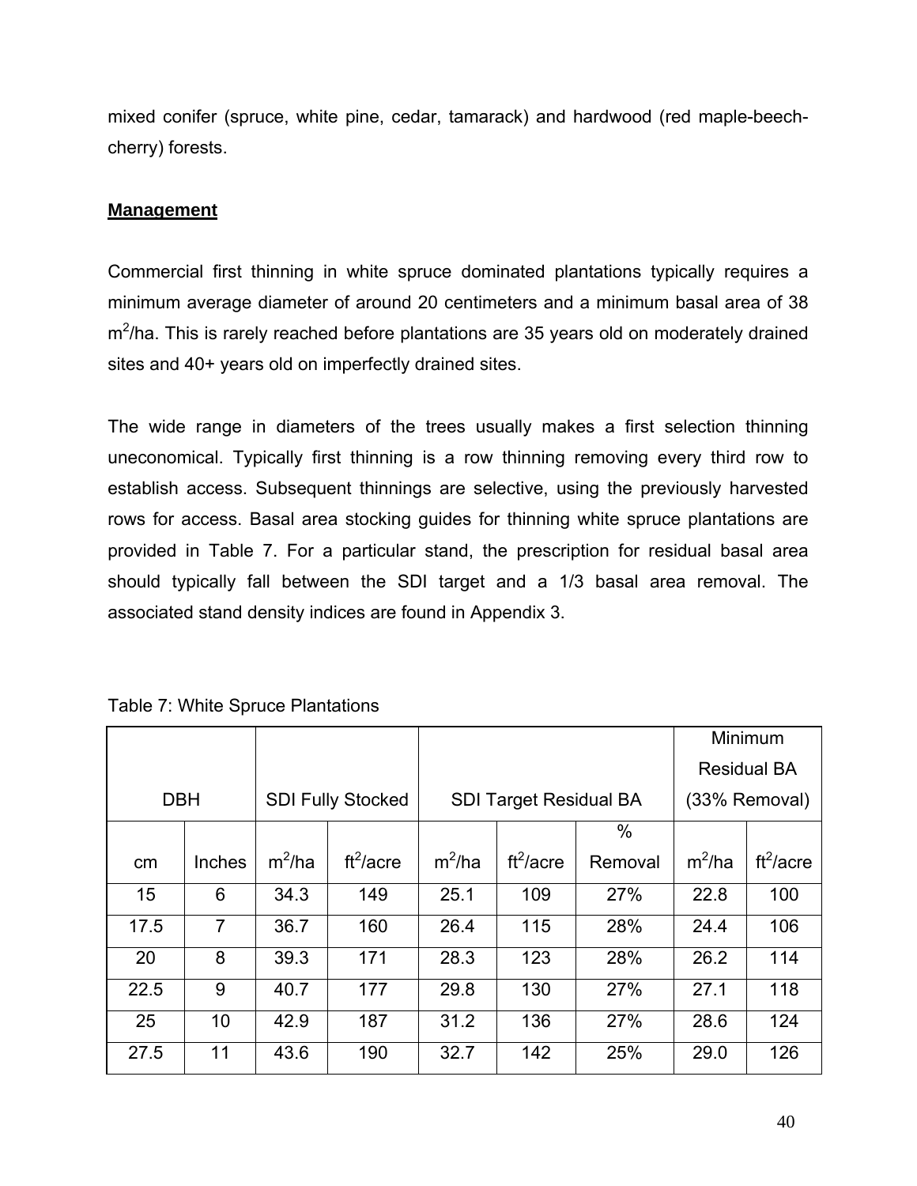mixed conifer (spruce, white pine, cedar, tamarack) and hardwood (red maple-beech-cherry) forests.

**Management**

Commercial first thinning in white spruce dominated plantations typically requires a minimum average diameter of around 20 centimeters and a minimum basal area of 38 $m^2$/ha. This is rarely reached before plantations are 35 years old on moderately drained sites and 40+ years old on imperfectly drained sites.

The wide range in diameters of the trees usually makes a first selection thinning uneconomical. Typically first thinning is a row thinning removing every third row to establish access. Subsequent thinnings are selective, using the previously harvested rows for access. Basal area stocking guides for thinning white spruce plantations are provided in Table 7. For a particular stand, the prescription for residual basal area should typically fall between the SDI target and a 1/3 basal area removal. The associated stand density indices are found in Appendix 3.

Table 7: White Spruce Plantations

| DBH | | SDI Fully Stocked | | SDI Target Residual BA | | | Minimum Residual BA (33% Removal) | |
|---|---|---|---|---|---|---|---|---|
| cm | Inches | $m^2$/ha | $ft^2$/acre | $m^2$/ha | $ft^2$/acre | % Removal | $m^2$/ha | $ft^2$/acre |
| 15 | 6 | 34.3 | 149 | 25.1 | 109 | 27% | 22.8 | 100 |
| 17.5 | 7 | 36.7 | 160 | 26.4 | 115 | 28% | 24.4 | 106 |
| 20 | 8 | 39.3 | 171 | 28.3 | 123 | 28% | 26.2 | 114 |
| 22.5 | 9 | 40.7 | 177 | 29.8 | 130 | 27% | 27.1 | 118 |
| 25 | 10 | 42.9 | 187 | 31.2 | 136 | 27% | 28.6 | 124 |
| 27.5 | 11 | 43.6 | 190 | 32.7 | 142 | 25% | 29.0 | 126 |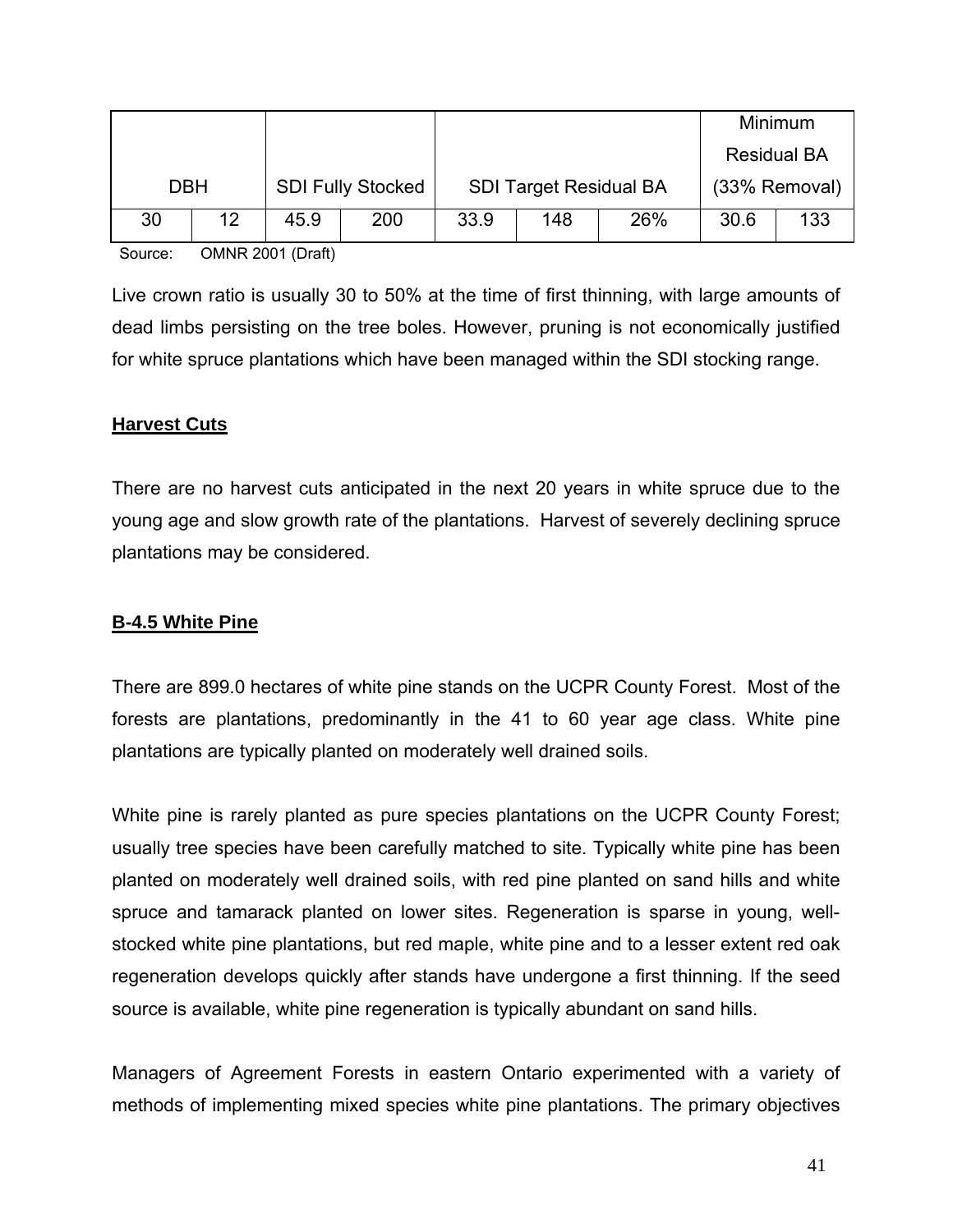| DBH | | SDI Fully Stocked | | SDI Target Residual BA | | | Minimum Residual BA (33% Removal) | |
|---|---|---|---|---|---|---|---|---|
| 30 | 12 | 45.9 | 200 | 33.9 | 148 | 26% | 30.6 | 133 |

Source: OMNR 2001 (Draft)

Live crown ratio is usually 30 to 50% at the time of first thinning, with large amounts of dead limbs persisting on the tree boles. However, pruning is not economically justified for white spruce plantations which have been managed within the SDI stocking range.

**Harvest Cuts**

There are no harvest cuts anticipated in the next 20 years in white spruce due to the young age and slow growth rate of the plantations. Harvest of severely declining spruce plantations may be considered.

### B-4.5 White Pine

There are 899.0 hectares of white pine stands on the UCPR County Forest. Most of the forests are plantations, predominantly in the 41 to 60 year age class. White pine plantations are typically planted on moderately well drained soils.

White pine is rarely planted as pure species plantations on the UCPR County Forest; usually tree species have been carefully matched to site. Typically white pine has been planted on moderately well drained soils, with red pine planted on sand hills and white spruce and tamarack planted on lower sites. Regeneration is sparse in young, well-stocked white pine plantations, but red maple, white pine and to a lesser extent red oak regeneration develops quickly after stands have undergone a first thinning. If the seed source is available, white pine regeneration is typically abundant on sand hills.

Managers of Agreement Forests in eastern Ontario experimented with a variety of methods of implementing mixed species white pine plantations. The primary objectives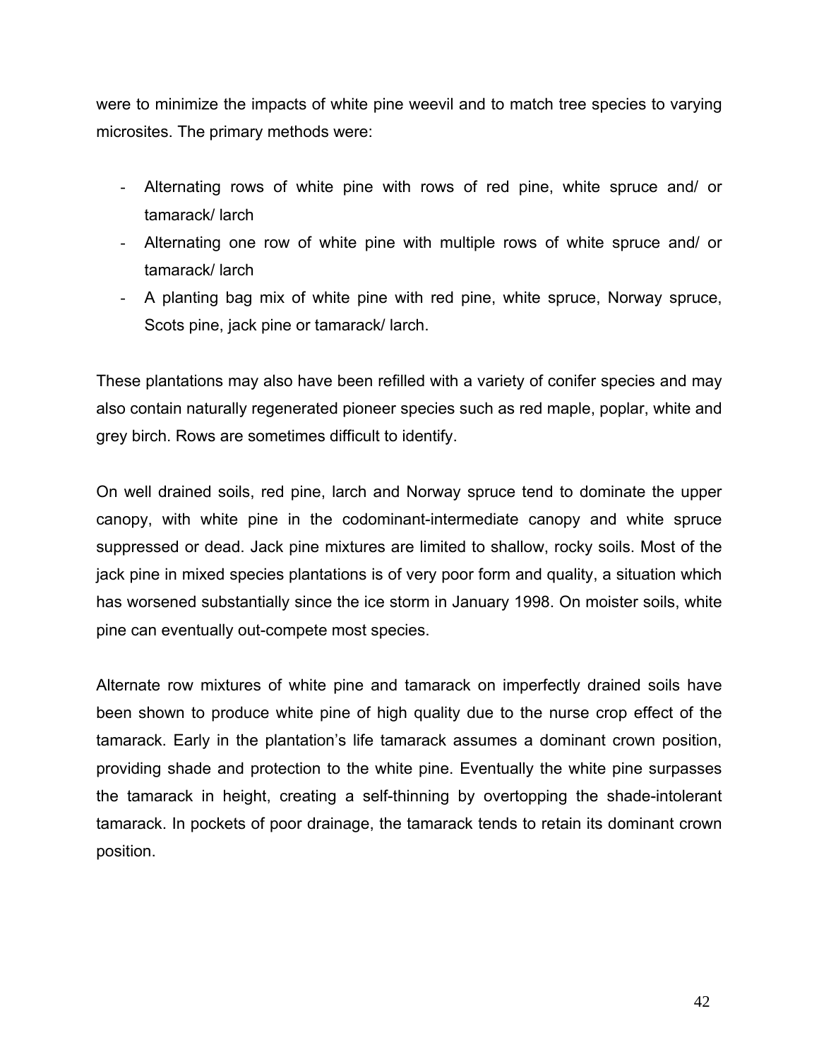were to minimize the impacts of white pine weevil and to match tree species to varying microsites. The primary methods were:

- Alternating rows of white pine with rows of red pine, white spruce and/ or tamarack/ larch
- Alternating one row of white pine with multiple rows of white spruce and/ or tamarack/ larch
- A planting bag mix of white pine with red pine, white spruce, Norway spruce, Scots pine, jack pine or tamarack/ larch.

These plantations may also have been refilled with a variety of conifer species and may also contain naturally regenerated pioneer species such as red maple, poplar, white and grey birch. Rows are sometimes difficult to identify.

On well drained soils, red pine, larch and Norway spruce tend to dominate the upper canopy, with white pine in the codominant-intermediate canopy and white spruce suppressed or dead. Jack pine mixtures are limited to shallow, rocky soils. Most of the jack pine in mixed species plantations is of very poor form and quality, a situation which has worsened substantially since the ice storm in January 1998. On moister soils, white pine can eventually out-compete most species.

Alternate row mixtures of white pine and tamarack on imperfectly drained soils have been shown to produce white pine of high quality due to the nurse crop effect of the tamarack. Early in the plantation's life tamarack assumes a dominant crown position, providing shade and protection to the white pine. Eventually the white pine surpasses the tamarack in height, creating a self-thinning by overtopping the shade-intolerant tamarack. In pockets of poor drainage, the tamarack tends to retain its dominant crown position.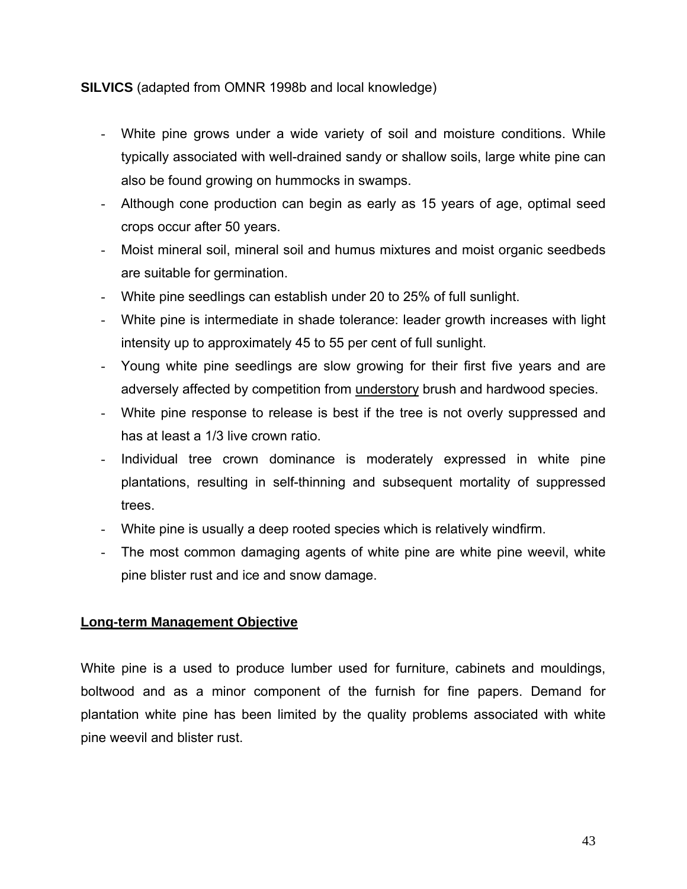**SILVICS** (adapted from OMNR 1998b and local knowledge)

- White pine grows under a wide variety of soil and moisture conditions. While typically associated with well-drained sandy or shallow soils, large white pine can also be found growing on hummocks in swamps.
- Although cone production can begin as early as 15 years of age, optimal seed crops occur after 50 years.
- Moist mineral soil, mineral soil and humus mixtures and moist organic seedbeds are suitable for germination.
- White pine seedlings can establish under 20 to 25% of full sunlight.
- White pine is intermediate in shade tolerance: leader growth increases with light intensity up to approximately 45 to 55 per cent of full sunlight.
- Young white pine seedlings are slow growing for their first five years and are adversely affected by competition from <u>understory</u> brush and hardwood species.
- White pine response to release is best if the tree is not overly suppressed and has at least a 1/3 live crown ratio.
- Individual tree crown dominance is moderately expressed in white pine plantations, resulting in self-thinning and subsequent mortality of suppressed trees.
- White pine is usually a deep rooted species which is relatively windfirm.
- The most common damaging agents of white pine are white pine weevil, white pine blister rust and ice and snow damage.

**<u>Long-term Management Objective</u>**

White pine is a used to produce lumber used for furniture, cabinets and mouldings, boltwood and as a minor component of the furnish for fine papers. Demand for plantation white pine has been limited by the quality problems associated with white pine weevil and blister rust.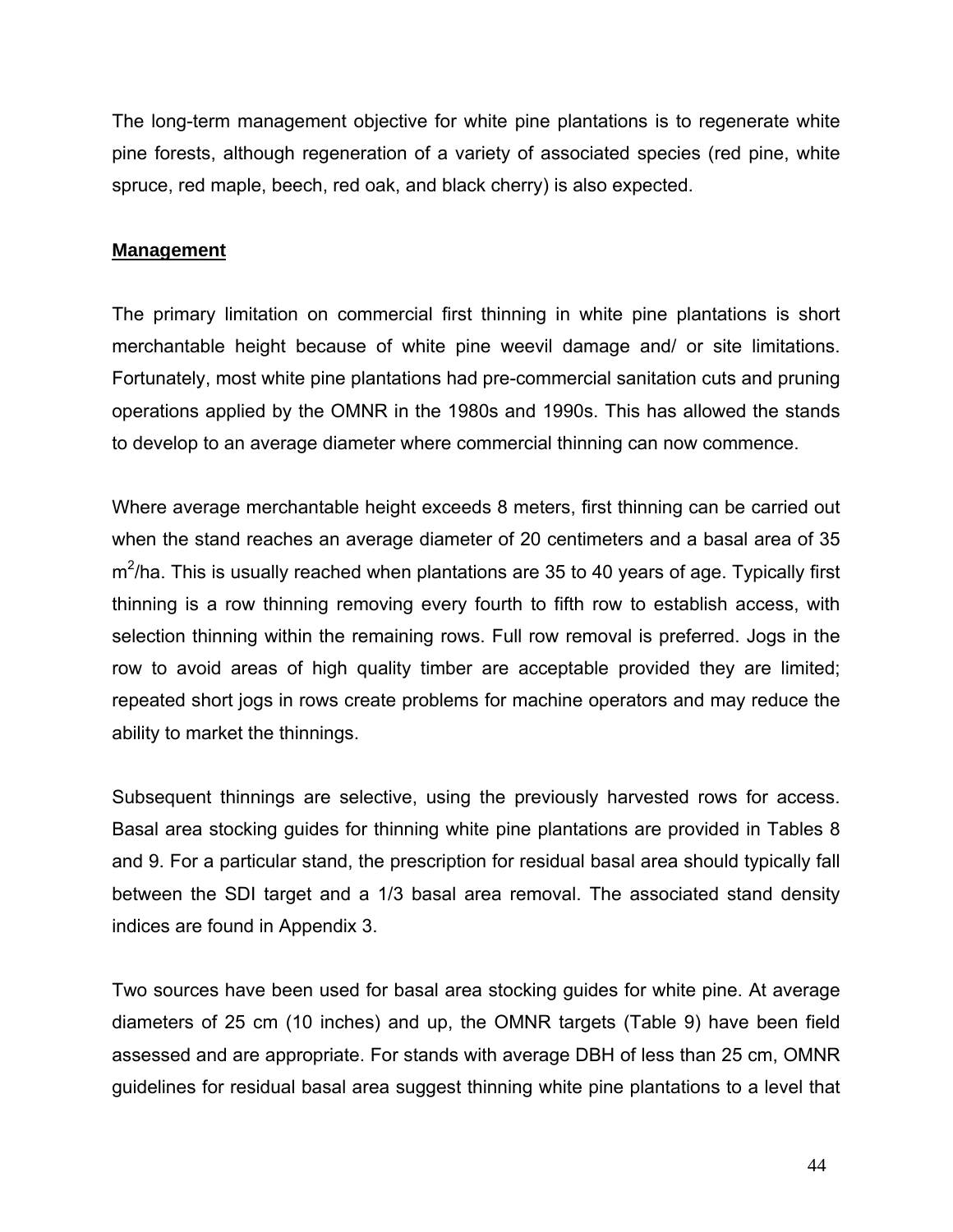The long-term management objective for white pine plantations is to regenerate white pine forests, although regeneration of a variety of associated species (red pine, white spruce, red maple, beech, red oak, and black cherry) is also expected.

**Management**

The primary limitation on commercial first thinning in white pine plantations is short merchantable height because of white pine weevil damage and/ or site limitations. Fortunately, most white pine plantations had pre-commercial sanitation cuts and pruning operations applied by the OMNR in the 1980s and 1990s. This has allowed the stands to develop to an average diameter where commercial thinning can now commence.

Where average merchantable height exceeds 8 meters, first thinning can be carried out when the stand reaches an average diameter of 20 centimeters and a basal area of 35 $m^2$/ha. This is usually reached when plantations are 35 to 40 years of age. Typically first thinning is a row thinning removing every fourth to fifth row to establish access, with selection thinning within the remaining rows. Full row removal is preferred. Jogs in the row to avoid areas of high quality timber are acceptable provided they are limited; repeated short jogs in rows create problems for machine operators and may reduce the ability to market the thinnings.

Subsequent thinnings are selective, using the previously harvested rows for access. Basal area stocking guides for thinning white pine plantations are provided in Tables 8 and 9. For a particular stand, the prescription for residual basal area should typically fall between the SDI target and a 1/3 basal area removal. The associated stand density indices are found in Appendix 3.

Two sources have been used for basal area stocking guides for white pine. At average diameters of 25 cm (10 inches) and up, the OMNR targets (Table 9) have been field assessed and are appropriate. For stands with average DBH of less than 25 cm, OMNR guidelines for residual basal area suggest thinning white pine plantations to a level that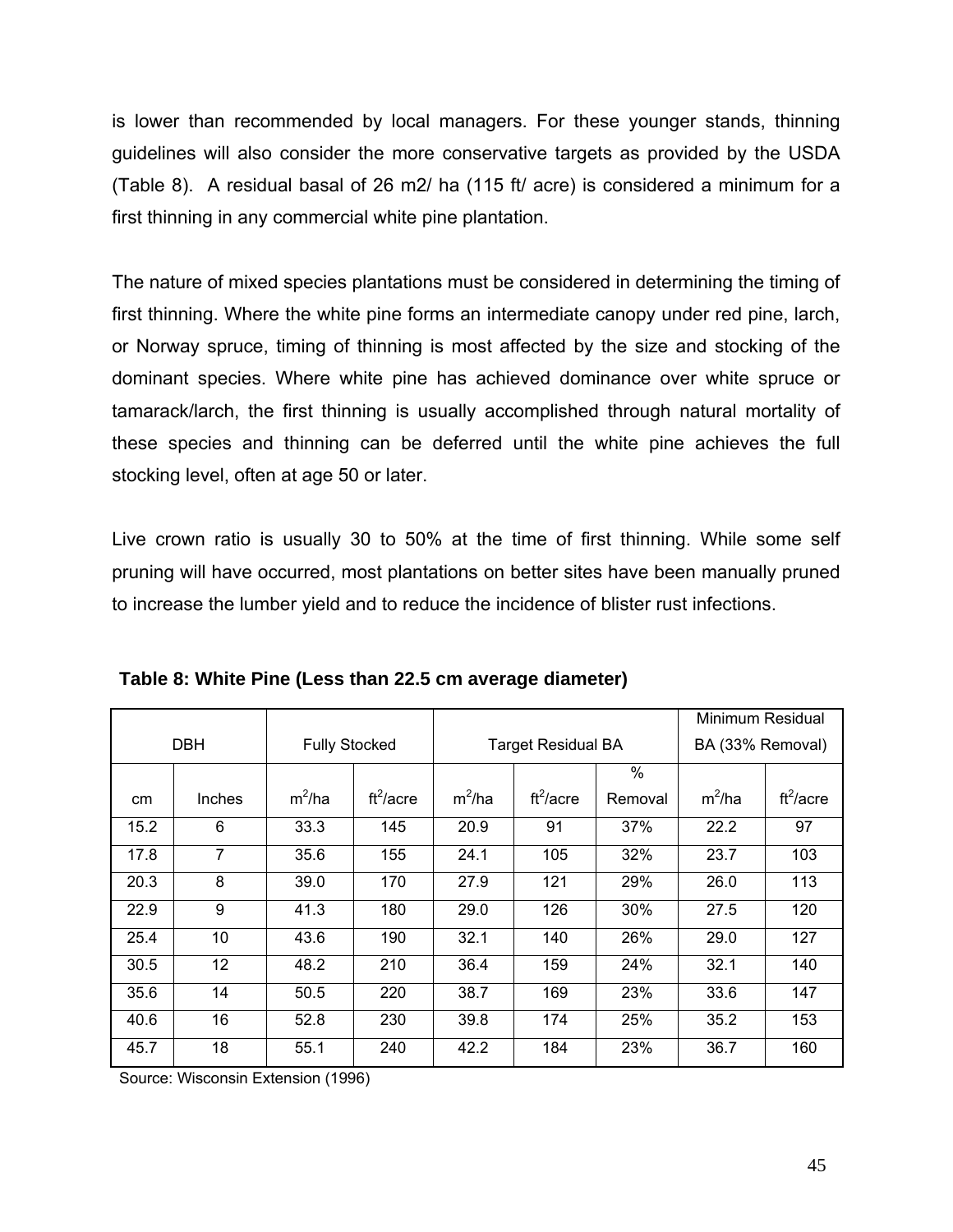is lower than recommended by local managers. For these younger stands, thinning guidelines will also consider the more conservative targets as provided by the USDA (Table 8). A residual basal of 26 m2/ ha (115 ft/ acre) is considered a minimum for a first thinning in any commercial white pine plantation.

The nature of mixed species plantations must be considered in determining the timing of first thinning. Where the white pine forms an intermediate canopy under red pine, larch, or Norway spruce, timing of thinning is most affected by the size and stocking of the dominant species. Where white pine has achieved dominance over white spruce or tamarack/larch, the first thinning is usually accomplished through natural mortality of these species and thinning can be deferred until the white pine achieves the full stocking level, often at age 50 or later.

Live crown ratio is usually 30 to 50% at the time of first thinning. While some self pruning will have occurred, most plantations on better sites have been manually pruned to increase the lumber yield and to reduce the incidence of blister rust infections.

**Table 8: White Pine (Less than 22.5 cm average diameter)**

| DBH | | Fully Stocked | | Target Residual BA | | | Minimum Residual BA (33% Removal) | |
|---|---|---|---|---|---|---|---|---|
| cm | Inches | $m^2$/ha | $ft^2$/acre | $m^2$/ha | $ft^2$/acre | % Removal | $m^2$/ha | $ft^2$/acre |
| 15.2 | 6 | 33.3 | 145 | 20.9 | 91 | 37% | 22.2 | 97 |
| 17.8 | 7 | 35.6 | 155 | 24.1 | 105 | 32% | 23.7 | 103 |
| 20.3 | 8 | 39.0 | 170 | 27.9 | 121 | 29% | 26.0 | 113 |
| 22.9 | 9 | 41.3 | 180 | 29.0 | 126 | 30% | 27.5 | 120 |
| 25.4 | 10 | 43.6 | 190 | 32.1 | 140 | 26% | 29.0 | 127 |
| 30.5 | 12 | 48.2 | 210 | 36.4 | 159 | 24% | 32.1 | 140 |
| 35.6 | 14 | 50.5 | 220 | 38.7 | 169 | 23% | 33.6 | 147 |
| 40.6 | 16 | 52.8 | 230 | 39.8 | 174 | 25% | 35.2 | 153 |
| 45.7 | 18 | 55.1 | 240 | 42.2 | 184 | 23% | 36.7 | 160 |

Source: Wisconsin Extension (1996)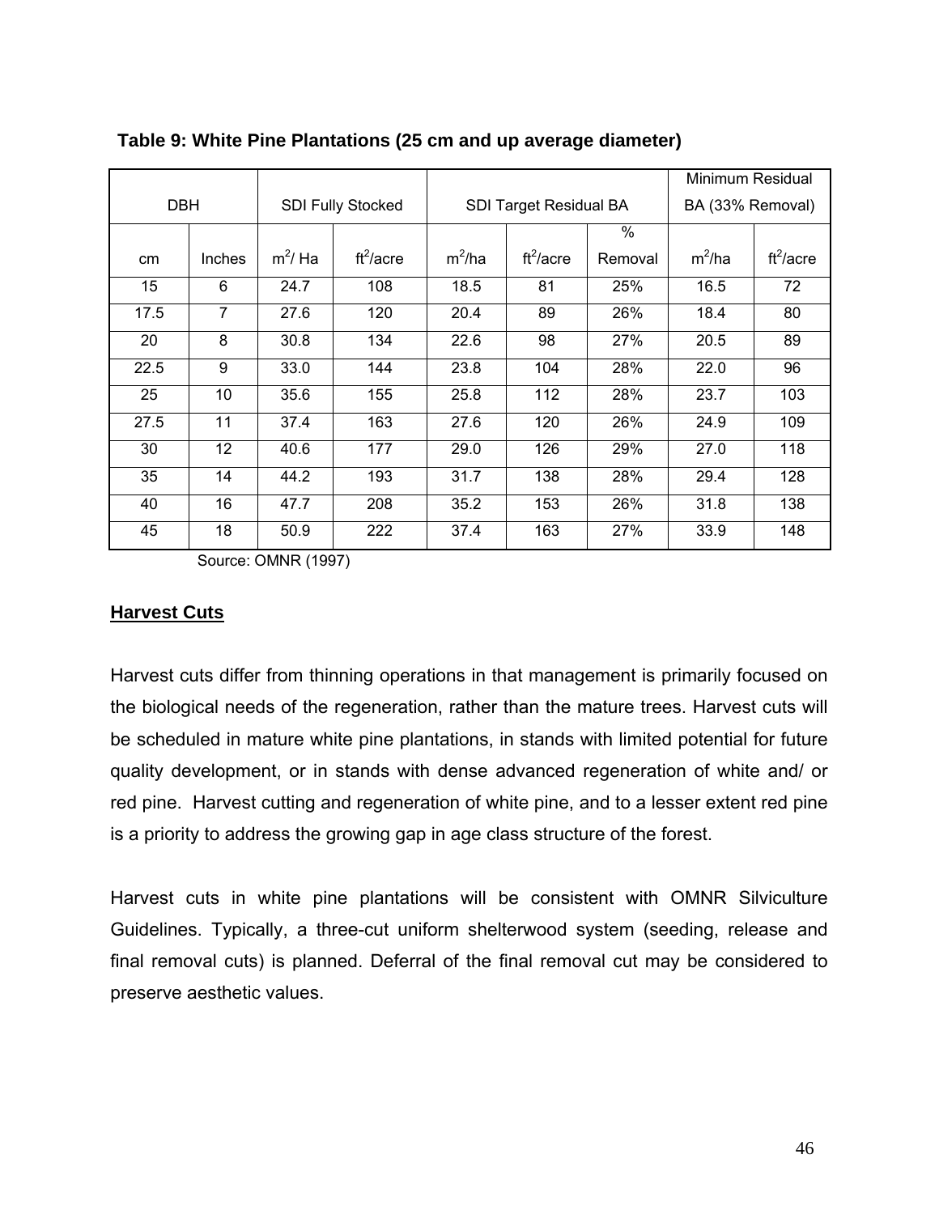**Table 9: White Pine Plantations (25 cm and up average diameter)**

| DBH | | SDI Fully Stocked | | SDI Target Residual BA | | | Minimum Residual BA (33% Removal) | |
|---|---|---|---|---|---|---|---|---|
| cm | Inches | $m^2$/ Ha | $ft^2$/acre | $m^2$/ha | $ft^2$/acre | % Removal | $m^2$/ha | $ft^2$/acre |
| 15 | 6 | 24.7 | 108 | 18.5 | 81 | 25% | 16.5 | 72 |
| 17.5 | 7 | 27.6 | 120 | 20.4 | 89 | 26% | 18.4 | 80 |
| 20 | 8 | 30.8 | 134 | 22.6 | 98 | 27% | 20.5 | 89 |
| 22.5 | 9 | 33.0 | 144 | 23.8 | 104 | 28% | 22.0 | 96 |
| 25 | 10 | 35.6 | 155 | 25.8 | 112 | 28% | 23.7 | 103 |
| 27.5 | 11 | 37.4 | 163 | 27.6 | 120 | 26% | 24.9 | 109 |
| 30 | 12 | 40.6 | 177 | 29.0 | 126 | 29% | 27.0 | 118 |
| 35 | 14 | 44.2 | 193 | 31.7 | 138 | 28% | 29.4 | 128 |
| 40 | 16 | 47.7 | 208 | 35.2 | 153 | 26% | 31.8 | 138 |
| 45 | 18 | 50.9 | 222 | 37.4 | 163 | 27% | 33.9 | 148 |

Source: OMNR (1997)

## Harvest Cuts

Harvest cuts differ from thinning operations in that management is primarily focused on the biological needs of the regeneration, rather than the mature trees. Harvest cuts will be scheduled in mature white pine plantations, in stands with limited potential for future quality development, or in stands with dense advanced regeneration of white and/ or red pine. Harvest cutting and regeneration of white pine, and to a lesser extent red pine is a priority to address the growing gap in age class structure of the forest.

Harvest cuts in white pine plantations will be consistent with OMNR Silviculture Guidelines. Typically, a three-cut uniform shelterwood system (seeding, release and final removal cuts) is planned. Deferral of the final removal cut may be considered to preserve aesthetic values.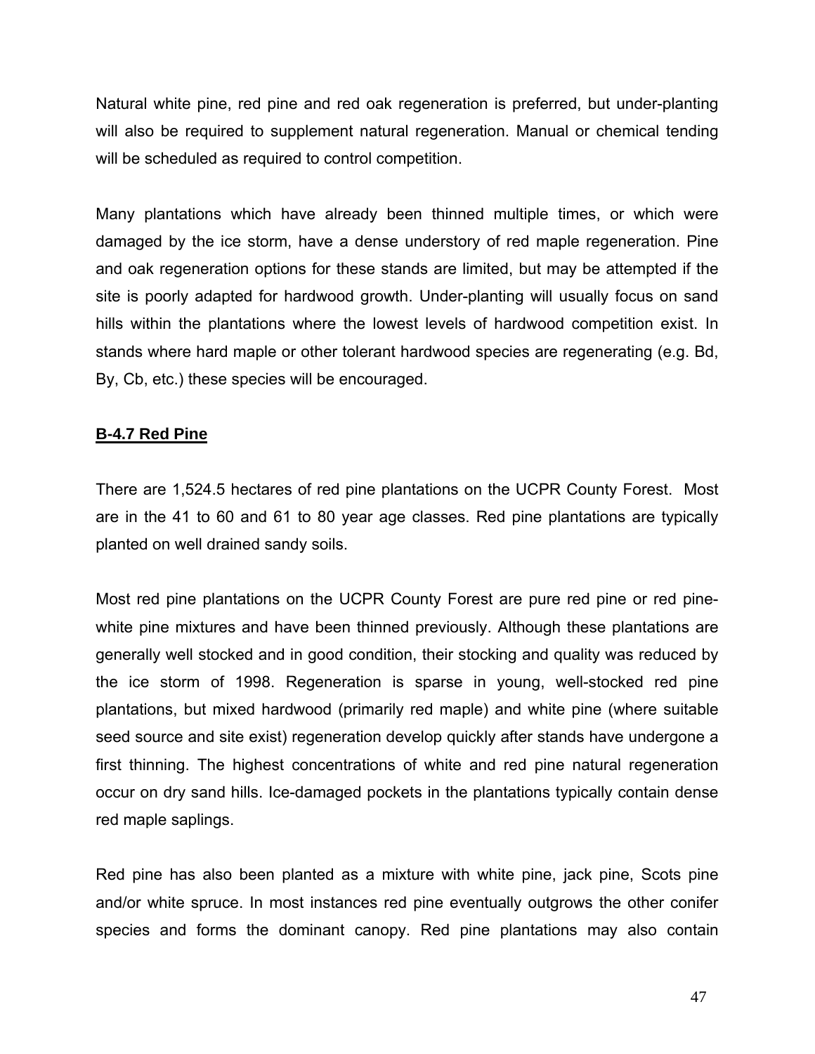Natural white pine, red pine and red oak regeneration is preferred, but under-planting will also be required to supplement natural regeneration. Manual or chemical tending will be scheduled as required to control competition.

Many plantations which have already been thinned multiple times, or which were damaged by the ice storm, have a dense understory of red maple regeneration. Pine and oak regeneration options for these stands are limited, but may be attempted if the site is poorly adapted for hardwood growth. Under-planting will usually focus on sand hills within the plantations where the lowest levels of hardwood competition exist. In stands where hard maple or other tolerant hardwood species are regenerating (e.g. Bd, By, Cb, etc.) these species will be encouraged.

### **B-4.7 Red Pine**

There are 1,524.5 hectares of red pine plantations on the UCPR County Forest. Most are in the 41 to 60 and 61 to 80 year age classes. Red pine plantations are typically planted on well drained sandy soils.

Most red pine plantations on the UCPR County Forest are pure red pine or red pine-white pine mixtures and have been thinned previously. Although these plantations are generally well stocked and in good condition, their stocking and quality was reduced by the ice storm of 1998. Regeneration is sparse in young, well-stocked red pine plantations, but mixed hardwood (primarily red maple) and white pine (where suitable seed source and site exist) regeneration develop quickly after stands have undergone a first thinning. The highest concentrations of white and red pine natural regeneration occur on dry sand hills. Ice-damaged pockets in the plantations typically contain dense red maple saplings.

Red pine has also been planted as a mixture with white pine, jack pine, Scots pine and/or white spruce. In most instances red pine eventually outgrows the other conifer species and forms the dominant canopy. Red pine plantations may also contain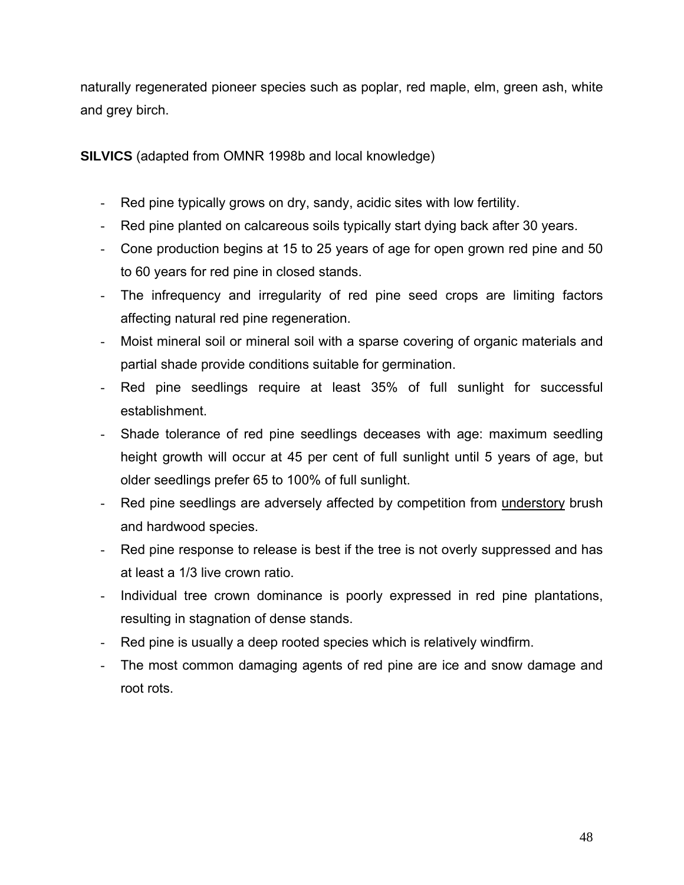naturally regenerated pioneer species such as poplar, red maple, elm, green ash, white and grey birch.

**SILVICS** (adapted from OMNR 1998b and local knowledge)

- Red pine typically grows on dry, sandy, acidic sites with low fertility.
- Red pine planted on calcareous soils typically start dying back after 30 years.
- Cone production begins at 15 to 25 years of age for open grown red pine and 50 to 60 years for red pine in closed stands.
- The infrequency and irregularity of red pine seed crops are limiting factors affecting natural red pine regeneration.
- Moist mineral soil or mineral soil with a sparse covering of organic materials and partial shade provide conditions suitable for germination.
- Red pine seedlings require at least 35% of full sunlight for successful establishment.
- Shade tolerance of red pine seedlings deceases with age: maximum seedling height growth will occur at 45 per cent of full sunlight until 5 years of age, but older seedlings prefer 65 to 100% of full sunlight.
- Red pine seedlings are adversely affected by competition from <u>understory</u> brush and hardwood species.
- Red pine response to release is best if the tree is not overly suppressed and has at least a 1/3 live crown ratio.
- Individual tree crown dominance is poorly expressed in red pine plantations, resulting in stagnation of dense stands.
- Red pine is usually a deep rooted species which is relatively windfirm.
- The most common damaging agents of red pine are ice and snow damage and root rots.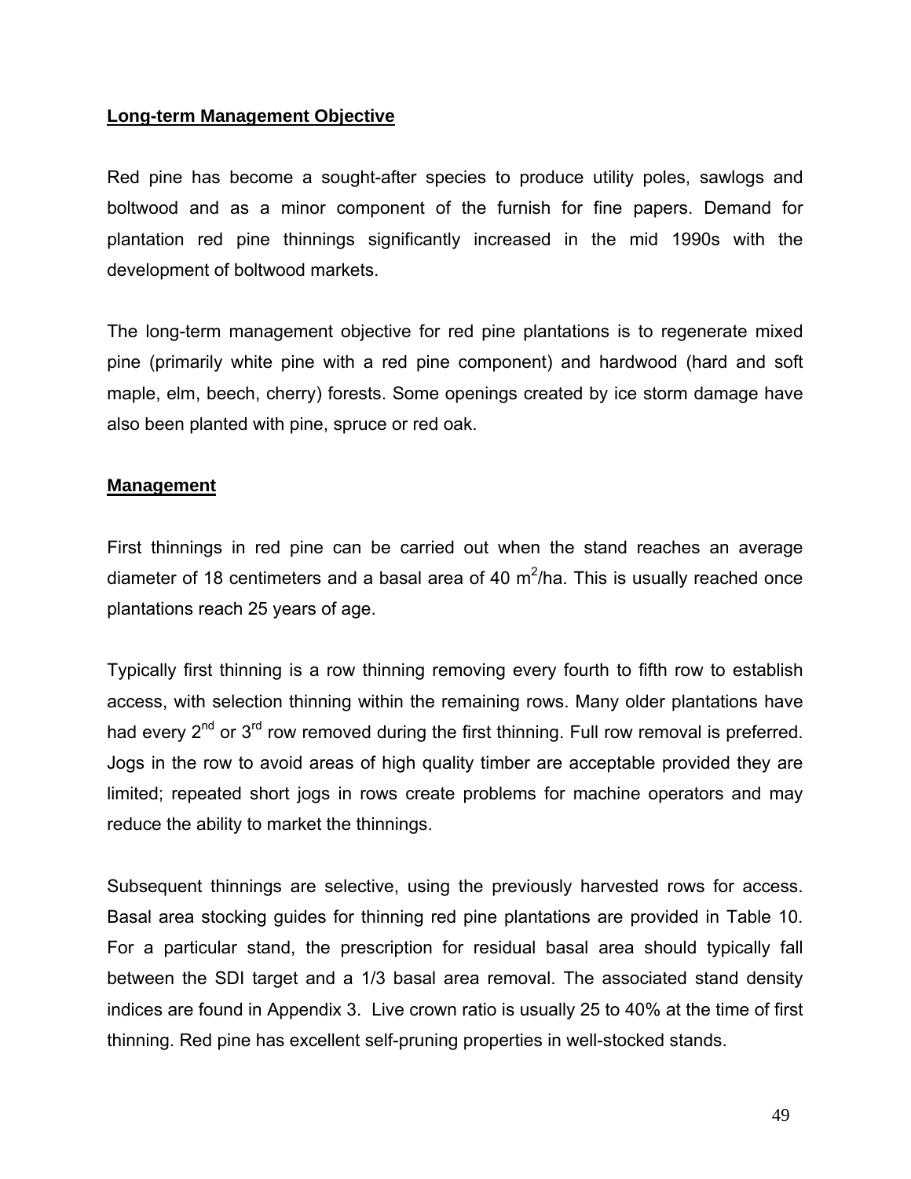## Long-term Management Objective

Red pine has become a sought-after species to produce utility poles, sawlogs and boltwood and as a minor component of the furnish for fine papers. Demand for plantation red pine thinnings significantly increased in the mid 1990s with the development of boltwood markets.

The long-term management objective for red pine plantations is to regenerate mixed pine (primarily white pine with a red pine component) and hardwood (hard and soft maple, elm, beech, cherry) forests. Some openings created by ice storm damage have also been planted with pine, spruce or red oak.

## Management

First thinnings in red pine can be carried out when the stand reaches an average diameter of 18 centimeters and a basal area of 40 $m^2$/ha. This is usually reached once plantations reach 25 years of age.

Typically first thinning is a row thinning removing every fourth to fifth row to establish access, with selection thinning within the remaining rows. Many older plantations have had every $2^{nd}$ or $3^{rd}$ row removed during the first thinning. Full row removal is preferred. Jogs in the row to avoid areas of high quality timber are acceptable provided they are limited; repeated short jogs in rows create problems for machine operators and may reduce the ability to market the thinnings.

Subsequent thinnings are selective, using the previously harvested rows for access. Basal area stocking guides for thinning red pine plantations are provided in Table 10. For a particular stand, the prescription for residual basal area should typically fall between the SDI target and a 1/3 basal area removal. The associated stand density indices are found in Appendix 3. Live crown ratio is usually 25 to 40% at the time of first thinning. Red pine has excellent self-pruning properties in well-stocked stands.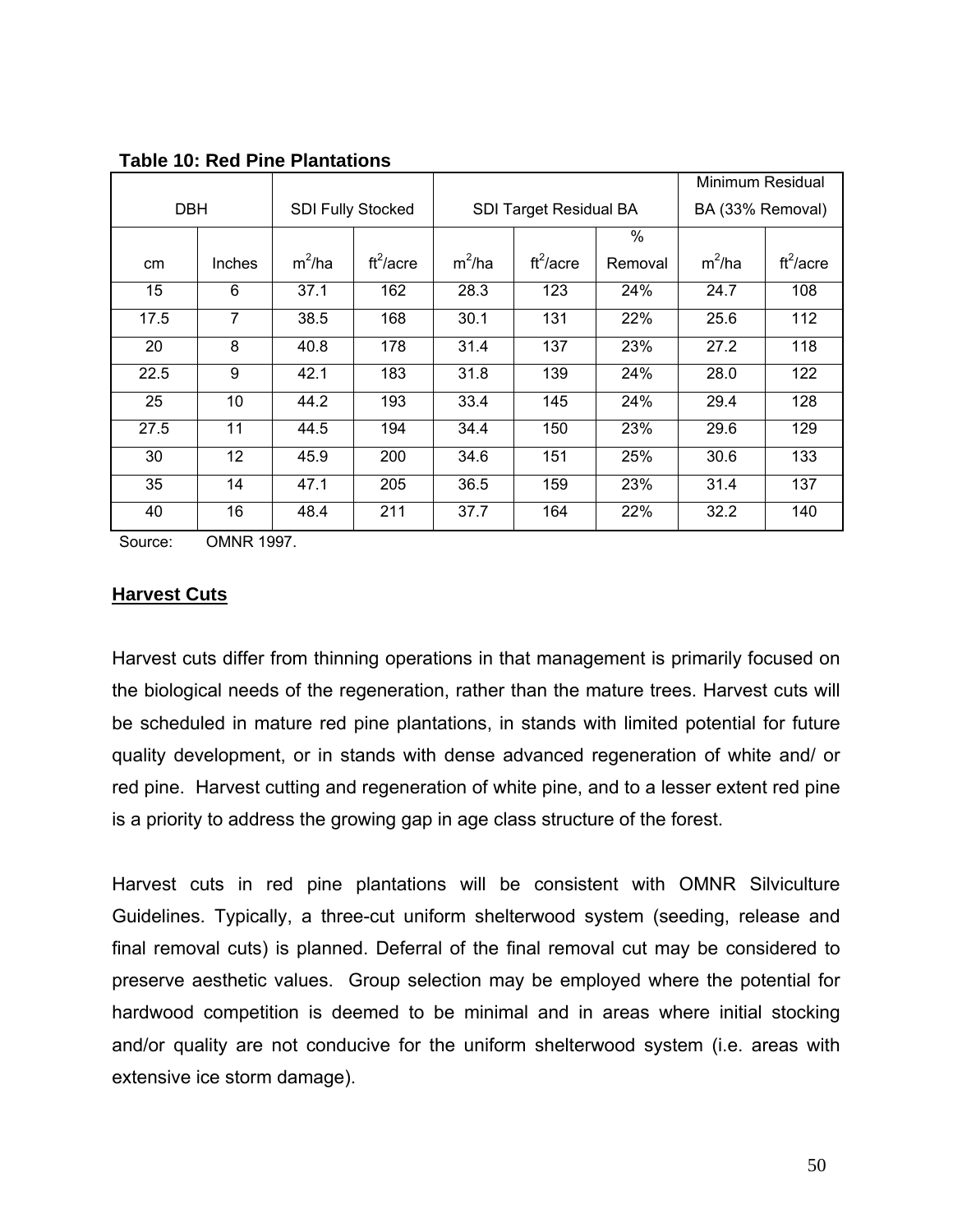**Table 10: Red Pine Plantations**

| DBH | | SDI Fully Stocked | | SDI Target Residual BA | | | Minimum Residual BA (33% Removal) | |
|---|---|---|---|---|---|---|---|---|
| cm | Inches | $m^2$/ha | $ft^2$/acre | $m^2$/ha | $ft^2$/acre | % Removal | $m^2$/ha | $ft^2$/acre |
| 15 | 6 | 37.1 | 162 | 28.3 | 123 | 24% | 24.7 | 108 |
| 17.5 | 7 | 38.5 | 168 | 30.1 | 131 | 22% | 25.6 | 112 |
| 20 | 8 | 40.8 | 178 | 31.4 | 137 | 23% | 27.2 | 118 |
| 22.5 | 9 | 42.1 | 183 | 31.8 | 139 | 24% | 28.0 | 122 |
| 25 | 10 | 44.2 | 193 | 33.4 | 145 | 24% | 29.4 | 128 |
| 27.5 | 11 | 44.5 | 194 | 34.4 | 150 | 23% | 29.6 | 129 |
| 30 | 12 | 45.9 | 200 | 34.6 | 151 | 25% | 30.6 | 133 |
| 35 | 14 | 47.1 | 205 | 36.5 | 159 | 23% | 31.4 | 137 |
| 40 | 16 | 48.4 | 211 | 37.7 | 164 | 22% | 32.2 | 140 |

Source: OMNR 1997.

## Harvest Cuts

Harvest cuts differ from thinning operations in that management is primarily focused on the biological needs of the regeneration, rather than the mature trees. Harvest cuts will be scheduled in mature red pine plantations, in stands with limited potential for future quality development, or in stands with dense advanced regeneration of white and/ or red pine. Harvest cutting and regeneration of white pine, and to a lesser extent red pine is a priority to address the growing gap in age class structure of the forest.

Harvest cuts in red pine plantations will be consistent with OMNR Silviculture Guidelines. Typically, a three-cut uniform shelterwood system (seeding, release and final removal cuts) is planned. Deferral of the final removal cut may be considered to preserve aesthetic values. Group selection may be employed where the potential for hardwood competition is deemed to be minimal and in areas where initial stocking and/or quality are not conducive for the uniform shelterwood system (i.e. areas with extensive ice storm damage).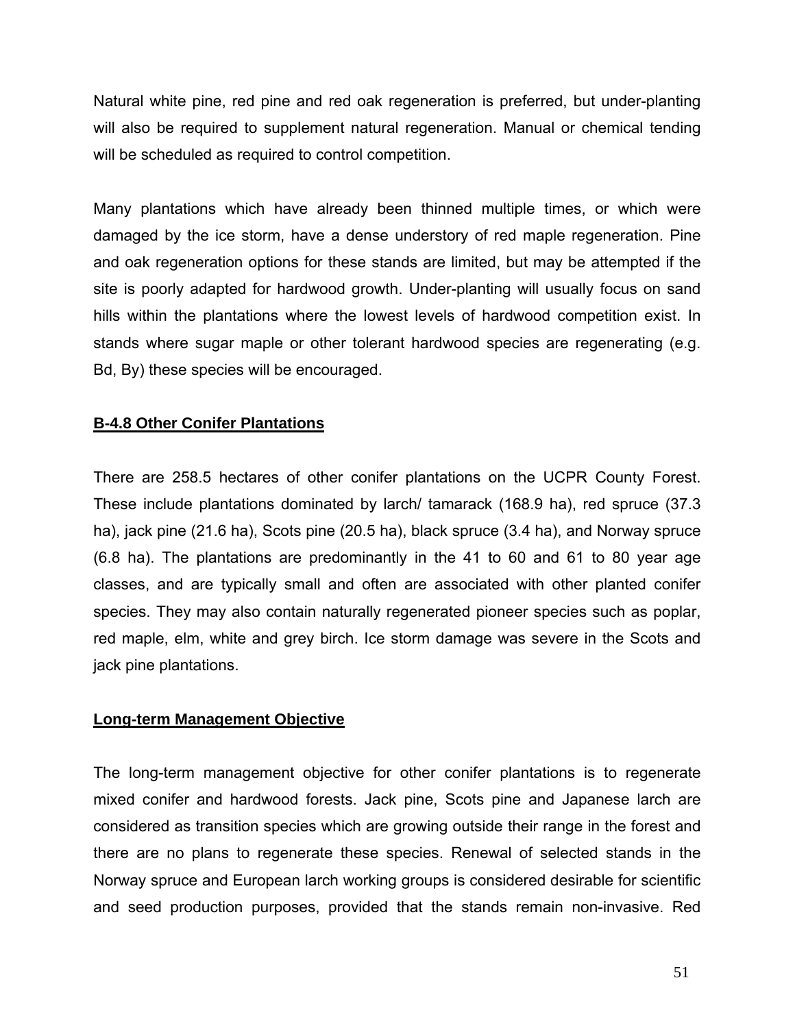Natural white pine, red pine and red oak regeneration is preferred, but under-planting will also be required to supplement natural regeneration. Manual or chemical tending will be scheduled as required to control competition.

Many plantations which have already been thinned multiple times, or which were damaged by the ice storm, have a dense understory of red maple regeneration. Pine and oak regeneration options for these stands are limited, but may be attempted if the site is poorly adapted for hardwood growth. Under-planting will usually focus on sand hills within the plantations where the lowest levels of hardwood competition exist. In stands where sugar maple or other tolerant hardwood species are regenerating (e.g. Bd, By) these species will be encouraged.

**B-4.8 Other Conifer Plantations**

There are 258.5 hectares of other conifer plantations on the UCPR County Forest. These include plantations dominated by larch/ tamarack (168.9 ha), red spruce (37.3 ha), jack pine (21.6 ha), Scots pine (20.5 ha), black spruce (3.4 ha), and Norway spruce (6.8 ha). The plantations are predominantly in the 41 to 60 and 61 to 80 year age classes, and are typically small and often are associated with other planted conifer species. They may also contain naturally regenerated pioneer species such as poplar, red maple, elm, white and grey birch. Ice storm damage was severe in the Scots and jack pine plantations.

**Long-term Management Objective**

The long-term management objective for other conifer plantations is to regenerate mixed conifer and hardwood forests. Jack pine, Scots pine and Japanese larch are considered as transition species which are growing outside their range in the forest and there are no plans to regenerate these species. Renewal of selected stands in the Norway spruce and European larch working groups is considered desirable for scientific and seed production purposes, provided that the stands remain non-invasive. Red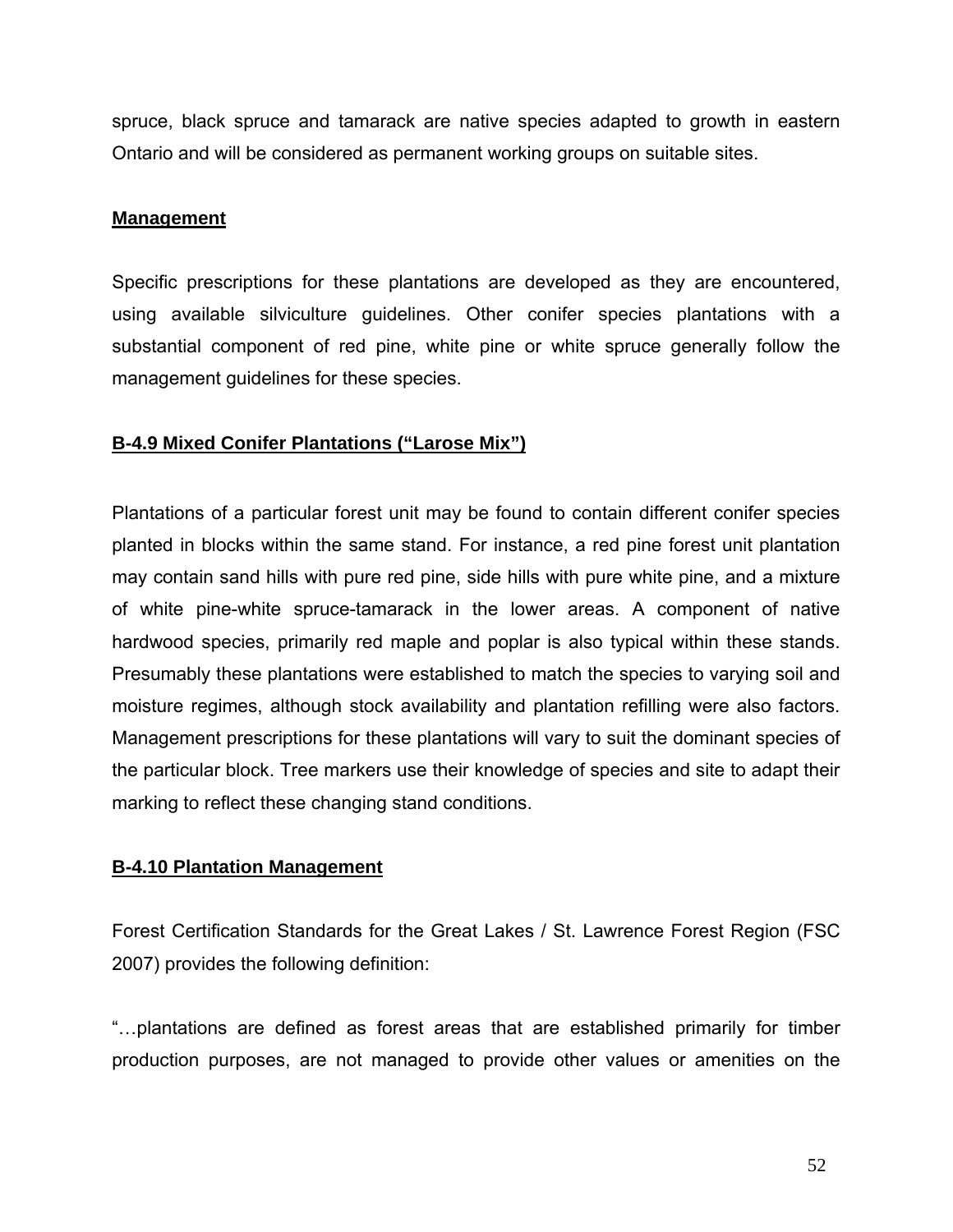spruce, black spruce and tamarack are native species adapted to growth in eastern Ontario and will be considered as permanent working groups on suitable sites.

**Management**

Specific prescriptions for these plantations are developed as they are encountered, using available silviculture guidelines. Other conifer species plantations with a substantial component of red pine, white pine or white spruce generally follow the management guidelines for these species.

### B-4.9 Mixed Conifer Plantations ("Larose Mix")

Plantations of a particular forest unit may be found to contain different conifer species planted in blocks within the same stand. For instance, a red pine forest unit plantation may contain sand hills with pure red pine, side hills with pure white pine, and a mixture of white pine-white spruce-tamarack in the lower areas. A component of native hardwood species, primarily red maple and poplar is also typical within these stands. Presumably these plantations were established to match the species to varying soil and moisture regimes, although stock availability and plantation refilling were also factors. Management prescriptions for these plantations will vary to suit the dominant species of the particular block. Tree markers use their knowledge of species and site to adapt their marking to reflect these changing stand conditions.

### B-4.10 Plantation Management

Forest Certification Standards for the Great Lakes / St. Lawrence Forest Region (FSC 2007) provides the following definition:

"…plantations are defined as forest areas that are established primarily for timber production purposes, are not managed to provide other values or amenities on the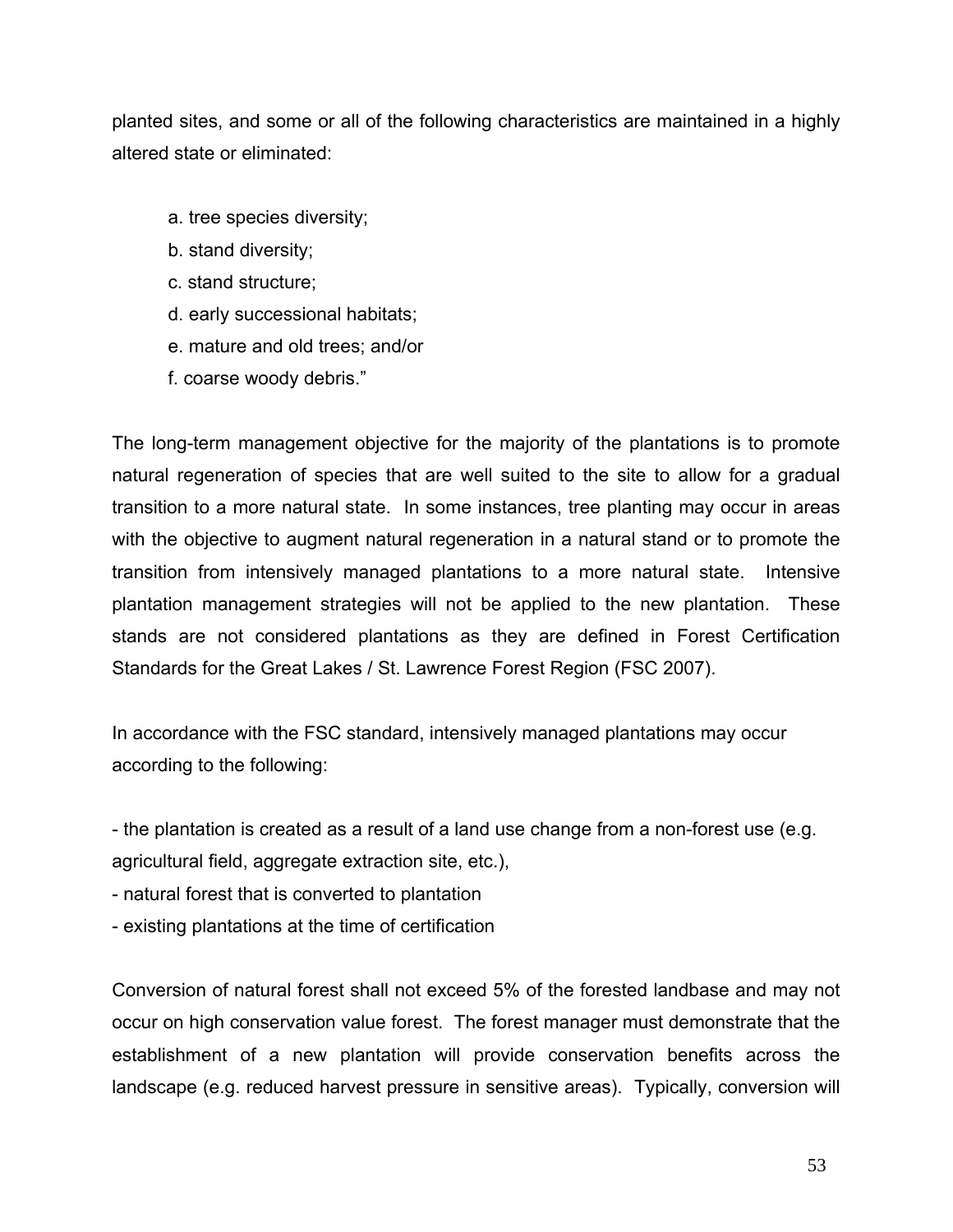planted sites, and some or all of the following characteristics are maintained in a highly altered state or eliminated:

a. tree species diversity;
b. stand diversity;
c. stand structure;
d. early successional habitats;
e. mature and old trees; and/or
f. coarse woody debris."

The long-term management objective for the majority of the plantations is to promote natural regeneration of species that are well suited to the site to allow for a gradual transition to a more natural state. In some instances, tree planting may occur in areas with the objective to augment natural regeneration in a natural stand or to promote the transition from intensively managed plantations to a more natural state. Intensive plantation management strategies will not be applied to the new plantation. These stands are not considered plantations as they are defined in Forest Certification Standards for the Great Lakes / St. Lawrence Forest Region (FSC 2007).

In accordance with the FSC standard, intensively managed plantations may occur according to the following:

- the plantation is created as a result of a land use change from a non-forest use (e.g. agricultural field, aggregate extraction site, etc.),
- natural forest that is converted to plantation
- existing plantations at the time of certification

Conversion of natural forest shall not exceed 5% of the forested landbase and may not occur on high conservation value forest. The forest manager must demonstrate that the establishment of a new plantation will provide conservation benefits across the landscape (e.g. reduced harvest pressure in sensitive areas). Typically, conversion will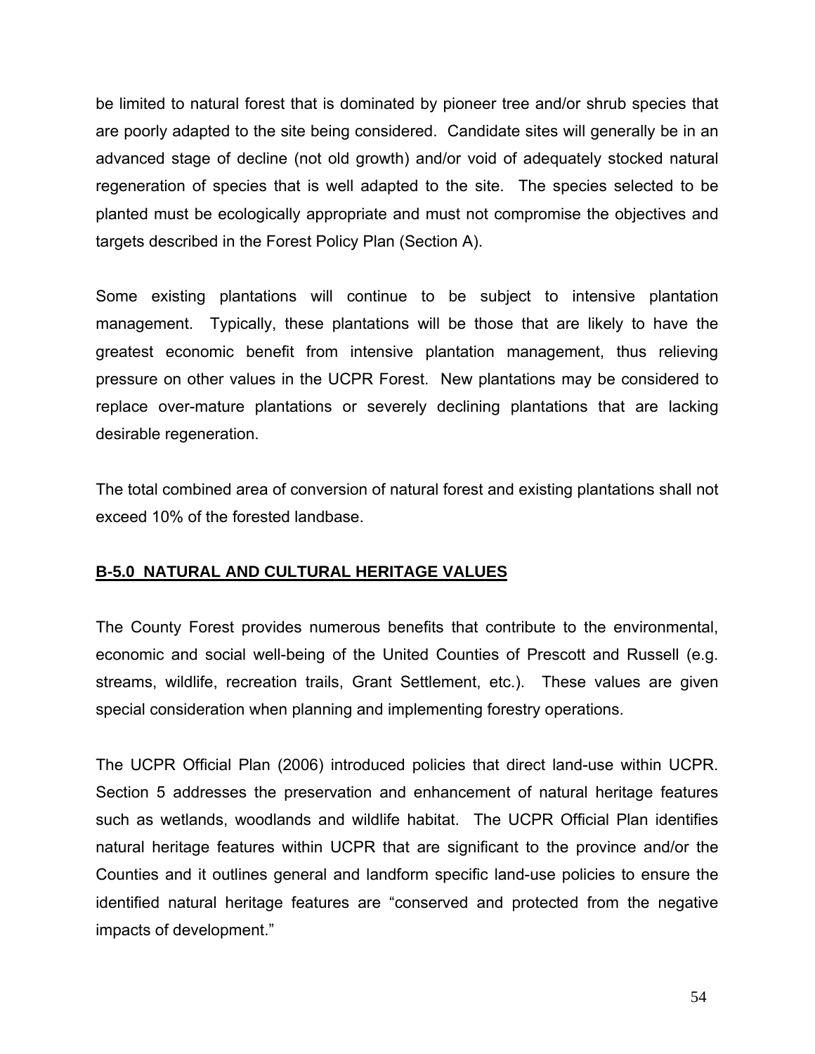be limited to natural forest that is dominated by pioneer tree and/or shrub species that are poorly adapted to the site being considered. Candidate sites will generally be in an advanced stage of decline (not old growth) and/or void of adequately stocked natural regeneration of species that is well adapted to the site. The species selected to be planted must be ecologically appropriate and must not compromise the objectives and targets described in the Forest Policy Plan (Section A).

Some existing plantations will continue to be subject to intensive plantation management. Typically, these plantations will be those that are likely to have the greatest economic benefit from intensive plantation management, thus relieving pressure on other values in the UCPR Forest. New plantations may be considered to replace over-mature plantations or severely declining plantations that are lacking desirable regeneration.

The total combined area of conversion of natural forest and existing plantations shall not exceed 10% of the forested landbase.

## B-5.0 NATURAL AND CULTURAL HERITAGE VALUES

The County Forest provides numerous benefits that contribute to the environmental, economic and social well-being of the United Counties of Prescott and Russell (e.g. streams, wildlife, recreation trails, Grant Settlement, etc.). These values are given special consideration when planning and implementing forestry operations.

The UCPR Official Plan (2006) introduced policies that direct land-use within UCPR. Section 5 addresses the preservation and enhancement of natural heritage features such as wetlands, woodlands and wildlife habitat. The UCPR Official Plan identifies natural heritage features within UCPR that are significant to the province and/or the Counties and it outlines general and landform specific land-use policies to ensure the identified natural heritage features are "conserved and protected from the negative impacts of development."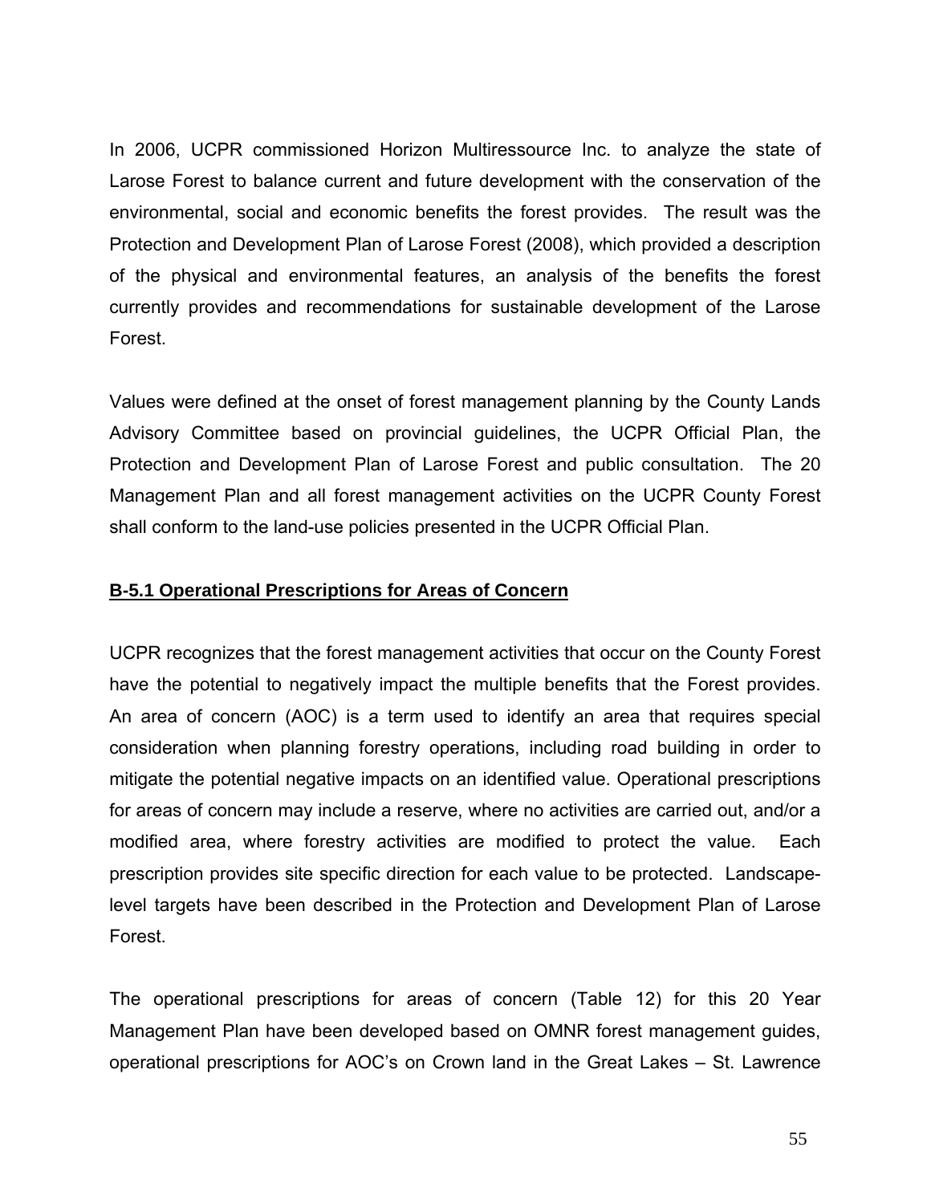In 2006, UCPR commissioned Horizon Multiressource Inc. to analyze the state of Larose Forest to balance current and future development with the conservation of the environmental, social and economic benefits the forest provides. The result was the Protection and Development Plan of Larose Forest (2008), which provided a description of the physical and environmental features, an analysis of the benefits the forest currently provides and recommendations for sustainable development of the Larose Forest.

Values were defined at the onset of forest management planning by the County Lands Advisory Committee based on provincial guidelines, the UCPR Official Plan, the Protection and Development Plan of Larose Forest and public consultation. The 20 Management Plan and all forest management activities on the UCPR County Forest shall conform to the land-use policies presented in the UCPR Official Plan.

**B-5.1 Operational Prescriptions for Areas of Concern**

UCPR recognizes that the forest management activities that occur on the County Forest have the potential to negatively impact the multiple benefits that the Forest provides. An area of concern (AOC) is a term used to identify an area that requires special consideration when planning forestry operations, including road building in order to mitigate the potential negative impacts on an identified value. Operational prescriptions for areas of concern may include a reserve, where no activities are carried out, and/or a modified area, where forestry activities are modified to protect the value. Each prescription provides site specific direction for each value to be protected. Landscape-level targets have been described in the Protection and Development Plan of Larose Forest.

The operational prescriptions for areas of concern (Table 12) for this 20 Year Management Plan have been developed based on OMNR forest management guides, operational prescriptions for AOC's on Crown land in the Great Lakes – St. Lawrence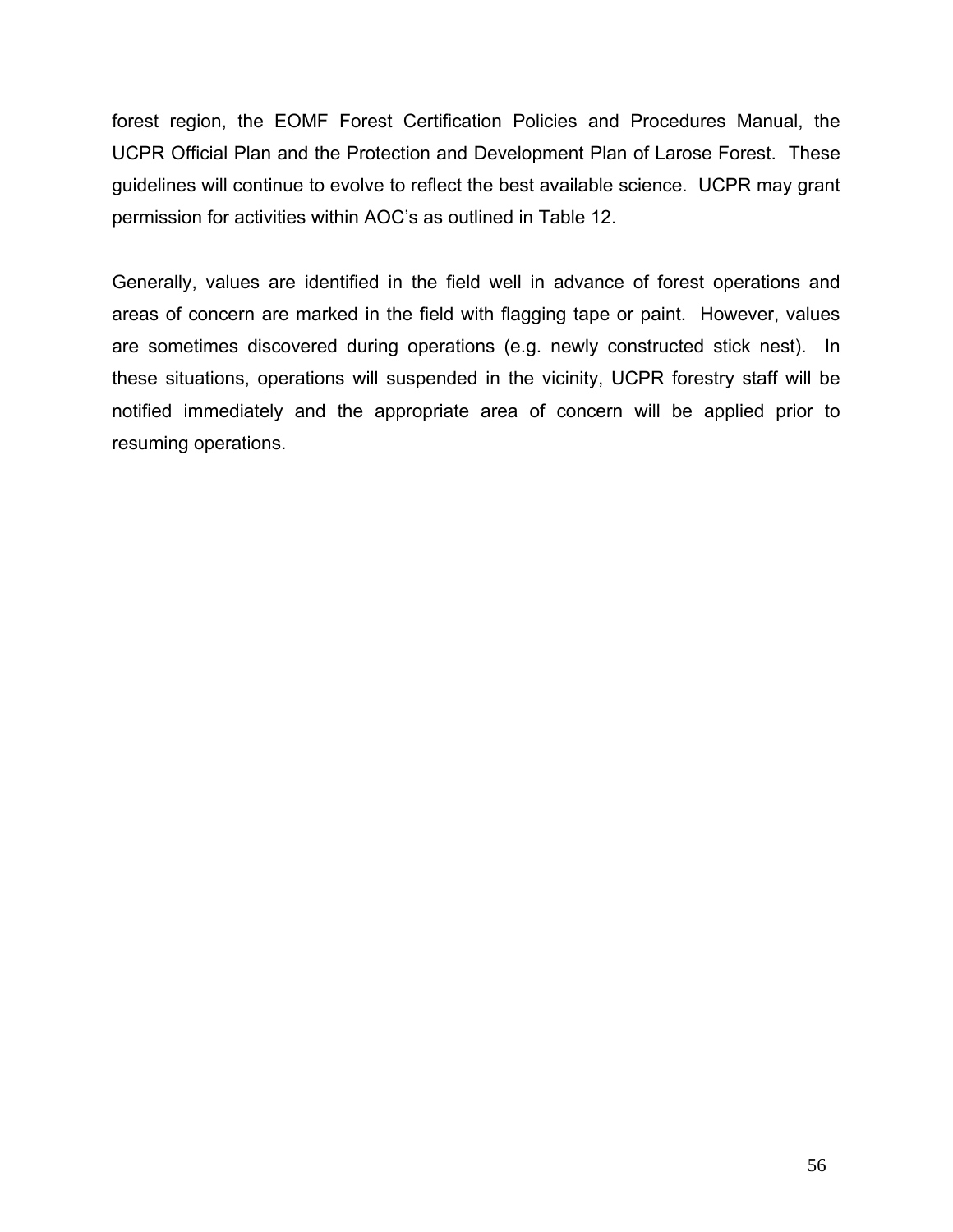forest region, the EOMF Forest Certification Policies and Procedures Manual, the UCPR Official Plan and the Protection and Development Plan of Larose Forest. These guidelines will continue to evolve to reflect the best available science. UCPR may grant permission for activities within AOC's as outlined in Table 12.

Generally, values are identified in the field well in advance of forest operations and areas of concern are marked in the field with flagging tape or paint. However, values are sometimes discovered during operations (e.g. newly constructed stick nest). In these situations, operations will suspended in the vicinity, UCPR forestry staff will be notified immediately and the appropriate area of concern will be applied prior to resuming operations.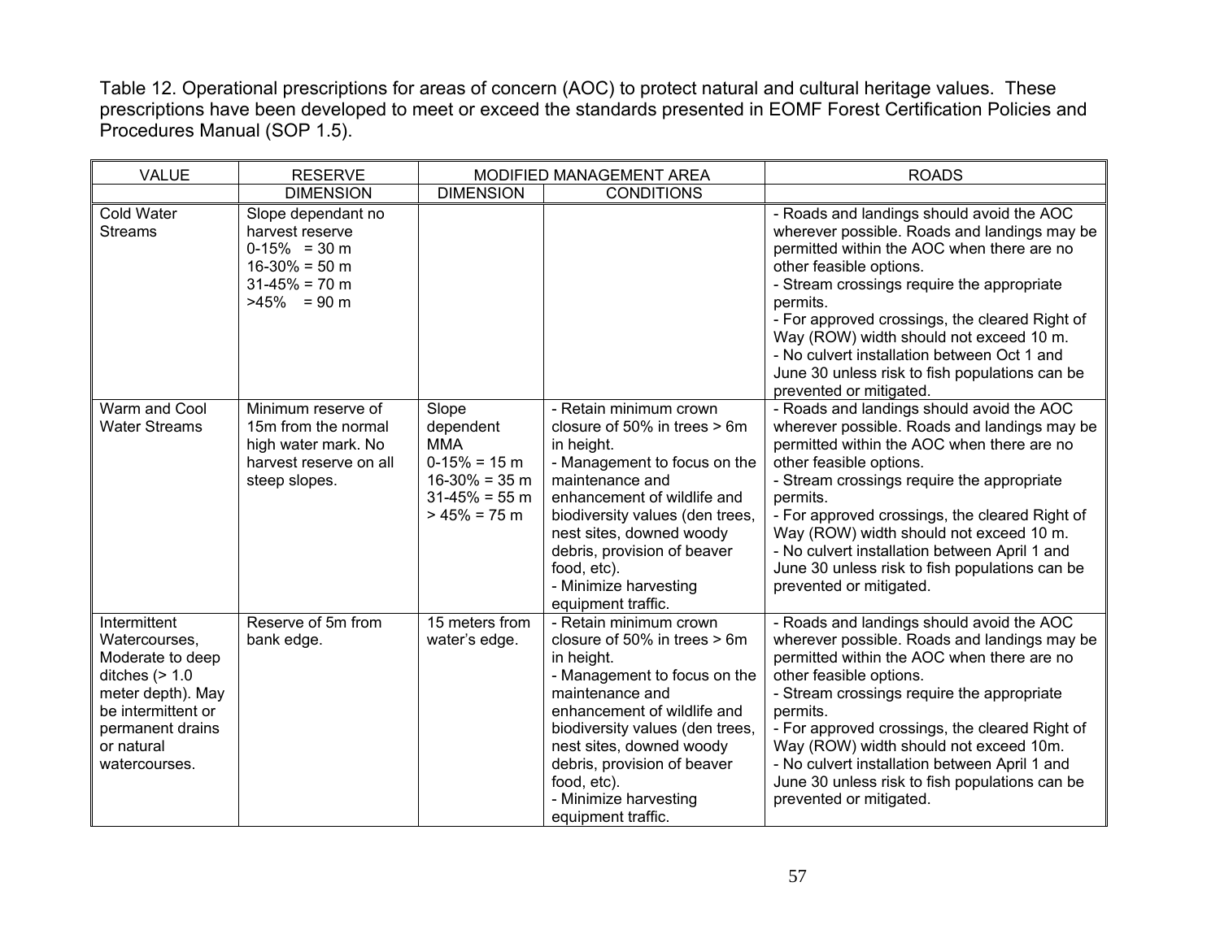Table 12. Operational prescriptions for areas of concern (AOC) to protect natural and cultural heritage values. These prescriptions have been developed to meet or exceed the standards presented in EOMF Forest Certification Policies and Procedures Manual (SOP 1.5).

| VALUE | RESERVE | MODIFIED MANAGEMENT AREA | | ROADS |
|---|---|---|---|---|
| | DIMENSION | DIMENSION | CONDITIONS | |
| Cold Water Streams | Slope dependant no harvest reserve<br>0-15% = 30 m<br>16-30% = 50 m<br>31-45% = 70 m<br>>45% = 90 m | | | - Roads and landings should avoid the AOC wherever possible. Roads and landings may be permitted within the AOC when there are no other feasible options.<br>- Stream crossings require the appropriate permits.<br>- For approved crossings, the cleared Right of Way (ROW) width should not exceed 10 m.<br>- No culvert installation between Oct 1 and June 30 unless risk to fish populations can be prevented or mitigated. |
| Warm and Cool Water Streams | Minimum reserve of 15m from the normal high water mark. No harvest reserve on all steep slopes. | Slope dependent MMA<br>0-15% = 15 m<br>16-30% = 35 m<br>31-45% = 55 m<br>> 45% = 75 m | - Retain minimum crown closure of 50% in trees > 6m in height.<br>- Management to focus on the maintenance and enhancement of wildlife and biodiversity values (den trees, nest sites, downed woody debris, provision of beaver food, etc).<br>- Minimize harvesting equipment traffic. | - Roads and landings should avoid the AOC wherever possible. Roads and landings may be permitted within the AOC when there are no other feasible options.<br>- Stream crossings require the appropriate permits.<br>- For approved crossings, the cleared Right of Way (ROW) width should not exceed 10 m.<br>- No culvert installation between April 1 and June 30 unless risk to fish populations can be prevented or mitigated. |
| Intermittent Watercourses, Moderate to deep ditches (> 1.0 meter depth). May be intermittent or permanent drains or natural watercourses. | Reserve of 5m from bank edge. | 15 meters from water's edge. | - Retain minimum crown closure of 50% in trees > 6m in height.<br>- Management to focus on the maintenance and enhancement of wildlife and biodiversity values (den trees, nest sites, downed woody debris, provision of beaver food, etc).<br>- Minimize harvesting equipment traffic. | - Roads and landings should avoid the AOC wherever possible. Roads and landings may be permitted within the AOC when there are no other feasible options.<br>- Stream crossings require the appropriate permits.<br>- For approved crossings, the cleared Right of Way (ROW) width should not exceed 10m.<br>- No culvert installation between April 1 and June 30 unless risk to fish populations can be prevented or mitigated. |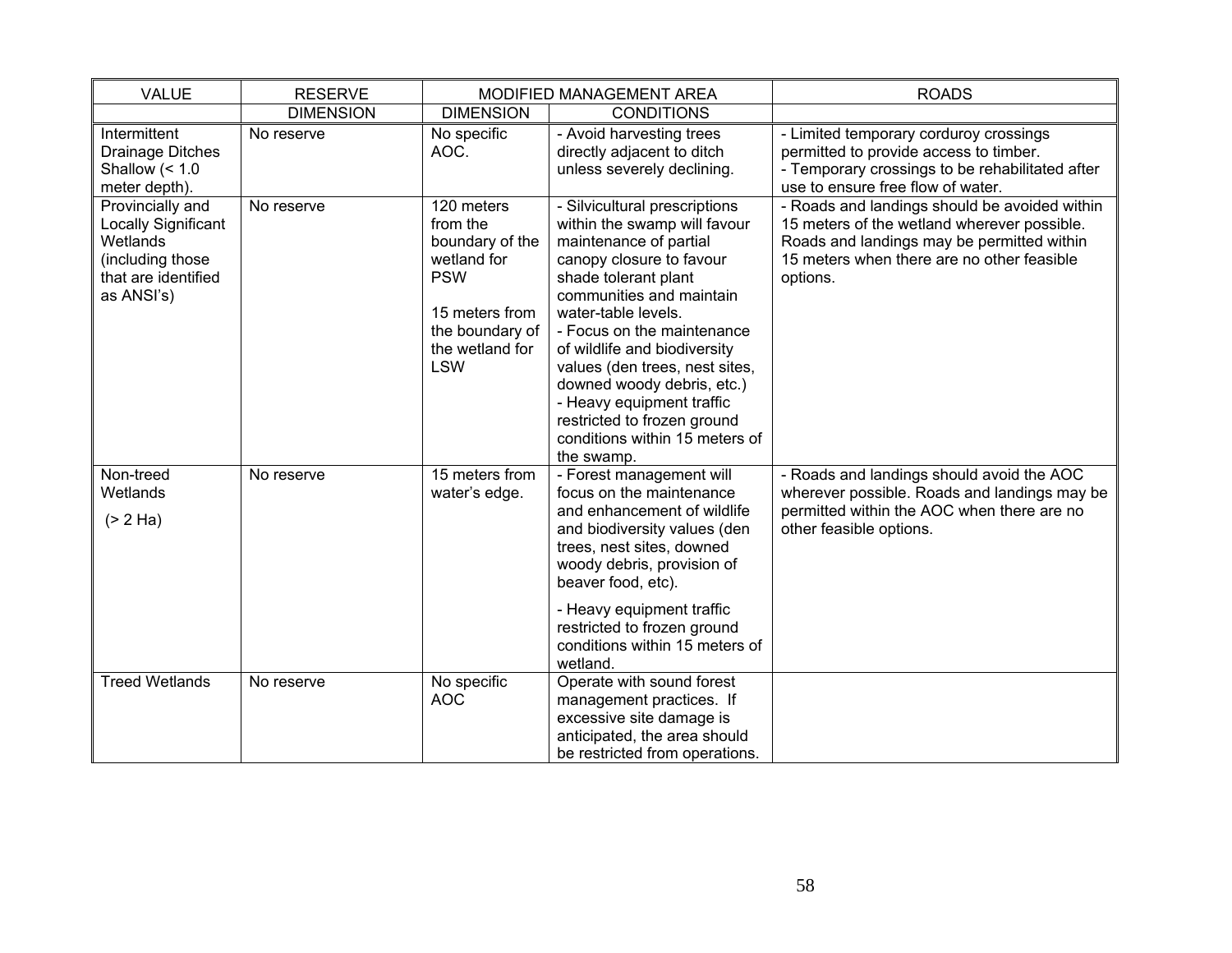| VALUE | RESERVE | MODIFIED MANAGEMENT AREA | | ROADS |
|---|---|---|---|---|
| | DIMENSION | DIMENSION | CONDITIONS | |
| Intermittent Drainage Ditches Shallow (< 1.0 meter depth). | No reserve | No specific AOC. | - Avoid harvesting trees directly adjacent to ditch unless severely declining. | - Limited temporary corduroy crossings permitted to provide access to timber.<br>- Temporary crossings to be rehabilitated after use to ensure free flow of water. |
| Provincially and Locally Significant Wetlands (including those that are identified as ANSI's) | No reserve | 120 meters from the boundary of the wetland for PSW<br><br>15 meters from the boundary of the wetland for LSW | - Silvicultural prescriptions within the swamp will favour maintenance of partial canopy closure to favour shade tolerant plant communities and maintain water-table levels.<br>- Focus on the maintenance of wildlife and biodiversity values (den trees, nest sites, downed woody debris, etc.)<br>- Heavy equipment traffic restricted to frozen ground conditions within 15 meters of the swamp. | - Roads and landings should be avoided within 15 meters of the wetland wherever possible. Roads and landings may be permitted within 15 meters when there are no other feasible options. |
| Non-treed Wetlands<br>(> 2 Ha) | No reserve | 15 meters from water's edge. | - Forest management will focus on the maintenance and enhancement of wildlife and biodiversity values (den trees, nest sites, downed woody debris, provision of beaver food, etc).<br><br>- Heavy equipment traffic restricted to frozen ground conditions within 15 meters of wetland. | - Roads and landings should avoid the AOC wherever possible. Roads and landings may be permitted within the AOC when there are no other feasible options. |
| Treed Wetlands | No reserve | No specific AOC | Operate with sound forest management practices. If excessive site damage is anticipated, the area should be restricted from operations. | |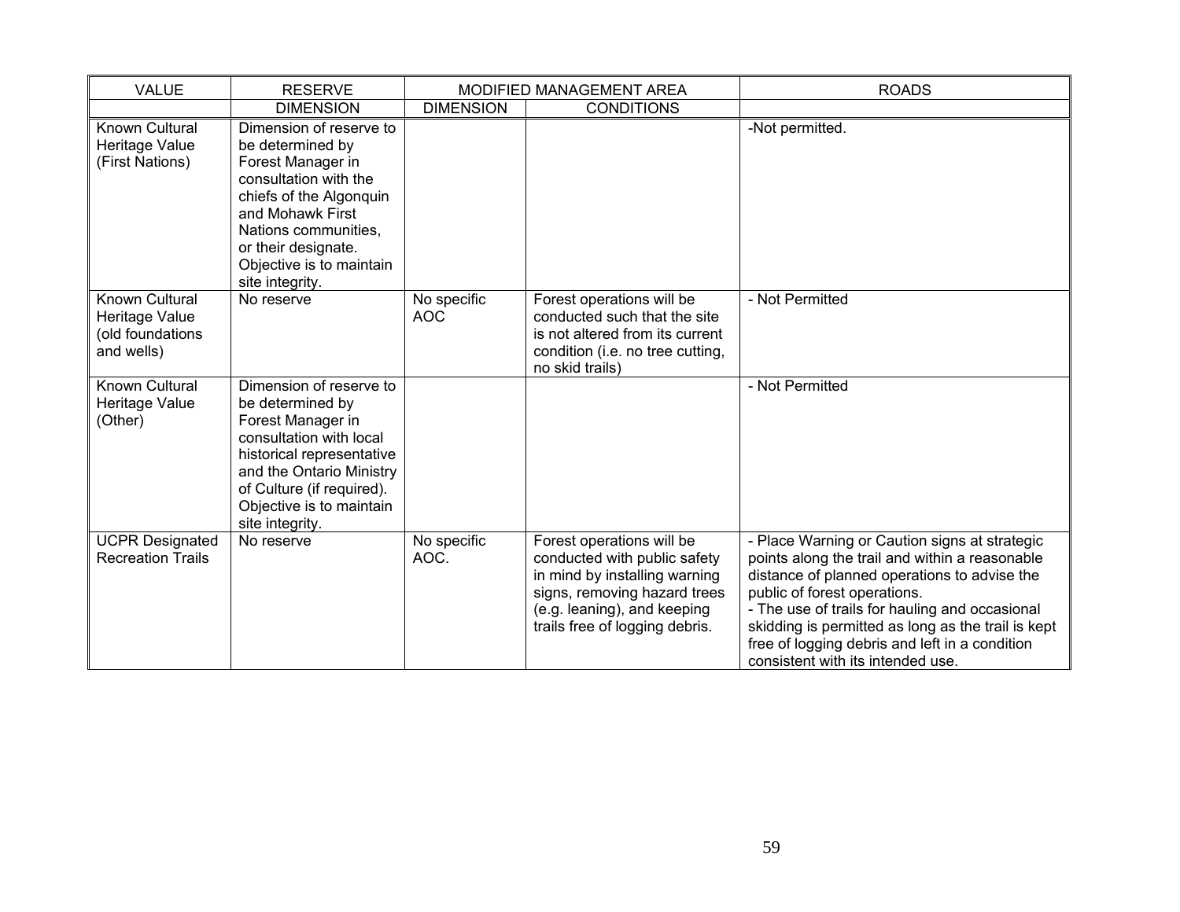| VALUE | RESERVE | MODIFIED MANAGEMENT AREA | | ROADS |
|---|---|---|---|---|
| | DIMENSION | DIMENSION | CONDITIONS | |
| Known Cultural Heritage Value (First Nations) | Dimension of reserve to be determined by Forest Manager in consultation with the chiefs of the Algonquin and Mohawk First Nations communities, or their designate. Objective is to maintain site integrity. | | | -Not permitted. |
| Known Cultural Heritage Value (old foundations and wells) | No reserve | No specific AOC | Forest operations will be conducted such that the site is not altered from its current condition (i.e. no tree cutting, no skid trails) | - Not Permitted |
| Known Cultural Heritage Value (Other) | Dimension of reserve to be determined by Forest Manager in consultation with local historical representative and the Ontario Ministry of Culture (if required). Objective is to maintain site integrity. | | | - Not Permitted |
| UCPR Designated Recreation Trails | No reserve | No specific AOC. | Forest operations will be conducted with public safety in mind by installing warning signs, removing hazard trees (e.g. leaning), and keeping trails free of logging debris. | - Place Warning or Caution signs at strategic points along the trail and within a reasonable distance of planned operations to advise the public of forest operations.<br>- The use of trails for hauling and occasional skidding is permitted as long as the trail is kept free of logging debris and left in a condition consistent with its intended use. |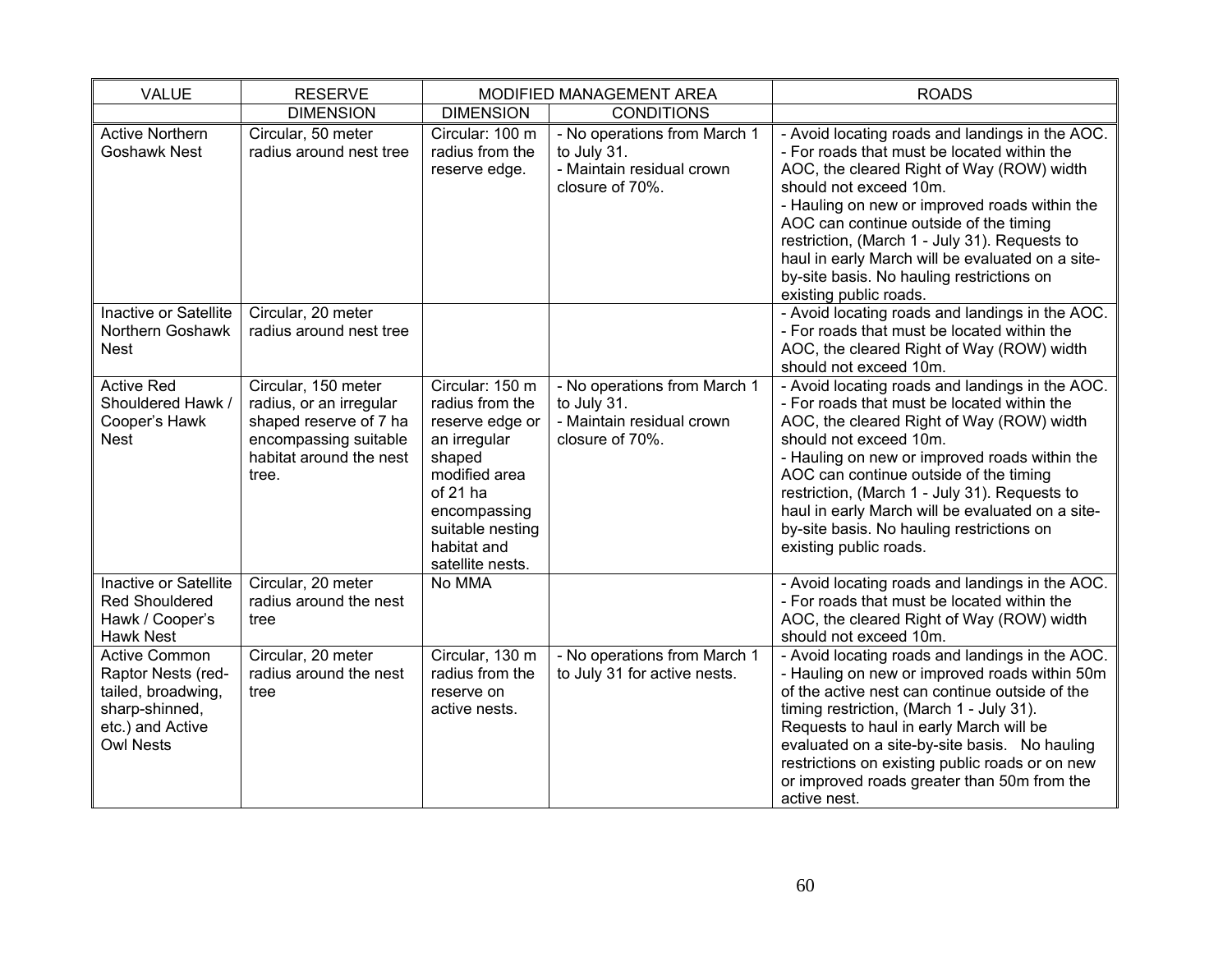| VALUE | RESERVE | MODIFIED MANAGEMENT AREA | | ROADS |
|---|---|---|---|---|
| | DIMENSION | DIMENSION | CONDITIONS | |
| Active Northern Goshawk Nest | Circular, 50 meter radius around nest tree | Circular: 100 m radius from the reserve edge. | - No operations from March 1 to July 31.<br>- Maintain residual crown closure of 70%. | - Avoid locating roads and landings in the AOC.<br>- For roads that must be located within the AOC, the cleared Right of Way (ROW) width should not exceed 10m.<br>- Hauling on new or improved roads within the AOC can continue outside of the timing restriction, (March 1 - July 31). Requests to haul in early March will be evaluated on a site-by-site basis. No hauling restrictions on existing public roads. |
| Inactive or Satellite Northern Goshawk Nest | Circular, 20 meter radius around nest tree | | | - Avoid locating roads and landings in the AOC.<br>- For roads that must be located within the AOC, the cleared Right of Way (ROW) width should not exceed 10m. |
| Active Red Shouldered Hawk / Cooper's Hawk Nest | Circular, 150 meter radius, or an irregular shaped reserve of 7 ha encompassing suitable habitat around the nest tree. | Circular: 150 m radius from the reserve edge or an irregular shaped modified area of 21 ha encompassing suitable nesting habitat and satellite nests. | - No operations from March 1 to July 31.<br>- Maintain residual crown closure of 70%. | - Avoid locating roads and landings in the AOC.<br>- For roads that must be located within the AOC, the cleared Right of Way (ROW) width should not exceed 10m.<br>- Hauling on new or improved roads within the AOC can continue outside of the timing restriction, (March 1 - July 31). Requests to haul in early March will be evaluated on a site-by-site basis. No hauling restrictions on existing public roads. |
| Inactive or Satellite Red Shouldered Hawk / Cooper's Hawk Nest | Circular, 20 meter radius around the nest tree | No MMA | | - Avoid locating roads and landings in the AOC.<br>- For roads that must be located within the AOC, the cleared Right of Way (ROW) width should not exceed 10m. |
| Active Common Raptor Nests (red-tailed, broadwing, sharp-shinned, etc.) and Active Owl Nests | Circular, 20 meter radius around the nest tree | Circular, 130 m radius from the reserve on active nests. | - No operations from March 1 to July 31 for active nests. | - Avoid locating roads and landings in the AOC.<br>- Hauling on new or improved roads within 50m of the active nest can continue outside of the timing restriction, (March 1 - July 31). Requests to haul in early March will be evaluated on a site-by-site basis. No hauling restrictions on existing public roads or on new or improved roads greater than 50m from the active nest. |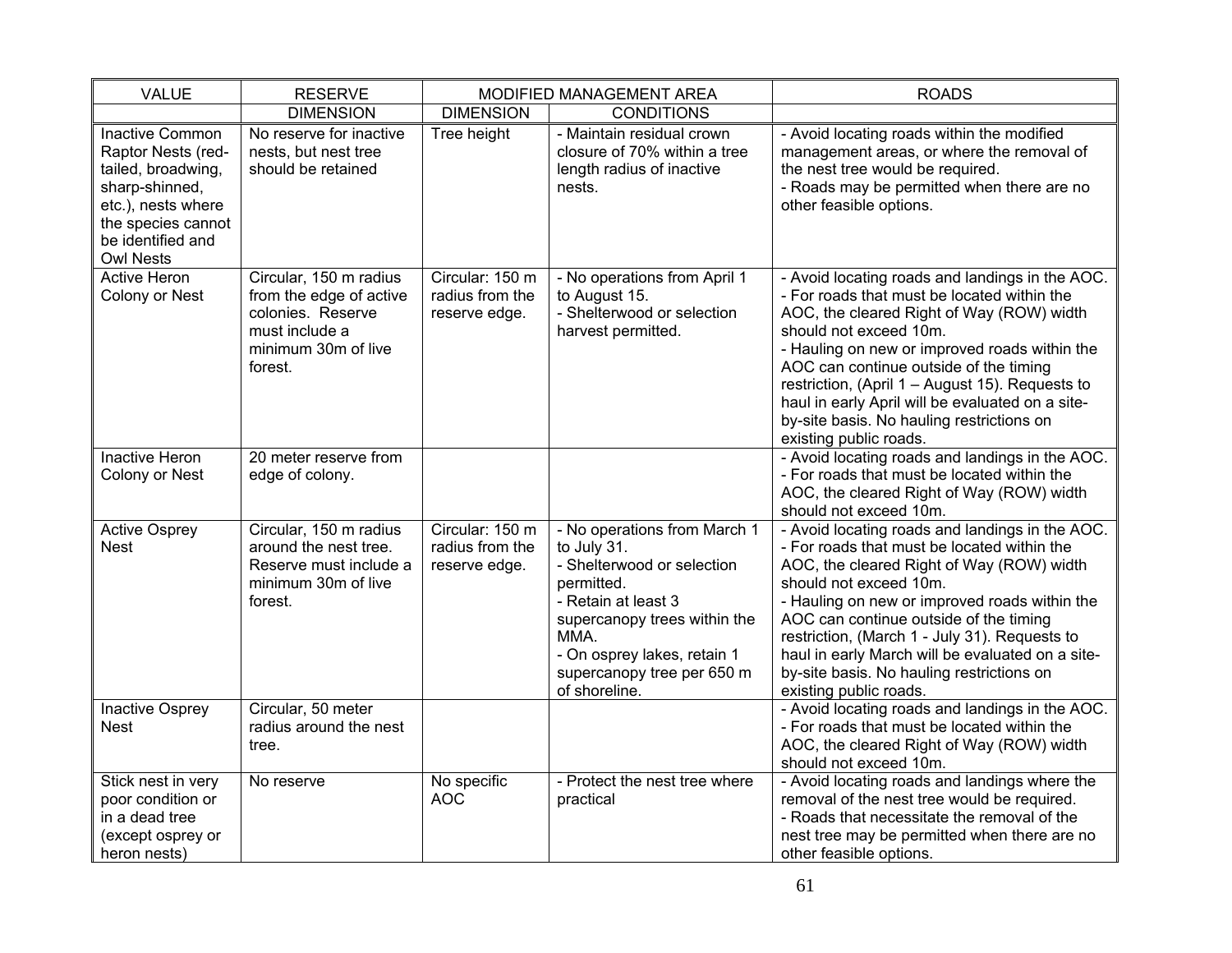| VALUE | RESERVE | MODIFIED MANAGEMENT AREA | | ROADS |
|---|---|---|---|---|
| | DIMENSION | DIMENSION | CONDITIONS | |
| Inactive Common Raptor Nests (red-tailed, broadwing, sharp-shinned, etc.), nests where the species cannot be identified and Owl Nests | No reserve for inactive nests, but nest tree should be retained | Tree height | - Maintain residual crown closure of 70% within a tree length radius of inactive nests. | - Avoid locating roads within the modified management areas, or where the removal of the nest tree would be required.<br>- Roads may be permitted when there are no other feasible options. |
| Active Heron Colony or Nest | Circular, 150 m radius from the edge of active colonies. Reserve must include a minimum 30m of live forest. | Circular: 150 m radius from the reserve edge. | - No operations from April 1 to August 15.<br>- Shelterwood or selection harvest permitted. | - Avoid locating roads and landings in the AOC.<br>- For roads that must be located within the AOC, the cleared Right of Way (ROW) width should not exceed 10m.<br>- Hauling on new or improved roads within the AOC can continue outside of the timing restriction, (April 1 – August 15). Requests to haul in early April will be evaluated on a site-by-site basis. No hauling restrictions on existing public roads. |
| Inactive Heron Colony or Nest | 20 meter reserve from edge of colony. | | | - Avoid locating roads and landings in the AOC.<br>- For roads that must be located within the AOC, the cleared Right of Way (ROW) width should not exceed 10m. |
| Active Osprey Nest | Circular, 150 m radius around the nest tree. Reserve must include a minimum 30m of live forest. | Circular: 150 m radius from the reserve edge. | - No operations from March 1 to July 31.<br>- Shelterwood or selection permitted.<br>- Retain at least 3 supercanopy trees within the MMA.<br>- On osprey lakes, retain 1 supercanopy tree per 650 m of shoreline. | - Avoid locating roads and landings in the AOC.<br>- For roads that must be located within the AOC, the cleared Right of Way (ROW) width should not exceed 10m.<br>- Hauling on new or improved roads within the AOC can continue outside of the timing restriction, (March 1 - July 31). Requests to haul in early March will be evaluated on a site-by-site basis. No hauling restrictions on existing public roads. |
| Inactive Osprey Nest | Circular, 50 meter radius around the nest tree. | | | - Avoid locating roads and landings in the AOC.<br>- For roads that must be located within the AOC, the cleared Right of Way (ROW) width should not exceed 10m. |
| Stick nest in very poor condition or in a dead tree (except osprey or heron nests) | No reserve | No specific AOC | - Protect the nest tree where practical | - Avoid locating roads and landings where the removal of the nest tree would be required.<br>- Roads that necessitate the removal of the nest tree may be permitted when there are no other feasible options. |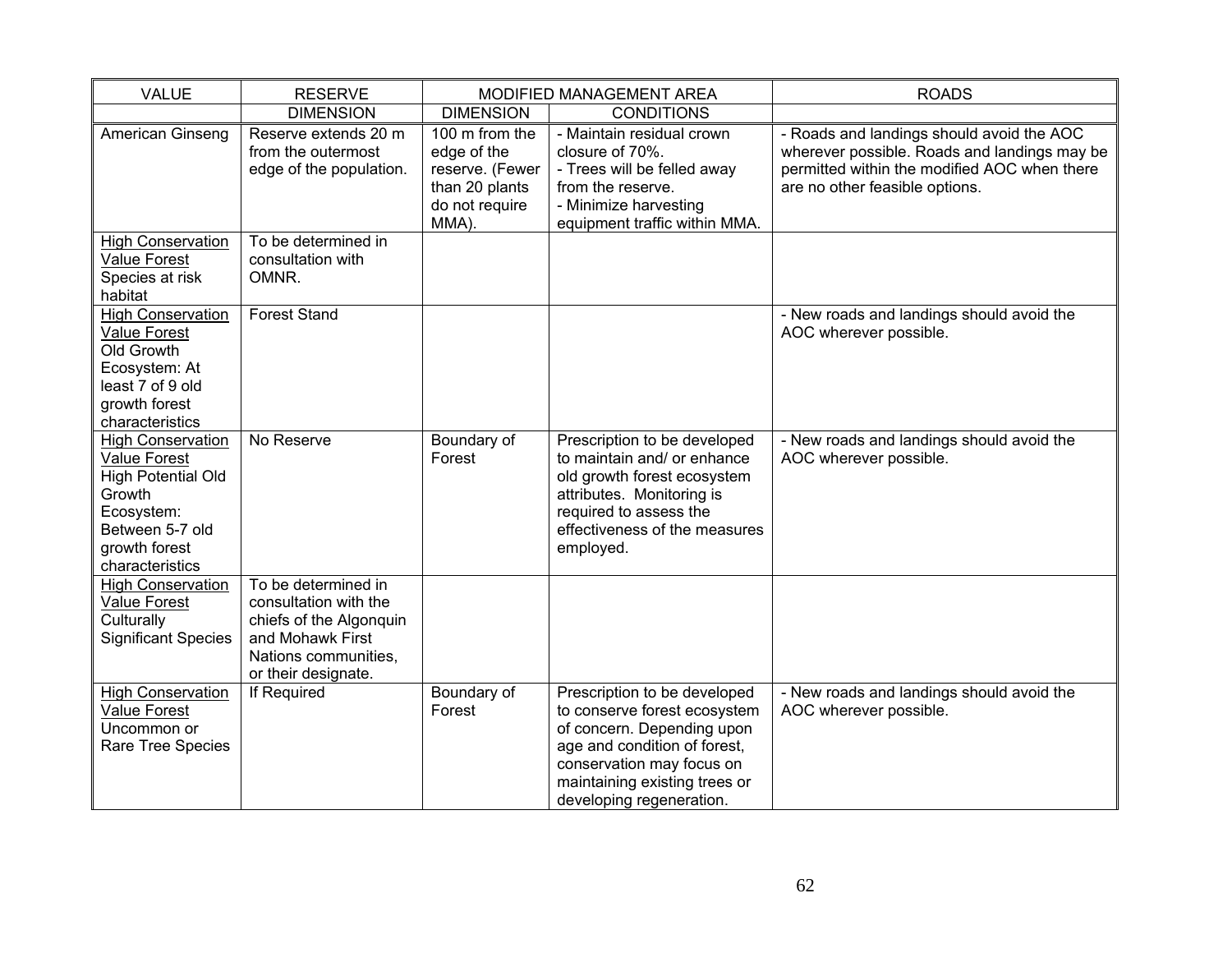| VALUE | RESERVE | MODIFIED MANAGEMENT AREA | | ROADS |
|---|---|---|---|---|
| | DIMENSION | DIMENSION | CONDITIONS | |
| American Ginseng | Reserve extends 20 m from the outermost edge of the population. | 100 m from the edge of the reserve. (Fewer than 20 plants do not require MMA). | - Maintain residual crown closure of 70%.<br>- Trees will be felled away from the reserve.<br>- Minimize harvesting equipment traffic within MMA. | - Roads and landings should avoid the AOC wherever possible. Roads and landings may be permitted within the modified AOC when there are no other feasible options. |
| High Conservation Value Forest Species at risk habitat | To be determined in consultation with OMNR. | | | |
| High Conservation Value Forest Old Growth Ecosystem: At least 7 of 9 old growth forest characteristics | Forest Stand | | | - New roads and landings should avoid the AOC wherever possible. |
| High Conservation Value Forest High Potential Old Growth Ecosystem: Between 5-7 old growth forest characteristics | No Reserve | Boundary of Forest | Prescription to be developed to maintain and/ or enhance old growth forest ecosystem attributes. Monitoring is required to assess the effectiveness of the measures employed. | - New roads and landings should avoid the AOC wherever possible. |
| High Conservation Value Forest Culturally Significant Species | To be determined in consultation with the chiefs of the Algonquin and Mohawk First Nations communities, or their designate. | | | |
| High Conservation Value Forest Uncommon or Rare Tree Species | If Required | Boundary of Forest | Prescription to be developed to conserve forest ecosystem of concern. Depending upon age and condition of forest, conservation may focus on maintaining existing trees or developing regeneration. | - New roads and landings should avoid the AOC wherever possible. |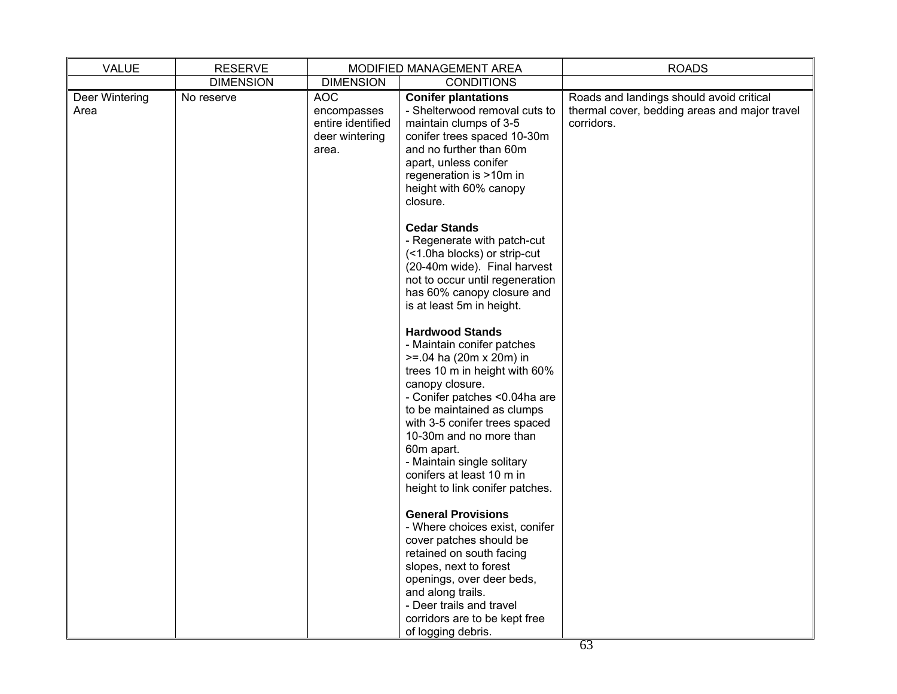| VALUE | RESERVE | MODIFIED MANAGEMENT AREA | | ROADS |
|---|---|---|---|---|
| | DIMENSION | DIMENSION | CONDITIONS | |
| Deer Wintering Area | No reserve | AOC encompasses entire identified deer wintering area. | **Conifer plantations**<br>- Shelterwood removal cuts to maintain clumps of 3-5 conifer trees spaced 10-30m and no further than 60m apart, unless conifer regeneration is >10m in height with 60% canopy closure.<br><br>**Cedar Stands**<br>- Regenerate with patch-cut (<1.0ha blocks) or strip-cut (20-40m wide). Final harvest not to occur until regeneration has 60% canopy closure and is at least 5m in height.<br><br>**Hardwood Stands**<br>- Maintain conifer patches >=.04 ha (20m x 20m) in trees 10 m in height with 60% canopy closure.<br>- Conifer patches <0.04ha are to be maintained as clumps with 3-5 conifer trees spaced 10-30m and no more than 60m apart.<br>- Maintain single solitary conifers at least 10 m in height to link conifer patches.<br><br>**General Provisions**<br>- Where choices exist, conifer cover patches should be retained on south facing slopes, next to forest openings, over deer beds, and along trails.<br>- Deer trails and travel corridors are to be kept free of logging debris. | Roads and landings should avoid critical thermal cover, bedding areas and major travel corridors. |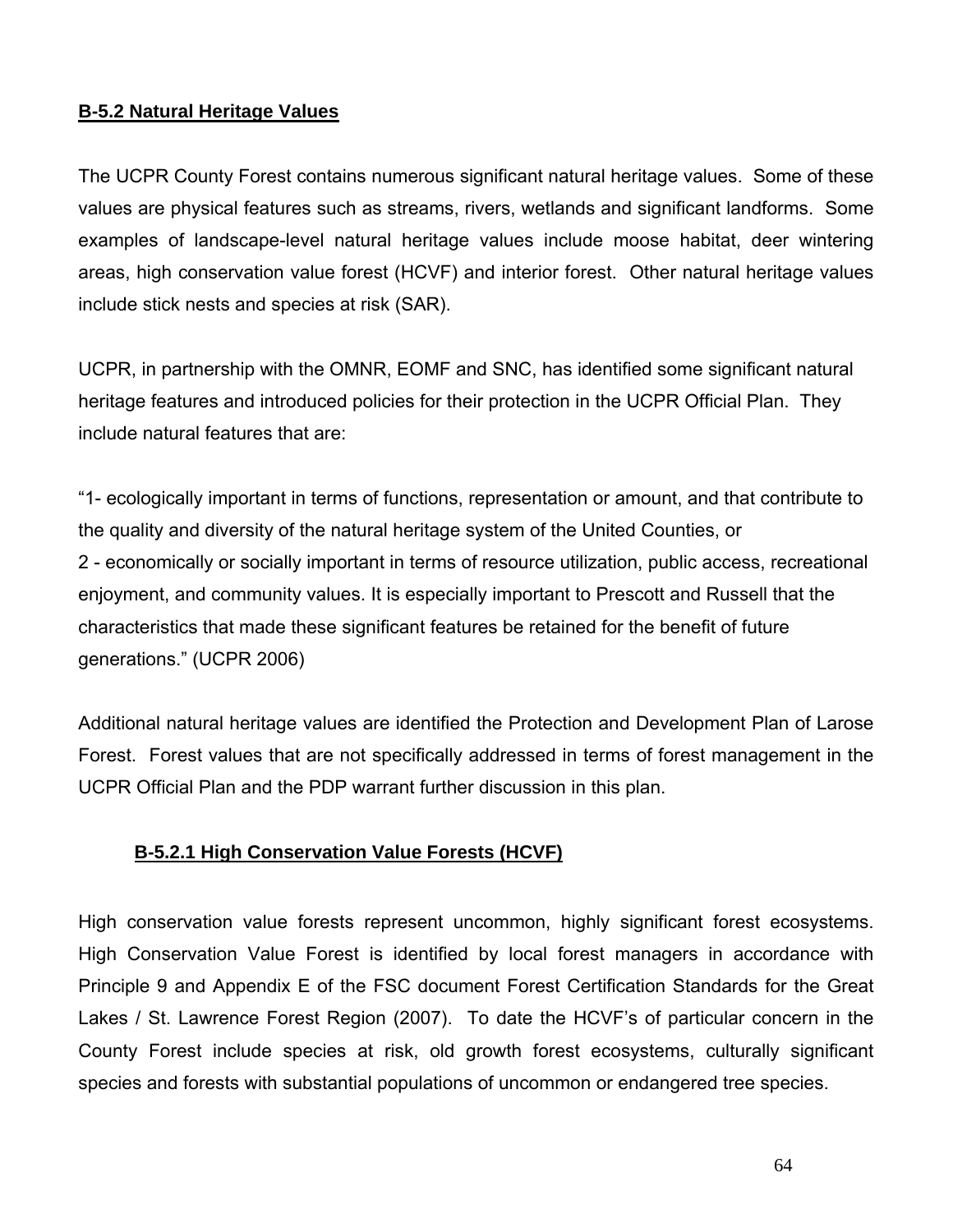## B-5.2 Natural Heritage Values

The UCPR County Forest contains numerous significant natural heritage values. Some of these values are physical features such as streams, rivers, wetlands and significant landforms. Some examples of landscape-level natural heritage values include moose habitat, deer wintering areas, high conservation value forest (HCVF) and interior forest. Other natural heritage values include stick nests and species at risk (SAR).

UCPR, in partnership with the OMNR, EOMF and SNC, has identified some significant natural heritage features and introduced policies for their protection in the UCPR Official Plan. They include natural features that are:

"1- ecologically important in terms of functions, representation or amount, and that contribute to the quality and diversity of the natural heritage system of the United Counties, or
2 - economically or socially important in terms of resource utilization, public access, recreational enjoyment, and community values. It is especially important to Prescott and Russell that the characteristics that made these significant features be retained for the benefit of future generations." (UCPR 2006)

Additional natural heritage values are identified the Protection and Development Plan of Larose Forest. Forest values that are not specifically addressed in terms of forest management in the UCPR Official Plan and the PDP warrant further discussion in this plan.

### B-5.2.1 High Conservation Value Forests (HCVF)

High conservation value forests represent uncommon, highly significant forest ecosystems. High Conservation Value Forest is identified by local forest managers in accordance with Principle 9 and Appendix E of the FSC document Forest Certification Standards for the Great Lakes / St. Lawrence Forest Region (2007). To date the HCVF's of particular concern in the County Forest include species at risk, old growth forest ecosystems, culturally significant species and forests with substantial populations of uncommon or endangered tree species.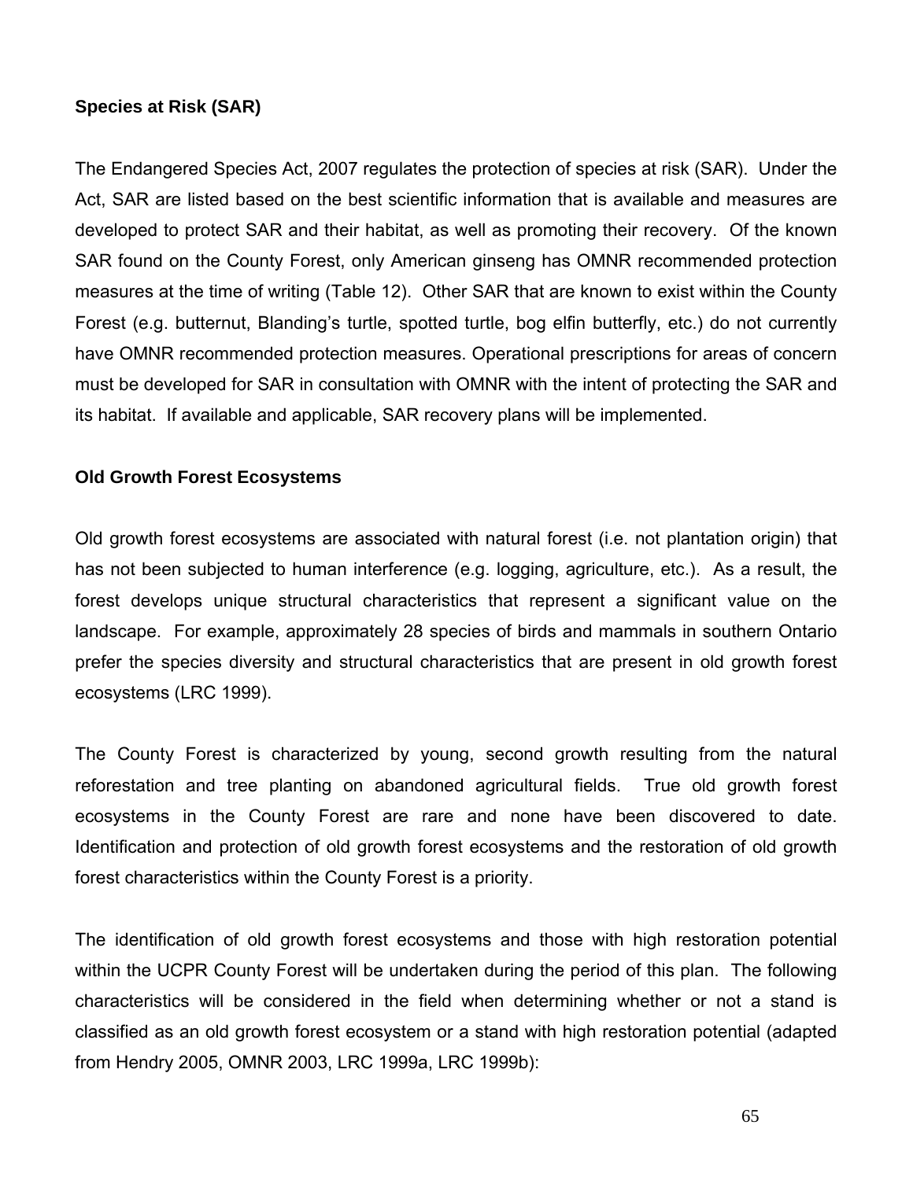### Species at Risk (SAR)

The Endangered Species Act, 2007 regulates the protection of species at risk (SAR). Under the Act, SAR are listed based on the best scientific information that is available and measures are developed to protect SAR and their habitat, as well as promoting their recovery. Of the known SAR found on the County Forest, only American ginseng has OMNR recommended protection measures at the time of writing (Table 12). Other SAR that are known to exist within the County Forest (e.g. butternut, Blanding's turtle, spotted turtle, bog elfin butterfly, etc.) do not currently have OMNR recommended protection measures. Operational prescriptions for areas of concern must be developed for SAR in consultation with OMNR with the intent of protecting the SAR and its habitat. If available and applicable, SAR recovery plans will be implemented.

### Old Growth Forest Ecosystems

Old growth forest ecosystems are associated with natural forest (i.e. not plantation origin) that has not been subjected to human interference (e.g. logging, agriculture, etc.). As a result, the forest develops unique structural characteristics that represent a significant value on the landscape. For example, approximately 28 species of birds and mammals in southern Ontario prefer the species diversity and structural characteristics that are present in old growth forest ecosystems (LRC 1999).

The County Forest is characterized by young, second growth resulting from the natural reforestation and tree planting on abandoned agricultural fields. True old growth forest ecosystems in the County Forest are rare and none have been discovered to date. Identification and protection of old growth forest ecosystems and the restoration of old growth forest characteristics within the County Forest is a priority.

The identification of old growth forest ecosystems and those with high restoration potential within the UCPR County Forest will be undertaken during the period of this plan. The following characteristics will be considered in the field when determining whether or not a stand is classified as an old growth forest ecosystem or a stand with high restoration potential (adapted from Hendry 2005, OMNR 2003, LRC 1999a, LRC 1999b):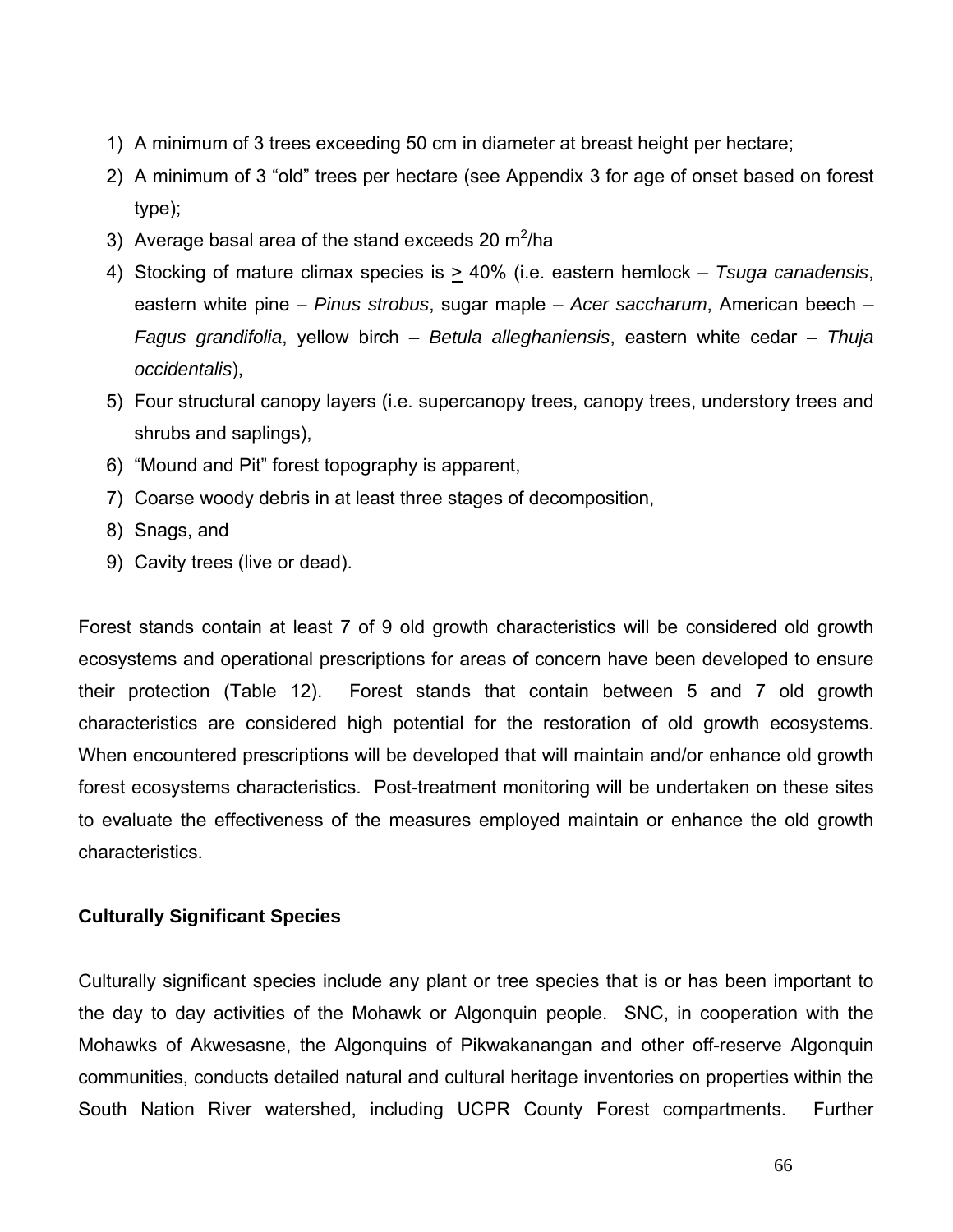1) A minimum of 3 trees exceeding 50 cm in diameter at breast height per hectare;
2) A minimum of 3 "old" trees per hectare (see Appendix 3 for age of onset based on forest type);
3) Average basal area of the stand exceeds 20 $m^2$/ha
4) Stocking of mature climax species is $\geq$ 40% (i.e. eastern hemlock – *Tsuga canadensis*, eastern white pine – *Pinus strobus*, sugar maple – *Acer saccharum*, American beech – *Fagus grandifolia*, yellow birch – *Betula alleghaniensis*, eastern white cedar – *Thuja occidentalis*),
5) Four structural canopy layers (i.e. supercanopy trees, canopy trees, understory trees and shrubs and saplings),
6) "Mound and Pit" forest topography is apparent,
7) Coarse woody debris in at least three stages of decomposition,
8) Snags, and
9) Cavity trees (live or dead).

Forest stands contain at least 7 of 9 old growth characteristics will be considered old growth ecosystems and operational prescriptions for areas of concern have been developed to ensure their protection (Table 12). Forest stands that contain between 5 and 7 old growth characteristics are considered high potential for the restoration of old growth ecosystems. When encountered prescriptions will be developed that will maintain and/or enhance old growth forest ecosystems characteristics. Post-treatment monitoring will be undertaken on these sites to evaluate the effectiveness of the measures employed maintain or enhance the old growth characteristics.

**Culturally Significant Species**

Culturally significant species include any plant or tree species that is or has been important to the day to day activities of the Mohawk or Algonquin people. SNC, in cooperation with the Mohawks of Akwesasne, the Algonquins of Pikwakanangan and other off-reserve Algonquin communities, conducts detailed natural and cultural heritage inventories on properties within the South Nation River watershed, including UCPR County Forest compartments. Further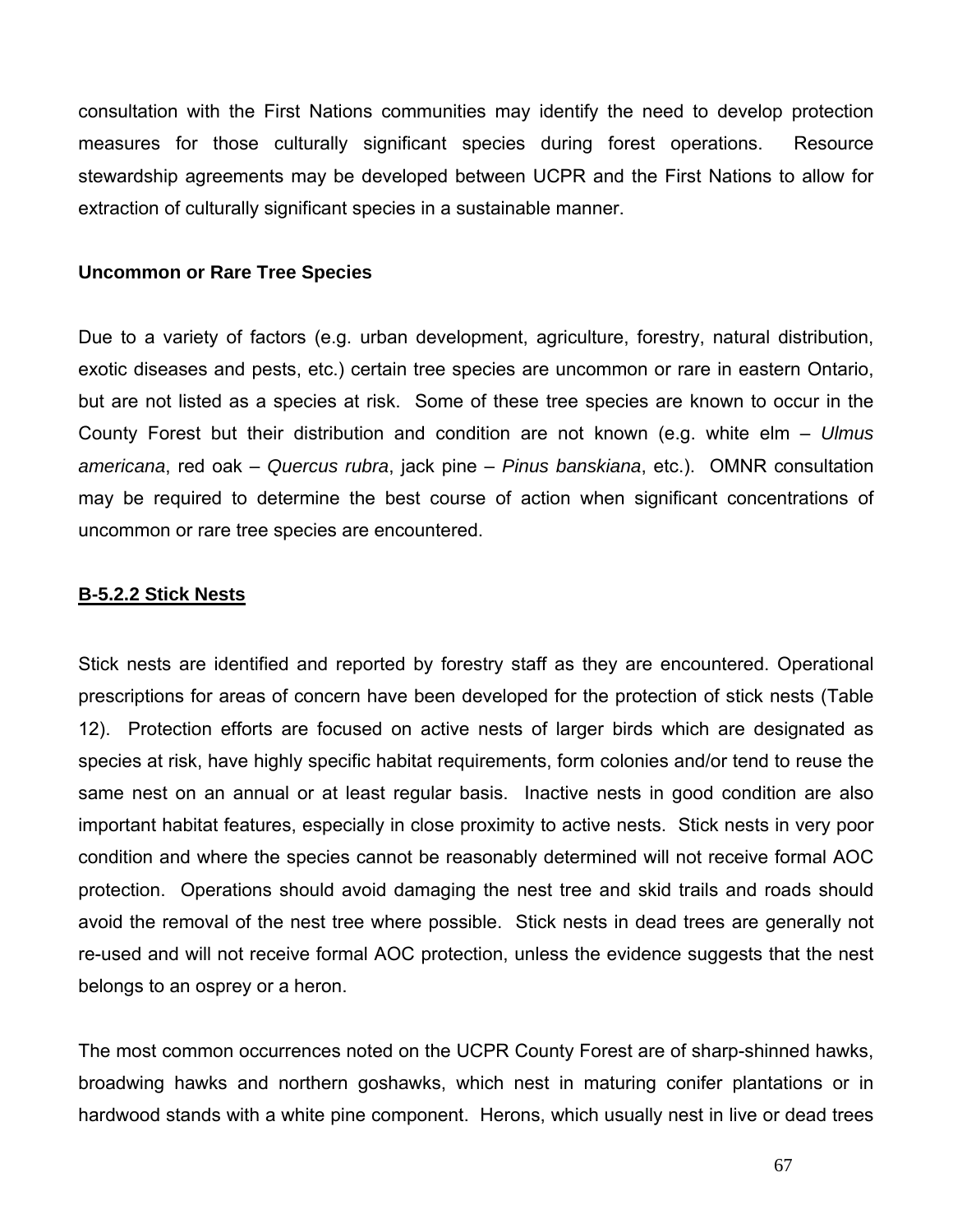consultation with the First Nations communities may identify the need to develop protection measures for those culturally significant species during forest operations. Resource stewardship agreements may be developed between UCPR and the First Nations to allow for extraction of culturally significant species in a sustainable manner.

**Uncommon or Rare Tree Species**

Due to a variety of factors (e.g. urban development, agriculture, forestry, natural distribution, exotic diseases and pests, etc.) certain tree species are uncommon or rare in eastern Ontario, but are not listed as a species at risk. Some of these tree species are known to occur in the County Forest but their distribution and condition are not known (e.g. white elm – *Ulmus americana*, red oak – *Quercus rubra*, jack pine – *Pinus banskiana*, etc.). OMNR consultation may be required to determine the best course of action when significant concentrations of uncommon or rare tree species are encountered.

### B-5.2.2 Stick Nests

Stick nests are identified and reported by forestry staff as they are encountered. Operational prescriptions for areas of concern have been developed for the protection of stick nests (Table 12). Protection efforts are focused on active nests of larger birds which are designated as species at risk, have highly specific habitat requirements, form colonies and/or tend to reuse the same nest on an annual or at least regular basis. Inactive nests in good condition are also important habitat features, especially in close proximity to active nests. Stick nests in very poor condition and where the species cannot be reasonably determined will not receive formal AOC protection. Operations should avoid damaging the nest tree and skid trails and roads should avoid the removal of the nest tree where possible. Stick nests in dead trees are generally not re-used and will not receive formal AOC protection, unless the evidence suggests that the nest belongs to an osprey or a heron.

The most common occurrences noted on the UCPR County Forest are of sharp-shinned hawks, broadwing hawks and northern goshawks, which nest in maturing conifer plantations or in hardwood stands with a white pine component. Herons, which usually nest in live or dead trees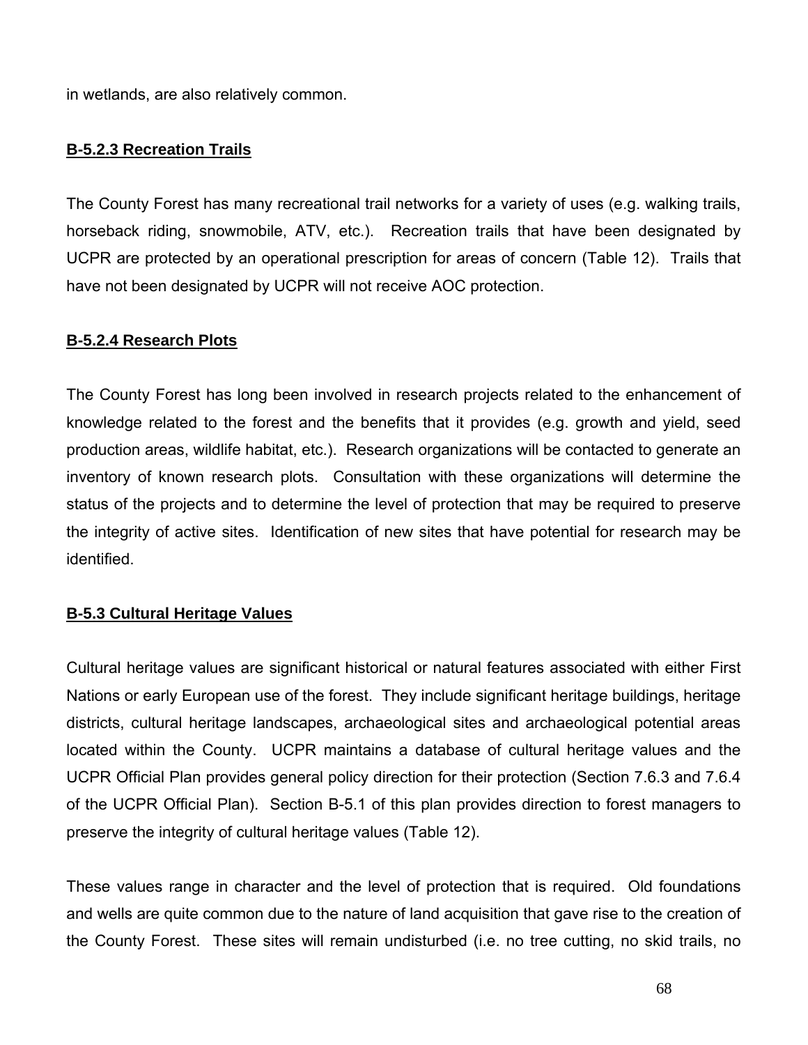in wetlands, are also relatively common.

#### B-5.2.3 Recreation Trails

The County Forest has many recreational trail networks for a variety of uses (e.g. walking trails, horseback riding, snowmobile, ATV, etc.). Recreation trails that have been designated by UCPR are protected by an operational prescription for areas of concern (Table 12). Trails that have not been designated by UCPR will not receive AOC protection.

#### B-5.2.4 Research Plots

The County Forest has long been involved in research projects related to the enhancement of knowledge related to the forest and the benefits that it provides (e.g. growth and yield, seed production areas, wildlife habitat, etc.). Research organizations will be contacted to generate an inventory of known research plots. Consultation with these organizations will determine the status of the projects and to determine the level of protection that may be required to preserve the integrity of active sites. Identification of new sites that have potential for research may be identified.

### B-5.3 Cultural Heritage Values

Cultural heritage values are significant historical or natural features associated with either First Nations or early European use of the forest. They include significant heritage buildings, heritage districts, cultural heritage landscapes, archaeological sites and archaeological potential areas located within the County. UCPR maintains a database of cultural heritage values and the UCPR Official Plan provides general policy direction for their protection (Section 7.6.3 and 7.6.4 of the UCPR Official Plan). Section B-5.1 of this plan provides direction to forest managers to preserve the integrity of cultural heritage values (Table 12).

These values range in character and the level of protection that is required. Old foundations and wells are quite common due to the nature of land acquisition that gave rise to the creation of the County Forest. These sites will remain undisturbed (i.e. no tree cutting, no skid trails, no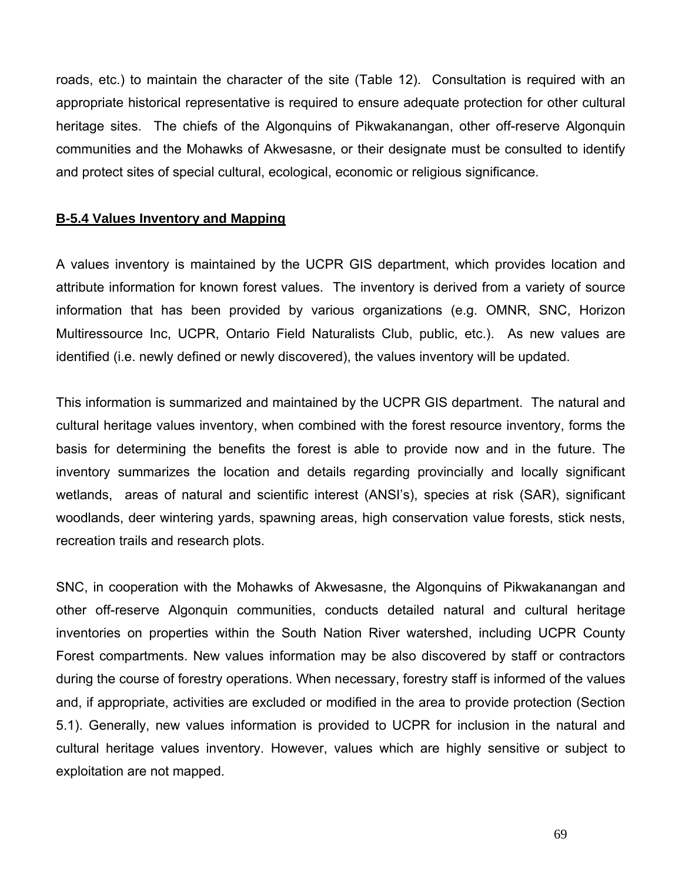roads, etc.) to maintain the character of the site (Table 12). Consultation is required with an appropriate historical representative is required to ensure adequate protection for other cultural heritage sites. The chiefs of the Algonquins of Pikwakanangan, other off-reserve Algonquin communities and the Mohawks of Akwesasne, or their designate must be consulted to identify and protect sites of special cultural, ecological, economic or religious significance.

### B-5.4 Values Inventory and Mapping

A values inventory is maintained by the UCPR GIS department, which provides location and attribute information for known forest values. The inventory is derived from a variety of source information that has been provided by various organizations (e.g. OMNR, SNC, Horizon Multiressource Inc, UCPR, Ontario Field Naturalists Club, public, etc.). As new values are identified (i.e. newly defined or newly discovered), the values inventory will be updated.

This information is summarized and maintained by the UCPR GIS department. The natural and cultural heritage values inventory, when combined with the forest resource inventory, forms the basis for determining the benefits the forest is able to provide now and in the future. The inventory summarizes the location and details regarding provincially and locally significant wetlands, areas of natural and scientific interest (ANSI's), species at risk (SAR), significant woodlands, deer wintering yards, spawning areas, high conservation value forests, stick nests, recreation trails and research plots.

SNC, in cooperation with the Mohawks of Akwesasne, the Algonquins of Pikwakanangan and other off-reserve Algonquin communities, conducts detailed natural and cultural heritage inventories on properties within the South Nation River watershed, including UCPR County Forest compartments. New values information may be also discovered by staff or contractors during the course of forestry operations. When necessary, forestry staff is informed of the values and, if appropriate, activities are excluded or modified in the area to provide protection (Section 5.1). Generally, new values information is provided to UCPR for inclusion in the natural and cultural heritage values inventory. However, values which are highly sensitive or subject to exploitation are not mapped.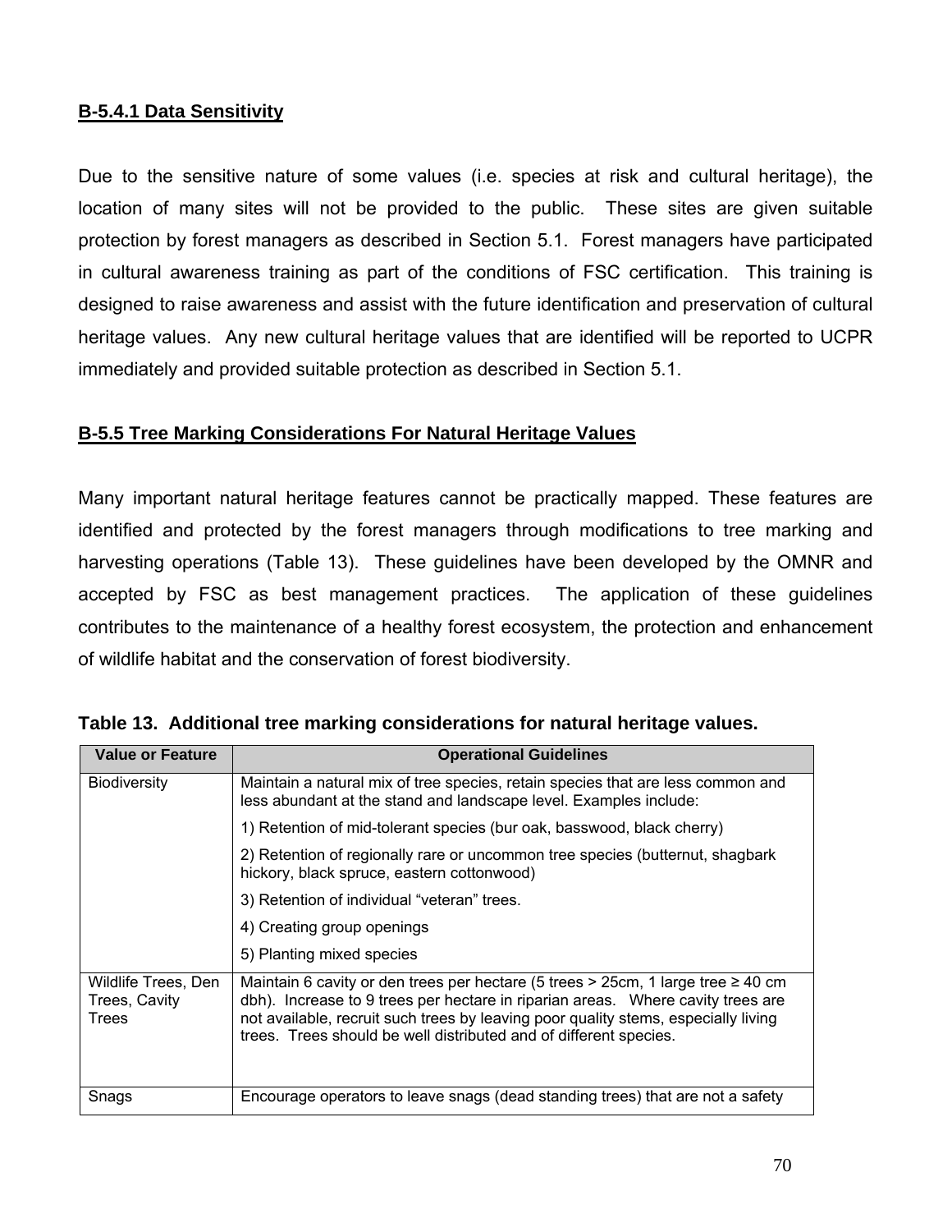### B-5.4.1 Data Sensitivity

Due to the sensitive nature of some values (i.e. species at risk and cultural heritage), the location of many sites will not be provided to the public. These sites are given suitable protection by forest managers as described in Section 5.1. Forest managers have participated in cultural awareness training as part of the conditions of FSC certification. This training is designed to raise awareness and assist with the future identification and preservation of cultural heritage values. Any new cultural heritage values that are identified will be reported to UCPR immediately and provided suitable protection as described in Section 5.1.

### B-5.5 Tree Marking Considerations For Natural Heritage Values

Many important natural heritage features cannot be practically mapped. These features are identified and protected by the forest managers through modifications to tree marking and harvesting operations (Table 13). These guidelines have been developed by the OMNR and accepted by FSC as best management practices. The application of these guidelines contributes to the maintenance of a healthy forest ecosystem, the protection and enhancement of wildlife habitat and the conservation of forest biodiversity.

**Table 13. Additional tree marking considerations for natural heritage values.**

| Value or Feature | Operational Guidelines |
|---|---|
| Biodiversity | Maintain a natural mix of tree species, retain species that are less common and less abundant at the stand and landscape level. Examples include:<br>1) Retention of mid-tolerant species (bur oak, basswood, black cherry)<br>2) Retention of regionally rare or uncommon tree species (butternut, shagbark hickory, black spruce, eastern cottonwood)<br>3) Retention of individual "veteran" trees.<br>4) Creating group openings<br>5) Planting mixed species |
| Wildlife Trees, Den Trees, Cavity Trees | Maintain 6 cavity or den trees per hectare (5 trees > 25cm, 1 large tree ≥ 40 cm dbh). Increase to 9 trees per hectare in riparian areas. Where cavity trees are not available, recruit such trees by leaving poor quality stems, especially living trees. Trees should be well distributed and of different species. |
| Snags | Encourage operators to leave snags (dead standing trees) that are not a safety |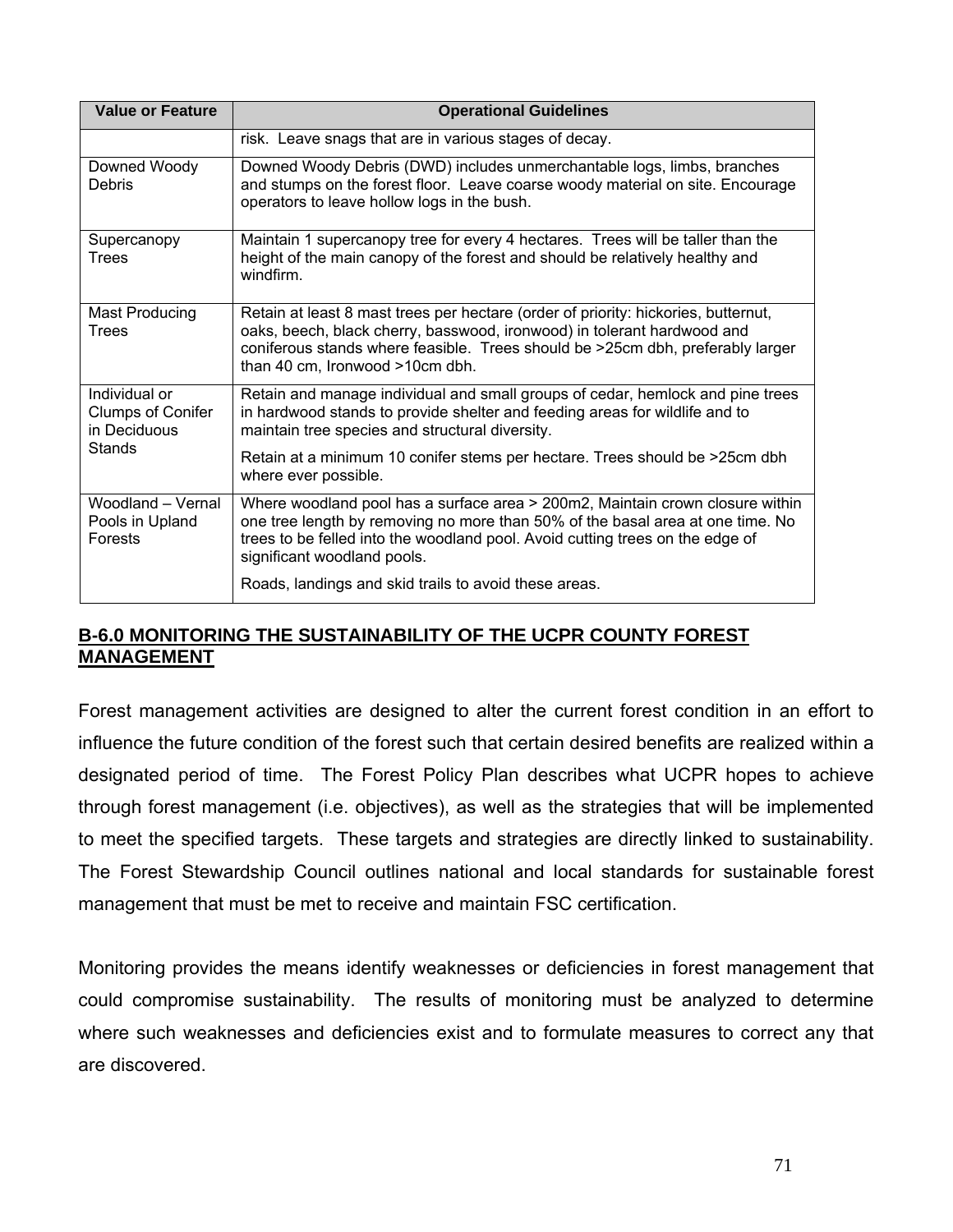| Value or Feature | Operational Guidelines |
| --- | --- |
| | risk. Leave snags that are in various stages of decay. |
| Downed Woody Debris | Downed Woody Debris (DWD) includes unmerchantable logs, limbs, branches and stumps on the forest floor. Leave coarse woody material on site. Encourage operators to leave hollow logs in the bush. |
| Supercanopy Trees | Maintain 1 supercanopy tree for every 4 hectares. Trees will be taller than the height of the main canopy of the forest and should be relatively healthy and windfirm. |
| Mast Producing Trees | Retain at least 8 mast trees per hectare (order of priority: hickories, butternut, oaks, beech, black cherry, basswood, ironwood) in tolerant hardwood and coniferous stands where feasible. Trees should be >25cm dbh, preferably larger than 40 cm, Ironwood >10cm dbh. |
| Individual or Clumps of Conifer in Deciduous Stands | Retain and manage individual and small groups of cedar, hemlock and pine trees in hardwood stands to provide shelter and feeding areas for wildlife and to maintain tree species and structural diversity.<br><br>Retain at a minimum 10 conifer stems per hectare. Trees should be >25cm dbh where ever possible. |
| Woodland – Vernal Pools in Upland Forests | Where woodland pool has a surface area > 200m2, Maintain crown closure within one tree length by removing no more than 50% of the basal area at one time. No trees to be felled into the woodland pool. Avoid cutting trees on the edge of significant woodland pools.<br><br>Roads, landings and skid trails to avoid these areas. |

## B-6.0 MONITORING THE SUSTAINABILITY OF THE UCPR COUNTY FOREST MANAGEMENT

Forest management activities are designed to alter the current forest condition in an effort to influence the future condition of the forest such that certain desired benefits are realized within a designated period of time. The Forest Policy Plan describes what UCPR hopes to achieve through forest management (i.e. objectives), as well as the strategies that will be implemented to meet the specified targets. These targets and strategies are directly linked to sustainability. The Forest Stewardship Council outlines national and local standards for sustainable forest management that must be met to receive and maintain FSC certification.

Monitoring provides the means identify weaknesses or deficiencies in forest management that could compromise sustainability. The results of monitoring must be analyzed to determine where such weaknesses and deficiencies exist and to formulate measures to correct any that are discovered.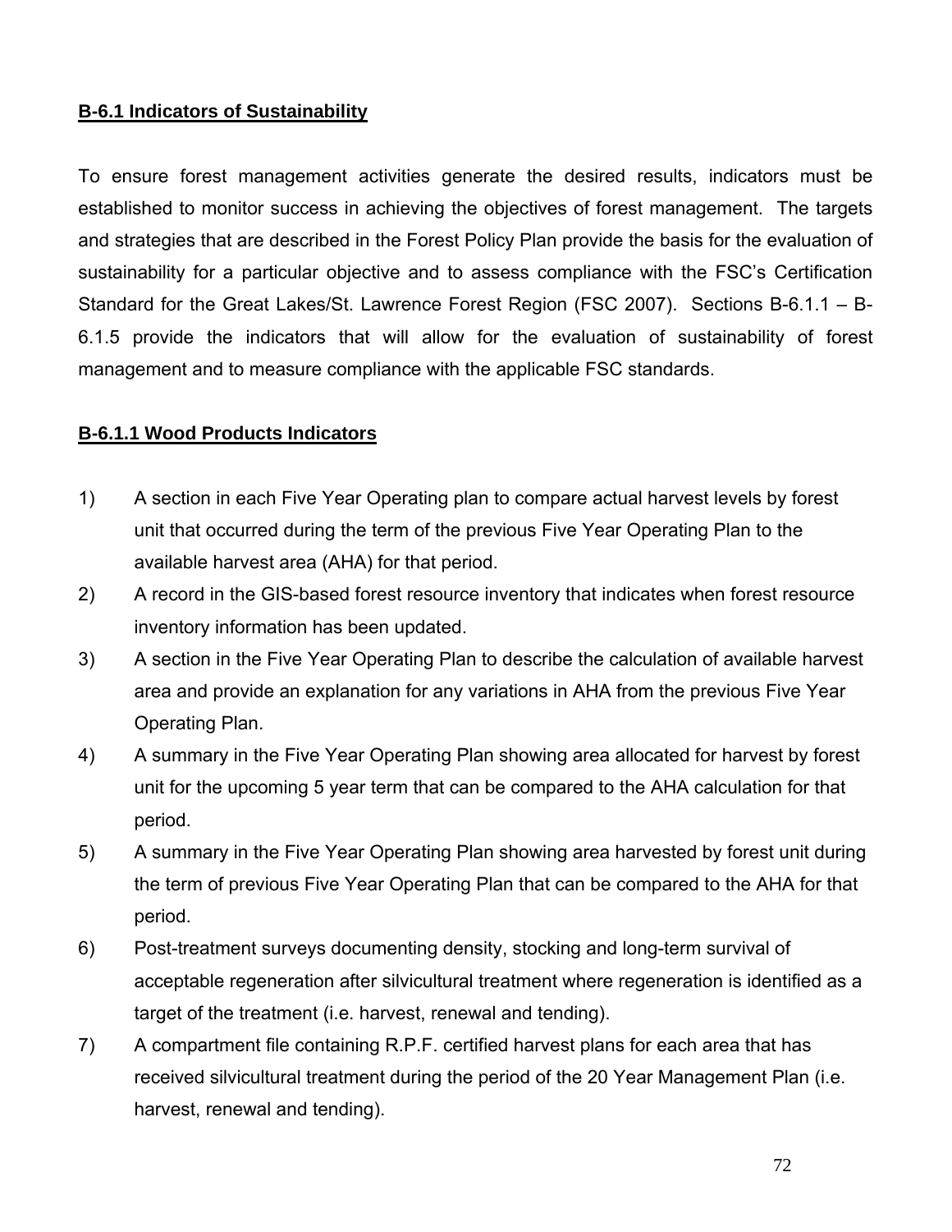### B-6.1 Indicators of Sustainability

To ensure forest management activities generate the desired results, indicators must be established to monitor success in achieving the objectives of forest management. The targets and strategies that are described in the Forest Policy Plan provide the basis for the evaluation of sustainability for a particular objective and to assess compliance with the FSC's Certification Standard for the Great Lakes/St. Lawrence Forest Region (FSC 2007). Sections B-6.1.1 – B-6.1.5 provide the indicators that will allow for the evaluation of sustainability of forest management and to measure compliance with the applicable FSC standards.

#### B-6.1.1 Wood Products Indicators

1) A section in each Five Year Operating plan to compare actual harvest levels by forest unit that occurred during the term of the previous Five Year Operating Plan to the available harvest area (AHA) for that period.
2) A record in the GIS-based forest resource inventory that indicates when forest resource inventory information has been updated.
3) A section in the Five Year Operating Plan to describe the calculation of available harvest area and provide an explanation for any variations in AHA from the previous Five Year Operating Plan.
4) A summary in the Five Year Operating Plan showing area allocated for harvest by forest unit for the upcoming 5 year term that can be compared to the AHA calculation for that period.
5) A summary in the Five Year Operating Plan showing area harvested by forest unit during the term of previous Five Year Operating Plan that can be compared to the AHA for that period.
6) Post-treatment surveys documenting density, stocking and long-term survival of acceptable regeneration after silvicultural treatment where regeneration is identified as a target of the treatment (i.e. harvest, renewal and tending).
7) A compartment file containing R.P.F. certified harvest plans for each area that has received silvicultural treatment during the period of the 20 Year Management Plan (i.e. harvest, renewal and tending).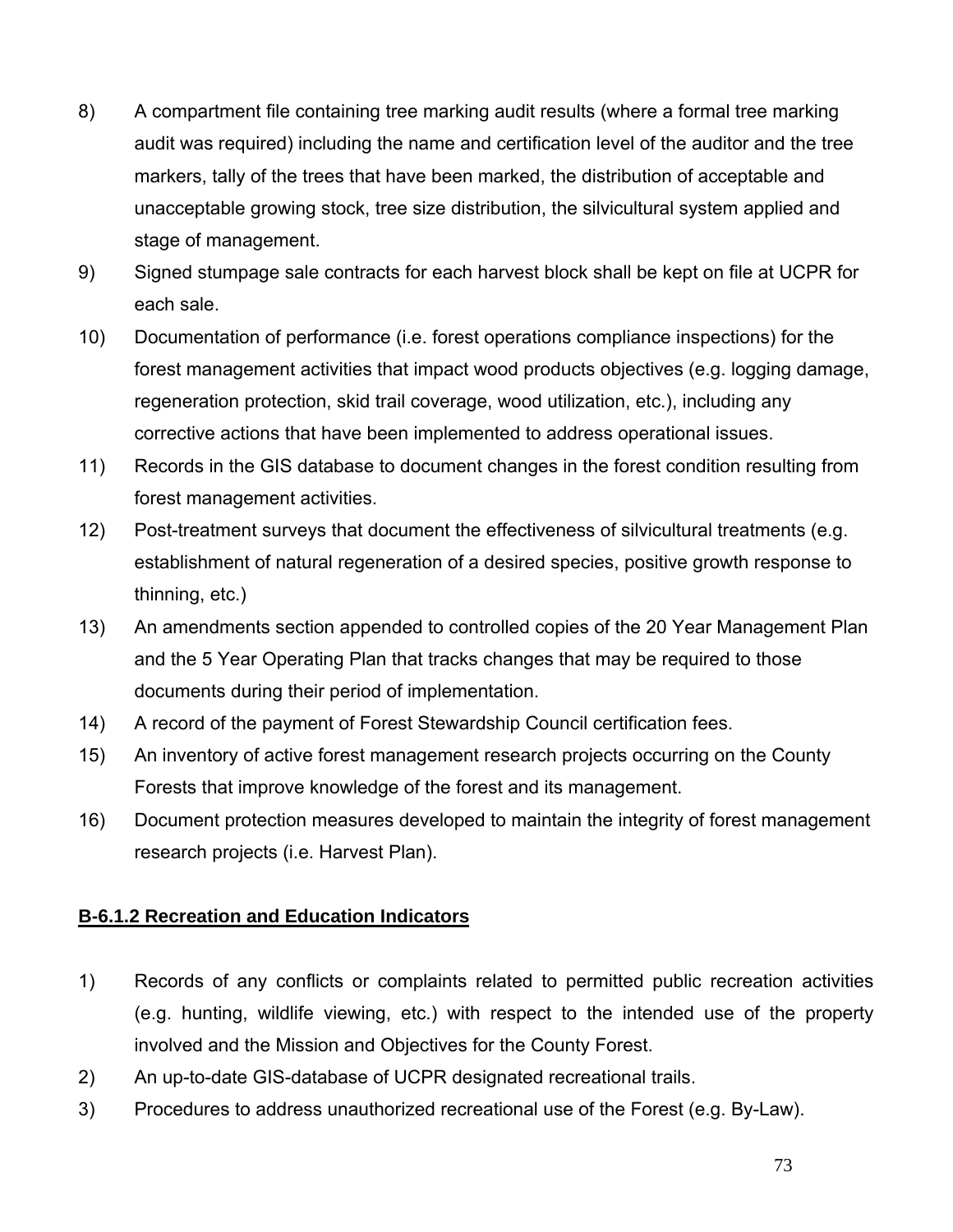8) A compartment file containing tree marking audit results (where a formal tree marking audit was required) including the name and certification level of the auditor and the tree markers, tally of the trees that have been marked, the distribution of acceptable and unacceptable growing stock, tree size distribution, the silvicultural system applied and stage of management.
9) Signed stumpage sale contracts for each harvest block shall be kept on file at UCPR for each sale.
10) Documentation of performance (i.e. forest operations compliance inspections) for the forest management activities that impact wood products objectives (e.g. logging damage, regeneration protection, skid trail coverage, wood utilization, etc.), including any corrective actions that have been implemented to address operational issues.
11) Records in the GIS database to document changes in the forest condition resulting from forest management activities.
12) Post-treatment surveys that document the effectiveness of silvicultural treatments (e.g. establishment of natural regeneration of a desired species, positive growth response to thinning, etc.)
13) An amendments section appended to controlled copies of the 20 Year Management Plan and the 5 Year Operating Plan that tracks changes that may be required to those documents during their period of implementation.
14) A record of the payment of Forest Stewardship Council certification fees.
15) An inventory of active forest management research projects occurring on the County Forests that improve knowledge of the forest and its management.
16) Document protection measures developed to maintain the integrity of forest management research projects (i.e. Harvest Plan).

### B-6.1.2 Recreation and Education Indicators

1) Records of any conflicts or complaints related to permitted public recreation activities (e.g. hunting, wildlife viewing, etc.) with respect to the intended use of the property involved and the Mission and Objectives for the County Forest.
2) An up-to-date GIS-database of UCPR designated recreational trails.
3) Procedures to address unauthorized recreational use of the Forest (e.g. By-Law).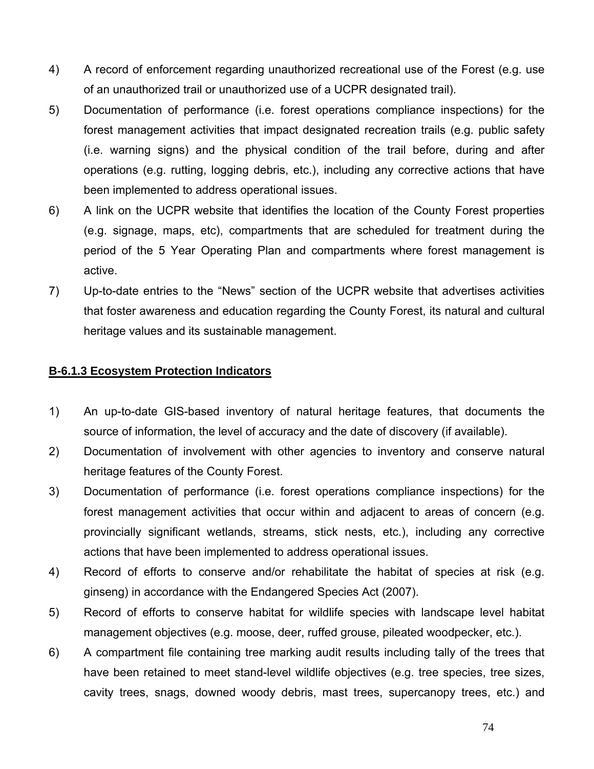4) A record of enforcement regarding unauthorized recreational use of the Forest (e.g. use of an unauthorized trail or unauthorized use of a UCPR designated trail).

5) Documentation of performance (i.e. forest operations compliance inspections) for the forest management activities that impact designated recreation trails (e.g. public safety (i.e. warning signs) and the physical condition of the trail before, during and after operations (e.g. rutting, logging debris, etc.), including any corrective actions that have been implemented to address operational issues.

6) A link on the UCPR website that identifies the location of the County Forest properties (e.g. signage, maps, etc), compartments that are scheduled for treatment during the period of the 5 Year Operating Plan and compartments where forest management is active.

7) Up-to-date entries to the "News" section of the UCPR website that advertises activities that foster awareness and education regarding the County Forest, its natural and cultural heritage values and its sustainable management.

### B-6.1.3 Ecosystem Protection Indicators

1) An up-to-date GIS-based inventory of natural heritage features, that documents the source of information, the level of accuracy and the date of discovery (if available).

2) Documentation of involvement with other agencies to inventory and conserve natural heritage features of the County Forest.

3) Documentation of performance (i.e. forest operations compliance inspections) for the forest management activities that occur within and adjacent to areas of concern (e.g. provincially significant wetlands, streams, stick nests, etc.), including any corrective actions that have been implemented to address operational issues.

4) Record of efforts to conserve and/or rehabilitate the habitat of species at risk (e.g. ginseng) in accordance with the Endangered Species Act (2007).

5) Record of efforts to conserve habitat for wildlife species with landscape level habitat management objectives (e.g. moose, deer, ruffed grouse, pileated woodpecker, etc.).

6) A compartment file containing tree marking audit results including tally of the trees that have been retained to meet stand-level wildlife objectives (e.g. tree species, tree sizes, cavity trees, snags, downed woody debris, mast trees, supercanopy trees, etc.) and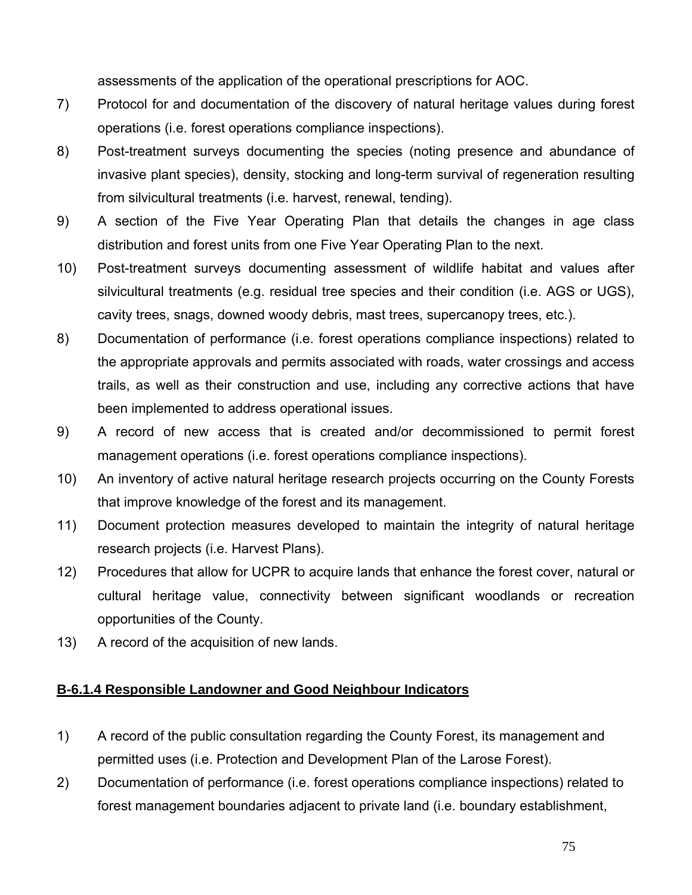assessments of the application of the operational prescriptions for AOC.

7) Protocol for and documentation of the discovery of natural heritage values during forest operations (i.e. forest operations compliance inspections).

8) Post-treatment surveys documenting the species (noting presence and abundance of invasive plant species), density, stocking and long-term survival of regeneration resulting from silvicultural treatments (i.e. harvest, renewal, tending).

9) A section of the Five Year Operating Plan that details the changes in age class distribution and forest units from one Five Year Operating Plan to the next.

10) Post-treatment surveys documenting assessment of wildlife habitat and values after silvicultural treatments (e.g. residual tree species and their condition (i.e. AGS or UGS), cavity trees, snags, downed woody debris, mast trees, supercanopy trees, etc.).

8) Documentation of performance (i.e. forest operations compliance inspections) related to the appropriate approvals and permits associated with roads, water crossings and access trails, as well as their construction and use, including any corrective actions that have been implemented to address operational issues.

9) A record of new access that is created and/or decommissioned to permit forest management operations (i.e. forest operations compliance inspections).

10) An inventory of active natural heritage research projects occurring on the County Forests that improve knowledge of the forest and its management.

11) Document protection measures developed to maintain the integrity of natural heritage research projects (i.e. Harvest Plans).

12) Procedures that allow for UCPR to acquire lands that enhance the forest cover, natural or cultural heritage value, connectivity between significant woodlands or recreation opportunities of the County.

13) A record of the acquisition of new lands.

**B-6.1.4 Responsible Landowner and Good Neighbour Indicators**

1) A record of the public consultation regarding the County Forest, its management and permitted uses (i.e. Protection and Development Plan of the Larose Forest).

2) Documentation of performance (i.e. forest operations compliance inspections) related to forest management boundaries adjacent to private land (i.e. boundary establishment,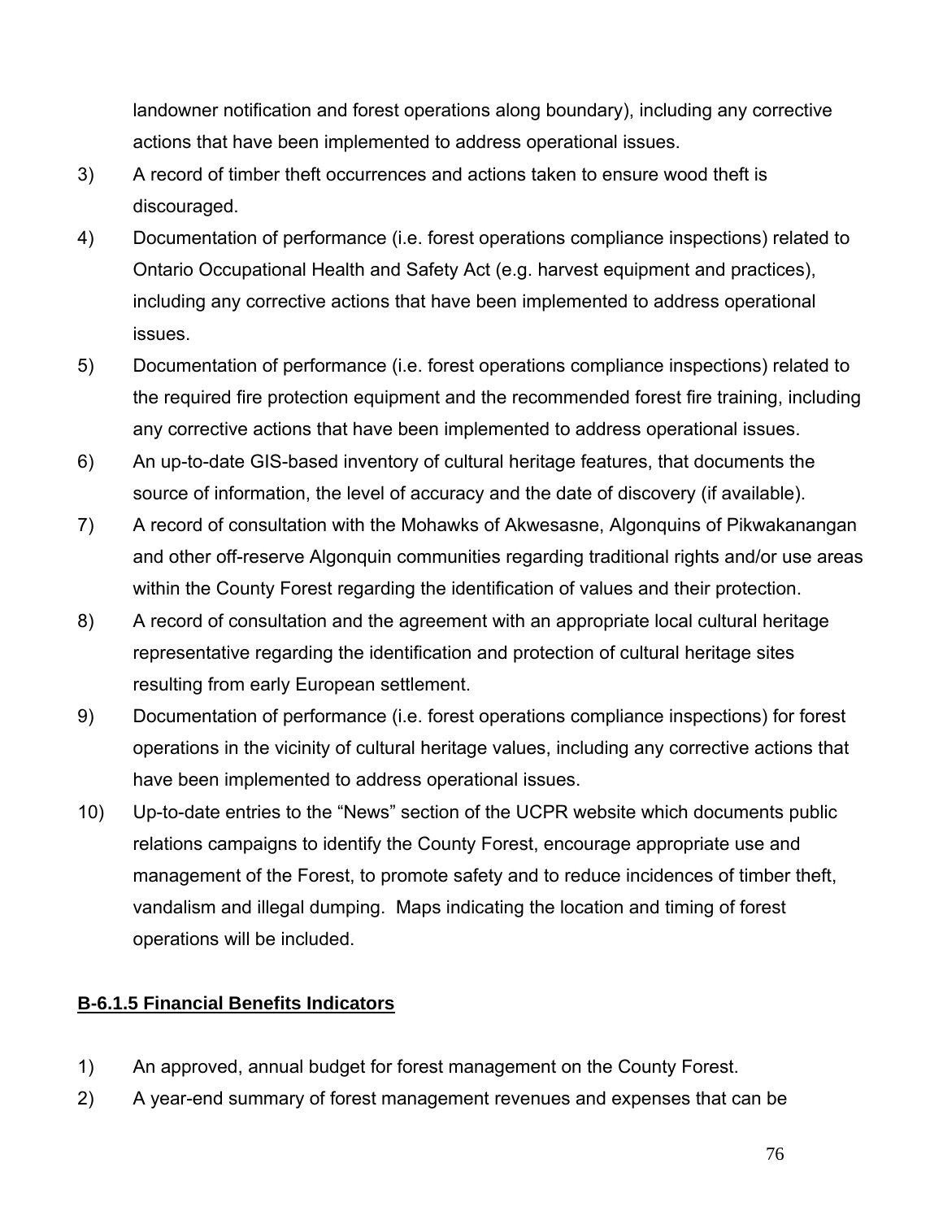landowner notification and forest operations along boundary), including any corrective actions that have been implemented to address operational issues.

3) A record of timber theft occurrences and actions taken to ensure wood theft is discouraged.
4) Documentation of performance (i.e. forest operations compliance inspections) related to Ontario Occupational Health and Safety Act (e.g. harvest equipment and practices), including any corrective actions that have been implemented to address operational issues.
5) Documentation of performance (i.e. forest operations compliance inspections) related to the required fire protection equipment and the recommended forest fire training, including any corrective actions that have been implemented to address operational issues.
6) An up-to-date GIS-based inventory of cultural heritage features, that documents the source of information, the level of accuracy and the date of discovery (if available).
7) A record of consultation with the Mohawks of Akwesasne, Algonquins of Pikwakanangan and other off-reserve Algonquin communities regarding traditional rights and/or use areas within the County Forest regarding the identification of values and their protection.
8) A record of consultation and the agreement with an appropriate local cultural heritage representative regarding the identification and protection of cultural heritage sites resulting from early European settlement.
9) Documentation of performance (i.e. forest operations compliance inspections) for forest operations in the vicinity of cultural heritage values, including any corrective actions that have been implemented to address operational issues.
10) Up-to-date entries to the "News" section of the UCPR website which documents public relations campaigns to identify the County Forest, encourage appropriate use and management of the Forest, to promote safety and to reduce incidences of timber theft, vandalism and illegal dumping. Maps indicating the location and timing of forest operations will be included.

#### B-6.1.5 Financial Benefits Indicators

1) An approved, annual budget for forest management on the County Forest.
2) A year-end summary of forest management revenues and expenses that can be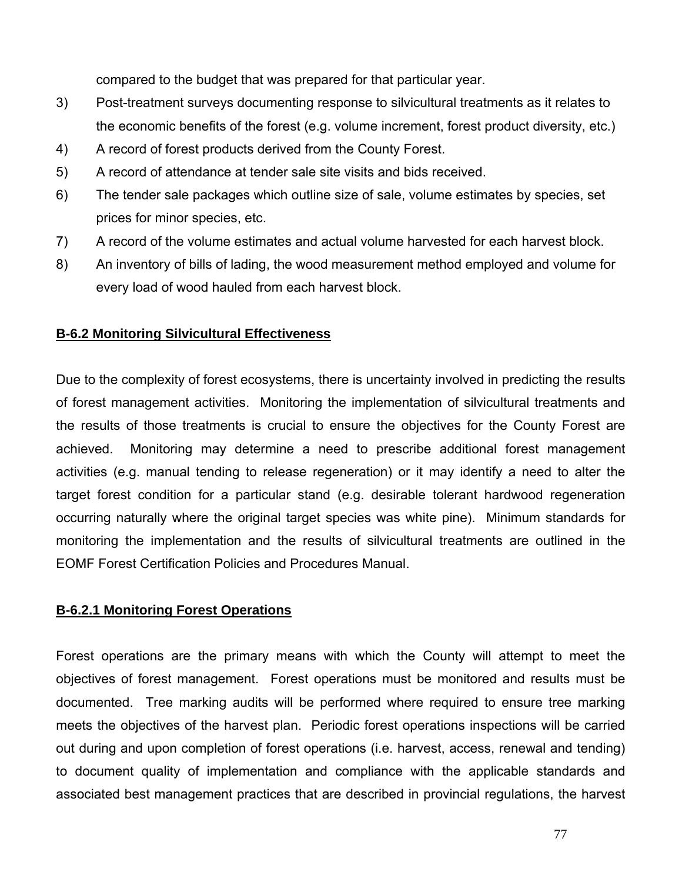compared to the budget that was prepared for that particular year.

3) Post-treatment surveys documenting response to silvicultural treatments as it relates to the economic benefits of the forest (e.g. volume increment, forest product diversity, etc.)
4) A record of forest products derived from the County Forest.
5) A record of attendance at tender sale site visits and bids received.
6) The tender sale packages which outline size of sale, volume estimates by species, set prices for minor species, etc.
7) A record of the volume estimates and actual volume harvested for each harvest block.
8) An inventory of bills of lading, the wood measurement method employed and volume for every load of wood hauled from each harvest block.

## B-6.2 Monitoring Silvicultural Effectiveness

Due to the complexity of forest ecosystems, there is uncertainty involved in predicting the results of forest management activities. Monitoring the implementation of silvicultural treatments and the results of those treatments is crucial to ensure the objectives for the County Forest are achieved. Monitoring may determine a need to prescribe additional forest management activities (e.g. manual tending to release regeneration) or it may identify a need to alter the target forest condition for a particular stand (e.g. desirable tolerant hardwood regeneration occurring naturally where the original target species was white pine). Minimum standards for monitoring the implementation and the results of silvicultural treatments are outlined in the EOMF Forest Certification Policies and Procedures Manual.

### B-6.2.1 Monitoring Forest Operations

Forest operations are the primary means with which the County will attempt to meet the objectives of forest management. Forest operations must be monitored and results must be documented. Tree marking audits will be performed where required to ensure tree marking meets the objectives of the harvest plan. Periodic forest operations inspections will be carried out during and upon completion of forest operations (i.e. harvest, access, renewal and tending) to document quality of implementation and compliance with the applicable standards and associated best management practices that are described in provincial regulations, the harvest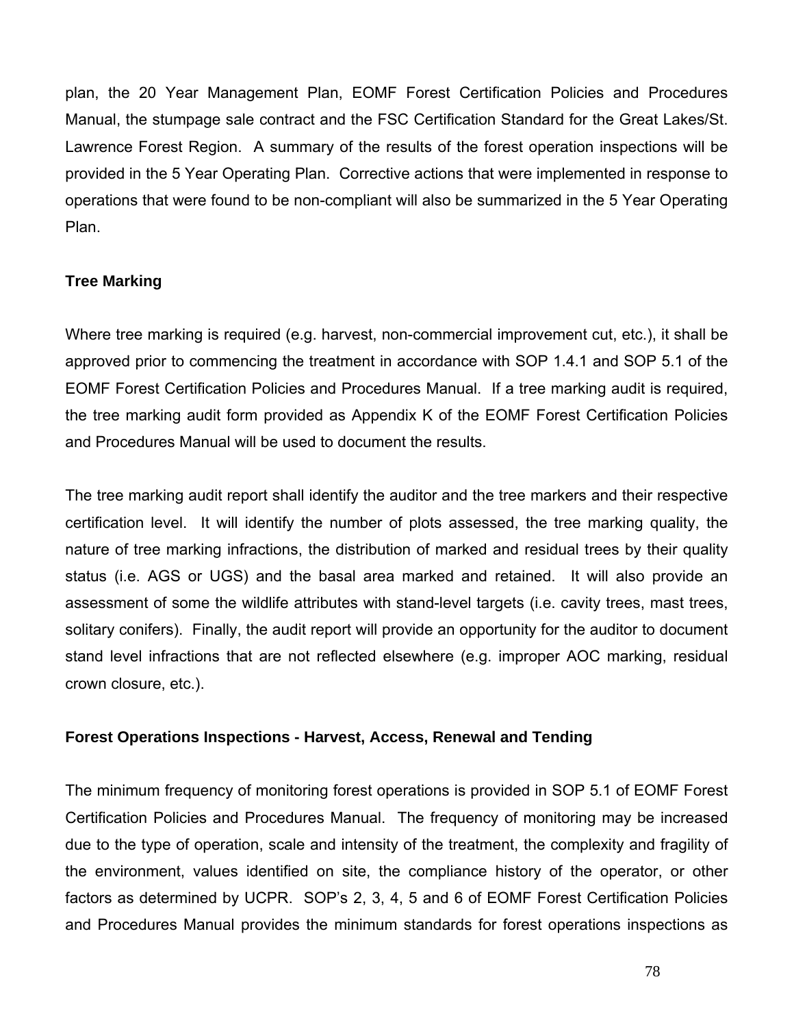plan, the 20 Year Management Plan, EOMF Forest Certification Policies and Procedures Manual, the stumpage sale contract and the FSC Certification Standard for the Great Lakes/St. Lawrence Forest Region. A summary of the results of the forest operation inspections will be provided in the 5 Year Operating Plan. Corrective actions that were implemented in response to operations that were found to be non-compliant will also be summarized in the 5 Year Operating Plan.

**Tree Marking**

Where tree marking is required (e.g. harvest, non-commercial improvement cut, etc.), it shall be approved prior to commencing the treatment in accordance with SOP 1.4.1 and SOP 5.1 of the EOMF Forest Certification Policies and Procedures Manual. If a tree marking audit is required, the tree marking audit form provided as Appendix K of the EOMF Forest Certification Policies and Procedures Manual will be used to document the results.

The tree marking audit report shall identify the auditor and the tree markers and their respective certification level. It will identify the number of plots assessed, the tree marking quality, the nature of tree marking infractions, the distribution of marked and residual trees by their quality status (i.e. AGS or UGS) and the basal area marked and retained. It will also provide an assessment of some the wildlife attributes with stand-level targets (i.e. cavity trees, mast trees, solitary conifers). Finally, the audit report will provide an opportunity for the auditor to document stand level infractions that are not reflected elsewhere (e.g. improper AOC marking, residual crown closure, etc.).

**Forest Operations Inspections - Harvest, Access, Renewal and Tending**

The minimum frequency of monitoring forest operations is provided in SOP 5.1 of EOMF Forest Certification Policies and Procedures Manual. The frequency of monitoring may be increased due to the type of operation, scale and intensity of the treatment, the complexity and fragility of the environment, values identified on site, the compliance history of the operator, or other factors as determined by UCPR. SOP's 2, 3, 4, 5 and 6 of EOMF Forest Certification Policies and Procedures Manual provides the minimum standards for forest operations inspections as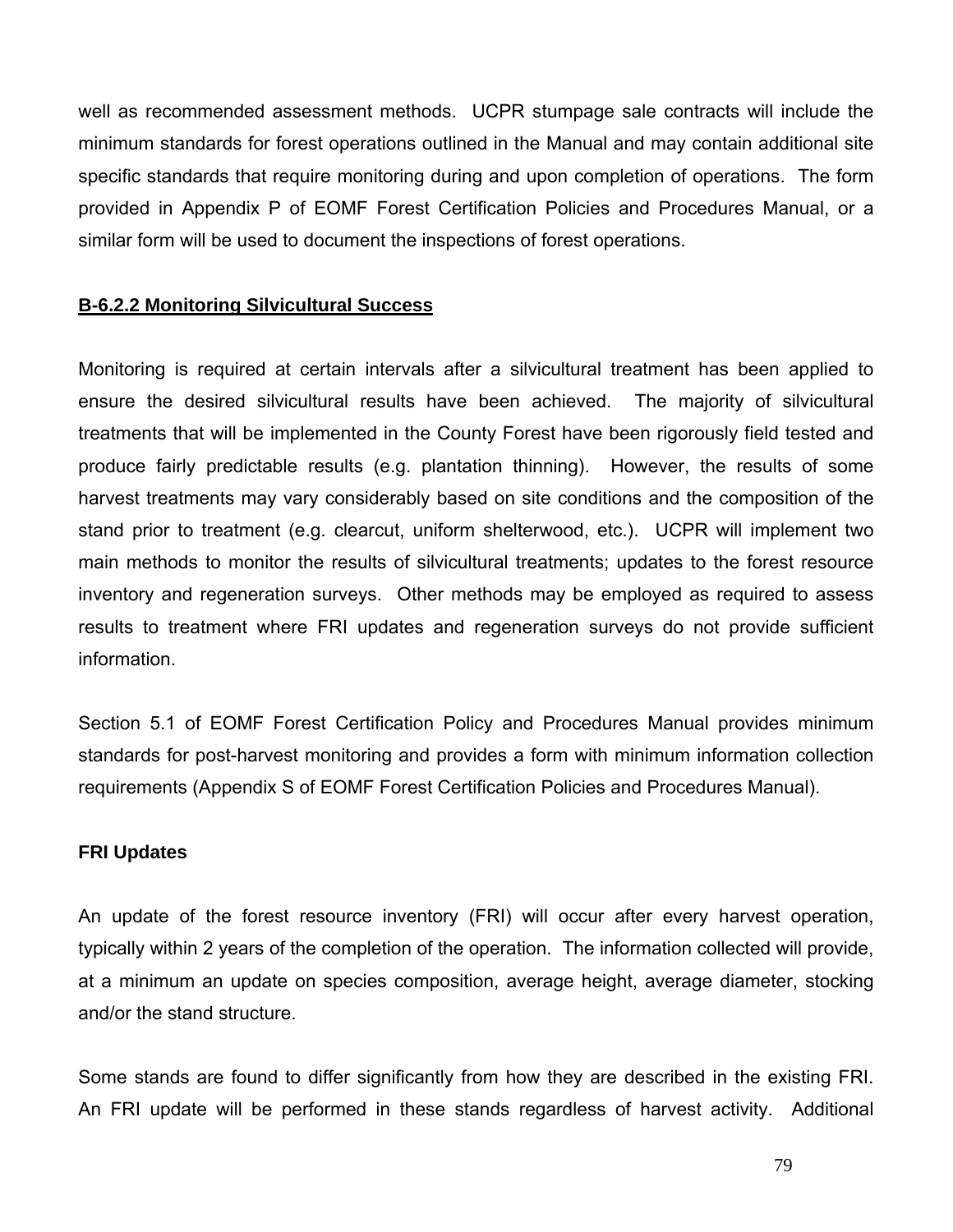well as recommended assessment methods. UCPR stumpage sale contracts will include the minimum standards for forest operations outlined in the Manual and may contain additional site specific standards that require monitoring during and upon completion of operations. The form provided in Appendix P of EOMF Forest Certification Policies and Procedures Manual, or a similar form will be used to document the inspections of forest operations.

### B-6.2.2 Monitoring Silvicultural Success

Monitoring is required at certain intervals after a silvicultural treatment has been applied to ensure the desired silvicultural results have been achieved. The majority of silvicultural treatments that will be implemented in the County Forest have been rigorously field tested and produce fairly predictable results (e.g. plantation thinning). However, the results of some harvest treatments may vary considerably based on site conditions and the composition of the stand prior to treatment (e.g. clearcut, uniform shelterwood, etc.). UCPR will implement two main methods to monitor the results of silvicultural treatments; updates to the forest resource inventory and regeneration surveys. Other methods may be employed as required to assess results to treatment where FRI updates and regeneration surveys do not provide sufficient information.

Section 5.1 of EOMF Forest Certification Policy and Procedures Manual provides minimum standards for post-harvest monitoring and provides a form with minimum information collection requirements (Appendix S of EOMF Forest Certification Policies and Procedures Manual).

**FRI Updates**

An update of the forest resource inventory (FRI) will occur after every harvest operation, typically within 2 years of the completion of the operation. The information collected will provide, at a minimum an update on species composition, average height, average diameter, stocking and/or the stand structure.

Some stands are found to differ significantly from how they are described in the existing FRI. An FRI update will be performed in these stands regardless of harvest activity. Additional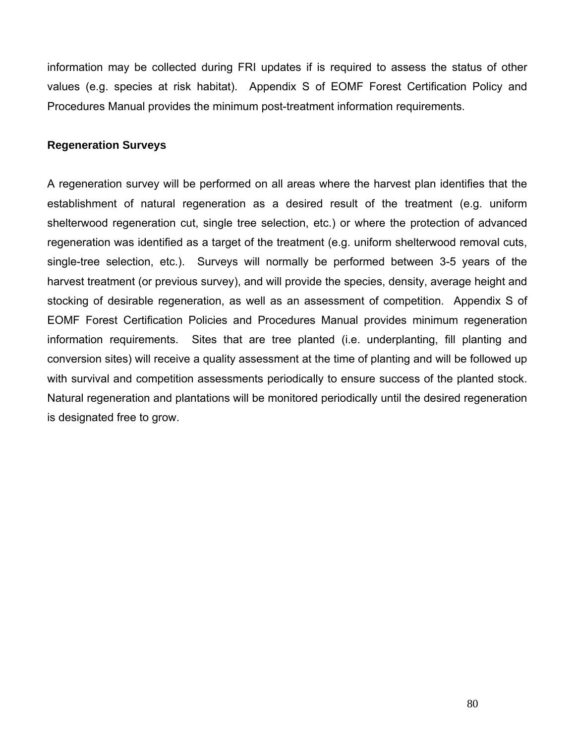information may be collected during FRI updates if is required to assess the status of other values (e.g. species at risk habitat). Appendix S of EOMF Forest Certification Policy and Procedures Manual provides the minimum post-treatment information requirements.

**Regeneration Surveys**

A regeneration survey will be performed on all areas where the harvest plan identifies that the establishment of natural regeneration as a desired result of the treatment (e.g. uniform shelterwood regeneration cut, single tree selection, etc.) or where the protection of advanced regeneration was identified as a target of the treatment (e.g. uniform shelterwood removal cuts, single-tree selection, etc.). Surveys will normally be performed between 3-5 years of the harvest treatment (or previous survey), and will provide the species, density, average height and stocking of desirable regeneration, as well as an assessment of competition. Appendix S of EOMF Forest Certification Policies and Procedures Manual provides minimum regeneration information requirements. Sites that are tree planted (i.e. underplanting, fill planting and conversion sites) will receive a quality assessment at the time of planting and will be followed up with survival and competition assessments periodically to ensure success of the planted stock. Natural regeneration and plantations will be monitored periodically until the desired regeneration is designated free to grow.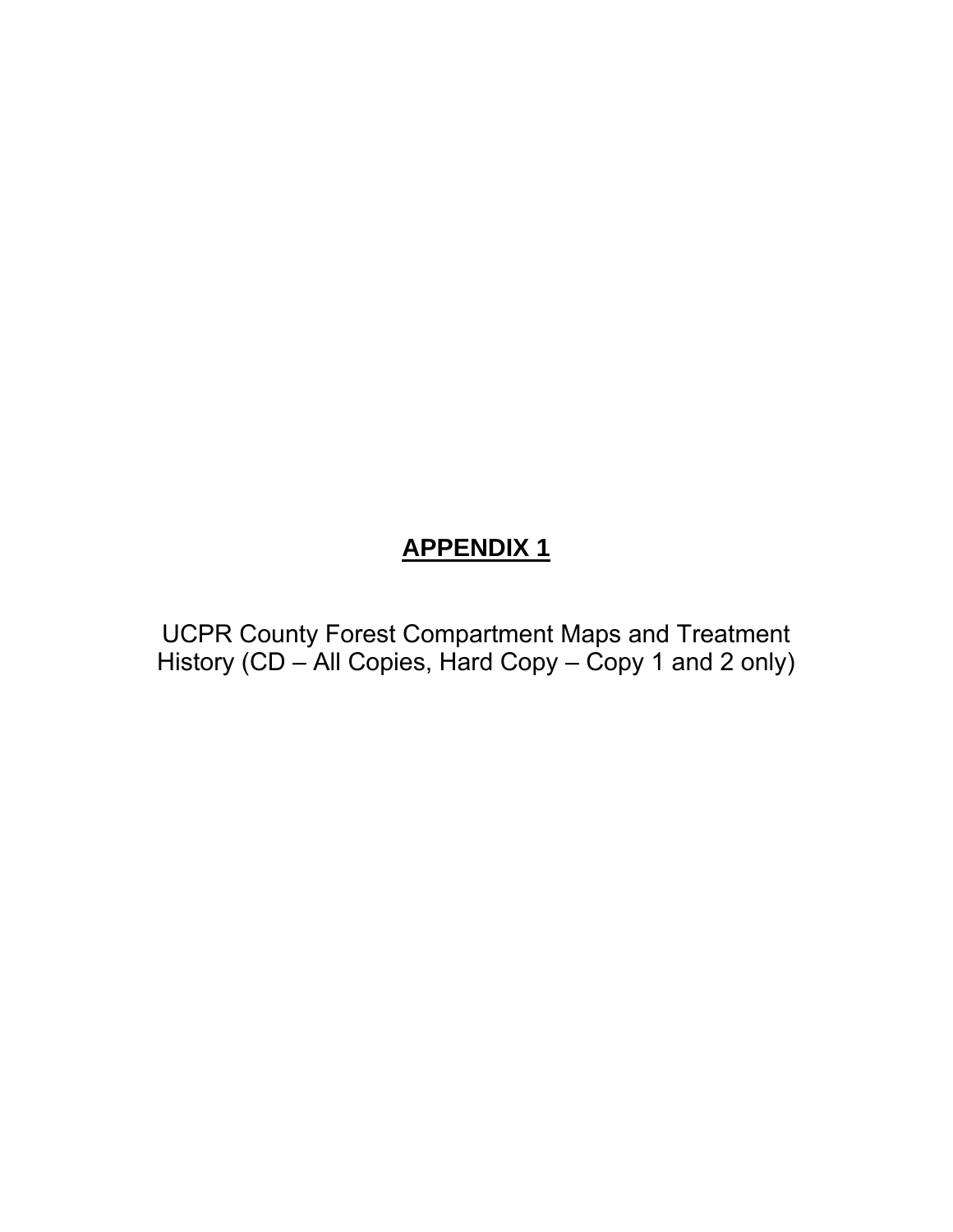# APPENDIX 1

UCPR County Forest Compartment Maps and Treatment History (CD – All Copies, Hard Copy – Copy 1 and 2 only)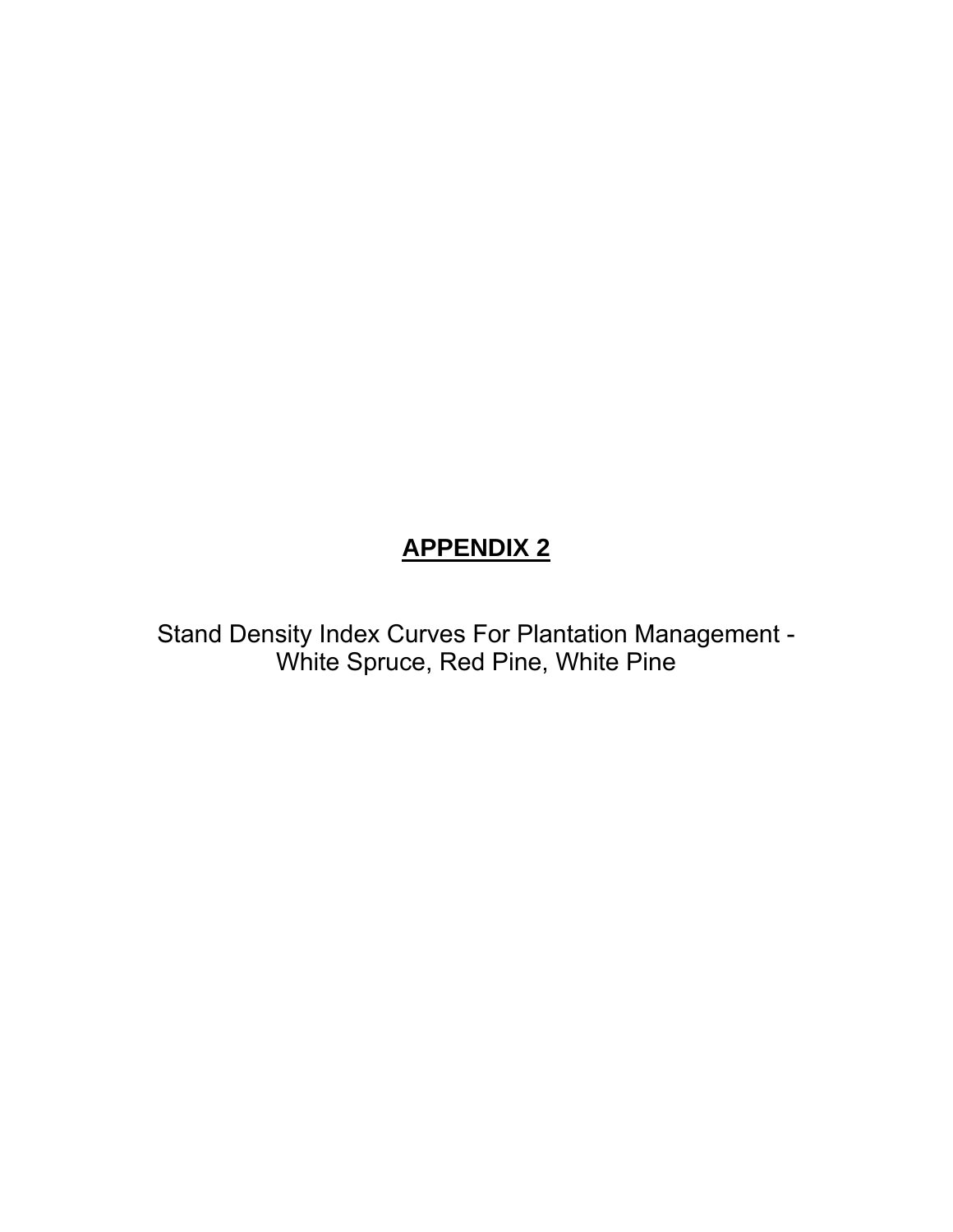# APPENDIX 2

Stand Density Index Curves For Plantation Management - White Spruce, Red Pine, White Pine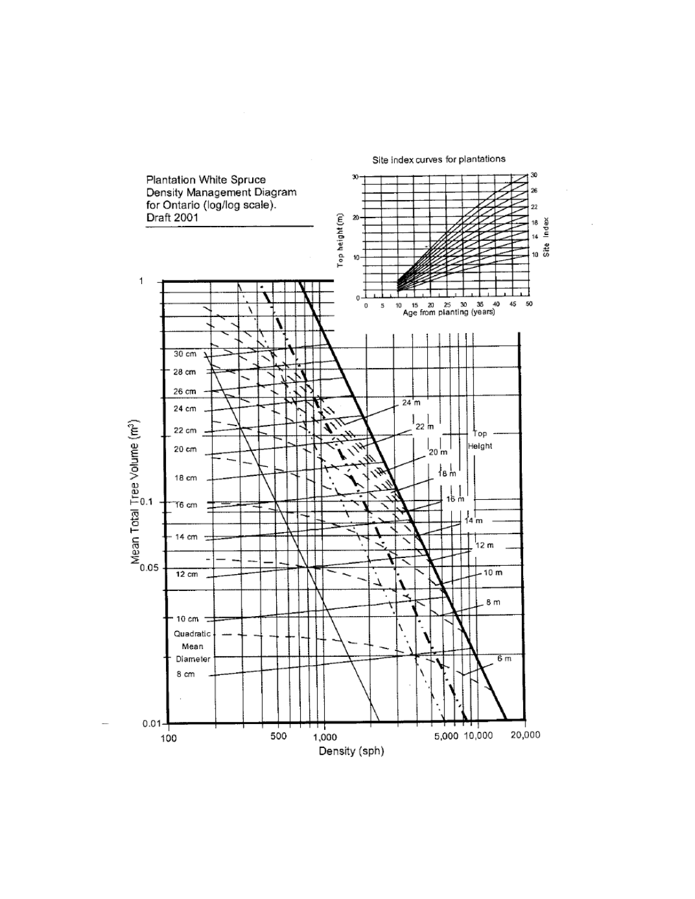Plantation White Spruce Density Management Diagram for Ontario (log/log scale). Draft 2001

Site index curves for plantations

Top height (m)

Age from planting (years)

Site Index

30 cm
28 cm
26 cm
24 cm
22 cm
20 cm
18 cm
16 cm
14 cm
12 cm
10 cm
Quadratic Mean Diameter
8 cm

24 m
22 m
20 m
18 m
16 m
14 m
12 m
10 m
8 m
6 m

Top Height

Mean Total Tree Volume ($m^3$)

Density (sph)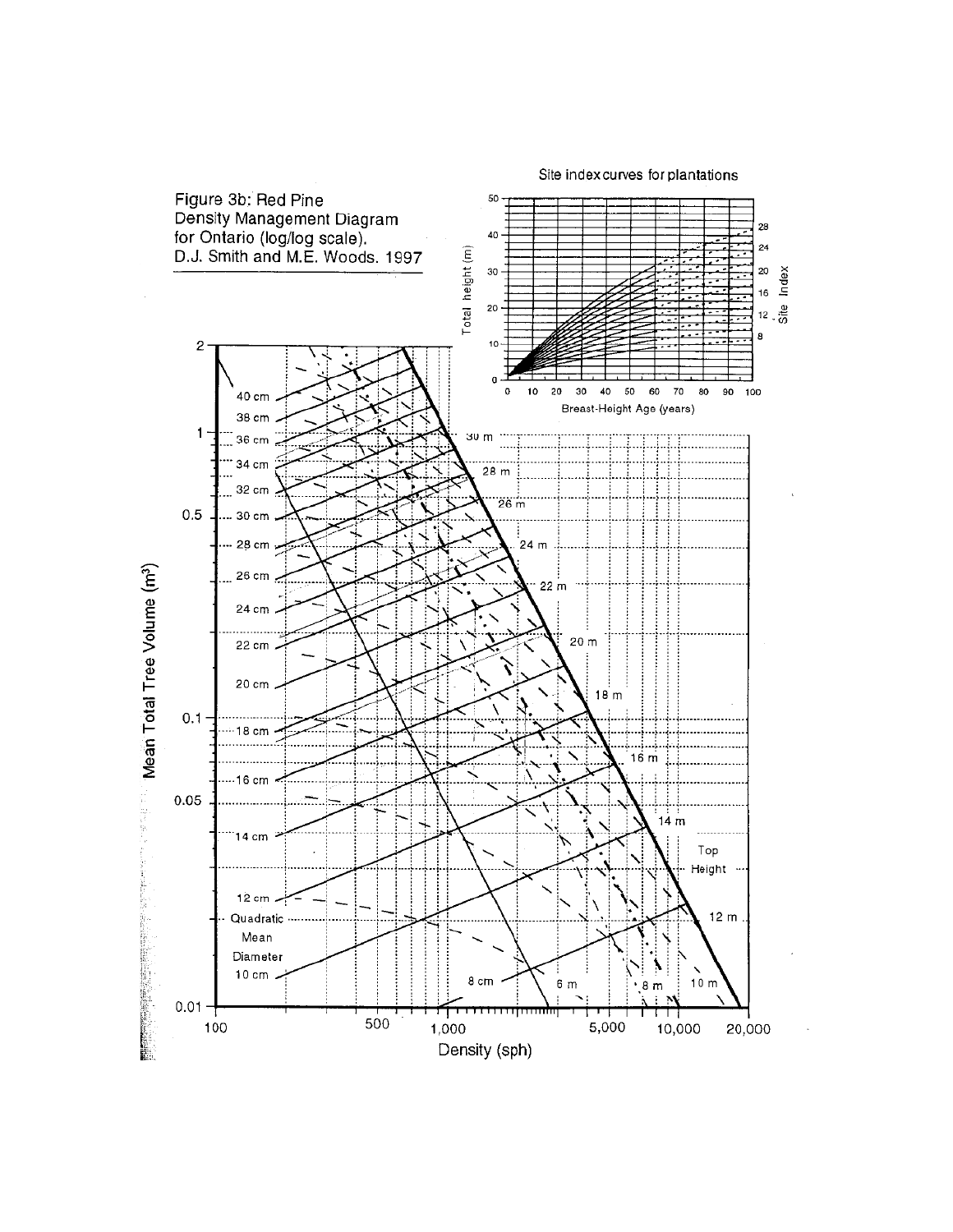Figure 3b: Red Pine Density Management Diagram for Ontario (log/log scale). D.J. Smith and M.E. Woods. 1997

Site index curves for plantations

Total height (m)

Breast-Height Age (years)

Site Index

Mean Total Tree Volume (m³)

Density (sph)

Quadratic Mean Diameter

Top Height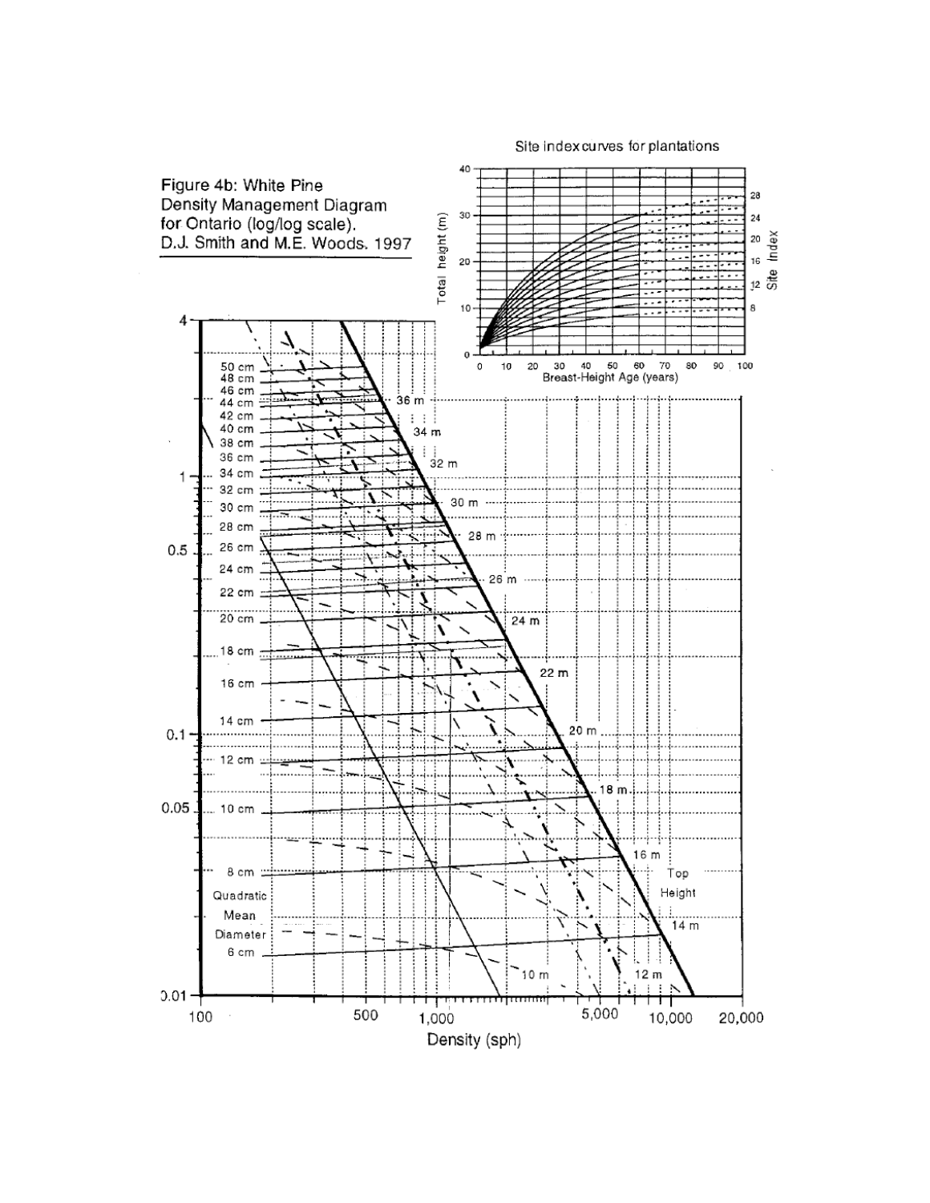Figure 4b: White Pine Density Management Diagram for Ontario (log/log scale). D.J. Smith and M.E. Woods. 1997

Site index curves for plantations

Total height (m)

Breast-Height Age (years)

Site Index

Quadratic Mean Diameter

Top Height

Density (sph)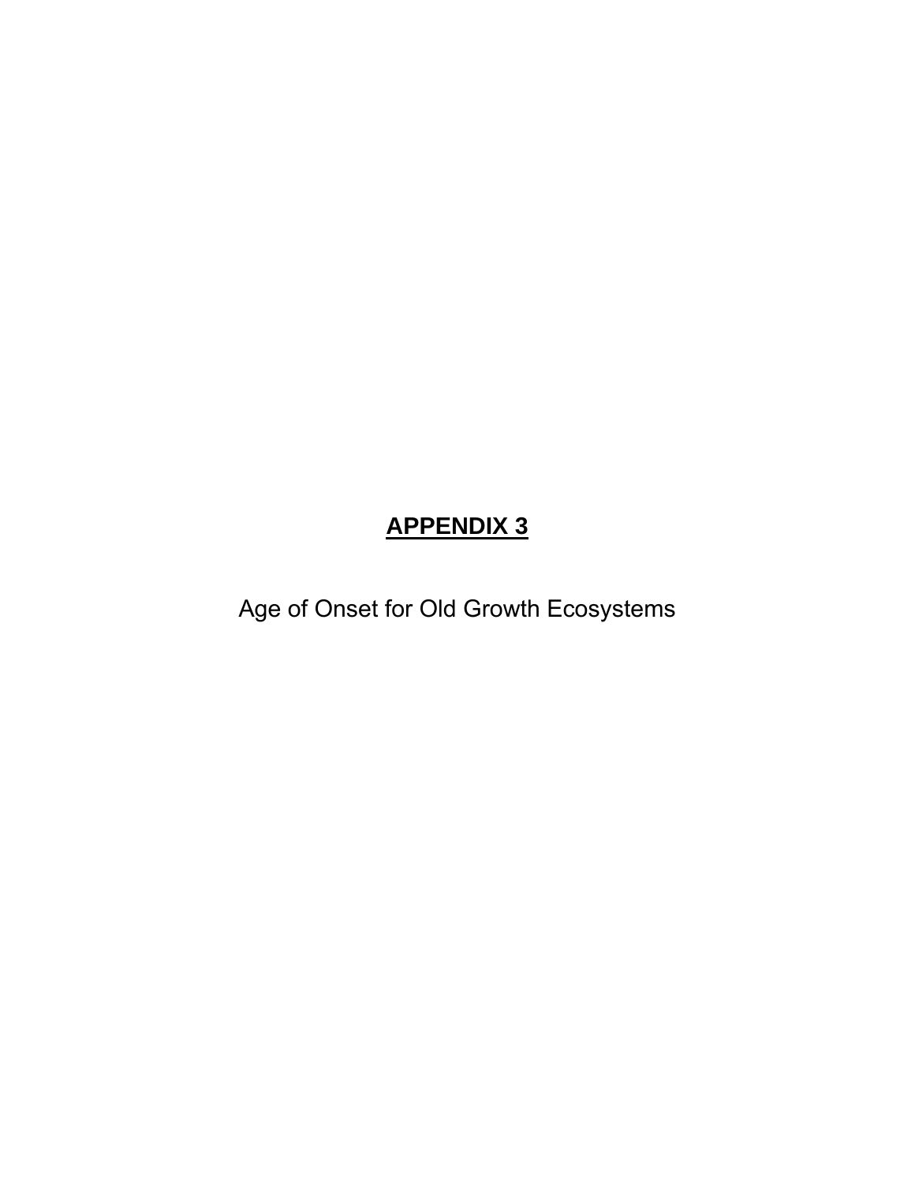# **APPENDIX 3**

Age of Onset for Old Growth Ecosystems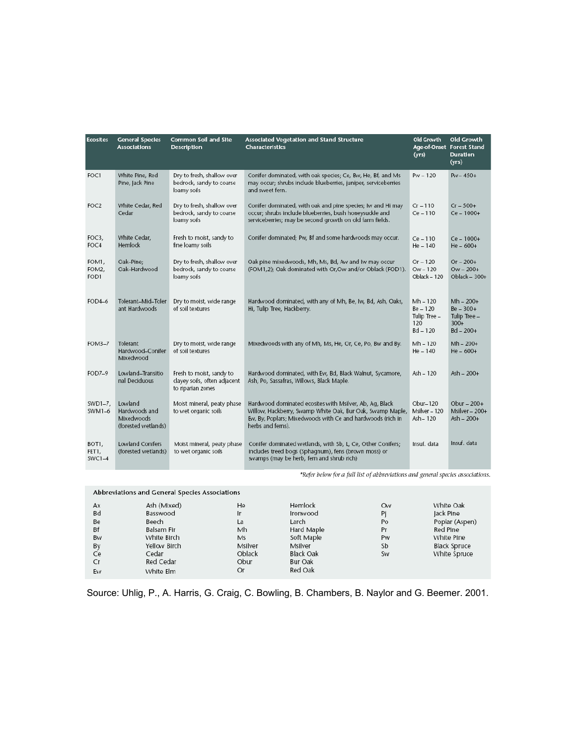| Ecosites | General Species Associations | Common Soil and Site Description | Associated Vegetation and Stand Structure Characteristics | Old Growth Age-of-Onset (yrs) | Old Growth Forest Stand Duration (yrs) |
|---|---|---|---|---|---|
| FOC1 | White Pine, Red Pine, Jack Pine | Dry to fresh, shallow over bedrock, sandy to coarse loamy soils | Conifer dominated, with oak species; Ce, Bw, He, Bf, and Ms may occur; shrubs include blueberries, juniper, serviceberries and sweet fern. | Pw – 120 | Pw – 450+ |
| FOC2 | White Cedar, Red Cedar | Dry to fresh, shallow over bedrock, sandy to coarse loamy soils | Conifer dominated, with oak and pine species; Iw and Hi may occur; shrubs include blueberries, bush honeysuckle and serviceberries; may be second growth on old farm fields. | Cr – 110<br>Ce – 110 | Cr – 500+<br>Ce – 1000+ |
| FOC3, FOC4 | White Cedar, Hemlock | Fresh to moist, sandy to fine loamy soils | Conifer dominated; Pw, Bf and some hardwoods may occur. | Ce – 110<br>He – 140 | Ce – 1000+<br>He – 600+ |
| FOM1, FOM2, FOD1 | Oak–Pine; Oak–Hardwood | Dry to fresh, shallow over bedrock, sandy to coarse loamy soils | Oak pine mixedwoods, Mh, Ms, Bd, Aw and Iw may occur (FOM1,2); Oak dominated with Or,Ow and/or Oblack (FOD1). | Or – 120<br>Ow – 120<br>Oblack – 120 | Or – 200+<br>Ow – 200+<br>Oblack – 300+ |
| FOD4–6 | Tolerant–Mid–Tolerant Hardwoods | Dry to moist, wide range of soil textures | Hardwood dominated, with any of Mh, Be, Iw, Bd, Ash, Oaks, Hi, Tulip Tree, Hackberry. | Mh – 120<br>Be – 120<br>Tulip Tree – 120<br>Bd – 120 | Mh – 200+<br>Be – 300+<br>Tulip Tree – 300+<br>Bd – 200+ |
| FOM3–7 | Tolerant Hardwood–Conifer Mixedwood | Dry to moist, wide range of soil textures | Mixedwoods with any of Mh, Ms, He, Or, Ce, Po, Bw and By. | Mh – 120<br>He – 140 | Mh – 200+<br>He – 600+ |
| FOD7–9 | Lowland–Transitional Deciduous | Fresh to moist, sandy to clayey soils, often adjacent to riparian zones | Hardwood dominated, with Ew, Bd, Black Walnut, Sycamore, Ash, Po, Sassafras, Willows, Black Maple. | Ash – 120 | Ash – 200+ |
| SWD1–7, SWM1–6 | Lowland Hardwoods and Mixedwoods (forested wetlands) | Moist mineral, peaty phase to wet organic soils | Hardwood dominated ecosites with Msilver, Ab, Ag, Black Willow, Hackberry, Swamp White Oak, Bur Oak, Swamp Maple, Ew, By, Poplars; Mixedwoods with Ce and hardwoods (rich in herbs and ferns). | Obur–120<br>Msilver – 120<br>Ash– 120 | Obur – 200+<br>Msilver – 200+<br>Ash – 200+ |
| BOT1, FET1, SWC1–4 | Lowland Conifers (forested wetlands) | Moist mineral, peaty phase to wet organic soils | Conifer dominated wetlands, with Sb, L, Ce, Other Conifers; includes treed bogs (Sphagnum), fens (brown moss) or swamps (may be herb, fern and shrub rich) | Insuf. data | Insuf. data |

*\*Refer below for a full list of abbreviations and general species associations.*

**Abbreviations and General Species Associations**

| | | | | | |
|---|---|---|---|---|---|
| Ax | Ash (Mixed) | He | Hemlock | Ow | White Oak |
| Bd | Basswood | Ir | Ironwood | Pj | Jack Pine |
| Be | Beech | La | Larch | Po | Poplar (Aspen) |
| Bf | Balsam Fir | Mh | Hard Maple | Pr | Red Pine |
| Bw | White Birch | Ms | Soft Maple | Pw | White Pine |
| By | Yellow Birch | Msilver | Msilver | Sb | Black Spruce |
| Ce | Cedar | Oblack | Black Oak | Sw | White Spruce |
| Cr | Red Cedar | Obur | Bur Oak | | |
| Ew | White Elm | Or | Red Oak | | |

Source: Uhlig, P., A. Harris, G. Craig, C. Bowling, B. Chambers, B. Naylor and G. Beemer. 2001.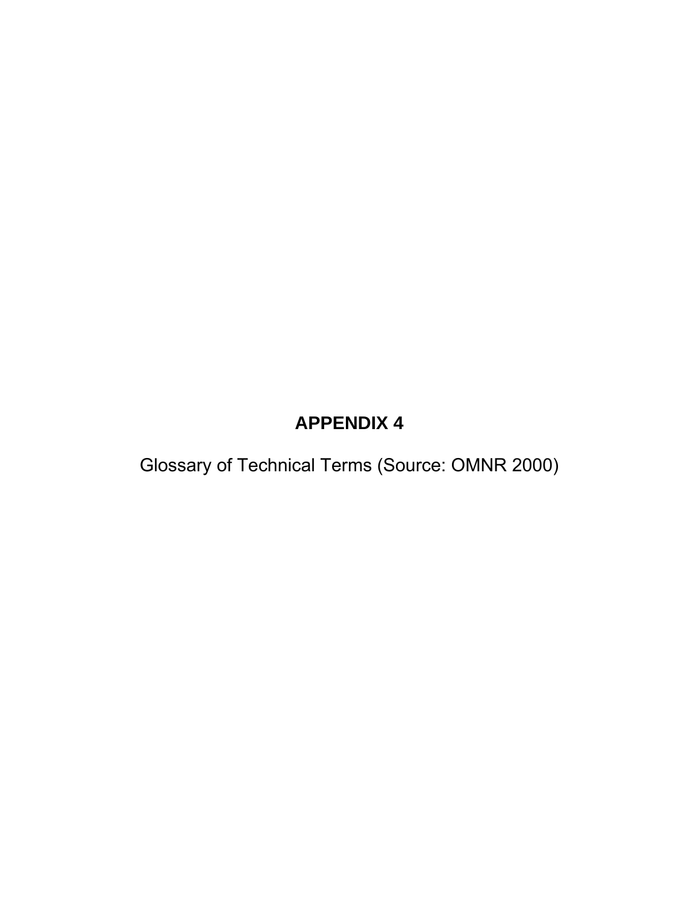# APPENDIX 4

Glossary of Technical Terms (Source: OMNR 2000)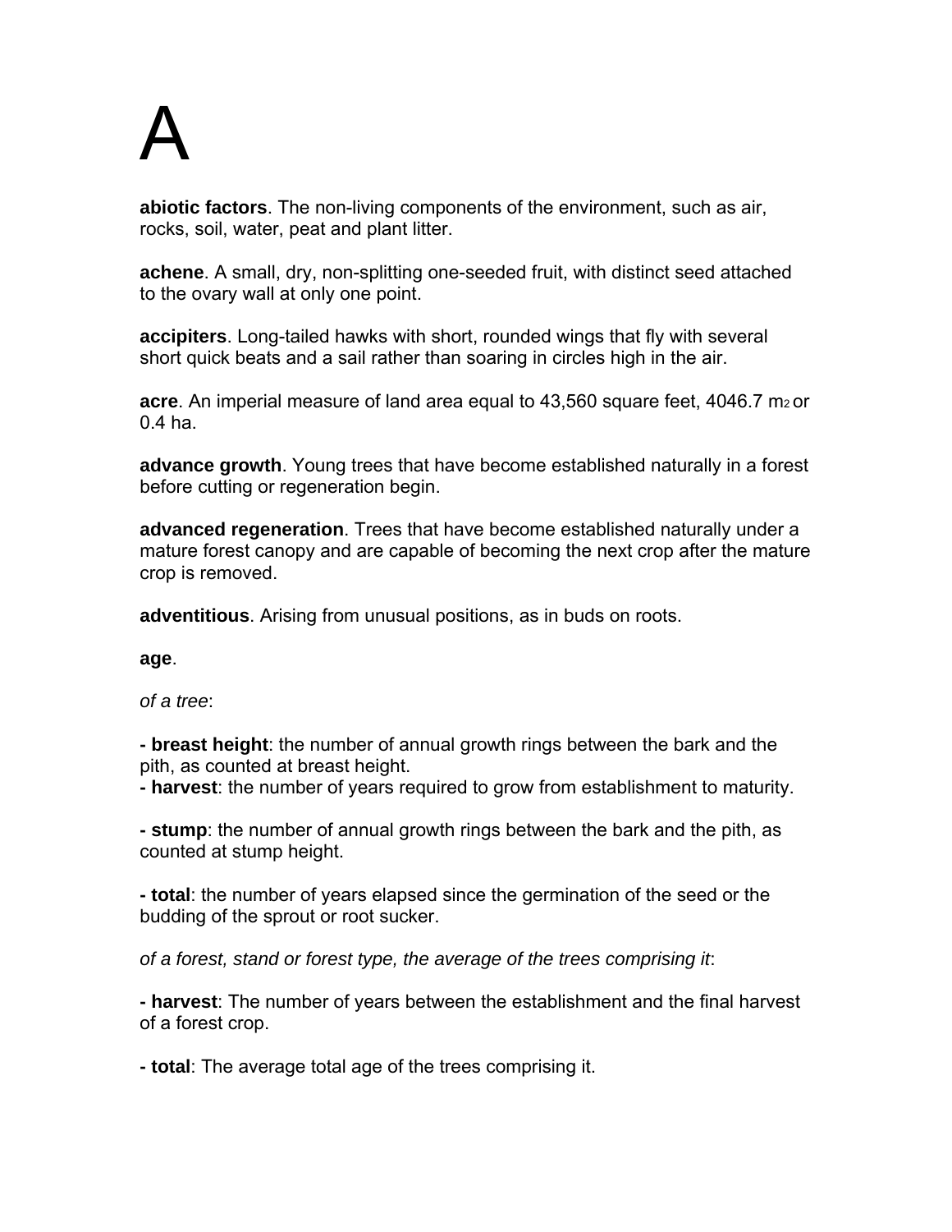# A

**abiotic factors**. The non-living components of the environment, such as air, rocks, soil, water, peat and plant litter.

**achene**. A small, dry, non-splitting one-seeded fruit, with distinct seed attached to the ovary wall at only one point.

**accipiters**. Long-tailed hawks with short, rounded wings that fly with several short quick beats and a sail rather than soaring in circles high in the air.

**acre**. An imperial measure of land area equal to 43,560 square feet, 4046.7 $m^2$ or 0.4 ha.

**advance growth**. Young trees that have become established naturally in a forest before cutting or regeneration begin.

**advanced regeneration**. Trees that have become established naturally under a mature forest canopy and are capable of becoming the next crop after the mature crop is removed.

**adventitious**. Arising from unusual positions, as in buds on roots.

**age**.

*of a tree*:

**- breast height**: the number of annual growth rings between the bark and the pith, as counted at breast height.
**- harvest**: the number of years required to grow from establishment to maturity.

**- stump**: the number of annual growth rings between the bark and the pith, as counted at stump height.

**- total**: the number of years elapsed since the germination of the seed or the budding of the sprout or root sucker.

*of a forest, stand or forest type, the average of the trees comprising it*:

**- harvest**: The number of years between the establishment and the final harvest of a forest crop.

**- total**: The average total age of the trees comprising it.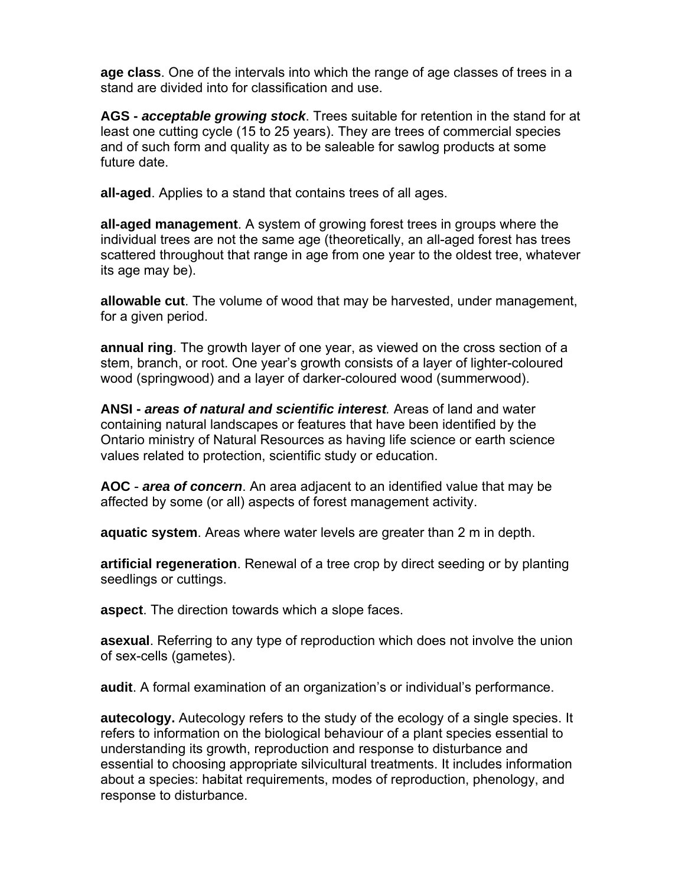**age class**. One of the intervals into which the range of age classes of trees in a stand are divided into for classification and use.

**AGS - *acceptable growing stock***. Trees suitable for retention in the stand for at least one cutting cycle (15 to 25 years). They are trees of commercial species and of such form and quality as to be saleable for sawlog products at some future date.

**all-aged**. Applies to a stand that contains trees of all ages.

**all-aged management**. A system of growing forest trees in groups where the individual trees are not the same age (theoretically, an all-aged forest has trees scattered throughout that range in age from one year to the oldest tree, whatever its age may be).

**allowable cut**. The volume of wood that may be harvested, under management, for a given period.

**annual ring**. The growth layer of one year, as viewed on the cross section of a stem, branch, or root. One year's growth consists of a layer of lighter-coloured wood (springwood) and a layer of darker-coloured wood (summerwood).

**ANSI - *areas of natural and scientific interest*.** Areas of land and water containing natural landscapes or features that have been identified by the Ontario ministry of Natural Resources as having life science or earth science values related to protection, scientific study or education.

**AOC** - ***area of concern***. An area adjacent to an identified value that may be affected by some (or all) aspects of forest management activity.

**aquatic system**. Areas where water levels are greater than 2 m in depth.

**artificial regeneration**. Renewal of a tree crop by direct seeding or by planting seedlings or cuttings.

**aspect**. The direction towards which a slope faces.

**asexual**. Referring to any type of reproduction which does not involve the union of sex-cells (gametes).

**audit**. A formal examination of an organization's or individual's performance.

**autecology.** Autecology refers to the study of the ecology of a single species. It refers to information on the biological behaviour of a plant species essential to understanding its growth, reproduction and response to disturbance and essential to choosing appropriate silvicultural treatments. It includes information about a species: habitat requirements, modes of reproduction, phenology, and response to disturbance.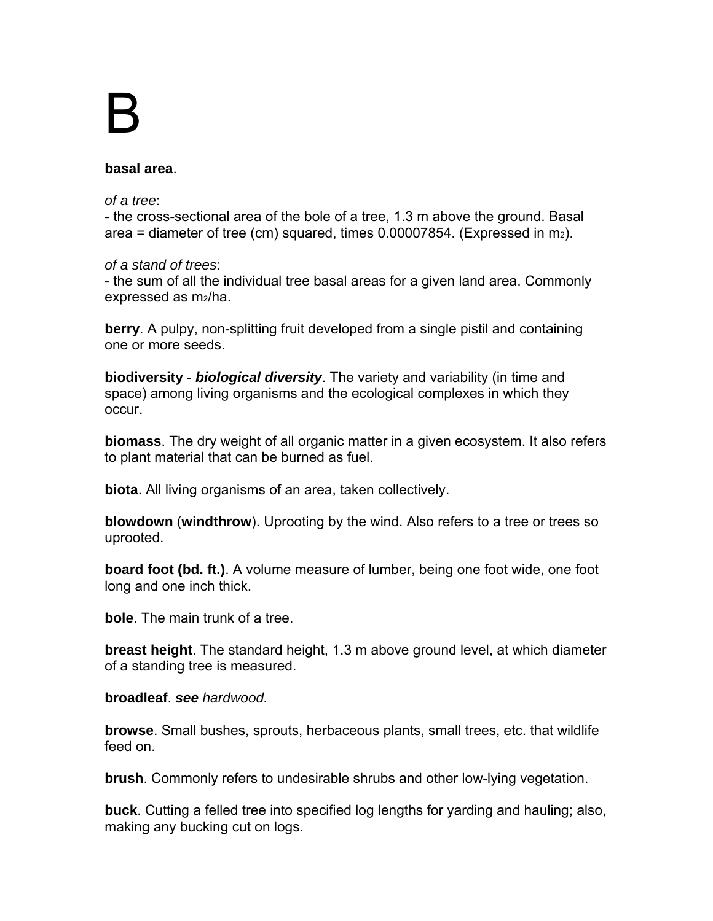# B

**basal area**.

*of a tree*:
- the cross-sectional area of the bole of a tree, 1.3 m above the ground. Basal area = diameter of tree (cm) squared, times 0.00007854. (Expressed in $m_2$).

*of a stand of trees*:
- the sum of all the individual tree basal areas for a given land area. Commonly expressed as $m_2$/ha.

**berry**. A pulpy, non-splitting fruit developed from a single pistil and containing one or more seeds.

**biodiversity** - ***biological diversity***. The variety and variability (in time and space) among living organisms and the ecological complexes in which they occur.

**biomass**. The dry weight of all organic matter in a given ecosystem. It also refers to plant material that can be burned as fuel.

**biota**. All living organisms of an area, taken collectively.

**blowdown** (**windthrow**). Uprooting by the wind. Also refers to a tree or trees so uprooted.

**board foot (bd. ft.)**. A volume measure of lumber, being one foot wide, one foot long and one inch thick.

**bole**. The main trunk of a tree.

**breast height**. The standard height, 1.3 m above ground level, at which diameter of a standing tree is measured.

**broadleaf**. ***see*** *hardwood.*

**browse**. Small bushes, sprouts, herbaceous plants, small trees, etc. that wildlife feed on.

**brush**. Commonly refers to undesirable shrubs and other low-lying vegetation.

**buck**. Cutting a felled tree into specified log lengths for yarding and hauling; also, making any bucking cut on logs.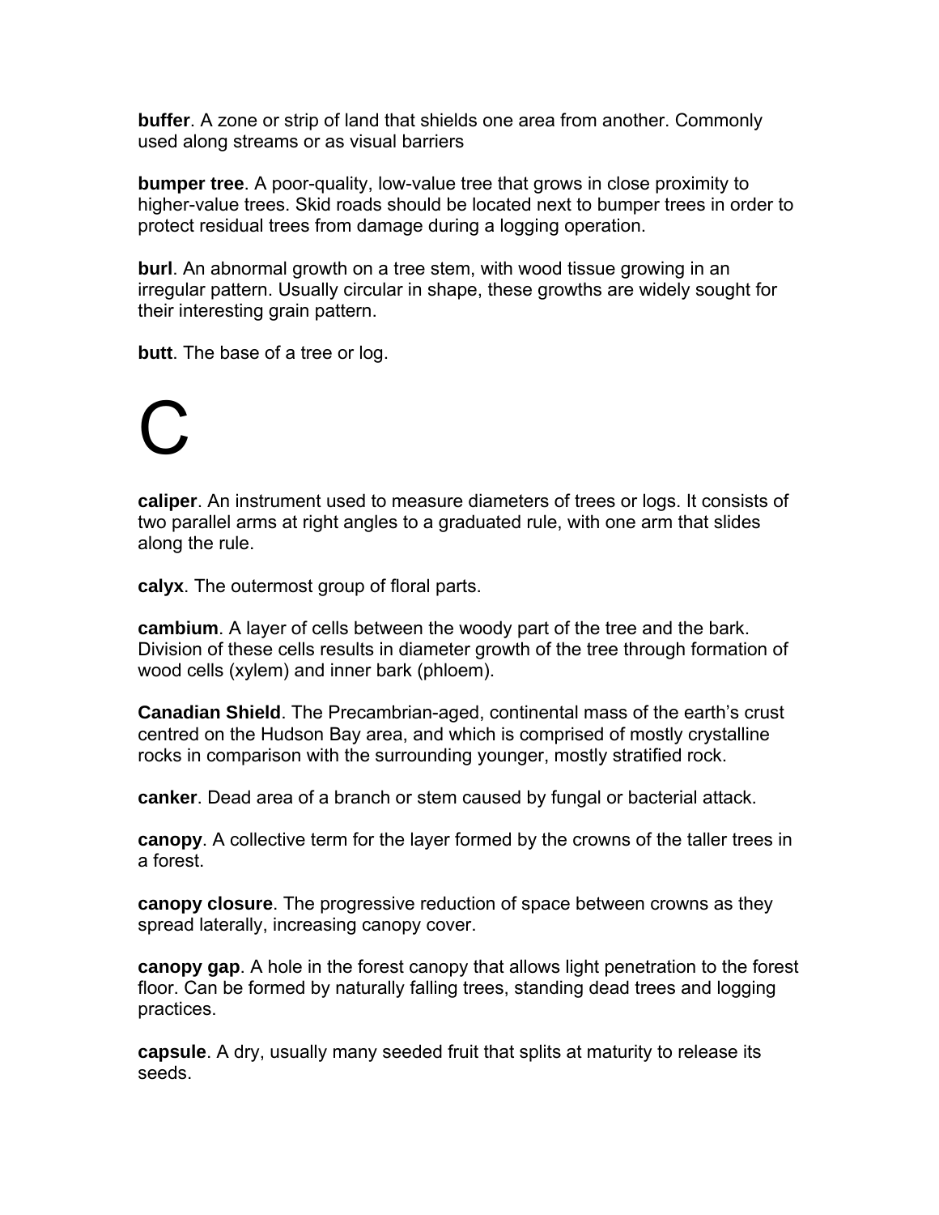**buffer**. A zone or strip of land that shields one area from another. Commonly used along streams or as visual barriers

**bumper tree**. A poor-quality, low-value tree that grows in close proximity to higher-value trees. Skid roads should be located next to bumper trees in order to protect residual trees from damage during a logging operation.

**burl**. An abnormal growth on a tree stem, with wood tissue growing in an irregular pattern. Usually circular in shape, these growths are widely sought for their interesting grain pattern.

**butt**. The base of a tree or log.

# C

**caliper**. An instrument used to measure diameters of trees or logs. It consists of two parallel arms at right angles to a graduated rule, with one arm that slides along the rule.

**calyx**. The outermost group of floral parts.

**cambium**. A layer of cells between the woody part of the tree and the bark. Division of these cells results in diameter growth of the tree through formation of wood cells (xylem) and inner bark (phloem).

**Canadian Shield**. The Precambrian-aged, continental mass of the earth's crust centred on the Hudson Bay area, and which is comprised of mostly crystalline rocks in comparison with the surrounding younger, mostly stratified rock.

**canker**. Dead area of a branch or stem caused by fungal or bacterial attack.

**canopy**. A collective term for the layer formed by the crowns of the taller trees in a forest.

**canopy closure**. The progressive reduction of space between crowns as they spread laterally, increasing canopy cover.

**canopy gap**. A hole in the forest canopy that allows light penetration to the forest floor. Can be formed by naturally falling trees, standing dead trees and logging practices.

**capsule**. A dry, usually many seeded fruit that splits at maturity to release its seeds.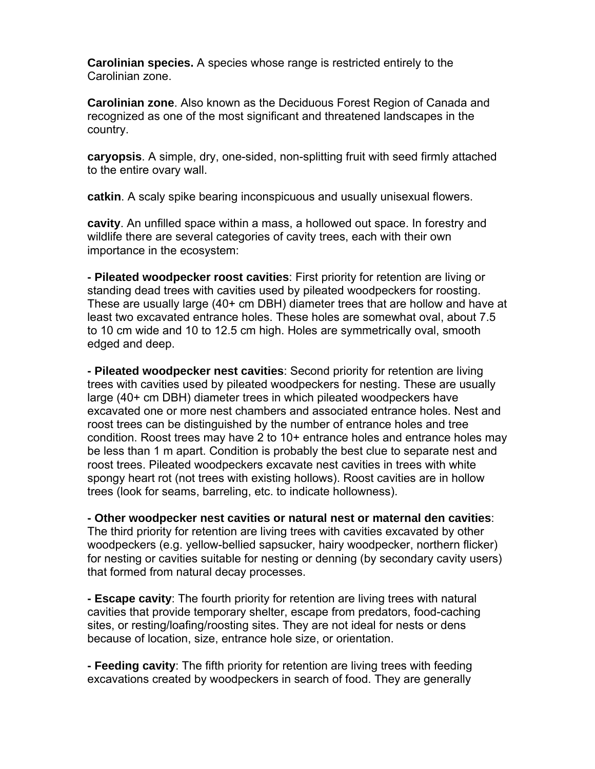**Carolinian species.** A species whose range is restricted entirely to the Carolinian zone.

**Carolinian zone**. Also known as the Deciduous Forest Region of Canada and recognized as one of the most significant and threatened landscapes in the country.

**caryopsis**. A simple, dry, one-sided, non-splitting fruit with seed firmly attached to the entire ovary wall.

**catkin**. A scaly spike bearing inconspicuous and usually unisexual flowers.

**cavity**. An unfilled space within a mass, a hollowed out space. In forestry and wildlife there are several categories of cavity trees, each with their own importance in the ecosystem:

**- Pileated woodpecker roost cavities**: First priority for retention are living or standing dead trees with cavities used by pileated woodpeckers for roosting. These are usually large (40+ cm DBH) diameter trees that are hollow and have at least two excavated entrance holes. These holes are somewhat oval, about 7.5 to 10 cm wide and 10 to 12.5 cm high. Holes are symmetrically oval, smooth edged and deep.

**- Pileated woodpecker nest cavities**: Second priority for retention are living trees with cavities used by pileated woodpeckers for nesting. These are usually large (40+ cm DBH) diameter trees in which pileated woodpeckers have excavated one or more nest chambers and associated entrance holes. Nest and roost trees can be distinguished by the number of entrance holes and tree condition. Roost trees may have 2 to 10+ entrance holes and entrance holes may be less than 1 m apart. Condition is probably the best clue to separate nest and roost trees. Pileated woodpeckers excavate nest cavities in trees with white spongy heart rot (not trees with existing hollows). Roost cavities are in hollow trees (look for seams, barreling, etc. to indicate hollowness).

**- Other woodpecker nest cavities or natural nest or maternal den cavities**: The third priority for retention are living trees with cavities excavated by other woodpeckers (e.g. yellow-bellied sapsucker, hairy woodpecker, northern flicker) for nesting or cavities suitable for nesting or denning (by secondary cavity users) that formed from natural decay processes.

**- Escape cavity**: The fourth priority for retention are living trees with natural cavities that provide temporary shelter, escape from predators, food-caching sites, or resting/loafing/roosting sites. They are not ideal for nests or dens because of location, size, entrance hole size, or orientation.

**- Feeding cavity**: The fifth priority for retention are living trees with feeding excavations created by woodpeckers in search of food. They are generally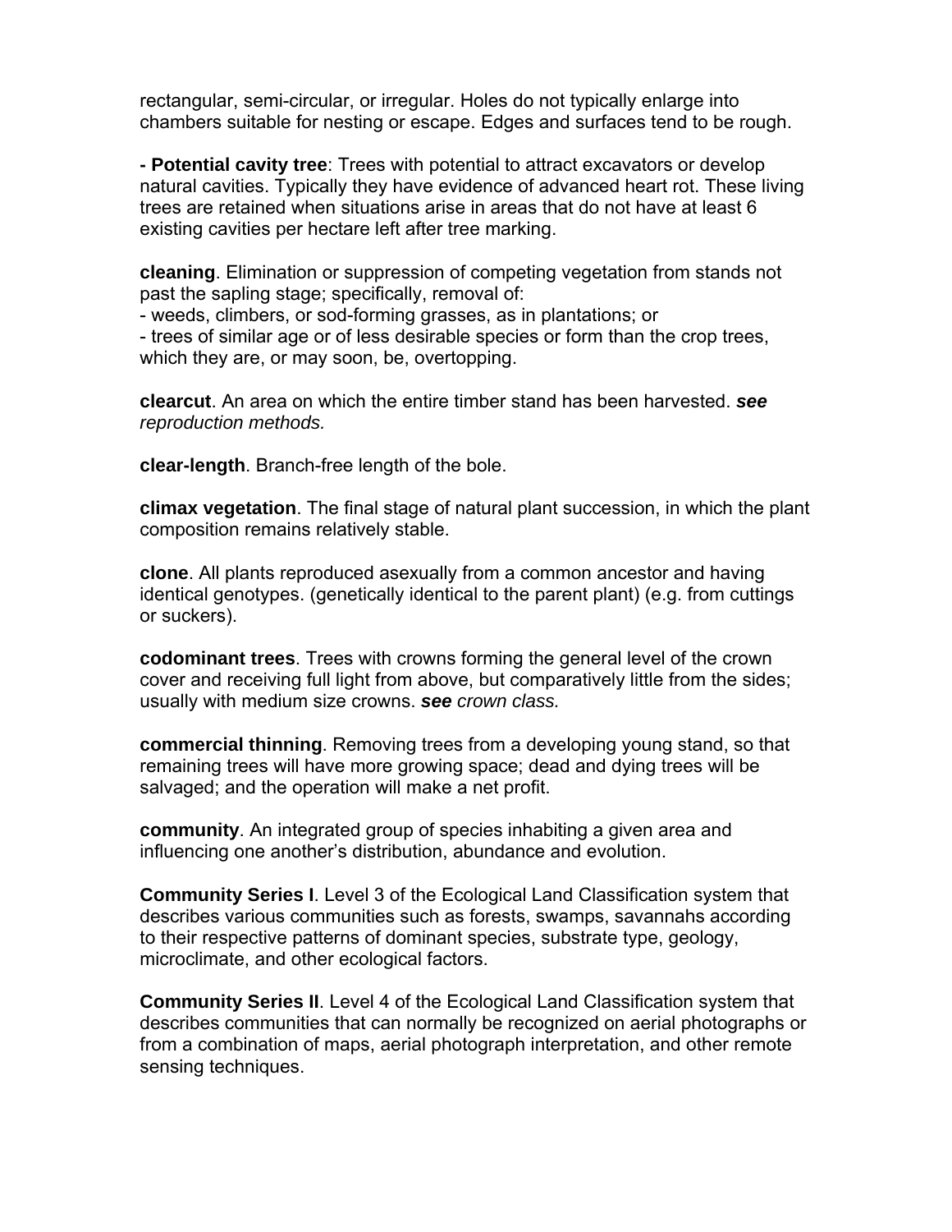rectangular, semi-circular, or irregular. Holes do not typically enlarge into chambers suitable for nesting or escape. Edges and surfaces tend to be rough.

**- Potential cavity tree**: Trees with potential to attract excavators or develop natural cavities. Typically they have evidence of advanced heart rot. These living trees are retained when situations arise in areas that do not have at least 6 existing cavities per hectare left after tree marking.

**cleaning**. Elimination or suppression of competing vegetation from stands not past the sapling stage; specifically, removal of:
- weeds, climbers, or sod-forming grasses, as in plantations; or
- trees of similar age or of less desirable species or form than the crop trees, which they are, or may soon, be, overtopping.

**clearcut**. An area on which the entire timber stand has been harvested. ***see*** *reproduction methods.*

**clear-length**. Branch-free length of the bole.

**climax vegetation**. The final stage of natural plant succession, in which the plant composition remains relatively stable.

**clone**. All plants reproduced asexually from a common ancestor and having identical genotypes. (genetically identical to the parent plant) (e.g. from cuttings or suckers).

**codominant trees**. Trees with crowns forming the general level of the crown cover and receiving full light from above, but comparatively little from the sides; usually with medium size crowns. ***see*** *crown class.*

**commercial thinning**. Removing trees from a developing young stand, so that remaining trees will have more growing space; dead and dying trees will be salvaged; and the operation will make a net profit.

**community**. An integrated group of species inhabiting a given area and influencing one another's distribution, abundance and evolution.

**Community Series I**. Level 3 of the Ecological Land Classification system that describes various communities such as forests, swamps, savannahs according to their respective patterns of dominant species, substrate type, geology, microclimate, and other ecological factors.

**Community Series II**. Level 4 of the Ecological Land Classification system that describes communities that can normally be recognized on aerial photographs or from a combination of maps, aerial photograph interpretation, and other remote sensing techniques.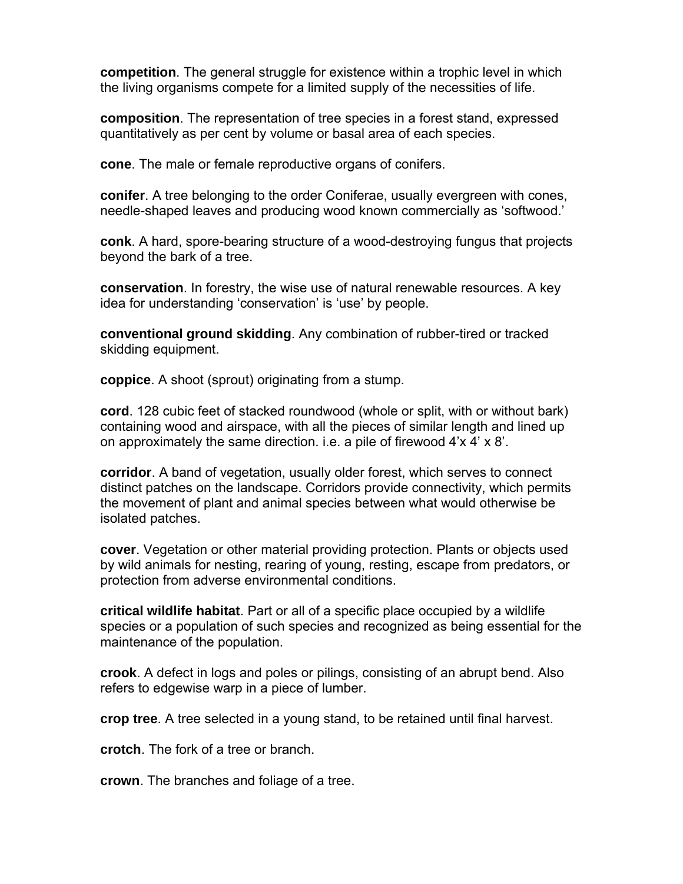**competition**. The general struggle for existence within a trophic level in which the living organisms compete for a limited supply of the necessities of life.

**composition**. The representation of tree species in a forest stand, expressed quantitatively as per cent by volume or basal area of each species.

**cone**. The male or female reproductive organs of conifers.

**conifer**. A tree belonging to the order Coniferae, usually evergreen with cones, needle-shaped leaves and producing wood known commercially as 'softwood.'

**conk**. A hard, spore-bearing structure of a wood-destroying fungus that projects beyond the bark of a tree.

**conservation**. In forestry, the wise use of natural renewable resources. A key idea for understanding 'conservation' is 'use' by people.

**conventional ground skidding**. Any combination of rubber-tired or tracked skidding equipment.

**coppice**. A shoot (sprout) originating from a stump.

**cord**. 128 cubic feet of stacked roundwood (whole or split, with or without bark) containing wood and airspace, with all the pieces of similar length and lined up on approximately the same direction. i.e. a pile of firewood 4'x 4' x 8'.

**corridor**. A band of vegetation, usually older forest, which serves to connect distinct patches on the landscape. Corridors provide connectivity, which permits the movement of plant and animal species between what would otherwise be isolated patches.

**cover**. Vegetation or other material providing protection. Plants or objects used by wild animals for nesting, rearing of young, resting, escape from predators, or protection from adverse environmental conditions.

**critical wildlife habitat**. Part or all of a specific place occupied by a wildlife species or a population of such species and recognized as being essential for the maintenance of the population.

**crook**. A defect in logs and poles or pilings, consisting of an abrupt bend. Also refers to edgewise warp in a piece of lumber.

**crop tree**. A tree selected in a young stand, to be retained until final harvest.

**crotch**. The fork of a tree or branch.

**crown**. The branches and foliage of a tree.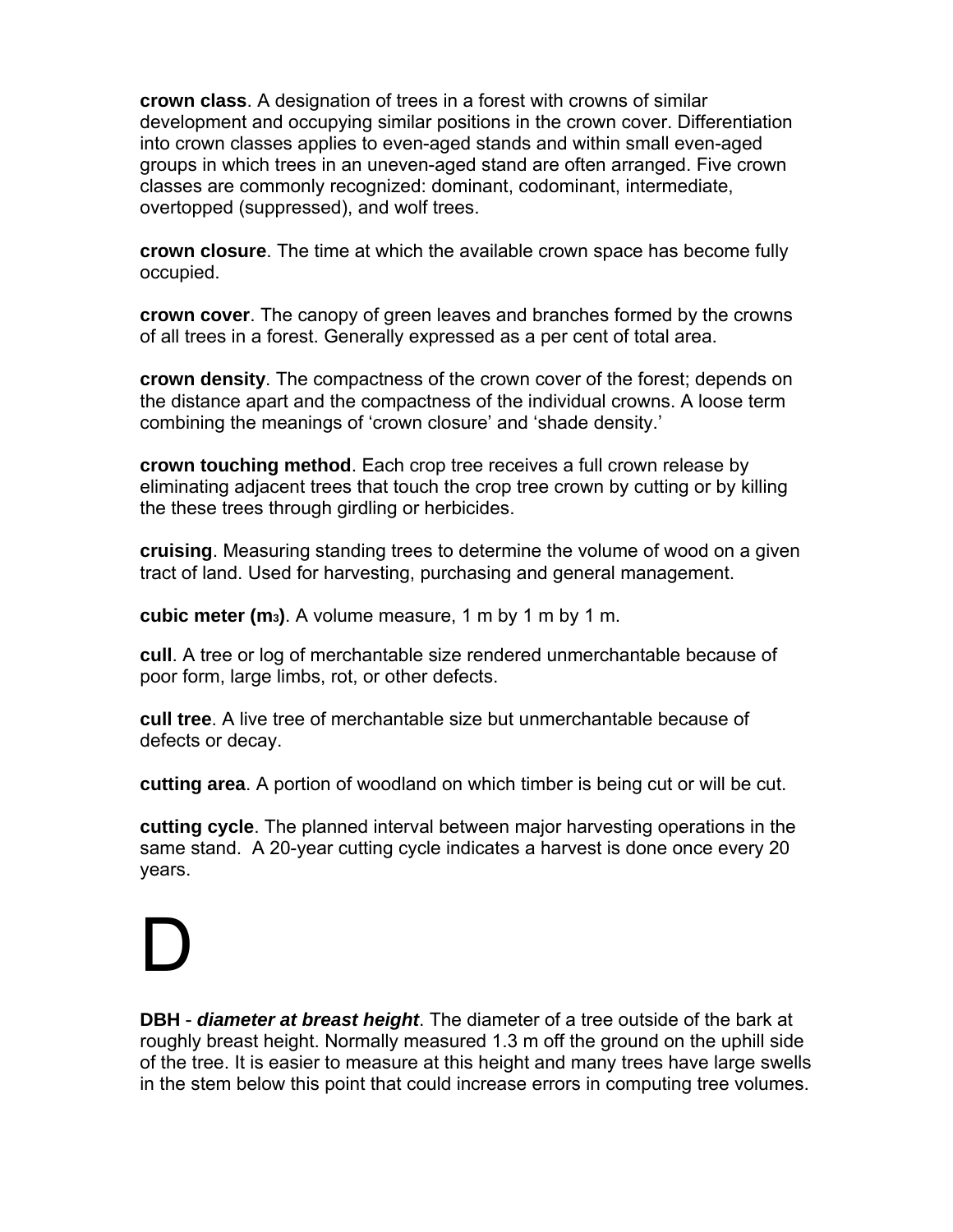**crown class**. A designation of trees in a forest with crowns of similar development and occupying similar positions in the crown cover. Differentiation into crown classes applies to even-aged stands and within small even-aged groups in which trees in an uneven-aged stand are often arranged. Five crown classes are commonly recognized: dominant, codominant, intermediate, overtopped (suppressed), and wolf trees.

**crown closure**. The time at which the available crown space has become fully occupied.

**crown cover**. The canopy of green leaves and branches formed by the crowns of all trees in a forest. Generally expressed as a per cent of total area.

**crown density**. The compactness of the crown cover of the forest; depends on the distance apart and the compactness of the individual crowns. A loose term combining the meanings of 'crown closure' and 'shade density.'

**crown touching method**. Each crop tree receives a full crown release by eliminating adjacent trees that touch the crop tree crown by cutting or by killing the these trees through girdling or herbicides.

**cruising**. Measuring standing trees to determine the volume of wood on a given tract of land. Used for harvesting, purchasing and general management.

**cubic meter ($m_3$)**. A volume measure, 1 m by 1 m by 1 m.

**cull**. A tree or log of merchantable size rendered unmerchantable because of poor form, large limbs, rot, or other defects.

**cull tree**. A live tree of merchantable size but unmerchantable because of defects or decay.

**cutting area**. A portion of woodland on which timber is being cut or will be cut.

**cutting cycle**. The planned interval between major harvesting operations in the same stand. A 20-year cutting cycle indicates a harvest is done once every 20 years.

# D

**DBH** - ***diameter at breast height***. The diameter of a tree outside of the bark at roughly breast height. Normally measured 1.3 m off the ground on the uphill side of the tree. It is easier to measure at this height and many trees have large swells in the stem below this point that could increase errors in computing tree volumes.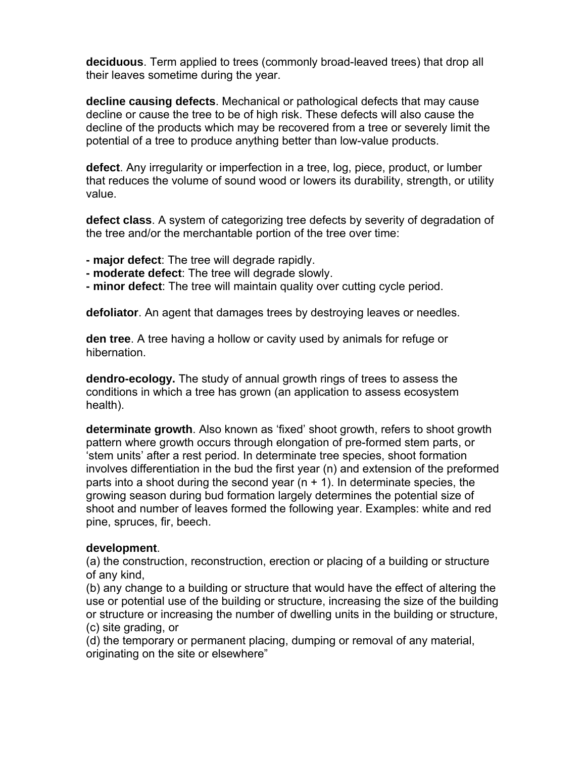**deciduous**. Term applied to trees (commonly broad-leaved trees) that drop all their leaves sometime during the year.

**decline causing defects**. Mechanical or pathological defects that may cause decline or cause the tree to be of high risk. These defects will also cause the decline of the products which may be recovered from a tree or severely limit the potential of a tree to produce anything better than low-value products.

**defect**. Any irregularity or imperfection in a tree, log, piece, product, or lumber that reduces the volume of sound wood or lowers its durability, strength, or utility value.

**defect class**. A system of categorizing tree defects by severity of degradation of the tree and/or the merchantable portion of the tree over time:

- **major defect**: The tree will degrade rapidly.
- **moderate defect**: The tree will degrade slowly.
- **minor defect**: The tree will maintain quality over cutting cycle period.

**defoliator**. An agent that damages trees by destroying leaves or needles.

**den tree**. A tree having a hollow or cavity used by animals for refuge or hibernation.

**dendro-ecology.** The study of annual growth rings of trees to assess the conditions in which a tree has grown (an application to assess ecosystem health).

**determinate growth**. Also known as 'fixed' shoot growth, refers to shoot growth pattern where growth occurs through elongation of pre-formed stem parts, or 'stem units' after a rest period. In determinate tree species, shoot formation involves differentiation in the bud the first year (n) and extension of the preformed parts into a shoot during the second year (n + 1). In determinate species, the growing season during bud formation largely determines the potential size of shoot and number of leaves formed the following year. Examples: white and red pine, spruces, fir, beech.

**development**.
(a) the construction, reconstruction, erection or placing of a building or structure of any kind,
(b) any change to a building or structure that would have the effect of altering the use or potential use of the building or structure, increasing the size of the building or structure or increasing the number of dwelling units in the building or structure,
(c) site grading, or
(d) the temporary or permanent placing, dumping or removal of any material, originating on the site or elsewhere"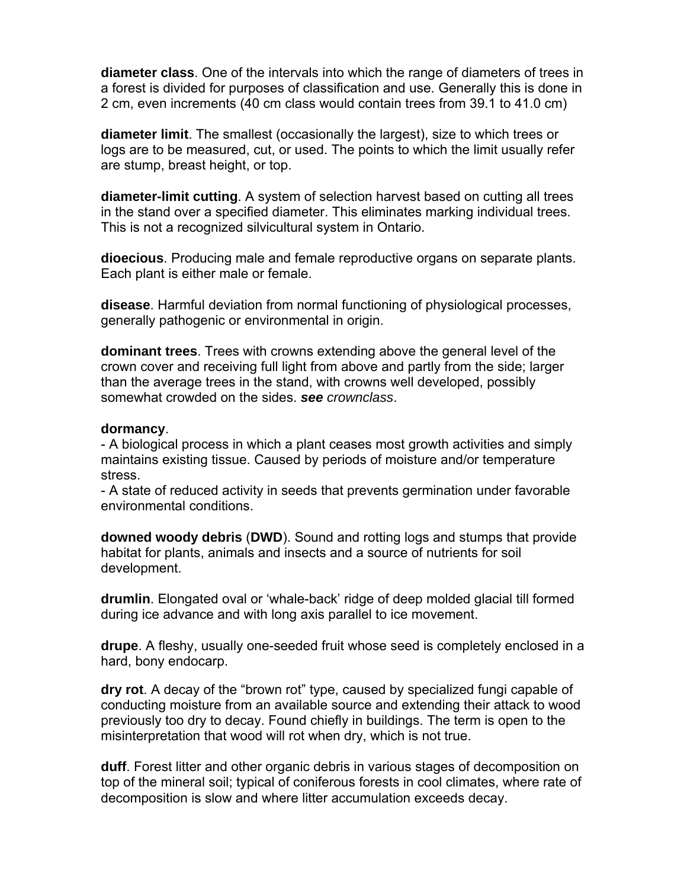**diameter class**. One of the intervals into which the range of diameters of trees in a forest is divided for purposes of classification and use. Generally this is done in 2 cm, even increments (40 cm class would contain trees from 39.1 to 41.0 cm)

**diameter limit**. The smallest (occasionally the largest), size to which trees or logs are to be measured, cut, or used. The points to which the limit usually refer are stump, breast height, or top.

**diameter-limit cutting**. A system of selection harvest based on cutting all trees in the stand over a specified diameter. This eliminates marking individual trees. This is not a recognized silvicultural system in Ontario.

**dioecious**. Producing male and female reproductive organs on separate plants. Each plant is either male or female.

**disease**. Harmful deviation from normal functioning of physiological processes, generally pathogenic or environmental in origin.

**dominant trees**. Trees with crowns extending above the general level of the crown cover and receiving full light from above and partly from the side; larger than the average trees in the stand, with crowns well developed, possibly somewhat crowded on the sides. ***see*** *crownclass*.

**dormancy**.
- A biological process in which a plant ceases most growth activities and simply maintains existing tissue. Caused by periods of moisture and/or temperature stress.
- A state of reduced activity in seeds that prevents germination under favorable environmental conditions.

**downed woody debris** (**DWD**). Sound and rotting logs and stumps that provide habitat for plants, animals and insects and a source of nutrients for soil development.

**drumlin**. Elongated oval or 'whale-back' ridge of deep molded glacial till formed during ice advance and with long axis parallel to ice movement.

**drupe**. A fleshy, usually one-seeded fruit whose seed is completely enclosed in a hard, bony endocarp.

**dry rot**. A decay of the "brown rot" type, caused by specialized fungi capable of conducting moisture from an available source and extending their attack to wood previously too dry to decay. Found chiefly in buildings. The term is open to the misinterpretation that wood will rot when dry, which is not true.

**duff**. Forest litter and other organic debris in various stages of decomposition on top of the mineral soil; typical of coniferous forests in cool climates, where rate of decomposition is slow and where litter accumulation exceeds decay.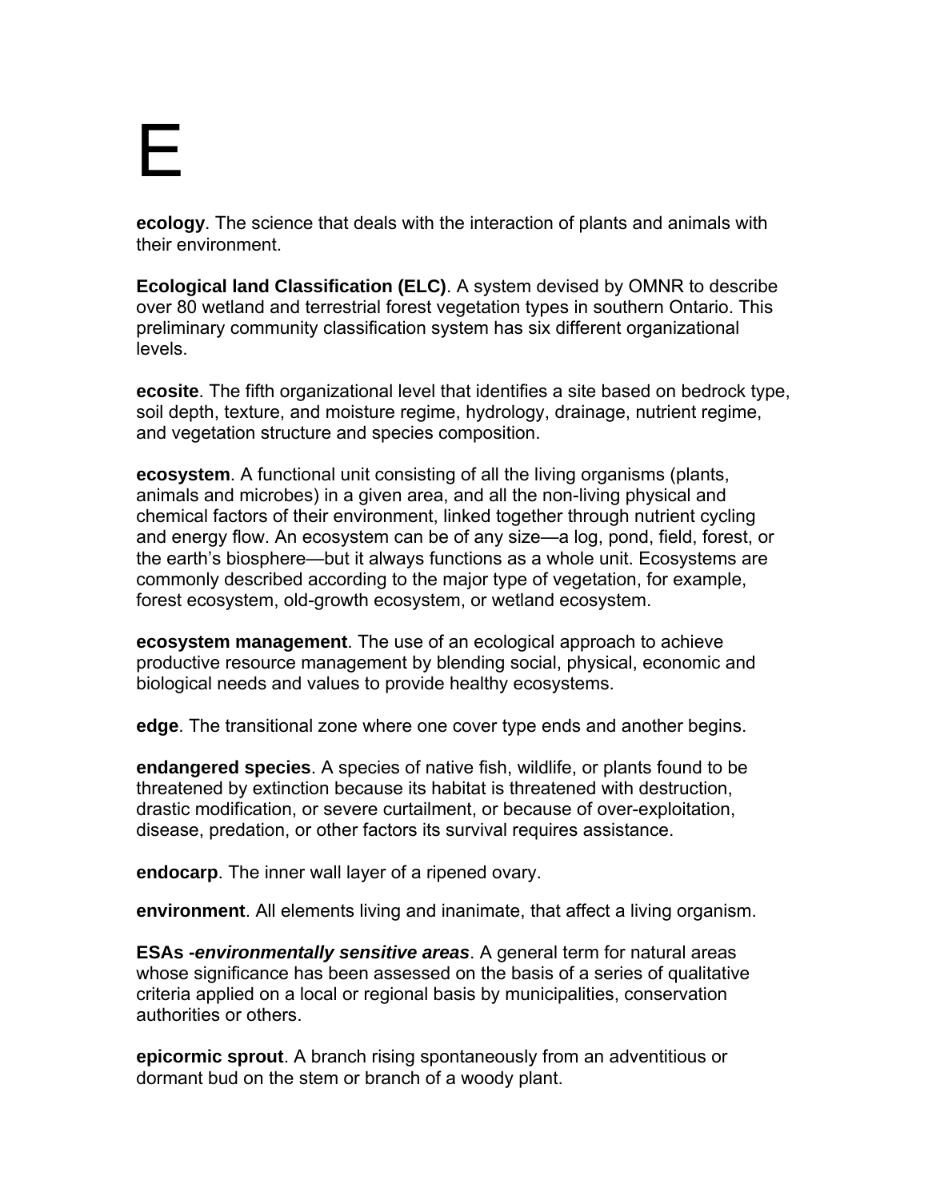# E

**ecology**. The science that deals with the interaction of plants and animals with their environment.

**Ecological land Classification (ELC)**. A system devised by OMNR to describe over 80 wetland and terrestrial forest vegetation types in southern Ontario. This preliminary community classification system has six different organizational levels.

**ecosite**. The fifth organizational level that identifies a site based on bedrock type, soil depth, texture, and moisture regime, hydrology, drainage, nutrient regime, and vegetation structure and species composition.

**ecosystem**. A functional unit consisting of all the living organisms (plants, animals and microbes) in a given area, and all the non-living physical and chemical factors of their environment, linked together through nutrient cycling and energy flow. An ecosystem can be of any size—a log, pond, field, forest, or the earth's biosphere—but it always functions as a whole unit. Ecosystems are commonly described according to the major type of vegetation, for example, forest ecosystem, old-growth ecosystem, or wetland ecosystem.

**ecosystem management**. The use of an ecological approach to achieve productive resource management by blending social, physical, economic and biological needs and values to provide healthy ecosystems.

**edge**. The transitional zone where one cover type ends and another begins.

**endangered species**. A species of native fish, wildlife, or plants found to be threatened by extinction because its habitat is threatened with destruction, drastic modification, or severe curtailment, or because of over-exploitation, disease, predation, or other factors its survival requires assistance.

**endocarp**. The inner wall layer of a ripened ovary.

**environment**. All elements living and inanimate, that affect a living organism.

**ESAs -*environmentally sensitive areas***. A general term for natural areas whose significance has been assessed on the basis of a series of qualitative criteria applied on a local or regional basis by municipalities, conservation authorities or others.

**epicormic sprout**. A branch rising spontaneously from an adventitious or dormant bud on the stem or branch of a woody plant.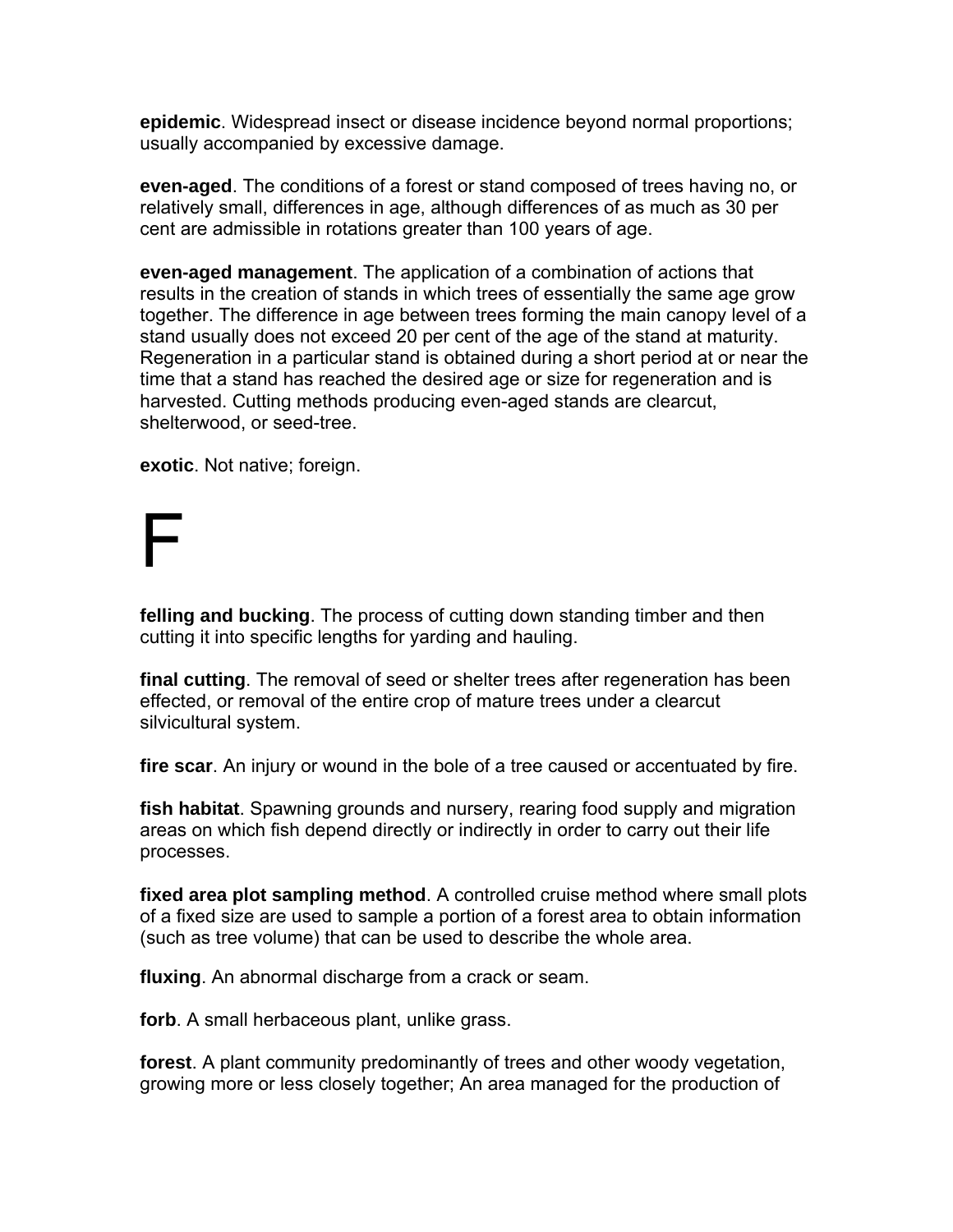**epidemic**. Widespread insect or disease incidence beyond normal proportions; usually accompanied by excessive damage.

**even-aged**. The conditions of a forest or stand composed of trees having no, or relatively small, differences in age, although differences of as much as 30 per cent are admissible in rotations greater than 100 years of age.

**even-aged management**. The application of a combination of actions that results in the creation of stands in which trees of essentially the same age grow together. The difference in age between trees forming the main canopy level of a stand usually does not exceed 20 per cent of the age of the stand at maturity. Regeneration in a particular stand is obtained during a short period at or near the time that a stand has reached the desired age or size for regeneration and is harvested. Cutting methods producing even-aged stands are clearcut, shelterwood, or seed-tree.

**exotic**. Not native; foreign.

# F

**felling and bucking**. The process of cutting down standing timber and then cutting it into specific lengths for yarding and hauling.

**final cutting**. The removal of seed or shelter trees after regeneration has been effected, or removal of the entire crop of mature trees under a clearcut silvicultural system.

**fire scar**. An injury or wound in the bole of a tree caused or accentuated by fire.

**fish habitat**. Spawning grounds and nursery, rearing food supply and migration areas on which fish depend directly or indirectly in order to carry out their life processes.

**fixed area plot sampling method**. A controlled cruise method where small plots of a fixed size are used to sample a portion of a forest area to obtain information (such as tree volume) that can be used to describe the whole area.

**fluxing**. An abnormal discharge from a crack or seam.

**forb**. A small herbaceous plant, unlike grass.

**forest**. A plant community predominantly of trees and other woody vegetation, growing more or less closely together; An area managed for the production of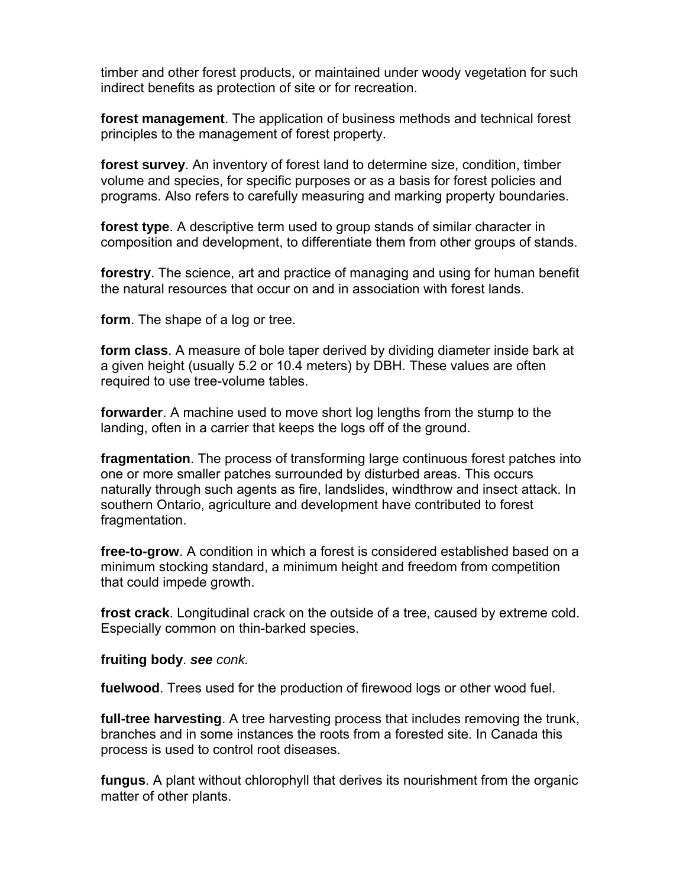timber and other forest products, or maintained under woody vegetation for such indirect benefits as protection of site or for recreation.

**forest management**. The application of business methods and technical forest principles to the management of forest property.

**forest survey**. An inventory of forest land to determine size, condition, timber volume and species, for specific purposes or as a basis for forest policies and programs. Also refers to carefully measuring and marking property boundaries.

**forest type**. A descriptive term used to group stands of similar character in composition and development, to differentiate them from other groups of stands.

**forestry**. The science, art and practice of managing and using for human benefit the natural resources that occur on and in association with forest lands.

**form**. The shape of a log or tree.

**form class**. A measure of bole taper derived by dividing diameter inside bark at a given height (usually 5.2 or 10.4 meters) by DBH. These values are often required to use tree-volume tables.

**forwarder**. A machine used to move short log lengths from the stump to the landing, often in a carrier that keeps the logs off of the ground.

**fragmentation**. The process of transforming large continuous forest patches into one or more smaller patches surrounded by disturbed areas. This occurs naturally through such agents as fire, landslides, windthrow and insect attack. In southern Ontario, agriculture and development have contributed to forest fragmentation.

**free-to-grow**. A condition in which a forest is considered established based on a minimum stocking standard, a minimum height and freedom from competition that could impede growth.

**frost crack**. Longitudinal crack on the outside of a tree, caused by extreme cold. Especially common on thin-barked species.

**fruiting body**. ***see*** *conk.*

**fuelwood**. Trees used for the production of firewood logs or other wood fuel.

**full-tree harvesting**. A tree harvesting process that includes removing the trunk, branches and in some instances the roots from a forested site. In Canada this process is used to control root diseases.

**fungus**. A plant without chlorophyll that derives its nourishment from the organic matter of other plants.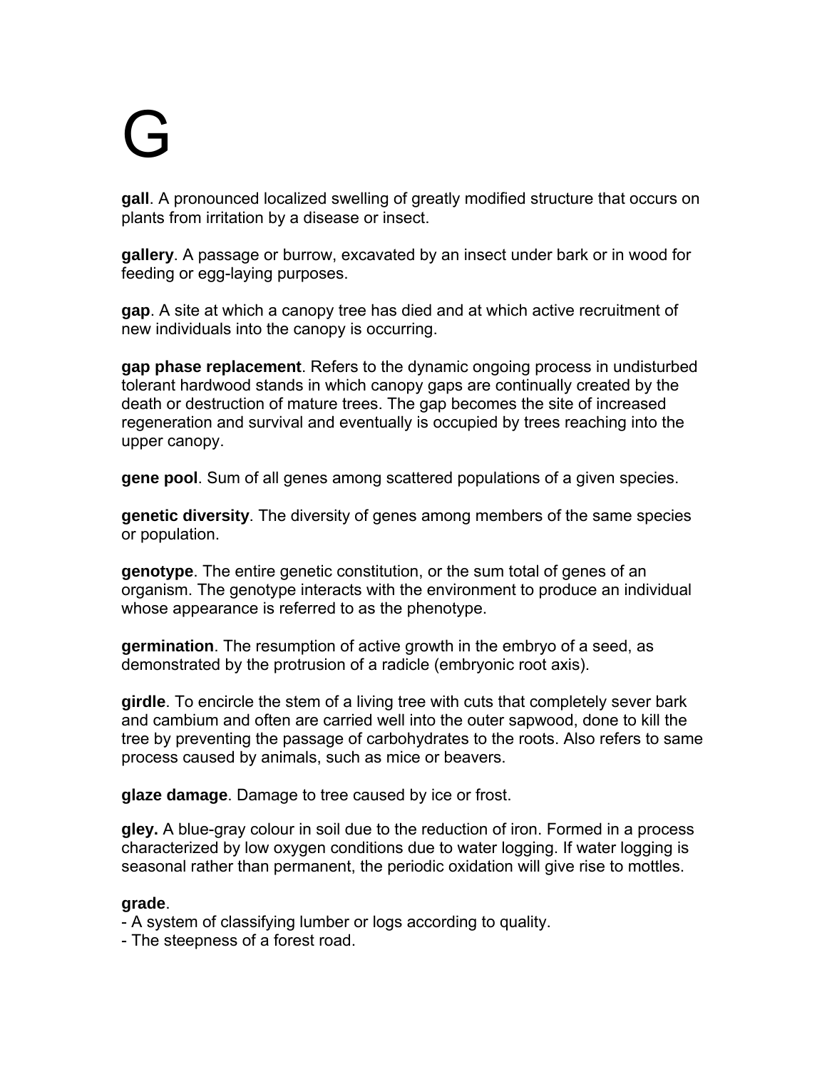# G

**gall**. A pronounced localized swelling of greatly modified structure that occurs on plants from irritation by a disease or insect.

**gallery**. A passage or burrow, excavated by an insect under bark or in wood for feeding or egg-laying purposes.

**gap**. A site at which a canopy tree has died and at which active recruitment of new individuals into the canopy is occurring.

**gap phase replacement**. Refers to the dynamic ongoing process in undisturbed tolerant hardwood stands in which canopy gaps are continually created by the death or destruction of mature trees. The gap becomes the site of increased regeneration and survival and eventually is occupied by trees reaching into the upper canopy.

**gene pool**. Sum of all genes among scattered populations of a given species.

**genetic diversity**. The diversity of genes among members of the same species or population.

**genotype**. The entire genetic constitution, or the sum total of genes of an organism. The genotype interacts with the environment to produce an individual whose appearance is referred to as the phenotype.

**germination**. The resumption of active growth in the embryo of a seed, as demonstrated by the protrusion of a radicle (embryonic root axis).

**girdle**. To encircle the stem of a living tree with cuts that completely sever bark and cambium and often are carried well into the outer sapwood, done to kill the tree by preventing the passage of carbohydrates to the roots. Also refers to same process caused by animals, such as mice or beavers.

**glaze damage**. Damage to tree caused by ice or frost.

**gley.** A blue-gray colour in soil due to the reduction of iron. Formed in a process characterized by low oxygen conditions due to water logging. If water logging is seasonal rather than permanent, the periodic oxidation will give rise to mottles.

**grade**.
- A system of classifying lumber or logs according to quality.
- The steepness of a forest road.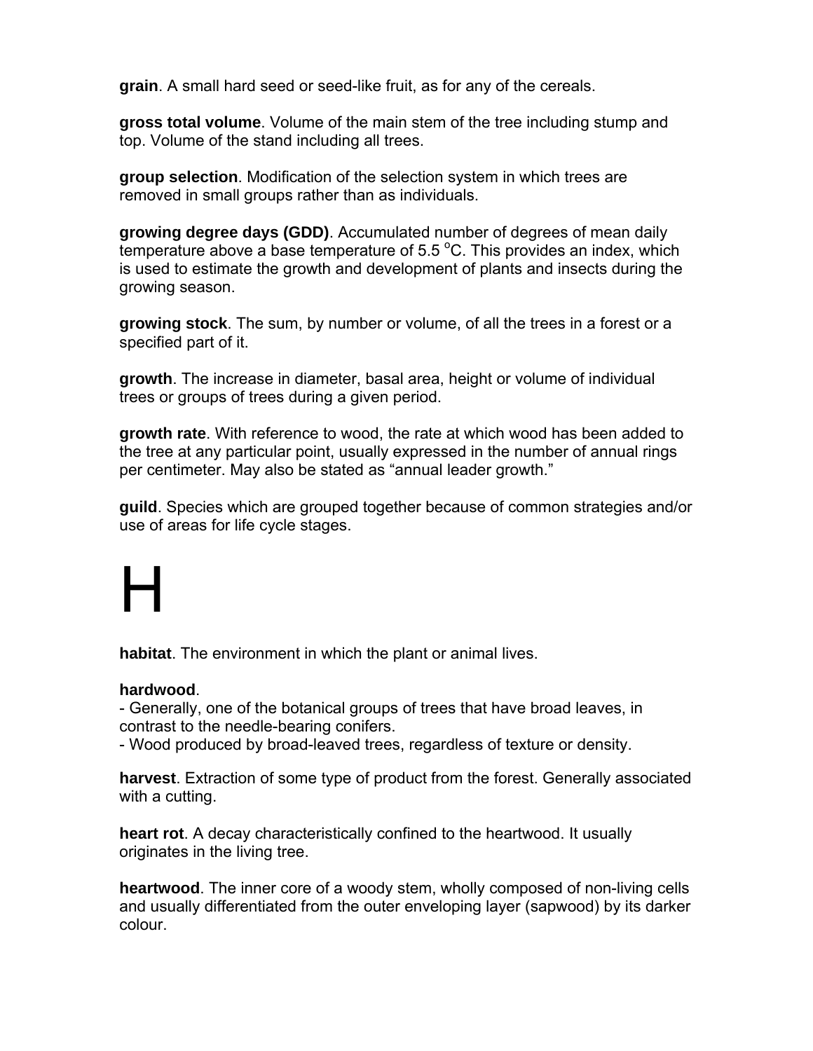**grain**. A small hard seed or seed-like fruit, as for any of the cereals.

**gross total volume**. Volume of the main stem of the tree including stump and top. Volume of the stand including all trees.

**group selection**. Modification of the selection system in which trees are removed in small groups rather than as individuals.

**growing degree days (GDD)**. Accumulated number of degrees of mean daily temperature above a base temperature of 5.5 $^{o}$C. This provides an index, which is used to estimate the growth and development of plants and insects during the growing season.

**growing stock**. The sum, by number or volume, of all the trees in a forest or a specified part of it.

**growth**. The increase in diameter, basal area, height or volume of individual trees or groups of trees during a given period.

**growth rate**. With reference to wood, the rate at which wood has been added to the tree at any particular point, usually expressed in the number of annual rings per centimeter. May also be stated as “annual leader growth.”

**guild**. Species which are grouped together because of common strategies and/or use of areas for life cycle stages.

# H

**habitat**. The environment in which the plant or animal lives.

**hardwood**.
- Generally, one of the botanical groups of trees that have broad leaves, in contrast to the needle-bearing conifers.
- Wood produced by broad-leaved trees, regardless of texture or density.

**harvest**. Extraction of some type of product from the forest. Generally associated with a cutting.

**heart rot**. A decay characteristically confined to the heartwood. It usually originates in the living tree.

**heartwood**. The inner core of a woody stem, wholly composed of non-living cells and usually differentiated from the outer enveloping layer (sapwood) by its darker colour.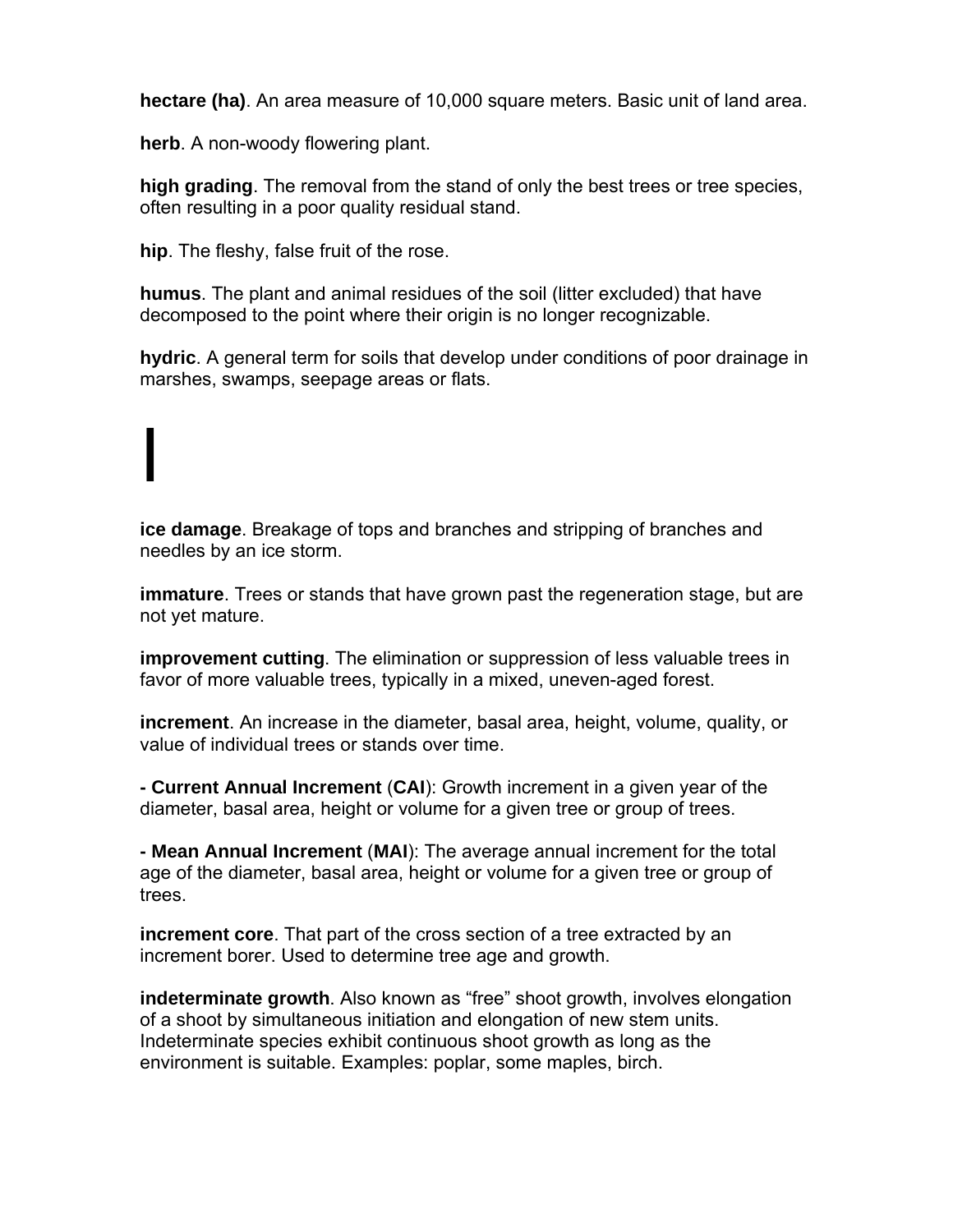**hectare (ha)**. An area measure of 10,000 square meters. Basic unit of land area.

**herb**. A non-woody flowering plant.

**high grading**. The removal from the stand of only the best trees or tree species, often resulting in a poor quality residual stand.

**hip**. The fleshy, false fruit of the rose.

**humus**. The plant and animal residues of the soil (litter excluded) that have decomposed to the point where their origin is no longer recognizable.

**hydric**. A general term for soils that develop under conditions of poor drainage in marshes, swamps, seepage areas or flats.

# I

**ice damage**. Breakage of tops and branches and stripping of branches and needles by an ice storm.

**immature**. Trees or stands that have grown past the regeneration stage, but are not yet mature.

**improvement cutting**. The elimination or suppression of less valuable trees in favor of more valuable trees, typically in a mixed, uneven-aged forest.

**increment**. An increase in the diameter, basal area, height, volume, quality, or value of individual trees or stands over time.

**- Current Annual Increment** (**CAI**): Growth increment in a given year of the diameter, basal area, height or volume for a given tree or group of trees.

**- Mean Annual Increment** (**MAI**): The average annual increment for the total age of the diameter, basal area, height or volume for a given tree or group of trees.

**increment core**. That part of the cross section of a tree extracted by an increment borer. Used to determine tree age and growth.

**indeterminate growth**. Also known as “free” shoot growth, involves elongation of a shoot by simultaneous initiation and elongation of new stem units. Indeterminate species exhibit continuous shoot growth as long as the environment is suitable. Examples: poplar, some maples, birch.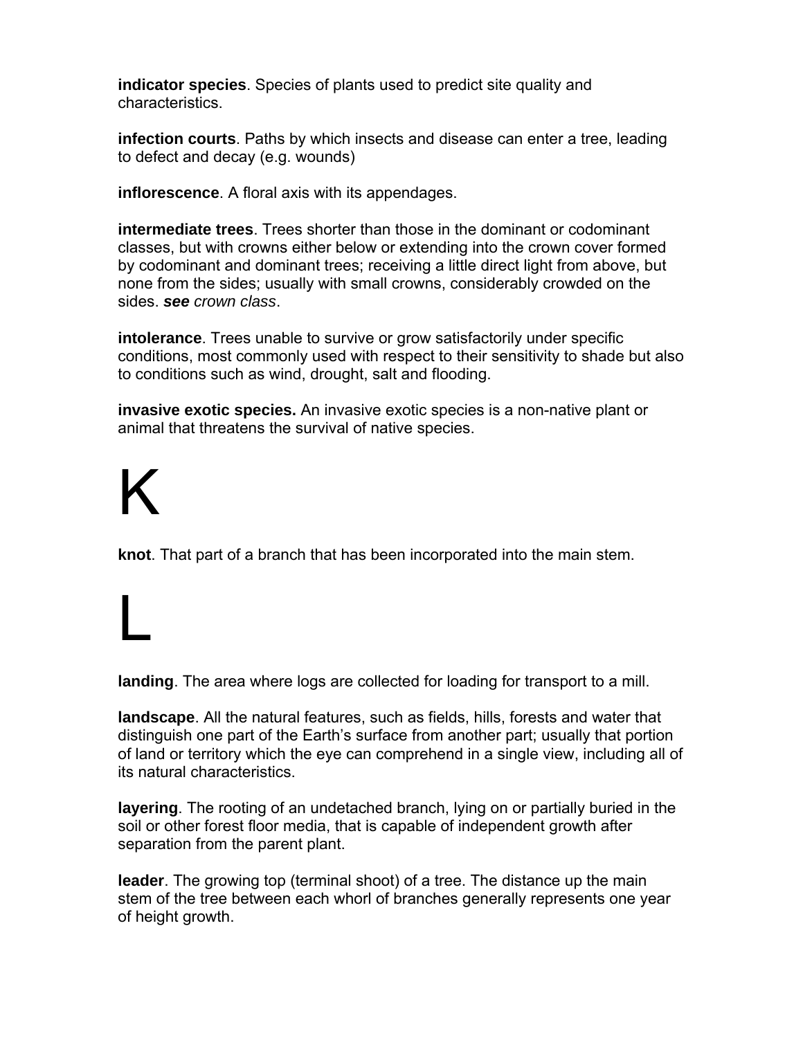**indicator species**. Species of plants used to predict site quality and characteristics.

**infection courts**. Paths by which insects and disease can enter a tree, leading to defect and decay (e.g. wounds)

**inflorescence**. A floral axis with its appendages.

**intermediate trees**. Trees shorter than those in the dominant or codominant classes, but with crowns either below or extending into the crown cover formed by codominant and dominant trees; receiving a little direct light from above, but none from the sides; usually with small crowns, considerably crowded on the sides. ***see*** *crown class*.

**intolerance**. Trees unable to survive or grow satisfactorily under specific conditions, most commonly used with respect to their sensitivity to shade but also to conditions such as wind, drought, salt and flooding.

**invasive exotic species.** An invasive exotic species is a non-native plant or animal that threatens the survival of native species.

# K

**knot**. That part of a branch that has been incorporated into the main stem.

# L

**landing**. The area where logs are collected for loading for transport to a mill.

**landscape**. All the natural features, such as fields, hills, forests and water that distinguish one part of the Earth's surface from another part; usually that portion of land or territory which the eye can comprehend in a single view, including all of its natural characteristics.

**layering**. The rooting of an undetached branch, lying on or partially buried in the soil or other forest floor media, that is capable of independent growth after separation from the parent plant.

**leader**. The growing top (terminal shoot) of a tree. The distance up the main stem of the tree between each whorl of branches generally represents one year of height growth.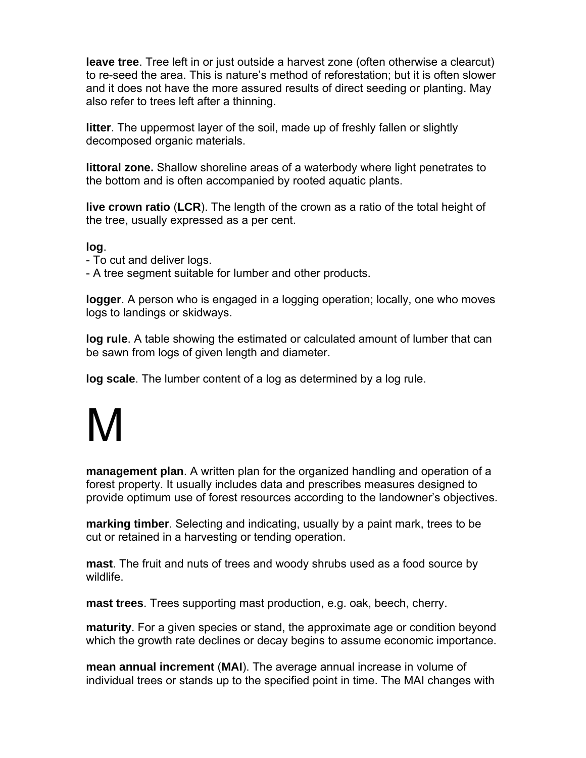**leave tree**. Tree left in or just outside a harvest zone (often otherwise a clearcut) to re-seed the area. This is nature's method of reforestation; but it is often slower and it does not have the more assured results of direct seeding or planting. May also refer to trees left after a thinning.

**litter**. The uppermost layer of the soil, made up of freshly fallen or slightly decomposed organic materials.

**littoral zone.** Shallow shoreline areas of a waterbody where light penetrates to the bottom and is often accompanied by rooted aquatic plants.

**live crown ratio** (**LCR**). The length of the crown as a ratio of the total height of the tree, usually expressed as a per cent.

**log**.
- To cut and deliver logs.
- A tree segment suitable for lumber and other products.

**logger**. A person who is engaged in a logging operation; locally, one who moves logs to landings or skidways.

**log rule**. A table showing the estimated or calculated amount of lumber that can be sawn from logs of given length and diameter.

**log scale**. The lumber content of a log as determined by a log rule.

# M

**management plan**. A written plan for the organized handling and operation of a forest property. It usually includes data and prescribes measures designed to provide optimum use of forest resources according to the landowner's objectives.

**marking timber**. Selecting and indicating, usually by a paint mark, trees to be cut or retained in a harvesting or tending operation.

**mast**. The fruit and nuts of trees and woody shrubs used as a food source by wildlife.

**mast trees**. Trees supporting mast production, e.g. oak, beech, cherry.

**maturity**. For a given species or stand, the approximate age or condition beyond which the growth rate declines or decay begins to assume economic importance.

**mean annual increment** (**MAI**). The average annual increase in volume of individual trees or stands up to the specified point in time. The MAI changes with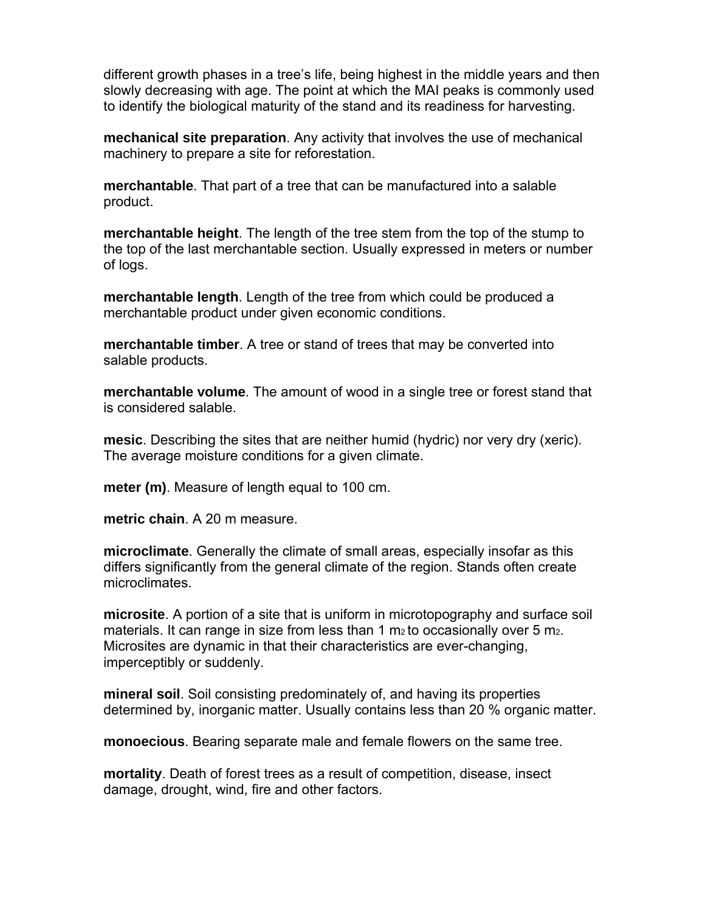different growth phases in a tree's life, being highest in the middle years and then slowly decreasing with age. The point at which the MAI peaks is commonly used to identify the biological maturity of the stand and its readiness for harvesting.

**mechanical site preparation**. Any activity that involves the use of mechanical machinery to prepare a site for reforestation.

**merchantable**. That part of a tree that can be manufactured into a salable product.

**merchantable height**. The length of the tree stem from the top of the stump to the top of the last merchantable section. Usually expressed in meters or number of logs.

**merchantable length**. Length of the tree from which could be produced a merchantable product under given economic conditions.

**merchantable timber**. A tree or stand of trees that may be converted into salable products.

**merchantable volume**. The amount of wood in a single tree or forest stand that is considered salable.

**mesic**. Describing the sites that are neither humid (hydric) nor very dry (xeric). The average moisture conditions for a given climate.

**meter (m)**. Measure of length equal to 100 cm.

**metric chain**. A 20 m measure.

**microclimate**. Generally the climate of small areas, especially insofar as this differs significantly from the general climate of the region. Stands often create microclimates.

**microsite**. A portion of a site that is uniform in microtopography and surface soil materials. It can range in size from less than 1 $m^2$ to occasionally over 5 $m^2$. Microsites are dynamic in that their characteristics are ever-changing, imperceptibly or suddenly.

**mineral soil**. Soil consisting predominately of, and having its properties determined by, inorganic matter. Usually contains less than 20 % organic matter.

**monoecious**. Bearing separate male and female flowers on the same tree.

**mortality**. Death of forest trees as a result of competition, disease, insect damage, drought, wind, fire and other factors.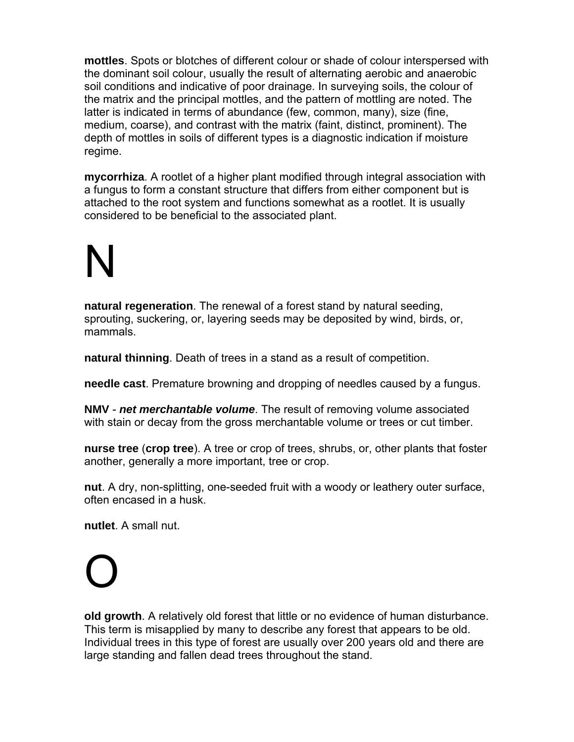**mottles**. Spots or blotches of different colour or shade of colour interspersed with the dominant soil colour, usually the result of alternating aerobic and anaerobic soil conditions and indicative of poor drainage. In surveying soils, the colour of the matrix and the principal mottles, and the pattern of mottling are noted. The latter is indicated in terms of abundance (few, common, many), size (fine, medium, coarse), and contrast with the matrix (faint, distinct, prominent). The depth of mottles in soils of different types is a diagnostic indication if moisture regime.

**mycorrhiza**. A rootlet of a higher plant modified through integral association with a fungus to form a constant structure that differs from either component but is attached to the root system and functions somewhat as a rootlet. It is usually considered to be beneficial to the associated plant.

# N

**natural regeneration**. The renewal of a forest stand by natural seeding, sprouting, suckering, or, layering seeds may be deposited by wind, birds, or, mammals.

**natural thinning**. Death of trees in a stand as a result of competition.

**needle cast**. Premature browning and dropping of needles caused by a fungus.

**NMV** - ***net merchantable volume***. The result of removing volume associated with stain or decay from the gross merchantable volume or trees or cut timber.

**nurse tree** (**crop tree**). A tree or crop of trees, shrubs, or, other plants that foster another, generally a more important, tree or crop.

**nut**. A dry, non-splitting, one-seeded fruit with a woody or leathery outer surface, often encased in a husk.

**nutlet**. A small nut.

# O

**old growth**. A relatively old forest that little or no evidence of human disturbance. This term is misapplied by many to describe any forest that appears to be old. Individual trees in this type of forest are usually over 200 years old and there are large standing and fallen dead trees throughout the stand.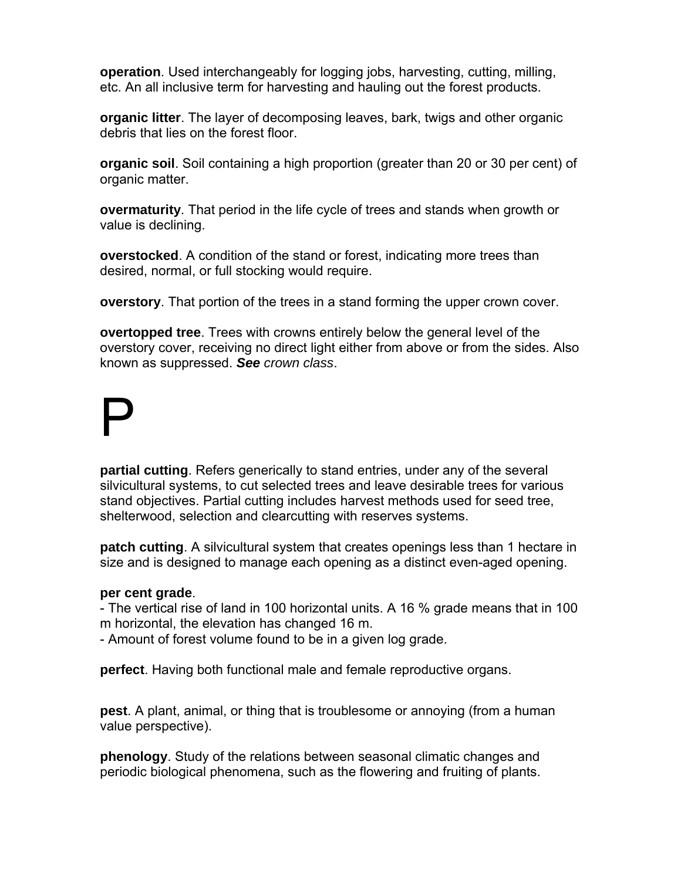**operation**. Used interchangeably for logging jobs, harvesting, cutting, milling, etc. An all inclusive term for harvesting and hauling out the forest products.

**organic litter**. The layer of decomposing leaves, bark, twigs and other organic debris that lies on the forest floor.

**organic soil**. Soil containing a high proportion (greater than 20 or 30 per cent) of organic matter.

**overmaturity**. That period in the life cycle of trees and stands when growth or value is declining.

**overstocked**. A condition of the stand or forest, indicating more trees than desired, normal, or full stocking would require.

**overstory**. That portion of the trees in a stand forming the upper crown cover.

**overtopped tree**. Trees with crowns entirely below the general level of the overstory cover, receiving no direct light either from above or from the sides. Also known as suppressed. ***See*** *crown class*.

# P

**partial cutting**. Refers generically to stand entries, under any of the several silvicultural systems, to cut selected trees and leave desirable trees for various stand objectives. Partial cutting includes harvest methods used for seed tree, shelterwood, selection and clearcutting with reserves systems.

**patch cutting**. A silvicultural system that creates openings less than 1 hectare in size and is designed to manage each opening as a distinct even-aged opening.

**per cent grade**.
- The vertical rise of land in 100 horizontal units. A 16 % grade means that in 100 m horizontal, the elevation has changed 16 m.
- Amount of forest volume found to be in a given log grade.

**perfect**. Having both functional male and female reproductive organs.

**pest**. A plant, animal, or thing that is troublesome or annoying (from a human value perspective).

**phenology**. Study of the relations between seasonal climatic changes and periodic biological phenomena, such as the flowering and fruiting of plants.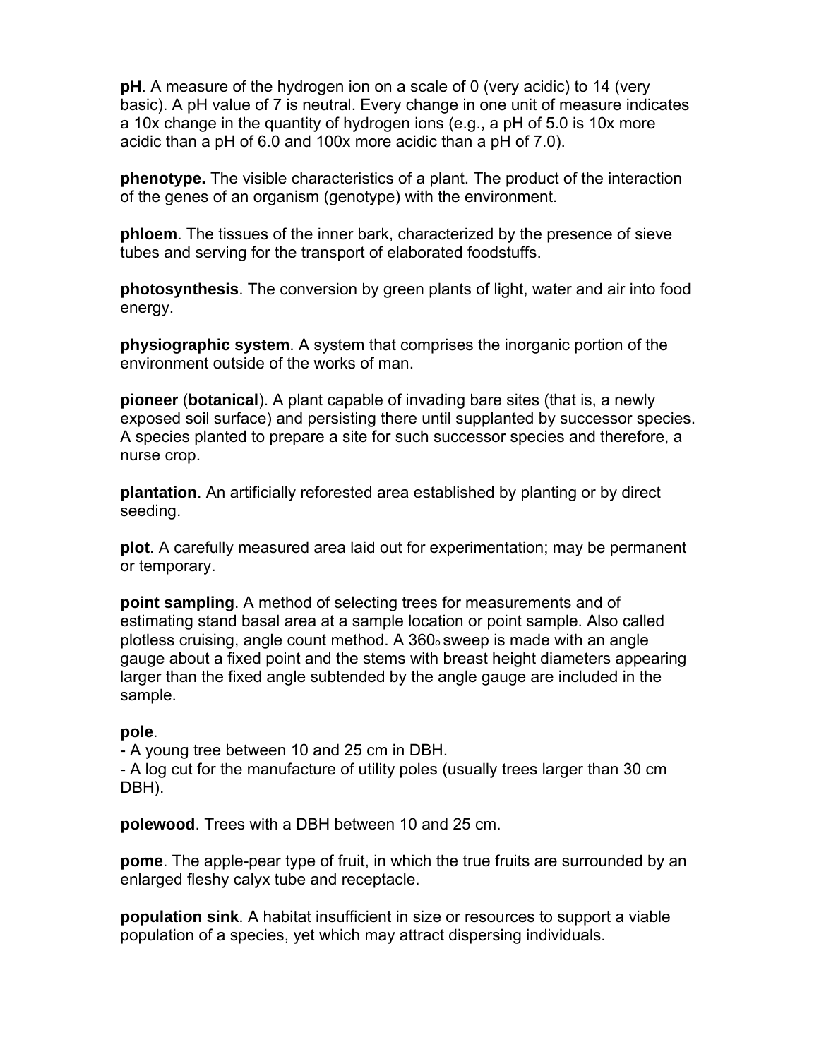**pH**. A measure of the hydrogen ion on a scale of 0 (very acidic) to 14 (very basic). A pH value of 7 is neutral. Every change in one unit of measure indicates a 10x change in the quantity of hydrogen ions (e.g., a pH of 5.0 is 10x more acidic than a pH of 6.0 and 100x more acidic than a pH of 7.0).

**phenotype.** The visible characteristics of a plant. The product of the interaction of the genes of an organism (genotype) with the environment.

**phloem**. The tissues of the inner bark, characterized by the presence of sieve tubes and serving for the transport of elaborated foodstuffs.

**photosynthesis**. The conversion by green plants of light, water and air into food energy.

**physiographic system**. A system that comprises the inorganic portion of the environment outside of the works of man.

**pioneer** (**botanical**). A plant capable of invading bare sites (that is, a newly exposed soil surface) and persisting there until supplanted by successor species. A species planted to prepare a site for such successor species and therefore, a nurse crop.

**plantation**. An artificially reforested area established by planting or by direct seeding.

**plot**. A carefully measured area laid out for experimentation; may be permanent or temporary.

**point sampling**. A method of selecting trees for measurements and of estimating stand basal area at a sample location or point sample. Also called plotless cruising, angle count method. A $360^{\circ}$ sweep is made with an angle gauge about a fixed point and the stems with breast height diameters appearing larger than the fixed angle subtended by the angle gauge are included in the sample.

**pole**.

- A young tree between 10 and 25 cm in DBH.
- A log cut for the manufacture of utility poles (usually trees larger than 30 cm DBH).

**polewood**. Trees with a DBH between 10 and 25 cm.

**pome**. The apple-pear type of fruit, in which the true fruits are surrounded by an enlarged fleshy calyx tube and receptacle.

**population sink**. A habitat insufficient in size or resources to support a viable population of a species, yet which may attract dispersing individuals.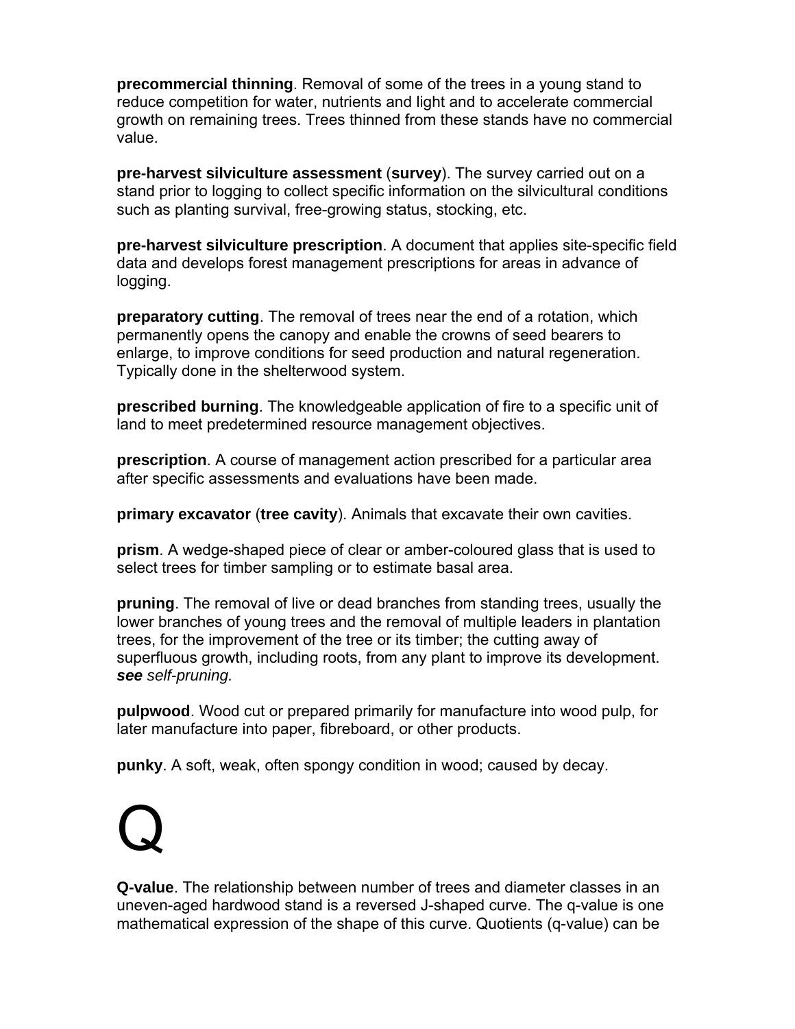**precommercial thinning**. Removal of some of the trees in a young stand to reduce competition for water, nutrients and light and to accelerate commercial growth on remaining trees. Trees thinned from these stands have no commercial value.

**pre-harvest silviculture assessment** (**survey**). The survey carried out on a stand prior to logging to collect specific information on the silvicultural conditions such as planting survival, free-growing status, stocking, etc.

**pre-harvest silviculture prescription**. A document that applies site-specific field data and develops forest management prescriptions for areas in advance of logging.

**preparatory cutting**. The removal of trees near the end of a rotation, which permanently opens the canopy and enable the crowns of seed bearers to enlarge, to improve conditions for seed production and natural regeneration. Typically done in the shelterwood system.

**prescribed burning**. The knowledgeable application of fire to a specific unit of land to meet predetermined resource management objectives.

**prescription**. A course of management action prescribed for a particular area after specific assessments and evaluations have been made.

**primary excavator** (**tree cavity**). Animals that excavate their own cavities.

**prism**. A wedge-shaped piece of clear or amber-coloured glass that is used to select trees for timber sampling or to estimate basal area.

**pruning**. The removal of live or dead branches from standing trees, usually the lower branches of young trees and the removal of multiple leaders in plantation trees, for the improvement of the tree or its timber; the cutting away of superfluous growth, including roots, from any plant to improve its development. ***see*** *self-pruning.*

**pulpwood**. Wood cut or prepared primarily for manufacture into wood pulp, for later manufacture into paper, fibreboard, or other products.

**punky**. A soft, weak, often spongy condition in wood; caused by decay.

# Q

**Q-value**. The relationship between number of trees and diameter classes in an uneven-aged hardwood stand is a reversed J-shaped curve. The q-value is one mathematical expression of the shape of this curve. Quotients (q-value) can be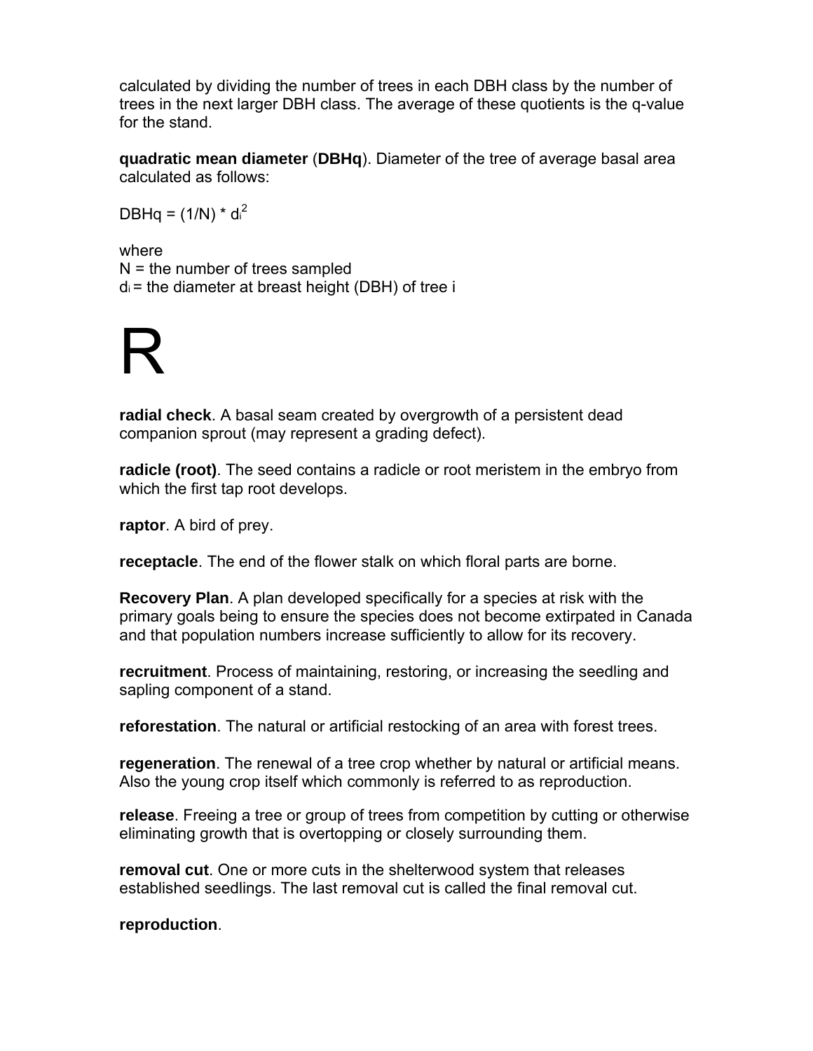calculated by dividing the number of trees in each DBH class by the number of trees in the next larger DBH class. The average of these quotients is the q-value for the stand.

**quadratic mean diameter** (**DBHq**). Diameter of the tree of average basal area calculated as follows:

$$DBHq = (1/N) * d_i^2$$

where
N = the number of trees sampled
$d_i$ = the diameter at breast height (DBH) of tree i

# R

**radial check**. A basal seam created by overgrowth of a persistent dead companion sprout (may represent a grading defect).

**radicle (root)**. The seed contains a radicle or root meristem in the embryo from which the first tap root develops.

**raptor**. A bird of prey.

**receptacle**. The end of the flower stalk on which floral parts are borne.

**Recovery Plan**. A plan developed specifically for a species at risk with the primary goals being to ensure the species does not become extirpated in Canada and that population numbers increase sufficiently to allow for its recovery.

**recruitment**. Process of maintaining, restoring, or increasing the seedling and sapling component of a stand.

**reforestation**. The natural or artificial restocking of an area with forest trees.

**regeneration**. The renewal of a tree crop whether by natural or artificial means. Also the young crop itself which commonly is referred to as reproduction.

**release**. Freeing a tree or group of trees from competition by cutting or otherwise eliminating growth that is overtopping or closely surrounding them.

**removal cut**. One or more cuts in the shelterwood system that releases established seedlings. The last removal cut is called the final removal cut.

**reproduction**.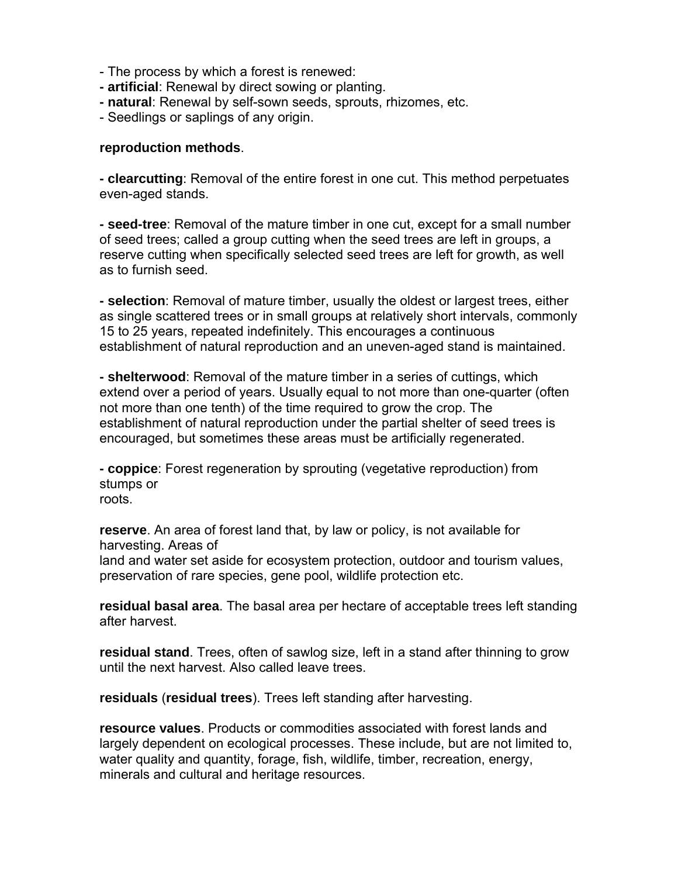- The process by which a forest is renewed:
- **artificial**: Renewal by direct sowing or planting.
- **natural**: Renewal by self-sown seeds, sprouts, rhizomes, etc.
- Seedlings or saplings of any origin.

**reproduction methods**.

- **clearcutting**: Removal of the entire forest in one cut. This method perpetuates even-aged stands.

- **seed-tree**: Removal of the mature timber in one cut, except for a small number of seed trees; called a group cutting when the seed trees are left in groups, a reserve cutting when specifically selected seed trees are left for growth, as well as to furnish seed.

- **selection**: Removal of mature timber, usually the oldest or largest trees, either as single scattered trees or in small groups at relatively short intervals, commonly 15 to 25 years, repeated indefinitely. This encourages a continuous establishment of natural reproduction and an uneven-aged stand is maintained.

- **shelterwood**: Removal of the mature timber in a series of cuttings, which extend over a period of years. Usually equal to not more than one-quarter (often not more than one tenth) of the time required to grow the crop. The establishment of natural reproduction under the partial shelter of seed trees is encouraged, but sometimes these areas must be artificially regenerated.

- **coppice**: Forest regeneration by sprouting (vegetative reproduction) from stumps or roots.

**reserve**. An area of forest land that, by law or policy, is not available for harvesting. Areas of land and water set aside for ecosystem protection, outdoor and tourism values, preservation of rare species, gene pool, wildlife protection etc.

**residual basal area**. The basal area per hectare of acceptable trees left standing after harvest.

**residual stand**. Trees, often of sawlog size, left in a stand after thinning to grow until the next harvest. Also called leave trees.

**residuals** (**residual trees**). Trees left standing after harvesting.

**resource values**. Products or commodities associated with forest lands and largely dependent on ecological processes. These include, but are not limited to, water quality and quantity, forage, fish, wildlife, timber, recreation, energy, minerals and cultural and heritage resources.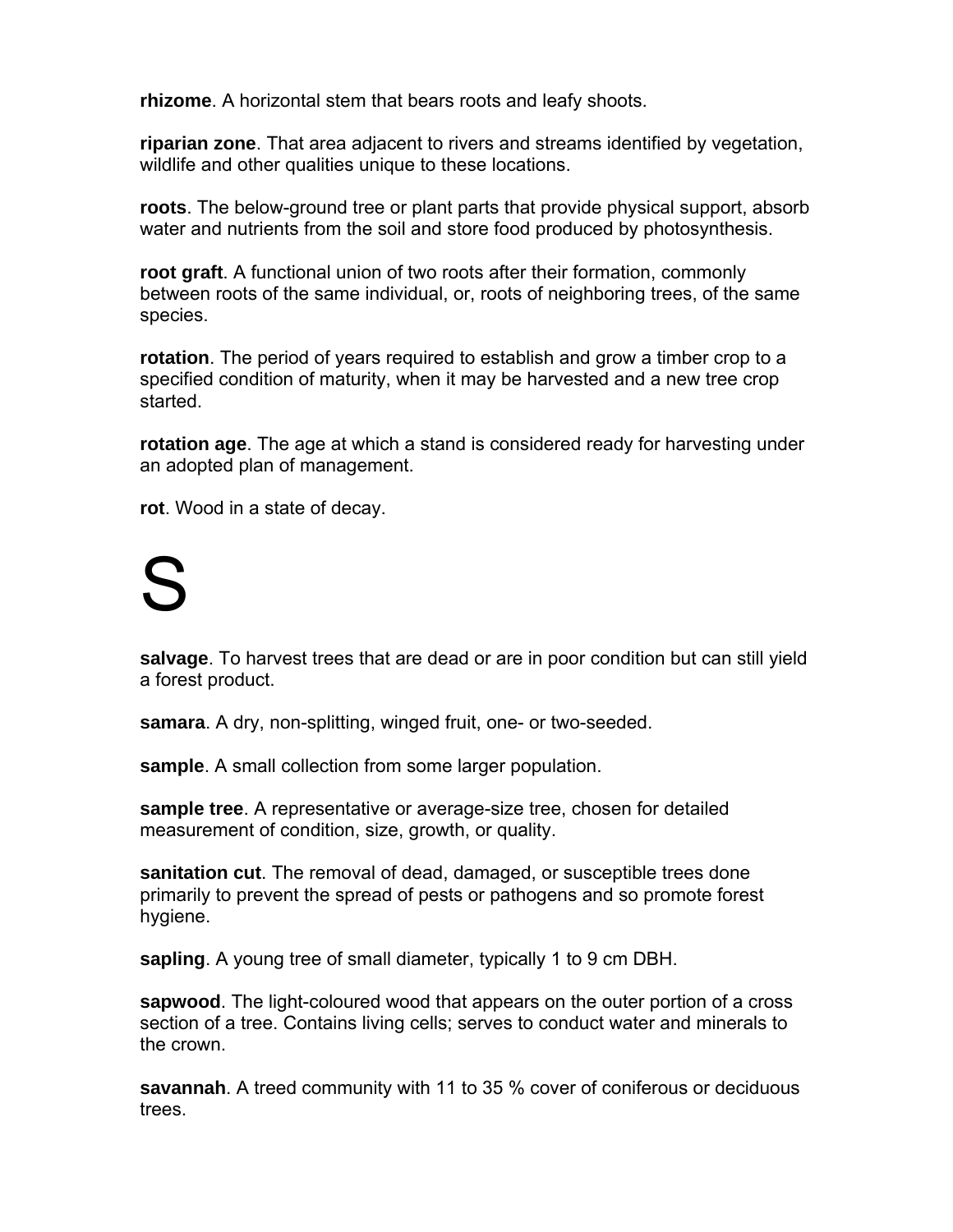**rhizome**. A horizontal stem that bears roots and leafy shoots.

**riparian zone**. That area adjacent to rivers and streams identified by vegetation, wildlife and other qualities unique to these locations.

**roots**. The below-ground tree or plant parts that provide physical support, absorb water and nutrients from the soil and store food produced by photosynthesis.

**root graft**. A functional union of two roots after their formation, commonly between roots of the same individual, or, roots of neighboring trees, of the same species.

**rotation**. The period of years required to establish and grow a timber crop to a specified condition of maturity, when it may be harvested and a new tree crop started.

**rotation age**. The age at which a stand is considered ready for harvesting under an adopted plan of management.

**rot**. Wood in a state of decay.

# S

**salvage**. To harvest trees that are dead or are in poor condition but can still yield a forest product.

**samara**. A dry, non-splitting, winged fruit, one- or two-seeded.

**sample**. A small collection from some larger population.

**sample tree**. A representative or average-size tree, chosen for detailed measurement of condition, size, growth, or quality.

**sanitation cut**. The removal of dead, damaged, or susceptible trees done primarily to prevent the spread of pests or pathogens and so promote forest hygiene.

**sapling**. A young tree of small diameter, typically 1 to 9 cm DBH.

**sapwood**. The light-coloured wood that appears on the outer portion of a cross section of a tree. Contains living cells; serves to conduct water and minerals to the crown.

**savannah**. A treed community with 11 to 35 % cover of coniferous or deciduous trees.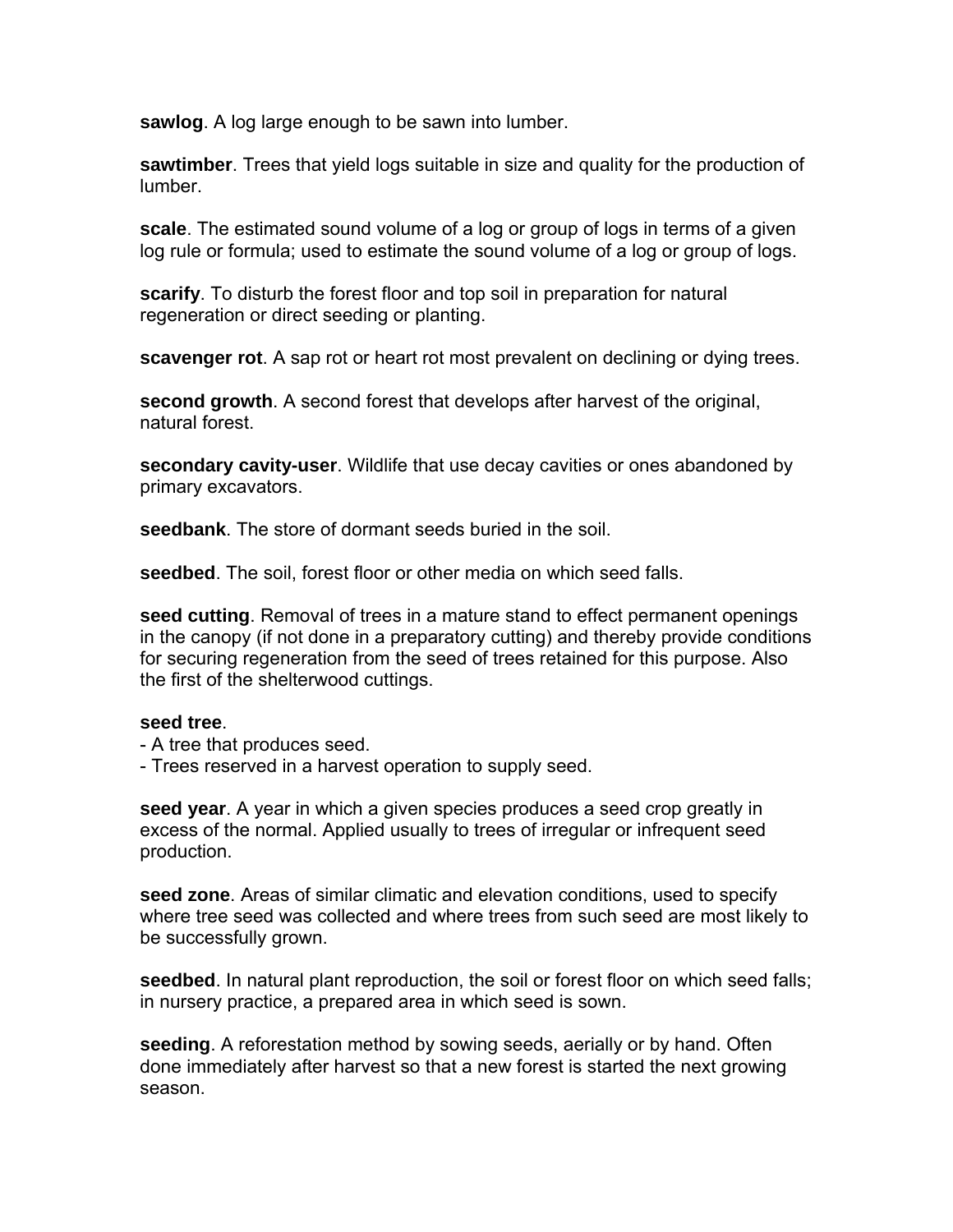**sawlog**. A log large enough to be sawn into lumber.

**sawtimber**. Trees that yield logs suitable in size and quality for the production of lumber.

**scale**. The estimated sound volume of a log or group of logs in terms of a given log rule or formula; used to estimate the sound volume of a log or group of logs.

**scarify**. To disturb the forest floor and top soil in preparation for natural regeneration or direct seeding or planting.

**scavenger rot**. A sap rot or heart rot most prevalent on declining or dying trees.

**second growth**. A second forest that develops after harvest of the original, natural forest.

**secondary cavity-user**. Wildlife that use decay cavities or ones abandoned by primary excavators.

**seedbank**. The store of dormant seeds buried in the soil.

**seedbed**. The soil, forest floor or other media on which seed falls.

**seed cutting**. Removal of trees in a mature stand to effect permanent openings in the canopy (if not done in a preparatory cutting) and thereby provide conditions for securing regeneration from the seed of trees retained for this purpose. Also the first of the shelterwood cuttings.

**seed tree**.
- A tree that produces seed.
- Trees reserved in a harvest operation to supply seed.

**seed year**. A year in which a given species produces a seed crop greatly in excess of the normal. Applied usually to trees of irregular or infrequent seed production.

**seed zone**. Areas of similar climatic and elevation conditions, used to specify where tree seed was collected and where trees from such seed are most likely to be successfully grown.

**seedbed**. In natural plant reproduction, the soil or forest floor on which seed falls; in nursery practice, a prepared area in which seed is sown.

**seeding**. A reforestation method by sowing seeds, aerially or by hand. Often done immediately after harvest so that a new forest is started the next growing season.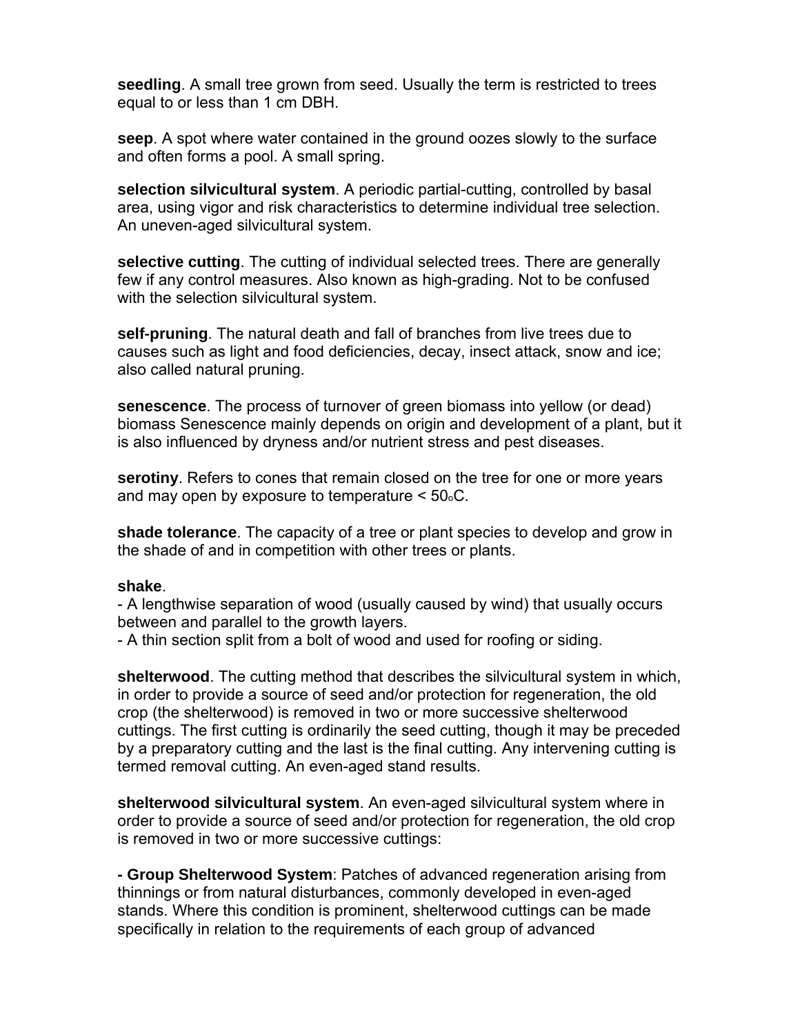**seedling**. A small tree grown from seed. Usually the term is restricted to trees equal to or less than 1 cm DBH.

**seep**. A spot where water contained in the ground oozes slowly to the surface and often forms a pool. A small spring.

**selection silvicultural system**. A periodic partial-cutting, controlled by basal area, using vigor and risk characteristics to determine individual tree selection. An uneven-aged silvicultural system.

**selective cutting**. The cutting of individual selected trees. There are generally few if any control measures. Also known as high-grading. Not to be confused with the selection silvicultural system.

**self-pruning**. The natural death and fall of branches from live trees due to causes such as light and food deficiencies, decay, insect attack, snow and ice; also called natural pruning.

**senescence**. The process of turnover of green biomass into yellow (or dead) biomass Senescence mainly depends on origin and development of a plant, but it is also influenced by dryness and/or nutrient stress and pest diseases.

**serotiny**. Refers to cones that remain closed on the tree for one or more years and may open by exposure to temperature < 50$_{o}$C.

**shade tolerance**. The capacity of a tree or plant species to develop and grow in the shade of and in competition with other trees or plants.

**shake**.
- A lengthwise separation of wood (usually caused by wind) that usually occurs between and parallel to the growth layers.
- A thin section split from a bolt of wood and used for roofing or siding.

**shelterwood**. The cutting method that describes the silvicultural system in which, in order to provide a source of seed and/or protection for regeneration, the old crop (the shelterwood) is removed in two or more successive shelterwood cuttings. The first cutting is ordinarily the seed cutting, though it may be preceded by a preparatory cutting and the last is the final cutting. Any intervening cutting is termed removal cutting. An even-aged stand results.

**shelterwood silvicultural system**. An even-aged silvicultural system where in order to provide a source of seed and/or protection for regeneration, the old crop is removed in two or more successive cuttings:

**- Group Shelterwood System**: Patches of advanced regeneration arising from thinnings or from natural disturbances, commonly developed in even-aged stands. Where this condition is prominent, shelterwood cuttings can be made specifically in relation to the requirements of each group of advanced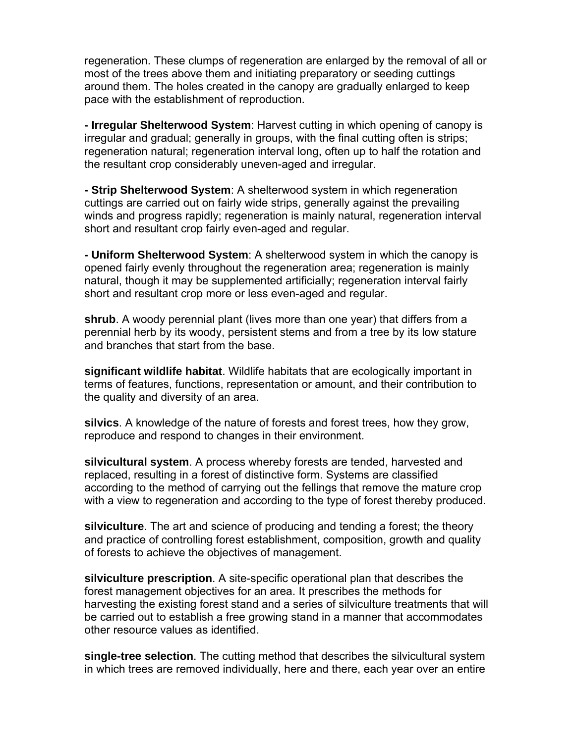regeneration. These clumps of regeneration are enlarged by the removal of all or most of the trees above them and initiating preparatory or seeding cuttings around them. The holes created in the canopy are gradually enlarged to keep pace with the establishment of reproduction.

**- Irregular Shelterwood System**: Harvest cutting in which opening of canopy is irregular and gradual; generally in groups, with the final cutting often is strips; regeneration natural; regeneration interval long, often up to half the rotation and the resultant crop considerably uneven-aged and irregular.

**- Strip Shelterwood System**: A shelterwood system in which regeneration cuttings are carried out on fairly wide strips, generally against the prevailing winds and progress rapidly; regeneration is mainly natural, regeneration interval short and resultant crop fairly even-aged and regular.

**- Uniform Shelterwood System**: A shelterwood system in which the canopy is opened fairly evenly throughout the regeneration area; regeneration is mainly natural, though it may be supplemented artificially; regeneration interval fairly short and resultant crop more or less even-aged and regular.

**shrub**. A woody perennial plant (lives more than one year) that differs from a perennial herb by its woody, persistent stems and from a tree by its low stature and branches that start from the base.

**significant wildlife habitat**. Wildlife habitats that are ecologically important in terms of features, functions, representation or amount, and their contribution to the quality and diversity of an area.

**silvics**. A knowledge of the nature of forests and forest trees, how they grow, reproduce and respond to changes in their environment.

**silvicultural system**. A process whereby forests are tended, harvested and replaced, resulting in a forest of distinctive form. Systems are classified according to the method of carrying out the fellings that remove the mature crop with a view to regeneration and according to the type of forest thereby produced.

**silviculture**. The art and science of producing and tending a forest; the theory and practice of controlling forest establishment, composition, growth and quality of forests to achieve the objectives of management.

**silviculture prescription**. A site-specific operational plan that describes the forest management objectives for an area. It prescribes the methods for harvesting the existing forest stand and a series of silviculture treatments that will be carried out to establish a free growing stand in a manner that accommodates other resource values as identified.

**single-tree selection**. The cutting method that describes the silvicultural system in which trees are removed individually, here and there, each year over an entire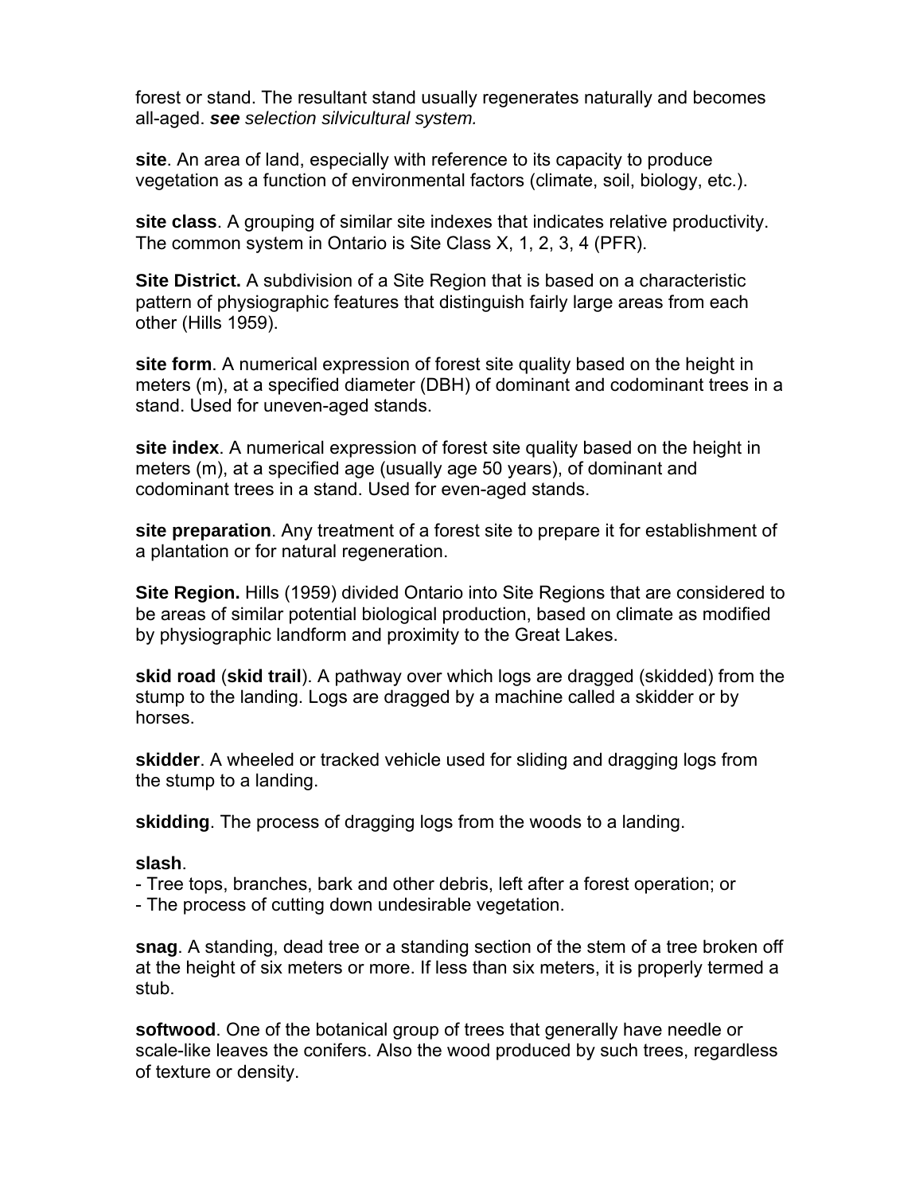forest or stand. The resultant stand usually regenerates naturally and becomes all-aged. ***see*** *selection silvicultural system.*

**site**. An area of land, especially with reference to its capacity to produce vegetation as a function of environmental factors (climate, soil, biology, etc.).

**site class**. A grouping of similar site indexes that indicates relative productivity. The common system in Ontario is Site Class X, 1, 2, 3, 4 (PFR).

**Site District.** A subdivision of a Site Region that is based on a characteristic pattern of physiographic features that distinguish fairly large areas from each other (Hills 1959).

**site form**. A numerical expression of forest site quality based on the height in meters (m), at a specified diameter (DBH) of dominant and codominant trees in a stand. Used for uneven-aged stands.

**site index**. A numerical expression of forest site quality based on the height in meters (m), at a specified age (usually age 50 years), of dominant and codominant trees in a stand. Used for even-aged stands.

**site preparation**. Any treatment of a forest site to prepare it for establishment of a plantation or for natural regeneration.

**Site Region.** Hills (1959) divided Ontario into Site Regions that are considered to be areas of similar potential biological production, based on climate as modified by physiographic landform and proximity to the Great Lakes.

**skid road** (**skid trail**). A pathway over which logs are dragged (skidded) from the stump to the landing. Logs are dragged by a machine called a skidder or by horses.

**skidder**. A wheeled or tracked vehicle used for sliding and dragging logs from the stump to a landing.

**skidding**. The process of dragging logs from the woods to a landing.

**slash**.
- Tree tops, branches, bark and other debris, left after a forest operation; or
- The process of cutting down undesirable vegetation.

**snag**. A standing, dead tree or a standing section of the stem of a tree broken off at the height of six meters or more. If less than six meters, it is properly termed a stub.

**softwood**. One of the botanical group of trees that generally have needle or scale-like leaves the conifers. Also the wood produced by such trees, regardless of texture or density.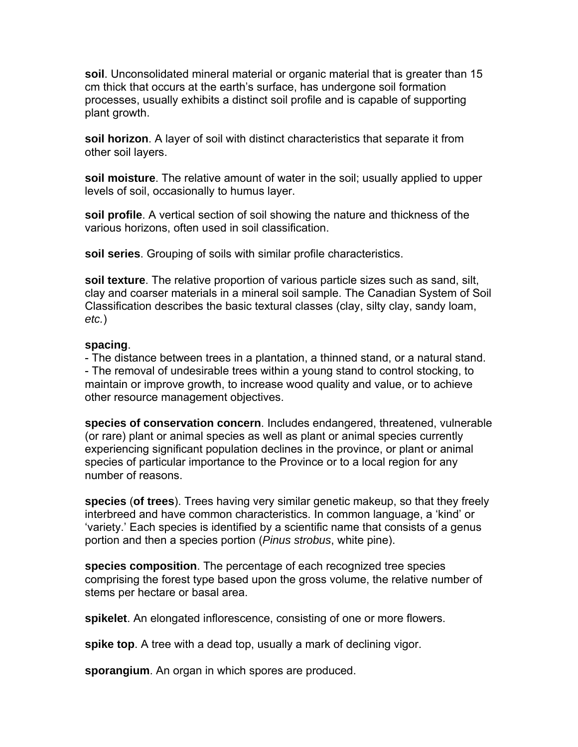**soil**. Unconsolidated mineral material or organic material that is greater than 15 cm thick that occurs at the earth's surface, has undergone soil formation processes, usually exhibits a distinct soil profile and is capable of supporting plant growth.

**soil horizon**. A layer of soil with distinct characteristics that separate it from other soil layers.

**soil moisture**. The relative amount of water in the soil; usually applied to upper levels of soil, occasionally to humus layer.

**soil profile**. A vertical section of soil showing the nature and thickness of the various horizons, often used in soil classification.

**soil series**. Grouping of soils with similar profile characteristics.

**soil texture**. The relative proportion of various particle sizes such as sand, silt, clay and coarser materials in a mineral soil sample. The Canadian System of Soil Classification describes the basic textural classes (clay, silty clay, sandy loam, *etc.*)

**spacing**.
- The distance between trees in a plantation, a thinned stand, or a natural stand.
- The removal of undesirable trees within a young stand to control stocking, to maintain or improve growth, to increase wood quality and value, or to achieve other resource management objectives.

**species of conservation concern**. Includes endangered, threatened, vulnerable (or rare) plant or animal species as well as plant or animal species currently experiencing significant population declines in the province, or plant or animal species of particular importance to the Province or to a local region for any number of reasons.

**species** (**of trees**). Trees having very similar genetic makeup, so that they freely interbreed and have common characteristics. In common language, a 'kind' or 'variety.' Each species is identified by a scientific name that consists of a genus portion and then a species portion (*Pinus strobus*, white pine).

**species composition**. The percentage of each recognized tree species comprising the forest type based upon the gross volume, the relative number of stems per hectare or basal area.

**spikelet**. An elongated inflorescence, consisting of one or more flowers.

**spike top**. A tree with a dead top, usually a mark of declining vigor.

**sporangium**. An organ in which spores are produced.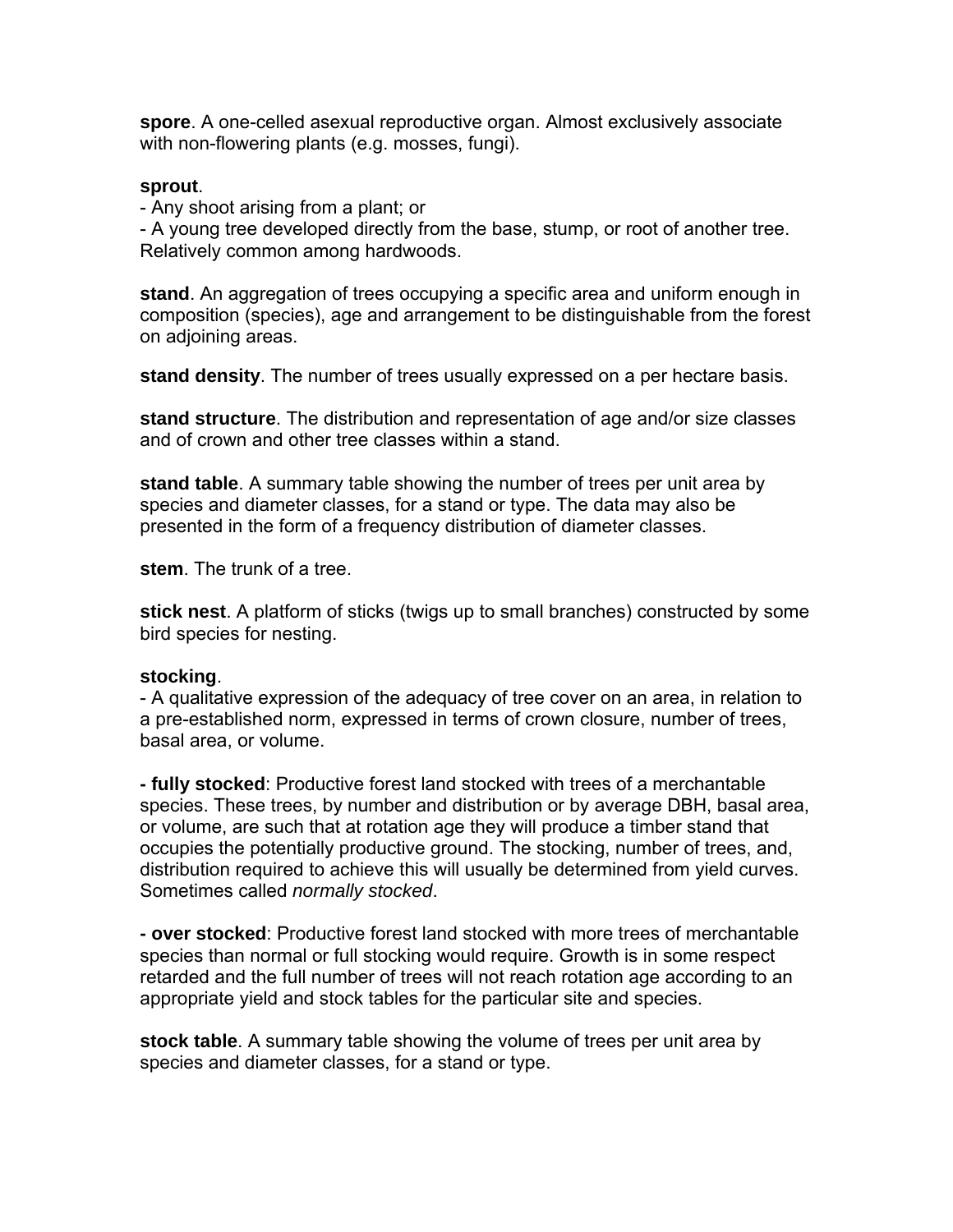**spore**. A one-celled asexual reproductive organ. Almost exclusively associate with non-flowering plants (e.g. mosses, fungi).

**sprout**.
- Any shoot arising from a plant; or
- A young tree developed directly from the base, stump, or root of another tree. Relatively common among hardwoods.

**stand**. An aggregation of trees occupying a specific area and uniform enough in composition (species), age and arrangement to be distinguishable from the forest on adjoining areas.

**stand density**. The number of trees usually expressed on a per hectare basis.

**stand structure**. The distribution and representation of age and/or size classes and of crown and other tree classes within a stand.

**stand table**. A summary table showing the number of trees per unit area by species and diameter classes, for a stand or type. The data may also be presented in the form of a frequency distribution of diameter classes.

**stem**. The trunk of a tree.

**stick nest**. A platform of sticks (twigs up to small branches) constructed by some bird species for nesting.

**stocking**.
- A qualitative expression of the adequacy of tree cover on an area, in relation to a pre-established norm, expressed in terms of crown closure, number of trees, basal area, or volume.

**- fully stocked**: Productive forest land stocked with trees of a merchantable species. These trees, by number and distribution or by average DBH, basal area, or volume, are such that at rotation age they will produce a timber stand that occupies the potentially productive ground. The stocking, number of trees, and, distribution required to achieve this will usually be determined from yield curves. Sometimes called *normally stocked*.

**- over stocked**: Productive forest land stocked with more trees of merchantable species than normal or full stocking would require. Growth is in some respect retarded and the full number of trees will not reach rotation age according to an appropriate yield and stock tables for the particular site and species.

**stock table**. A summary table showing the volume of trees per unit area by species and diameter classes, for a stand or type.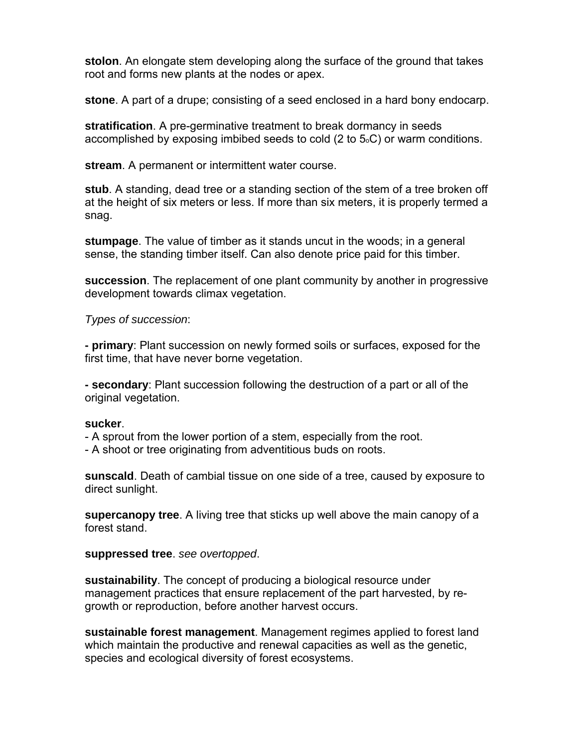**stolon**. An elongate stem developing along the surface of the ground that takes root and forms new plants at the nodes or apex.

**stone**. A part of a drupe; consisting of a seed enclosed in a hard bony endocarp.

**stratification**. A pre-germinative treatment to break dormancy in seeds accomplished by exposing imbibed seeds to cold (2 to 5$_{o}$C) or warm conditions.

**stream**. A permanent or intermittent water course.

**stub**. A standing, dead tree or a standing section of the stem of a tree broken off at the height of six meters or less. If more than six meters, it is properly termed a snag.

**stumpage**. The value of timber as it stands uncut in the woods; in a general sense, the standing timber itself. Can also denote price paid for this timber.

**succession**. The replacement of one plant community by another in progressive development towards climax vegetation.

*Types of succession*:

**- primary**: Plant succession on newly formed soils or surfaces, exposed for the first time, that have never borne vegetation.

**- secondary**: Plant succession following the destruction of a part or all of the original vegetation.

**sucker**.
- A sprout from the lower portion of a stem, especially from the root.
- A shoot or tree originating from adventitious buds on roots.

**sunscald**. Death of cambial tissue on one side of a tree, caused by exposure to direct sunlight.

**supercanopy tree**. A living tree that sticks up well above the main canopy of a forest stand.

**suppressed tree**. *see overtopped*.

**sustainability**. The concept of producing a biological resource under management practices that ensure replacement of the part harvested, by re-growth or reproduction, before another harvest occurs.

**sustainable forest management**. Management regimes applied to forest land which maintain the productive and renewal capacities as well as the genetic, species and ecological diversity of forest ecosystems.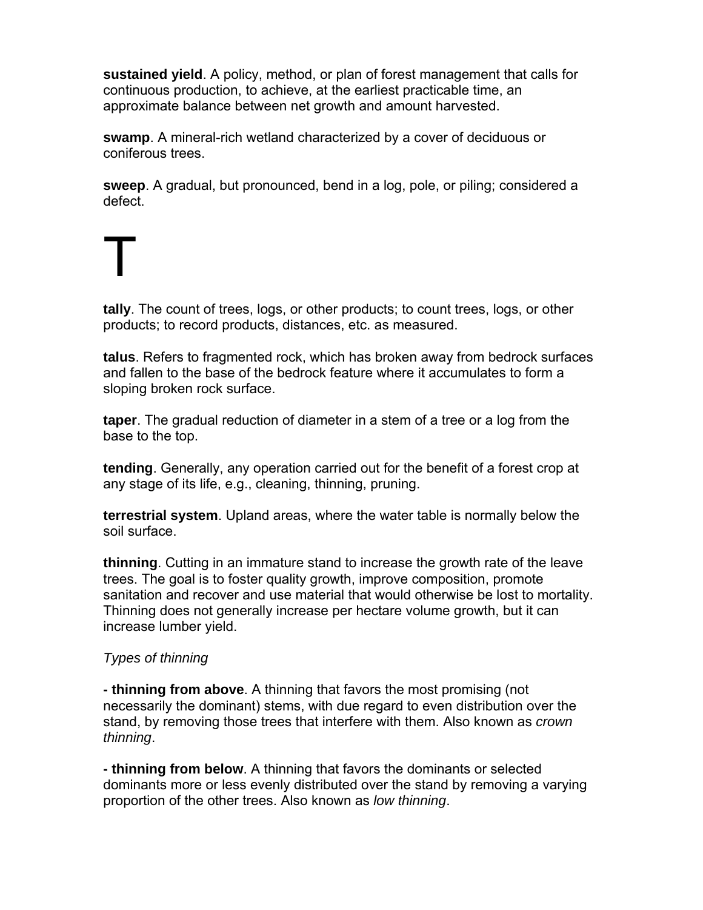**sustained yield**. A policy, method, or plan of forest management that calls for continuous production, to achieve, at the earliest practicable time, an approximate balance between net growth and amount harvested.

**swamp**. A mineral-rich wetland characterized by a cover of deciduous or coniferous trees.

**sweep**. A gradual, but pronounced, bend in a log, pole, or piling; considered a defect.

# T

**tally**. The count of trees, logs, or other products; to count trees, logs, or other products; to record products, distances, etc. as measured.

**talus**. Refers to fragmented rock, which has broken away from bedrock surfaces and fallen to the base of the bedrock feature where it accumulates to form a sloping broken rock surface.

**taper**. The gradual reduction of diameter in a stem of a tree or a log from the base to the top.

**tending**. Generally, any operation carried out for the benefit of a forest crop at any stage of its life, e.g., cleaning, thinning, pruning.

**terrestrial system**. Upland areas, where the water table is normally below the soil surface.

**thinning**. Cutting in an immature stand to increase the growth rate of the leave trees. The goal is to foster quality growth, improve composition, promote sanitation and recover and use material that would otherwise be lost to mortality. Thinning does not generally increase per hectare volume growth, but it can increase lumber yield.

*Types of thinning*

**- thinning from above**. A thinning that favors the most promising (not necessarily the dominant) stems, with due regard to even distribution over the stand, by removing those trees that interfere with them. Also known as *crown thinning*.

**- thinning from below**. A thinning that favors the dominants or selected dominants more or less evenly distributed over the stand by removing a varying proportion of the other trees. Also known as *low thinning*.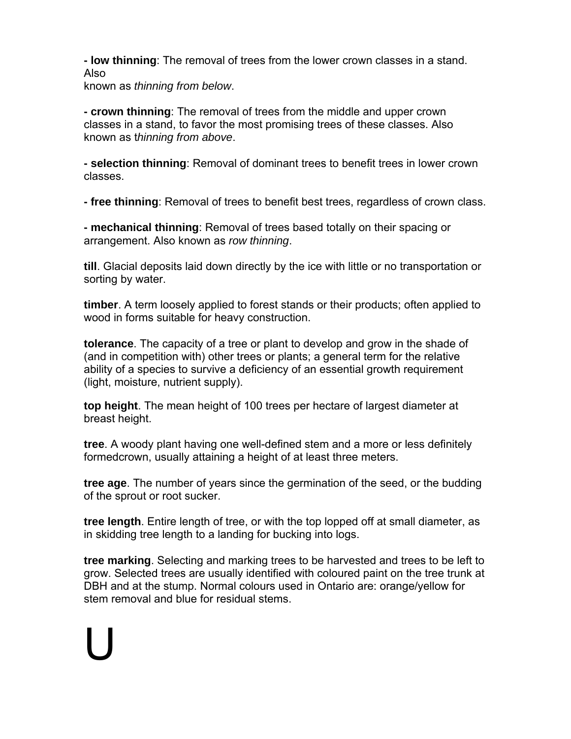- **low thinning**: The removal of trees from the lower crown classes in a stand. Also
known as *thinning from below*.

- **crown thinning**: The removal of trees from the middle and upper crown classes in a stand, to favor the most promising trees of these classes. Also known as t*hinning from above*.

- **selection thinning**: Removal of dominant trees to benefit trees in lower crown classes.

- **free thinning**: Removal of trees to benefit best trees, regardless of crown class.

- **mechanical thinning**: Removal of trees based totally on their spacing or arrangement. Also known as *row thinning*.

**till**. Glacial deposits laid down directly by the ice with little or no transportation or sorting by water.

**timber**. A term loosely applied to forest stands or their products; often applied to wood in forms suitable for heavy construction.

**tolerance**. The capacity of a tree or plant to develop and grow in the shade of (and in competition with) other trees or plants; a general term for the relative ability of a species to survive a deficiency of an essential growth requirement (light, moisture, nutrient supply).

**top height**. The mean height of 100 trees per hectare of largest diameter at breast height.

**tree**. A woody plant having one well-defined stem and a more or less definitely formedcrown, usually attaining a height of at least three meters.

**tree age**. The number of years since the germination of the seed, or the budding of the sprout or root sucker.

**tree length**. Entire length of tree, or with the top lopped off at small diameter, as in skidding tree length to a landing for bucking into logs.

**tree marking**. Selecting and marking trees to be harvested and trees to be left to grow. Selected trees are usually identified with coloured paint on the tree trunk at DBH and at the stump. Normal colours used in Ontario are: orange/yellow for stem removal and blue for residual stems.

# U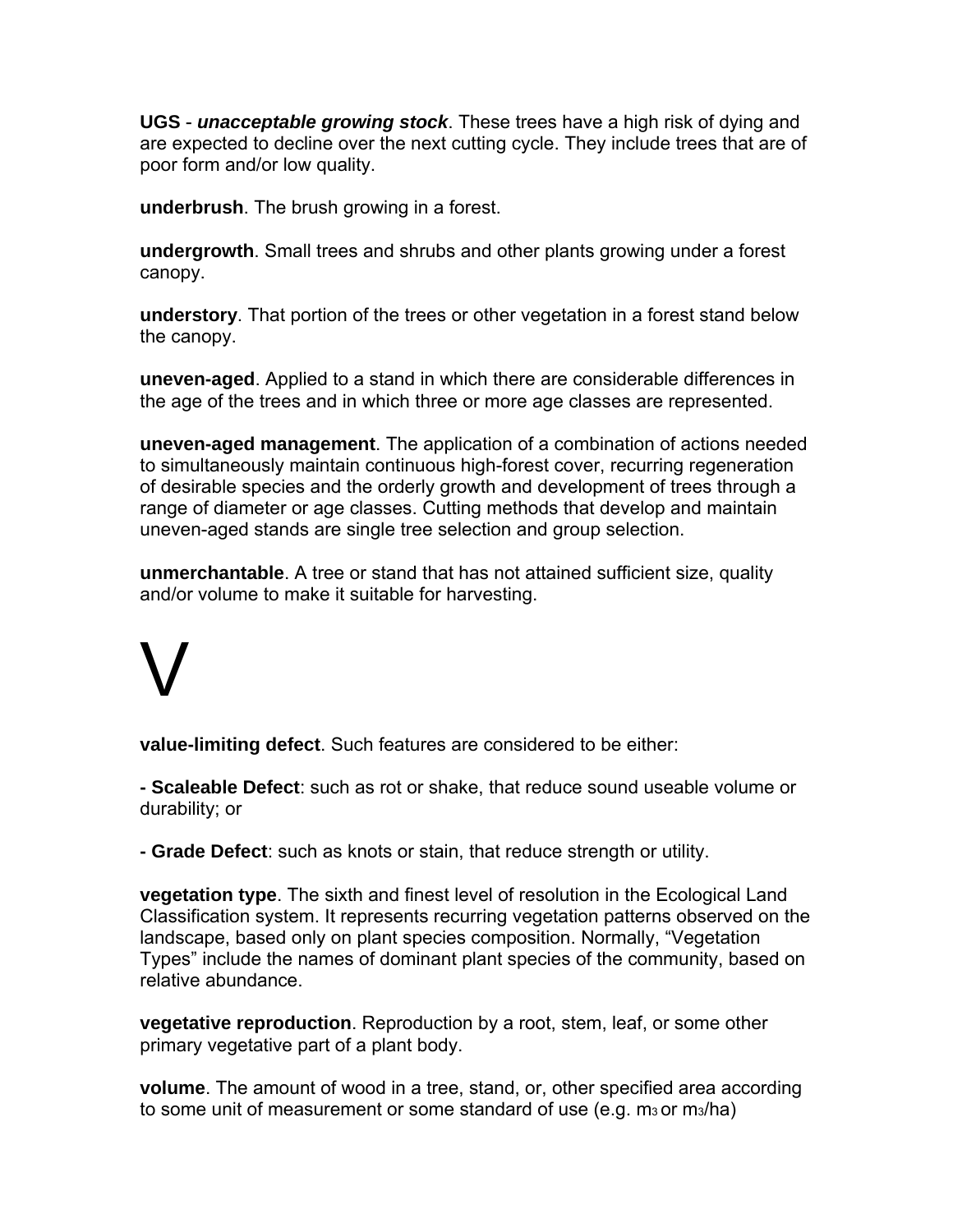**UGS** - ***unacceptable growing stock***. These trees have a high risk of dying and are expected to decline over the next cutting cycle. They include trees that are of poor form and/or low quality.

**underbrush**. The brush growing in a forest.

**undergrowth**. Small trees and shrubs and other plants growing under a forest canopy.

**understory**. That portion of the trees or other vegetation in a forest stand below the canopy.

**uneven-aged**. Applied to a stand in which there are considerable differences in the age of the trees and in which three or more age classes are represented.

**uneven-aged management**. The application of a combination of actions needed to simultaneously maintain continuous high-forest cover, recurring regeneration of desirable species and the orderly growth and development of trees through a range of diameter or age classes. Cutting methods that develop and maintain uneven-aged stands are single tree selection and group selection.

**unmerchantable**. A tree or stand that has not attained sufficient size, quality and/or volume to make it suitable for harvesting.

# V

**value-limiting defect**. Such features are considered to be either:

**- Scaleable Defect**: such as rot or shake, that reduce sound useable volume or durability; or

**- Grade Defect**: such as knots or stain, that reduce strength or utility.

**vegetation type**. The sixth and finest level of resolution in the Ecological Land Classification system. It represents recurring vegetation patterns observed on the landscape, based only on plant species composition. Normally, "Vegetation Types" include the names of dominant plant species of the community, based on relative abundance.

**vegetative reproduction**. Reproduction by a root, stem, leaf, or some other primary vegetative part of a plant body.

**volume**. The amount of wood in a tree, stand, or, other specified area according to some unit of measurement or some standard of use (e.g. $m^3$ or $m^3$/ha)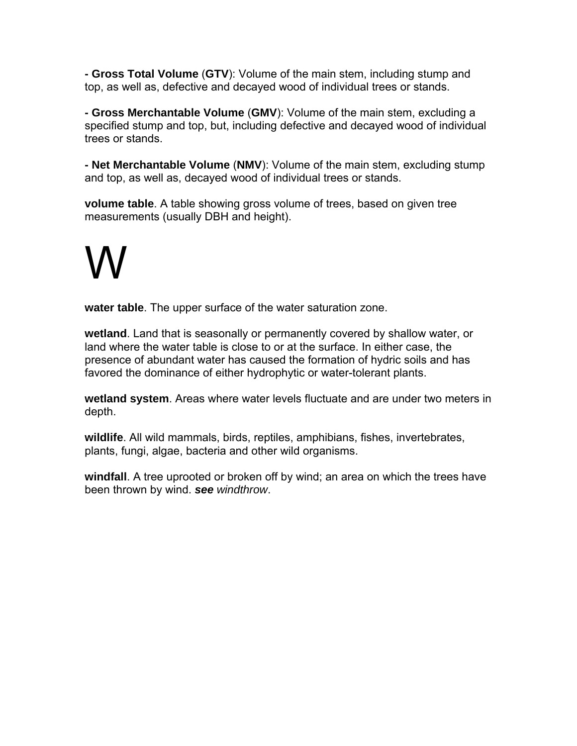**- Gross Total Volume** (**GTV**): Volume of the main stem, including stump and top, as well as, defective and decayed wood of individual trees or stands.

**- Gross Merchantable Volume** (**GMV**): Volume of the main stem, excluding a specified stump and top, but, including defective and decayed wood of individual trees or stands.

**- Net Merchantable Volume** (**NMV**): Volume of the main stem, excluding stump and top, as well as, decayed wood of individual trees or stands.

**volume table**. A table showing gross volume of trees, based on given tree measurements (usually DBH and height).

# W

**water table**. The upper surface of the water saturation zone.

**wetland**. Land that is seasonally or permanently covered by shallow water, or land where the water table is close to or at the surface. In either case, the presence of abundant water has caused the formation of hydric soils and has favored the dominance of either hydrophytic or water-tolerant plants.

**wetland system**. Areas where water levels fluctuate and are under two meters in depth.

**wildlife**. All wild mammals, birds, reptiles, amphibians, fishes, invertebrates, plants, fungi, algae, bacteria and other wild organisms.

**windfall**. A tree uprooted or broken off by wind; an area on which the trees have been thrown by wind. ***see*** *windthrow*.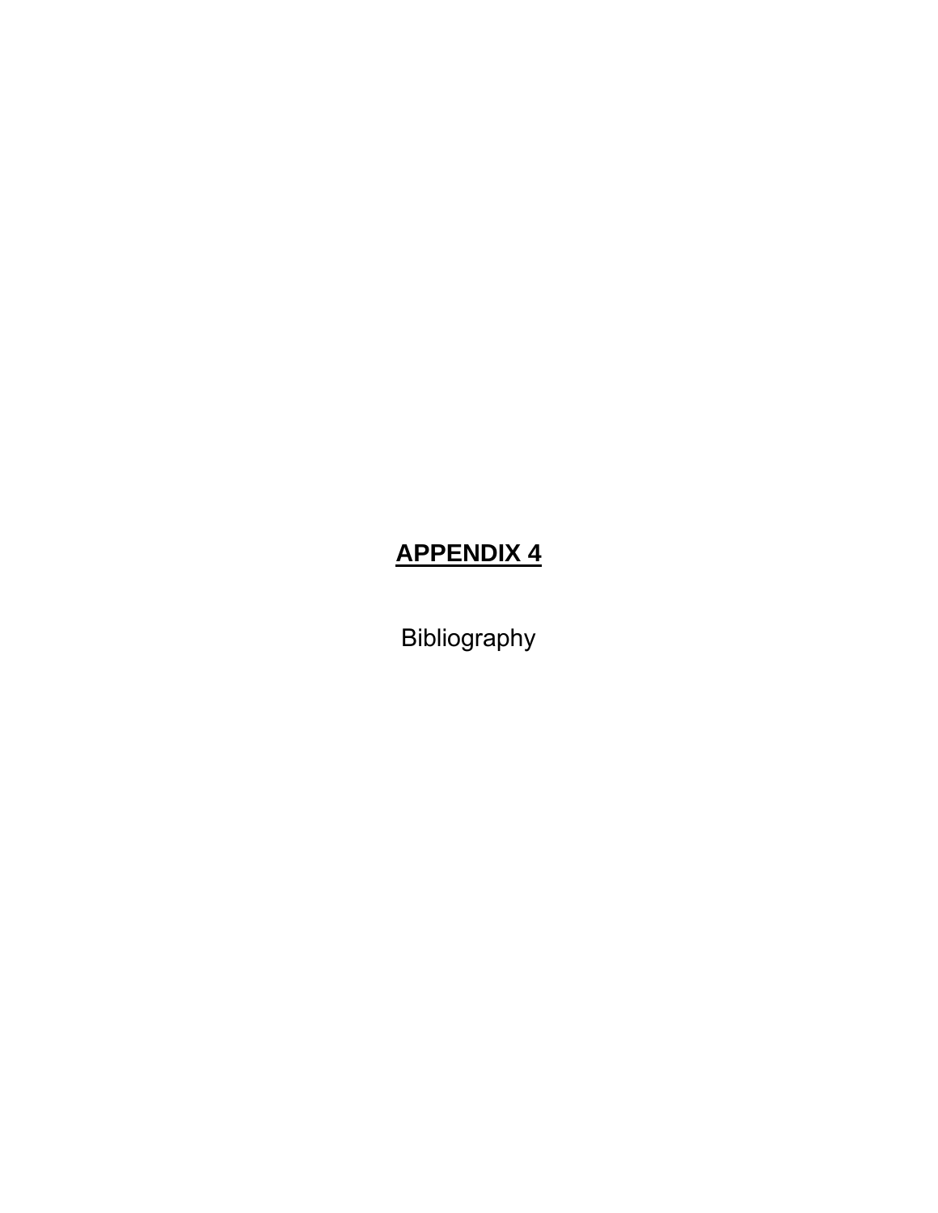# **APPENDIX 4**

Bibliography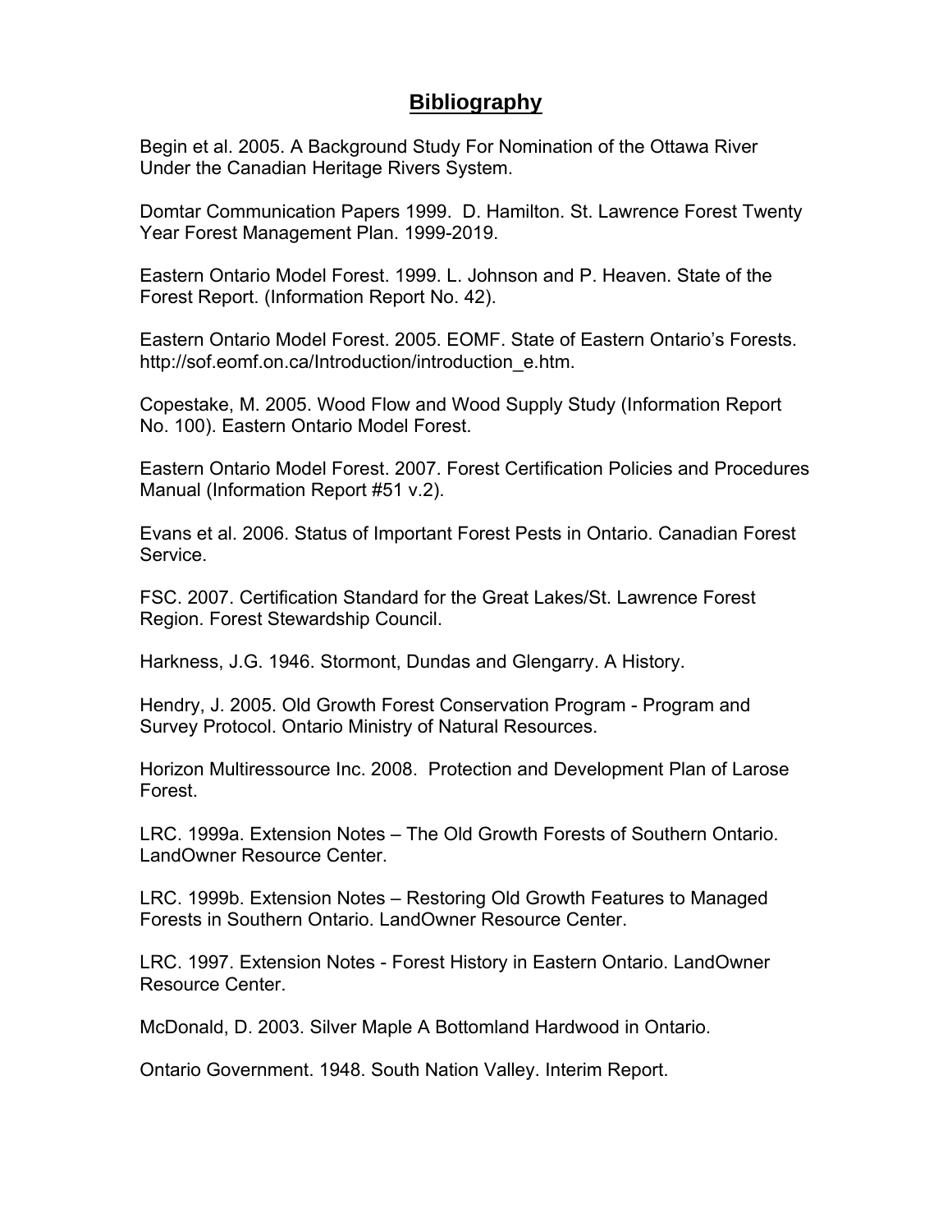# Bibliography

Begin et al. 2005. A Background Study For Nomination of the Ottawa River Under the Canadian Heritage Rivers System.

Domtar Communication Papers 1999. D. Hamilton. St. Lawrence Forest Twenty Year Forest Management Plan. 1999-2019.

Eastern Ontario Model Forest. 1999. L. Johnson and P. Heaven. State of the Forest Report. (Information Report No. 42).

Eastern Ontario Model Forest. 2005. EOMF. State of Eastern Ontario's Forests. http://sof.eomf.on.ca/Introduction/introduction_e.htm.

Copestake, M. 2005. Wood Flow and Wood Supply Study (Information Report No. 100). Eastern Ontario Model Forest.

Eastern Ontario Model Forest. 2007. Forest Certification Policies and Procedures Manual (Information Report #51 v.2).

Evans et al. 2006. Status of Important Forest Pests in Ontario. Canadian Forest Service.

FSC. 2007. Certification Standard for the Great Lakes/St. Lawrence Forest Region. Forest Stewardship Council.

Harkness, J.G. 1946. Stormont, Dundas and Glengarry. A History.

Hendry, J. 2005. Old Growth Forest Conservation Program - Program and Survey Protocol. Ontario Ministry of Natural Resources.

Horizon Multiressource Inc. 2008. Protection and Development Plan of Larose Forest.

LRC. 1999a. Extension Notes – The Old Growth Forests of Southern Ontario. LandOwner Resource Center.

LRC. 1999b. Extension Notes – Restoring Old Growth Features to Managed Forests in Southern Ontario. LandOwner Resource Center.

LRC. 1997. Extension Notes - Forest History in Eastern Ontario. LandOwner Resource Center.

McDonald, D. 2003. Silver Maple A Bottomland Hardwood in Ontario.

Ontario Government. 1948. South Nation Valley. Interim Report.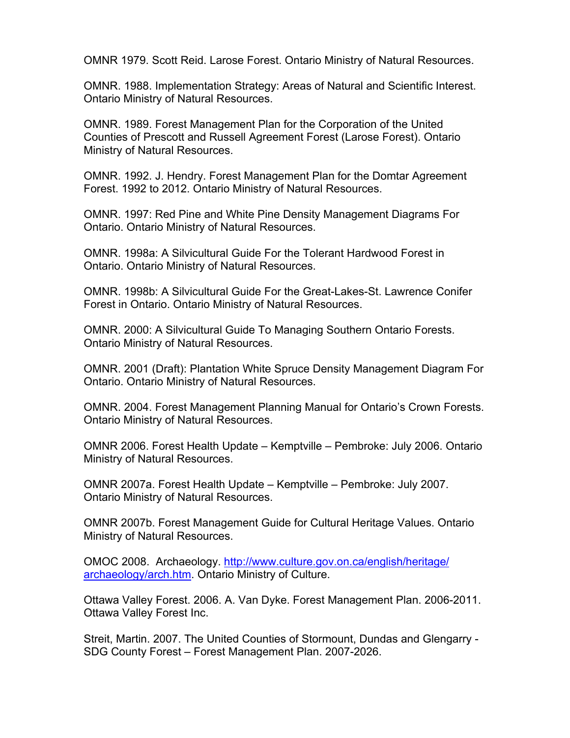OMNR 1979. Scott Reid. Larose Forest. Ontario Ministry of Natural Resources.

OMNR. 1988. Implementation Strategy: Areas of Natural and Scientific Interest. Ontario Ministry of Natural Resources.

OMNR. 1989. Forest Management Plan for the Corporation of the United Counties of Prescott and Russell Agreement Forest (Larose Forest). Ontario Ministry of Natural Resources.

OMNR. 1992. J. Hendry. Forest Management Plan for the Domtar Agreement Forest. 1992 to 2012. Ontario Ministry of Natural Resources.

OMNR. 1997: Red Pine and White Pine Density Management Diagrams For Ontario. Ontario Ministry of Natural Resources.

OMNR. 1998a: A Silvicultural Guide For the Tolerant Hardwood Forest in Ontario. Ontario Ministry of Natural Resources.

OMNR. 1998b: A Silvicultural Guide For the Great-Lakes-St. Lawrence Conifer Forest in Ontario. Ontario Ministry of Natural Resources.

OMNR. 2000: A Silvicultural Guide To Managing Southern Ontario Forests. Ontario Ministry of Natural Resources.

OMNR. 2001 (Draft): Plantation White Spruce Density Management Diagram For Ontario. Ontario Ministry of Natural Resources.

OMNR. 2004. Forest Management Planning Manual for Ontario's Crown Forests. Ontario Ministry of Natural Resources.

OMNR 2006. Forest Health Update – Kemptville – Pembroke: July 2006. Ontario Ministry of Natural Resources.

OMNR 2007a. Forest Health Update – Kemptville – Pembroke: July 2007. Ontario Ministry of Natural Resources.

OMNR 2007b. Forest Management Guide for Cultural Heritage Values. Ontario Ministry of Natural Resources.

OMOC 2008. Archaeology. [http://www.culture.gov.on.ca/english/heritage/archaeology/arch.htm](http://www.culture.gov.on.ca/english/heritage/archaeology/arch.htm). Ontario Ministry of Culture.

Ottawa Valley Forest. 2006. A. Van Dyke. Forest Management Plan. 2006-2011. Ottawa Valley Forest Inc.

Streit, Martin. 2007. The United Counties of Stormount, Dundas and Glengarry - SDG County Forest – Forest Management Plan. 2007-2026.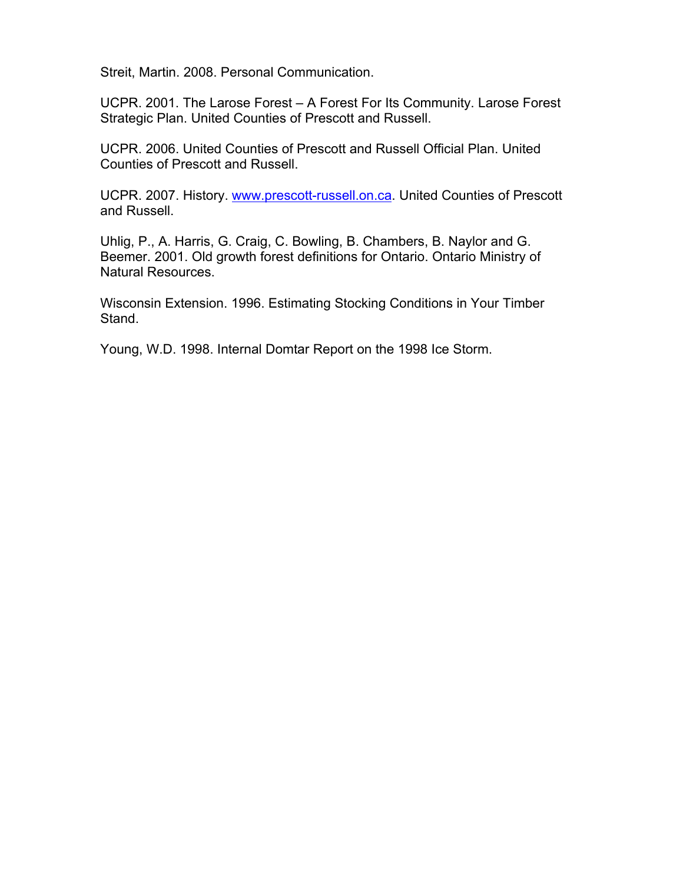Streit, Martin. 2008. Personal Communication.

UCPR. 2001. The Larose Forest – A Forest For Its Community. Larose Forest Strategic Plan. United Counties of Prescott and Russell.

UCPR. 2006. United Counties of Prescott and Russell Official Plan. United Counties of Prescott and Russell.

UCPR. 2007. History. www.prescott-russell.on.ca. United Counties of Prescott and Russell.

Uhlig, P., A. Harris, G. Craig, C. Bowling, B. Chambers, B. Naylor and G. Beemer. 2001. Old growth forest definitions for Ontario. Ontario Ministry of Natural Resources.

Wisconsin Extension. 1996. Estimating Stocking Conditions in Your Timber Stand.

Young, W.D. 1998. Internal Domtar Report on the 1998 Ice Storm.